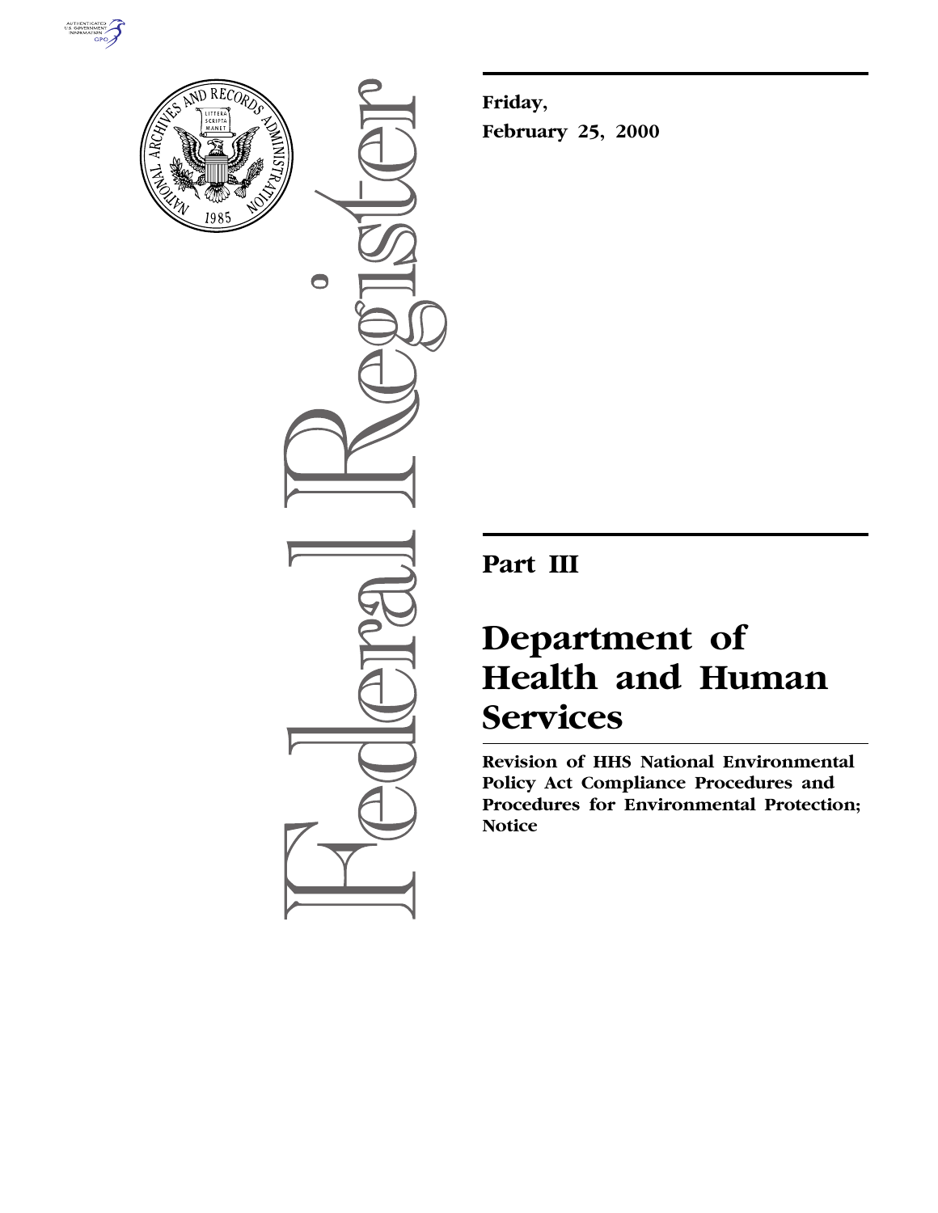Friday,

February 25, 2000

# Part III

# Department of Health and Human Services

**Revision of HHS National Environmental Policy Act Compliance Procedures and Procedures for Environmental Protection; Notice**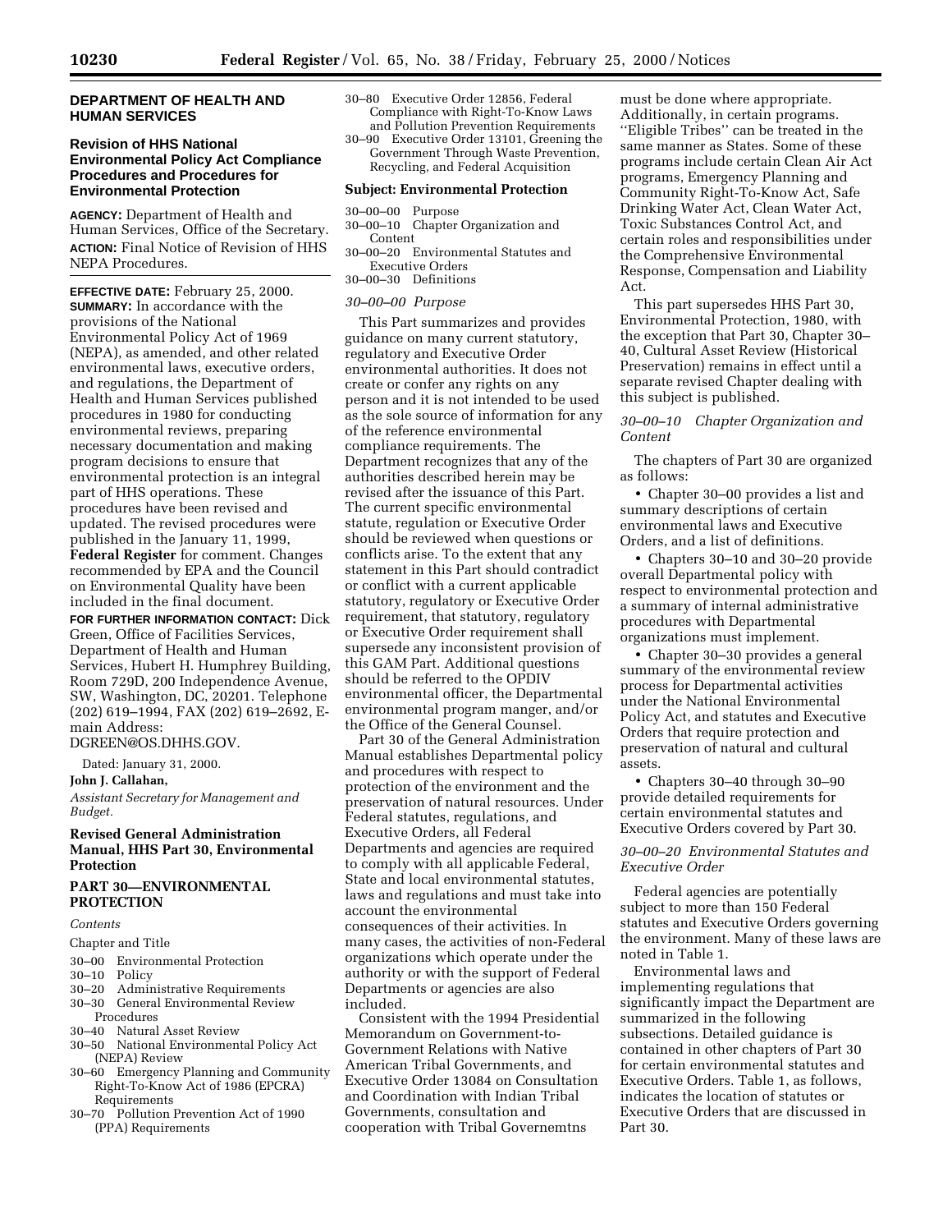## DEPARTMENT OF HEALTH AND HUMAN SERVICES

### Revision of HHS National Environmental Policy Act Compliance Procedures and Procedures for Environmental Protection

**AGENCY:** Department of Health and Human Services, Office of the Secretary.

**ACTION:** Final Notice of Revision of HHS NEPA Procedures.

**EFFECTIVE DATE:** February 25, 2000.

**SUMMARY:** In accordance with the provisions of the National Environmental Policy Act of 1969 (NEPA), as amended, and other related environmental laws, executive orders, and regulations, the Department of Health and Human Services published procedures in 1980 for conducting environmental reviews, preparing necessary documentation and making program decisions to ensure that environmental protection is an integral part of HHS operations. These procedures have been revised and updated. The revised procedures were published in the January 11, 1999, **Federal Register** for comment. Changes recommended by EPA and the Council on Environmental Quality have been included in the final document.

**FOR FURTHER INFORMATION CONTACT:** Dick Green, Office of Facilities Services, Department of Health and Human Services, Hubert H. Humphrey Building, Room 729D, 200 Independence Avenue, SW, Washington, DC, 20201. Telephone (202) 619–1994, FAX (202) 619–2692, E-main Address: DGREEN@OS.DHHS.GOV.

Dated: January 31, 2000.

**John J. Callahan,**

*Assistant Secretary for Management and Budget.*

### Revised General Administration Manual, HHS Part 30, Environmental Protection

## PART 30—ENVIRONMENTAL PROTECTION

*Contents*

Chapter and Title

- 30–00 Environmental Protection
- 30–10 Policy
- 30–20 Administrative Requirements
- 30–30 General Environmental Review Procedures
- 30–40 Natural Asset Review
- 30–50 National Environmental Policy Act (NEPA) Review
- 30–60 Emergency Planning and Community Right-To-Know Act of 1986 (EPCRA) Requirements
- 30–70 Pollution Prevention Act of 1990 (PPA) Requirements
- 30–80 Executive Order 12856, Federal Compliance with Right-To-Know Laws and Pollution Prevention Requirements
- 30–90 Executive Order 13101, Greening the Government Through Waste Prevention, Recycling, and Federal Acquisition

### Subject: Environmental Protection

- 30–00–00 Purpose
- 30–00–10 Chapter Organization and Content
- 30–00–20 Environmental Statutes and Executive Orders
- 30–00–30 Definitions

*30–00–00 Purpose*

This Part summarizes and provides guidance on many current statutory, regulatory and Executive Order environmental authorities. It does not create or confer any rights on any person and it is not intended to be used as the sole source of information for any of the reference environmental compliance requirements. The Department recognizes that any of the authorities described herein may be revised after the issuance of this Part. The current specific environmental statute, regulation or Executive Order should be reviewed when questions or conflicts arise. To the extent that any statement in this Part should contradict or conflict with a current applicable statutory, regulatory or Executive Order requirement, that statutory, regulatory or Executive Order requirement shall supersede any inconsistent provision of this GAM Part. Additional questions should be referred to the OPDIV environmental officer, the Departmental environmental program manger, and/or the Office of the General Counsel.

Part 30 of the General Administration Manual establishes Departmental policy and procedures with respect to protection of the environment and the preservation of natural resources. Under Federal statutes, regulations, and Executive Orders, all Federal Departments and agencies are required to comply with all applicable Federal, State and local environmental statutes, laws and regulations and must take into account the environmental consequences of their activities. In many cases, the activities of non-Federal organizations which operate under the authority or with the support of Federal Departments or agencies are also included.

Consistent with the 1994 Presidential Memorandum on Government-to-Government Relations with Native American Tribal Governments, and Executive Order 13084 on Consultation and Coordination with Indian Tribal Governments, consultation and cooperation with Tribal Governemtns must be done where appropriate. Additionally, in certain programs. ''Eligible Tribes'' can be treated in the same manner as States. Some of these programs include certain Clean Air Act programs, Emergency Planning and Community Right-To-Know Act, Safe Drinking Water Act, Clean Water Act, Toxic Substances Control Act, and certain roles and responsibilities under the Comprehensive Environmental Response, Compensation and Liability Act.

This part supersedes HHS Part 30, Environmental Protection, 1980, with the exception that Part 30, Chapter 30–40, Cultural Asset Review (Historical Preservation) remains in effect until a separate revised Chapter dealing with this subject is published.

*30–00–10 Chapter Organization and Content*

The chapters of Part 30 are organized as follows:

- Chapter 30–00 provides a list and summary descriptions of certain environmental laws and Executive Orders, and a list of definitions.
- Chapters 30–10 and 30–20 provide overall Departmental policy with respect to environmental protection and a summary of internal administrative procedures with Departmental organizations must implement.
- Chapter 30–30 provides a general summary of the environmental review process for Departmental activities under the National Environmental Policy Act, and statutes and Executive Orders that require protection and preservation of natural and cultural assets.
- Chapters 30–40 through 30–90 provide detailed requirements for certain environmental statutes and Executive Orders covered by Part 30.

*30–00–20 Environmental Statutes and Executive Order*

Federal agencies are potentially subject to more than 150 Federal statutes and Executive Orders governing the environment. Many of these laws are noted in Table 1.

Environmental laws and implementing regulations that significantly impact the Department are summarized in the following subsections. Detailed guidance is contained in other chapters of Part 30 for certain environmental statutes and Executive Orders. Table 1, as follows, indicates the location of statutes or Executive Orders that are discussed in Part 30.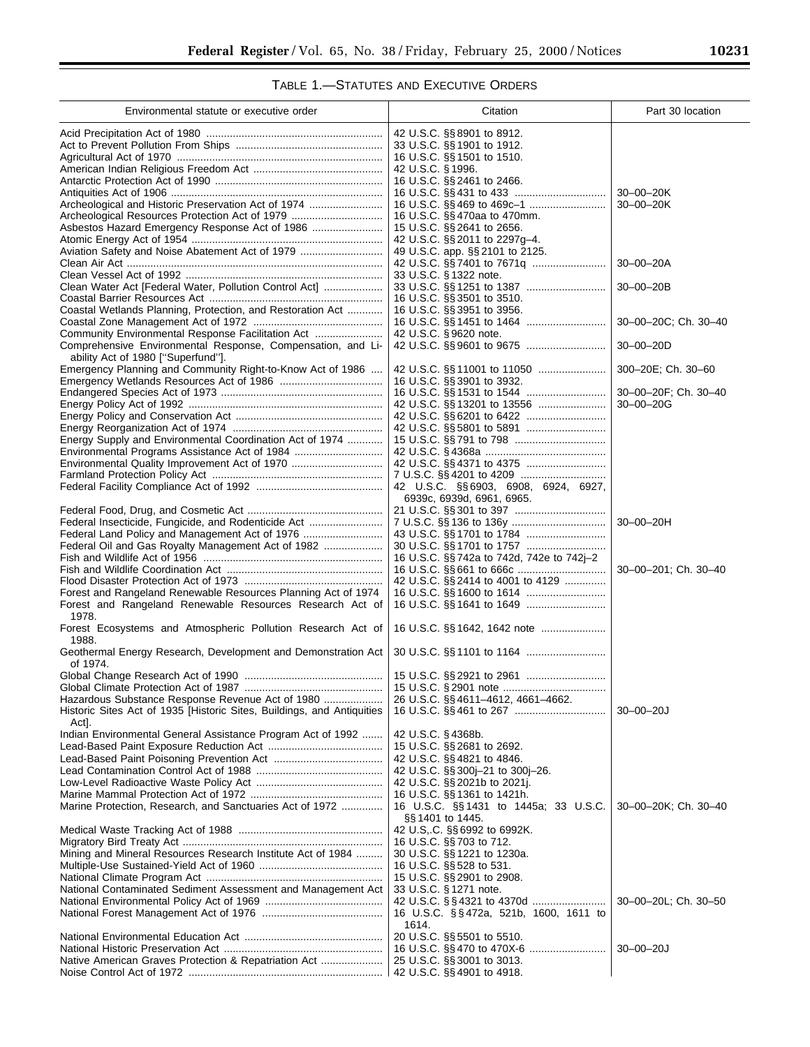TABLE 1.—STATUTES AND EXECUTIVE ORDERS

| Environmental statute or executive order | Citation | Part 30 location |
| --- | --- | --- |
| Acid Precipitation Act of 1980 | 42 U.S.C. §§ 8901 to 8912. | |
| Act to Prevent Pollution From Ships | 33 U.S.C. §§ 1901 to 1912. | |
| Agricultural Act of 1970 | 16 U.S.C. §§ 1501 to 1510. | |
| American Indian Religious Freedom Act | 42 U.S.C. § 1996. | |
| Antarctic Protection Act of 1990 | 16 U.S.C. §§ 2461 to 2466. | |
| Antiquities Act of 1906 | 16 U.S.C. §§ 431 to 433 | 30–00–20K |
| Archeological and Historic Preservation Act of 1974 | 16 U.S.C. §§ 469 to 469c–1 | 30–00–20K |
| Archeological Resources Protection Act of 1979 | 16 U.S.C. §§ 470aa to 470mm. | |
| Asbestos Hazard Emergency Response Act of 1986 | 15 U.S.C. §§ 2641 to 2656. | |
| Atomic Energy Act of 1954 | 42 U.S.C. §§ 2011 to 2297g–4. | |
| Aviation Safety and Noise Abatement Act of 1979 | 49 U.S.C. app. §§ 2101 to 2125. | |
| Clean Air Act | 42 U.S.C. §§ 7401 to 7671q | 30–00–20A |
| Clean Vessel Act of 1992 | 33 U.S.C. § 1322 note. | |
| Clean Water Act [Federal Water, Pollution Control Act] | 33 U.S.C. §§ 1251 to 1387 | 30–00–20B |
| Coastal Barrier Resources Act | 16 U.S.C. §§ 3501 to 3510. | |
| Coastal Wetlands Planning, Protection, and Restoration Act | 16 U.S.C. §§ 3951 to 3956. | |
| Coastal Zone Management Act of 1972 | 16 U.S.C. §§ 1451 to 1464 | 30–00–20C; Ch. 30–40 |
| Community Environmental Response Facilitation Act | 42 U.S.C. § 9620 note. | |
| Comprehensive Environmental Response, Compensation, and Liability Act of 1980 ["Superfund"]. | 42 U.S.C. §§ 9601 to 9675 | 30–00–20D |
| Emergency Planning and Community Right-to-Know Act of 1986 | 42 U.S.C. §§ 11001 to 11050 | 300–20E; Ch. 30–60 |
| Emergency Wetlands Resources Act of 1986 | 16 U.S.C. §§ 3901 to 3932. | |
| Endangered Species Act of 1973 | 16 U.S.C. §§ 1531 to 1544 | 30–00–20F; Ch. 30–40 |
| Energy Policy Act of 1992 | 42 U.S.C. §§ 13201 to 13556 | 30–00–20G |
| Energy Policy and Conservation Act | 42 U.S.C. §§ 6201 to 6422 | |
| Energy Reorganization Act of 1974 | 42 U.S.C. §§ 5801 to 5891 | |
| Energy Supply and Environmental Coordination Act of 1974 | 15 U.S.C. §§ 791 to 798 | |
| Environmental Programs Assistance Act of 1984 | 42 U.S.C. § 4368a | |
| Environmental Quality Improvement Act of 1970 | 42 U.S.C. §§ 4371 to 4375 | |
| Farmland Protection Policy Act | 7 U.S.C. §§ 4201 to 4209 | |
| Federal Facility Compliance Act of 1992 | 42 U.S.C. §§ 6903, 6908, 6924, 6927, 6939c, 6939d, 6961, 6965. | |
| Federal Food, Drug, and Cosmetic Act | 21 U.S.C. §§ 301 to 397 | |
| Federal Insecticide, Fungicide, and Rodenticide Act | 7 U.S.C. §§ 136 to 136y | 30–00–20H |
| Federal Land Policy and Management Act of 1976 | 43 U.S.C. §§ 1701 to 1784 | |
| Federal Oil and Gas Royalty Management Act of 1982 | 30 U.S.C. §§ 1701 to 1757 | |
| Fish and Wildlife Act of 1956 | 16 U.S.C. §§ 742a to 742d, 742e to 742j–2 | |
| Fish and Wildlife Coordination Act | 16 U.S.C. §§ 661 to 666c | 30–00–201; Ch. 30–40 |
| Flood Disaster Protection Act of 1973 | 42 U.S.C. §§ 2414 to 4001 to 4129 | |
| Forest and Rangeland Renewable Resources Planning Act of 1974 | 16 U.S.C. §§ 1600 to 1614 | |
| Forest and Rangeland Renewable Resources Research Act of 1978. | 16 U.S.C. §§ 1641 to 1649 | |
| Forest Ecosystems and Atmospheric Pollution Research Act of 1988. | 16 U.S.C. §§ 1642, 1642 note | |
| Geothermal Energy Research, Development and Demonstration Act of 1974. | 30 U.S.C. §§ 1101 to 1164 | |
| Global Change Research Act of 1990 | 15 U.S.C. §§ 2921 to 2961 | |
| Global Climate Protection Act of 1987 | 15 U.S.C. § 2901 note | |
| Hazardous Substance Response Revenue Act of 1980 | 26 U.S.C. §§ 4611–4612, 4661–4662. | |
| Historic Sites Act of 1935 [Historic Sites, Buildings, and Antiquities Act]. | 16 U.S.C. §§ 461 to 267 | 30–00–20J |
| Indian Environmental General Assistance Program Act of 1992 | 42 U.S.C. § 4368b. | |
| Lead-Based Paint Exposure Reduction Act | 15 U.S.C. §§ 2681 to 2692. | |
| Lead-Based Paint Poisoning Prevention Act | 42 U.S.C. §§ 4821 to 4846. | |
| Lead Contamination Control Act of 1988 | 42 U.S.C. §§ 300j–21 to 300j–26. | |
| Low-Level Radioactive Waste Policy Act | 42 U.S.C. §§ 2021b to 2021j. | |
| Marine Mammal Protection Act of 1972 | 16 U.S.C. §§ 1361 to 1421h. | |
| Marine Protection, Research, and Sanctuaries Act of 1972 | 16 U.S.C. §§ 1431 to 1445a; 33 U.S.C. §§ 1401 to 1445. | 30–00–20K; Ch. 30–40 |
| Medical Waste Tracking Act of 1988 | 42 U.S,.C. §§ 6992 to 6992K. | |
| Migratory Bird Treaty Act | 16 U.S.C. §§ 703 to 712. | |
| Mining and Mineral Resources Research Institute Act of 1984 | 30 U.S.C. §§ 1221 to 1230a. | |
| Multiple-Use Sustained-Yield Act of 1960 | 16 U.S.C. §§ 528 to 531. | |
| National Climate Program Act | 15 U.S.C. §§ 2901 to 2908. | |
| National Contaminated Sediment Assessment and Management Act | 33 U.S.C. § 1271 note. | |
| National Environmental Policy Act of 1969 | 42 U.S.C. §§ 4321 to 4370d | 30–00–20L; Ch. 30–50 |
| National Forest Management Act of 1976 | 16 U.S.C. §§ 472a, 521b, 1600, 1611 to 1614. | |
| National Environmental Education Act | 20 U.S.C. §§ 5501 to 5510. | |
| National Historic Preservation Act | 16 U.S.C. §§ 470 to 470X-6 | 30–00–20J |
| Native American Graves Protection & Repatriation Act | 25 U.S.C. §§ 3001 to 3013. | |
| Noise Control Act of 1972 | 42 U.S.C. §§ 4901 to 4918. | |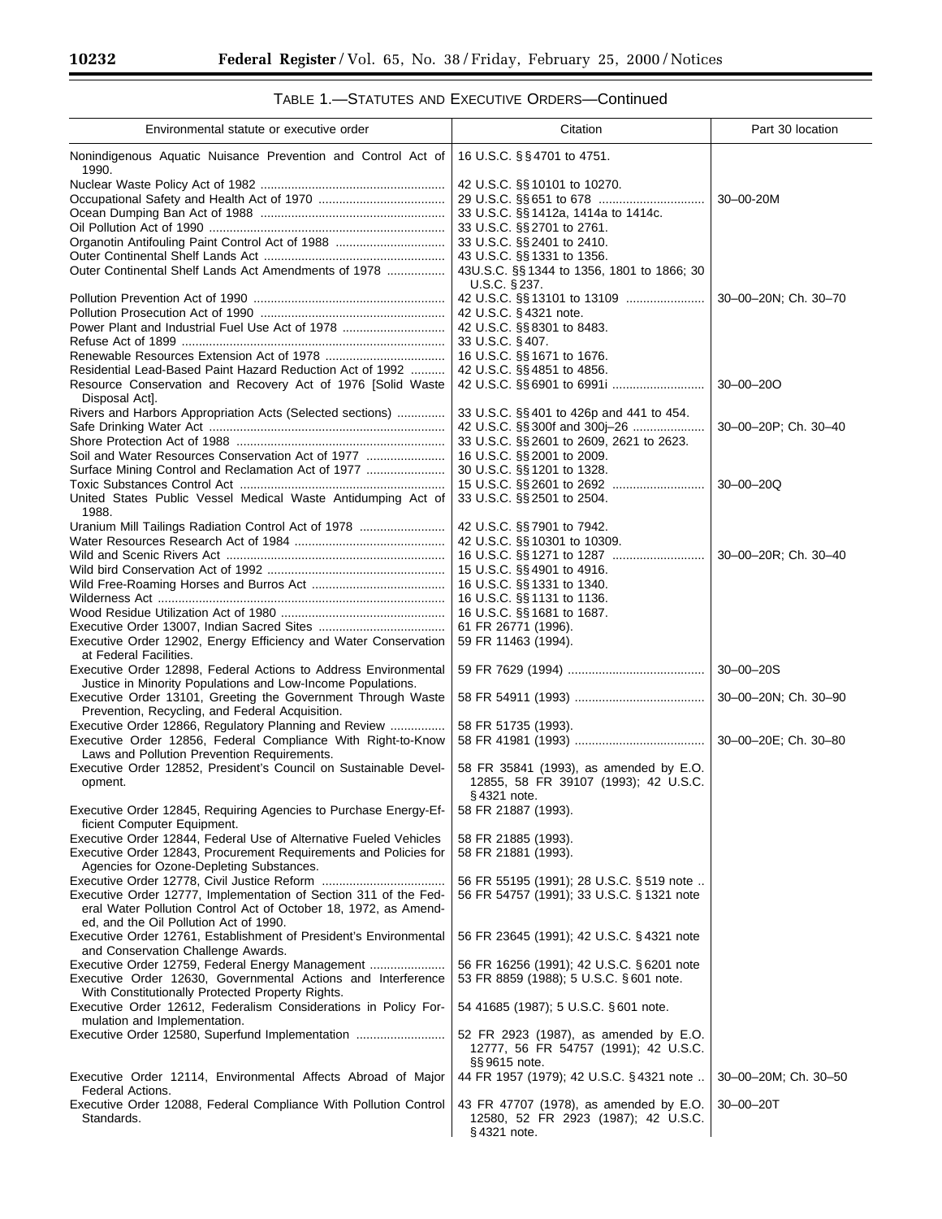TABLE 1.—STATUTES AND EXECUTIVE ORDERS—Continued

| Environmental statute or executive order | Citation | Part 30 location |
| --- | --- | --- |
| Nonindigenous Aquatic Nuisance Prevention and Control Act of 1990. | 16 U.S.C. §§ 4701 to 4751. | |
| Nuclear Waste Policy Act of 1982 | 42 U.S.C. §§ 10101 to 10270. | |
| Occupational Safety and Health Act of 1970 | 29 U.S.C. §§ 651 to 678 | 30–00-20M |
| Ocean Dumping Ban Act of 1988 | 33 U.S.C. §§ 1412a, 1414a to 1414c. | |
| Oil Pollution Act of 1990 | 33 U.S.C. §§ 2701 to 2761. | |
| Organotin Antifouling Paint Control Act of 1988 | 33 U.S.C. §§ 2401 to 2410. | |
| Outer Continental Shelf Lands Act | 43 U.S.C. §§ 1331 to 1356. | |
| Outer Continental Shelf Lands Act Amendments of 1978 | 43U.S.C. §§ 1344 to 1356, 1801 to 1866; 30 U.S.C. § 237. | |
| Pollution Prevention Act of 1990 | 42 U.S.C. §§ 13101 to 13109 | 30–00–20N; Ch. 30–70 |
| Pollution Prosecution Act of 1990 | 42 U.S.C. § 4321 note. | |
| Power Plant and Industrial Fuel Use Act of 1978 | 42 U.S.C. §§ 8301 to 8483. | |
| Refuse Act of 1899 | 33 U.S.C. § 407. | |
| Renewable Resources Extension Act of 1978 | 16 U.S.C. §§ 1671 to 1676. | |
| Residential Lead-Based Paint Hazard Reduction Act of 1992 | 42 U.S.C. §§ 4851 to 4856. | |
| Resource Conservation and Recovery Act of 1976 [Solid Waste Disposal Act]. | 42 U.S.C. §§ 6901 to 6991i | 30–00–20O |
| Rivers and Harbors Appropriation Acts (Selected sections) | 33 U.S.C. §§ 401 to 426p and 441 to 454. | |
| Safe Drinking Water Act | 42 U.S.C. §§ 300f and 300j–26 | 30–00–20P; Ch. 30–40 |
| Shore Protection Act of 1988 | 33 U.S.C. §§ 2601 to 2609, 2621 to 2623. | |
| Soil and Water Resources Conservation Act of 1977 | 16 U.S.C. §§ 2001 to 2009. | |
| Surface Mining Control and Reclamation Act of 1977 | 30 U.S.C. §§ 1201 to 1328. | |
| Toxic Substances Control Act | 15 U.S.C. §§ 2601 to 2692 | 30–00–20Q |
| United States Public Vessel Medical Waste Antidumping Act of 1988. | 33 U.S.C. §§ 2501 to 2504. | |
| Uranium Mill Tailings Radiation Control Act of 1978 | 42 U.S.C. §§ 7901 to 7942. | |
| Water Resources Research Act of 1984 | 42 U.S.C. §§ 10301 to 10309. | |
| Wild and Scenic Rivers Act | 16 U.S.C. §§ 1271 to 1287 | 30–00–20R; Ch. 30–40 |
| Wild bird Conservation Act of 1992 | 15 U.S.C. §§ 4901 to 4916. | |
| Wild Free-Roaming Horses and Burros Act | 16 U.S.C. §§ 1331 to 1340. | |
| Wilderness Act | 16 U.S.C. §§ 1131 to 1136. | |
| Wood Residue Utilization Act of 1980 | 16 U.S.C. §§ 1681 to 1687. | |
| Executive Order 13007, Indian Sacred Sites | 61 FR 26771 (1996). | |
| Executive Order 12902, Energy Efficiency and Water Conservation at Federal Facilities. | 59 FR 11463 (1994). | |
| Executive Order 12898, Federal Actions to Address Environmental Justice in Minority Populations and Low-Income Populations. | 59 FR 7629 (1994) | 30–00–20S |
| Executive Order 13101, Greeting the Government Through Waste Prevention, Recycling, and Federal Acquisition. | 58 FR 54911 (1993) | 30–00–20N; Ch. 30–90 |
| Executive Order 12866, Regulatory Planning and Review | 58 FR 51735 (1993). | |
| Executive Order 12856, Federal Compliance With Right-to-Know Laws and Pollution Prevention Requirements. | 58 FR 41981 (1993) | 30–00–20E; Ch. 30–80 |
| Executive Order 12852, President's Council on Sustainable Development. | 58 FR 35841 (1993), as amended by E.O. 12855, 58 FR 39107 (1993); 42 U.S.C. § 4321 note. | |
| Executive Order 12845, Requiring Agencies to Purchase Energy-Efficient Computer Equipment. | 58 FR 21887 (1993). | |
| Executive Order 12844, Federal Use of Alternative Fueled Vehicles | 58 FR 21885 (1993). | |
| Executive Order 12843, Procurement Requirements and Policies for Agencies for Ozone-Depleting Substances. | 58 FR 21881 (1993). | |
| Executive Order 12778, Civil Justice Reform | 56 FR 55195 (1991); 28 U.S.C. § 519 note .. | |
| Executive Order 12777, Implementation of Section 311 of the Federal Water Pollution Control Act of October 18, 1972, as Amended, and the Oil Pollution Act of 1990. | 56 FR 54757 (1991); 33 U.S.C. § 1321 note | |
| Executive Order 12761, Establishment of President's Environmental and Conservation Challenge Awards. | 56 FR 23645 (1991); 42 U.S.C. § 4321 note | |
| Executive Order 12759, Federal Energy Management | 56 FR 16256 (1991); 42 U.S.C. § 6201 note | |
| Executive Order 12630, Governmental Actions and Interference With Constitutionally Protected Property Rights. | 53 FR 8859 (1988); 5 U.S.C. § 601 note. | |
| Executive Order 12612, Federalism Considerations in Policy Formulation and Implementation. | 54 41685 (1987); 5 U.S.C. § 601 note. | |
| Executive Order 12580, Superfund Implementation | 52 FR 2923 (1987), as amended by E.O. 12777, 56 FR 54757 (1991); 42 U.S.C. §§ 9615 note. | |
| Executive Order 12114, Environmental Affects Abroad of Major Federal Actions. | 44 FR 1957 (1979); 42 U.S.C. § 4321 note .. | 30–00–20M; Ch. 30–50 |
| Executive Order 12088, Federal Compliance With Pollution Control Standards. | 43 FR 47707 (1978), as amended by E.O. 12580, 52 FR 2923 (1987); 42 U.S.C. § 4321 note. | 30–00–20T |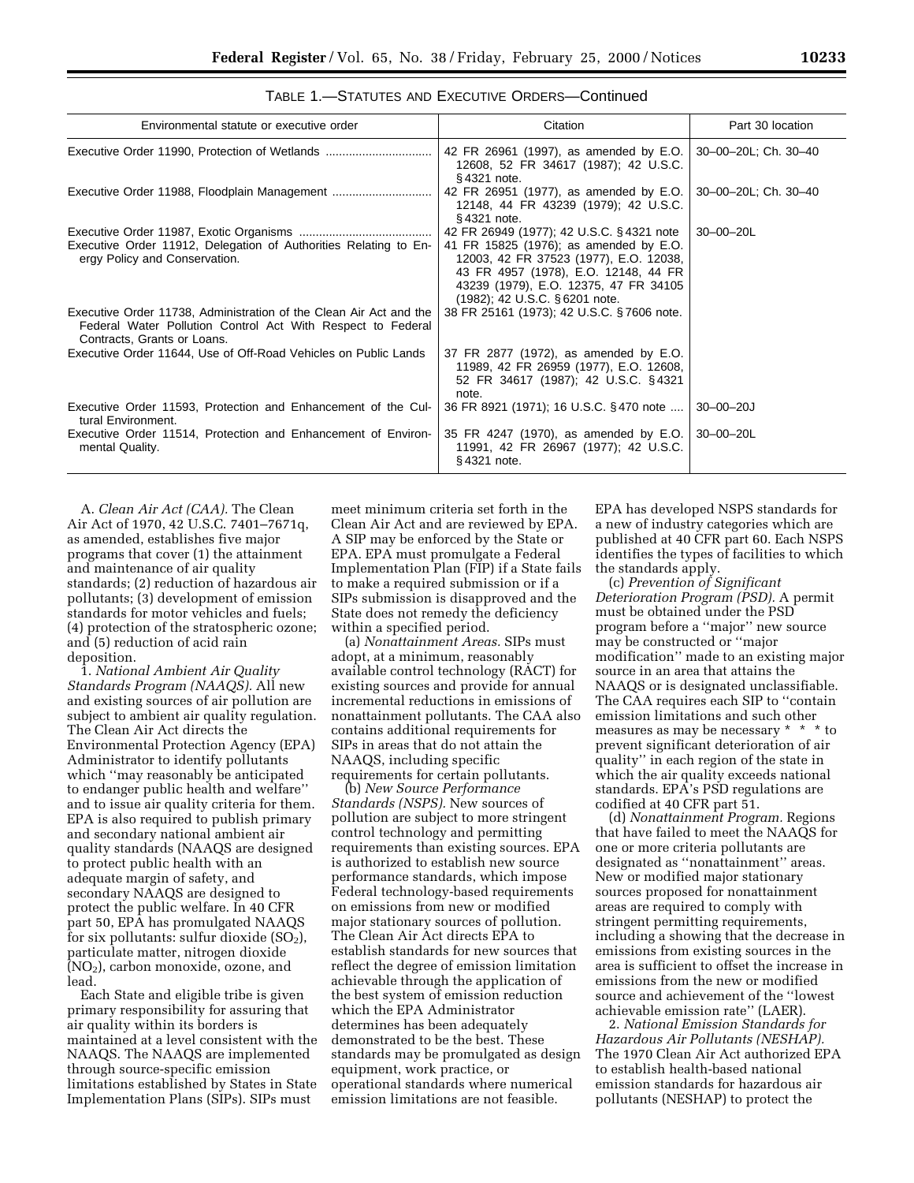TABLE 1.—STATUTES AND EXECUTIVE ORDERS—Continued

| Environmental statute or executive order | Citation | Part 30 location |
| --- | --- | --- |
| Executive Order 11990, Protection of Wetlands | 42 FR 26961 (1997), as amended by E.O. 12608, 52 FR 34617 (1987); 42 U.S.C. § 4321 note. | 30–00–20L; Ch. 30–40 |
| Executive Order 11988, Floodplain Management | 42 FR 26951 (1977), as amended by E.O. 12148, 44 FR 43239 (1979); 42 U.S.C. § 4321 note. | 30–00–20L; Ch. 30–40 |
| Executive Order 11987, Exotic Organisms | 42 FR 26949 (1977); 42 U.S.C. § 4321 note | 30–00–20L |
| Executive Order 11912, Delegation of Authorities Relating to Energy Policy and Conservation. | 41 FR 15825 (1976); as amended by E.O. 12003, 42 FR 37523 (1977), E.O. 12038, 43 FR 4957 (1978), E.O. 12148, 44 FR 43239 (1979), E.O. 12375, 47 FR 34105 (1982); 42 U.S.C. § 6201 note. | |
| Executive Order 11738, Administration of the Clean Air Act and the Federal Water Pollution Control Act With Respect to Federal Contracts, Grants or Loans. | 38 FR 25161 (1973); 42 U.S.C. § 7606 note. | |
| Executive Order 11644, Use of Off-Road Vehicles on Public Lands | 37 FR 2877 (1972), as amended by E.O. 11989, 42 FR 26959 (1977), E.O. 12608, 52 FR 34617 (1987); 42 U.S.C. § 4321 note. | |
| Executive Order 11593, Protection and Enhancement of the Cultural Environment. | 36 FR 8921 (1971); 16 U.S.C. § 470 note | 30–00–20J |
| Executive Order 11514, Protection and Enhancement of Environmental Quality. | 35 FR 4247 (1970), as amended by E.O. 11991, 42 FR 26967 (1977); 42 U.S.C. § 4321 note. | 30–00–20L |

A. *Clean Air Act (CAA).* The Clean Air Act of 1970, 42 U.S.C. 7401–7671q, as amended, establishes five major programs that cover (1) the attainment and maintenance of air quality standards; (2) reduction of hazardous air pollutants; (3) development of emission standards for motor vehicles and fuels; (4) protection of the stratospheric ozone; and (5) reduction of acid rain deposition.

1. *National Ambient Air Quality Standards Program (NAAQS).* All new and existing sources of air pollution are subject to ambient air quality regulation. The Clean Air Act directs the Environmental Protection Agency (EPA) Administrator to identify pollutants which "may reasonably be anticipated to endanger public health and welfare" and to issue air quality criteria for them. EPA is also required to publish primary and secondary national ambient air quality standards (NAAQS are designed to protect public health with an adequate margin of safety, and secondary NAAQS are designed to protect the public welfare. In 40 CFR part 50, EPA has promulgated NAAQS for six pollutants: sulfur dioxide ($SO_2$), particulate matter, nitrogen dioxide ($NO_2$), carbon monoxide, ozone, and lead.

Each State and eligible tribe is given primary responsibility for assuring that air quality within its borders is maintained at a level consistent with the NAAQS. The NAAQS are implemented through source-specific emission limitations established by States in State Implementation Plans (SIPs). SIPs must meet minimum criteria set forth in the Clean Air Act and are reviewed by EPA. A SIP may be enforced by the State or EPA. EPA must promulgate a Federal Implementation Plan (FIP) if a State fails to make a required submission or if a SIPs submission is disapproved and the State does not remedy the deficiency within a specified period.

(a) *Nonattainment Areas.* SIPs must adopt, at a minimum, reasonably available control technology (RACT) for existing sources and provide for annual incremental reductions in emissions of nonattainment pollutants. The CAA also contains additional requirements for SIPs in areas that do not attain the NAAQS, including specific requirements for certain pollutants.

(b) *New Source Performance Standards (NSPS).* New sources of pollution are subject to more stringent control technology and permitting requirements than existing sources. EPA is authorized to establish new source performance standards, which impose Federal technology-based requirements on emissions from new or modified major stationary sources of pollution. The Clean Air Act directs EPA to establish standards for new sources that reflect the degree of emission limitation achievable through the application of the best system of emission reduction which the EPA Administrator determines has been adequately demonstrated to be the best. These standards may be promulgated as design equipment, work practice, or operational standards where numerical emission limitations are not feasible. EPA has developed NSPS standards for a new of industry categories which are published at 40 CFR part 60. Each NSPS identifies the types of facilities to which the standards apply.

(c) *Prevention of Significant Deterioration Program (PSD).* A permit must be obtained under the PSD program before a "major" new source may be constructed or "major modification" made to an existing major source in an area that attains the NAAQS or is designated unclassifiable. The CAA requires each SIP to "contain emission limitations and such other measures as may be necessary * * * to prevent significant deterioration of air quality" in each region of the state in which the air quality exceeds national standards. EPA's PSD regulations are codified at 40 CFR part 51.

(d) *Nonattainment Program.* Regions that have failed to meet the NAAQS for one or more criteria pollutants are designated as "nonattainment" areas. New or modified major stationary sources proposed for nonattainment areas are required to comply with stringent permitting requirements, including a showing that the decrease in emissions from existing sources in the area is sufficient to offset the increase in emissions from the new or modified source and achievement of the "lowest achievable emission rate" (LAER).

2. *National Emission Standards for Hazardous Air Pollutants (NESHAP).* The 1970 Clean Air Act authorized EPA to establish health-based national emission standards for hazardous air pollutants (NESHAP) to protect the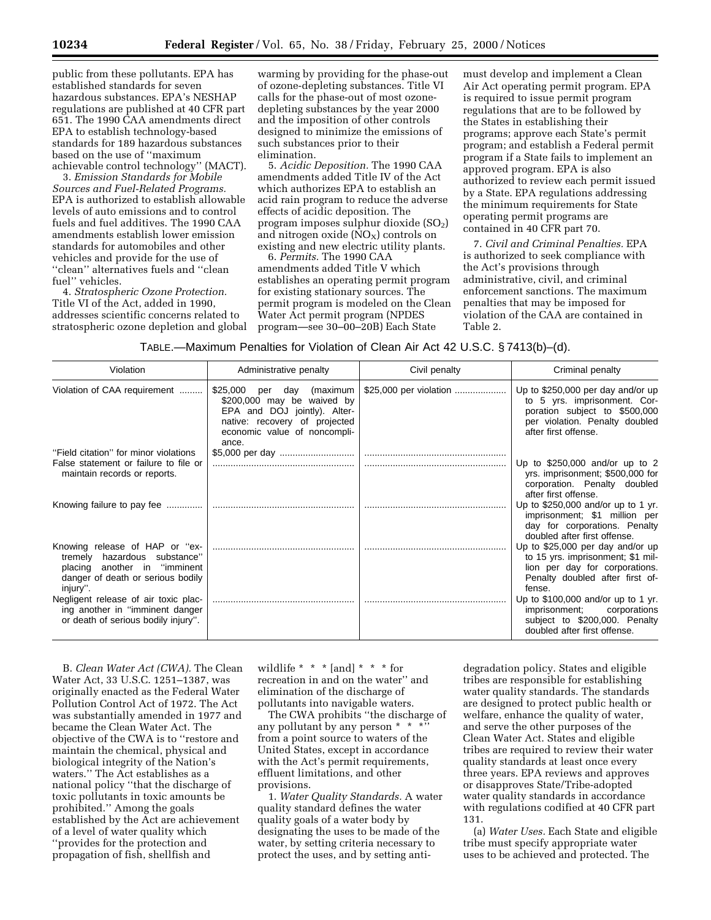public from these pollutants. EPA has established standards for seven hazardous substances. EPA's NESHAP regulations are published at 40 CFR part 651. The 1990 CAA amendments direct EPA to establish technology-based standards for 189 hazardous substances based on the use of ''maximum achievable control technology'' (MACT).

3. *Emission Standards for Mobile Sources and Fuel-Related Programs.* EPA is authorized to establish allowable levels of auto emissions and to control fuels and fuel additives. The 1990 CAA amendments establish lower emission standards for automobiles and other vehicles and provide for the use of ''clean'' alternatives fuels and ''clean fuel'' vehicles.

4. *Stratospheric Ozone Protection.* Title VI of the Act, added in 1990, addresses scientific concerns related to stratospheric ozone depletion and global warming by providing for the phase-out of ozone-depleting substances. Title VI calls for the phase-out of most ozone-depleting substances by the year 2000 and the imposition of other controls designed to minimize the emissions of such substances prior to their elimination.

5. *Acidic Deposition.* The 1990 CAA amendments added Title IV of the Act which authorizes EPA to establish an acid rain program to reduce the adverse effects of acidic deposition. The program imposes sulphur dioxide ($SO_2$) and nitrogen oxide ($NO_X$) controls on existing and new electric utility plants.

6. *Permits.* The 1990 CAA amendments added Title V which establishes an operating permit program for existing stationary sources. The permit program is modeled on the Clean Water Act permit program (NPDES program—see 30–00–20B) Each State must develop and implement a Clean Air Act operating permit program. EPA is required to issue permit program regulations that are to be followed by the States in establishing their programs; approve each State's permit program; and establish a Federal permit program if a State fails to implement an approved program. EPA is also authorized to review each permit issued by a State. EPA regulations addressing the minimum requirements for State operating permit programs are contained in 40 CFR part 70.

7. *Civil and Criminal Penalties.* EPA is authorized to seek compliance with the Act's provisions through administrative, civil, and criminal enforcement sanctions. The maximum penalties that may be imposed for violation of the CAA are contained in Table 2.

TABLE.—Maximum Penalties for Violation of Clean Air Act 42 U.S.C. § 7413(b)–(d).

| Violation | Administrative penalty | Civil penalty | Criminal penalty |
|---|---|---|---|
| Violation of CAA requirement | $25,000 per day (maximum $200,000 may be waived by EPA and DOJ jointly). Alternative: recovery of projected economic value of noncompliance. | $25,000 per violation | Up to $250,000 per day and/or up to 5 yrs. imprisonment. Corporation subject to $500,000 per violation. Penalty doubled after first offense. |
| ''Field citation'' for minor violations | $5,000 per day | | |
| False statement or failure to file or maintain records or reports. | | | Up to $250,000 and/or up to 2 yrs. imprisonment; $500,000 for corporation. Penalty doubled after first offense. |
| Knowing failure to pay fee | | | Up to $250,000 and/or up to 1 yr. imprisonment; $1 million per day for corporations. Penalty doubled after first offense. |
| Knowing release of HAP or ''extremely hazardous substance'' placing another in ''imminent danger of death or serious bodily injury''. | | | Up to $25,000 per day and/or up to 15 yrs. imprisonment; $1 million per day for corporations. Penalty doubled after first offense. |
| Negligent release of air toxic placing another in ''imminent danger or death of serious bodily injury''. | | | Up to $100,000 and/or up to 1 yr. imprisonment; corporations subject to $200,000. Penalty doubled after first offense. |

B. *Clean Water Act (CWA).* The Clean Water Act, 33 U.S.C. 1251–1387, was originally enacted as the Federal Water Pollution Control Act of 1972. The Act was substantially amended in 1977 and became the Clean Water Act. The objective of the CWA is to ''restore and maintain the chemical, physical and biological integrity of the Nation's waters.'' The Act establishes as a national policy ''that the discharge of toxic pollutants in toxic amounts be prohibited.'' Among the goals established by the Act are achievement of a level of water quality which ''provides for the protection and propagation of fish, shellfish and wildlife * * * [and] * * * for recreation in and on the water'' and elimination of the discharge of pollutants into navigable waters.

The CWA prohibits ''the discharge of any pollutant by any person * * *'' from a point source to waters of the United States, except in accordance with the Act's permit requirements, effluent limitations, and other provisions.

1. *Water Quality Standards.* A water quality standard defines the water quality goals of a water body by designating the uses to be made of the water, by setting criteria necessary to protect the uses, and by setting anti-degradation policy. States and eligible tribes are responsible for establishing water quality standards. The standards are designed to protect public health or welfare, enhance the quality of water, and serve the other purposes of the Clean Water Act. States and eligible tribes are required to review their water quality standards at least once every three years. EPA reviews and approves or disapproves State/Tribe-adopted water quality standards in accordance with regulations codified at 40 CFR part 131.

(a) *Water Uses.* Each State and eligible tribe must specify appropriate water uses to be achieved and protected. The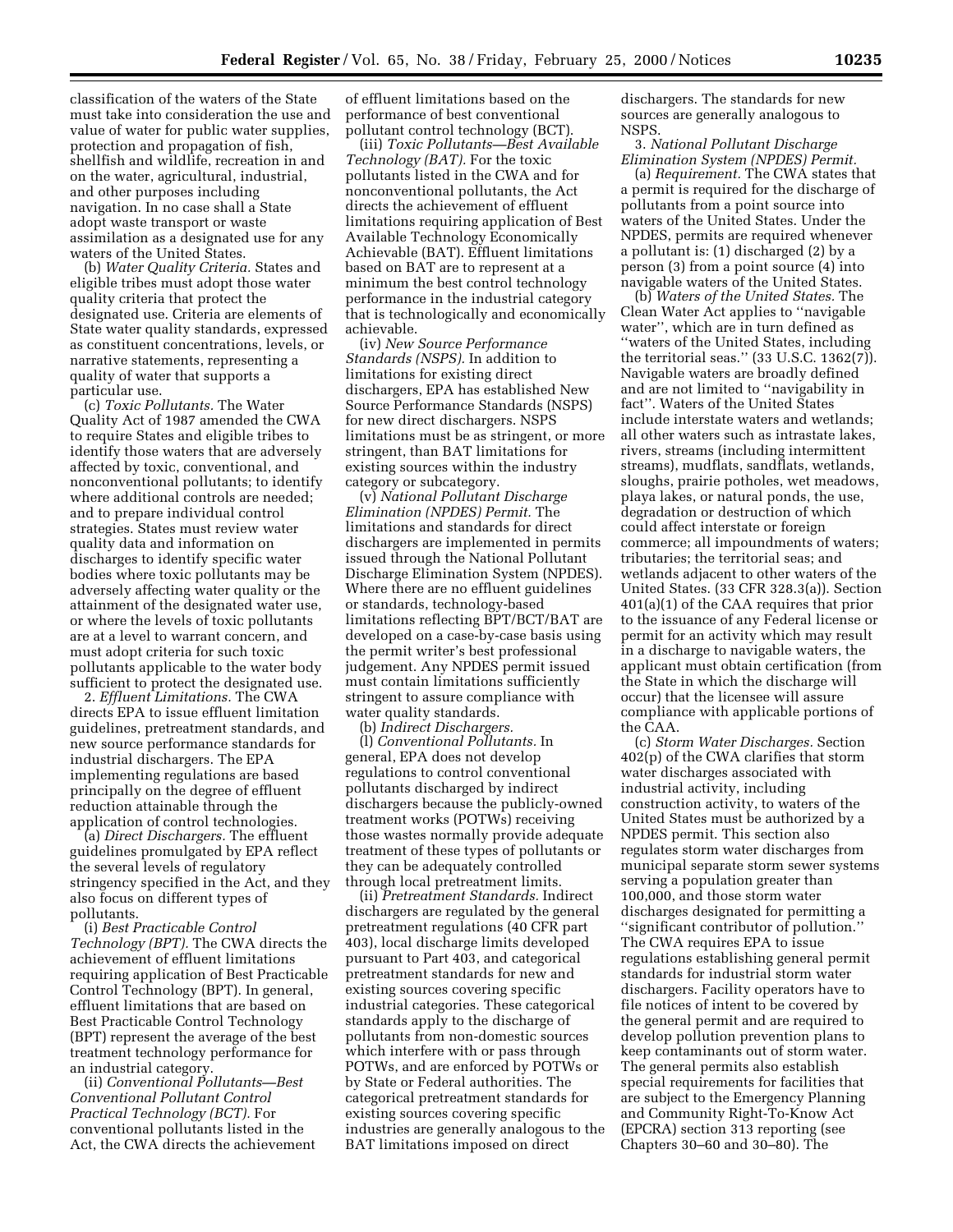classification of the waters of the State must take into consideration the use and value of water for public water supplies, protection and propagation of fish, shellfish and wildlife, recreation in and on the water, agricultural, industrial, and other purposes including navigation. In no case shall a State adopt waste transport or waste assimilation as a designated use for any waters of the United States.

(b) *Water Quality Criteria.* States and eligible tribes must adopt those water quality criteria that protect the designated use. Criteria are elements of State water quality standards, expressed as constituent concentrations, levels, or narrative statements, representing a quality of water that supports a particular use.

(c) *Toxic Pollutants.* The Water Quality Act of 1987 amended the CWA to require States and eligible tribes to identify those waters that are adversely affected by toxic, conventional, and nonconventional pollutants; to identify where additional controls are needed; and to prepare individual control strategies. States must review water quality data and information on discharges to identify specific water bodies where toxic pollutants may be adversely affecting water quality or the attainment of the designated water use, or where the levels of toxic pollutants are at a level to warrant concern, and must adopt criteria for such toxic pollutants applicable to the water body sufficient to protect the designated use.

2. *Effluent Limitations.* The CWA directs EPA to issue effluent limitation guidelines, pretreatment standards, and new source performance standards for industrial dischargers. The EPA implementing regulations are based principally on the degree of effluent reduction attainable through the application of control technologies.

(a) *Direct Dischargers.* The effluent guidelines promulgated by EPA reflect the several levels of regulatory stringency specified in the Act, and they also focus on different types of pollutants.

(i) *Best Practicable Control Technology (BPT).* The CWA directs the achievement of effluent limitations requiring application of Best Practicable Control Technology (BPT). In general, effluent limitations that are based on Best Practicable Control Technology (BPT) represent the average of the best treatment technology performance for an industrial category.

(ii) *Conventional Pollutants—Best Conventional Pollutant Control Practical Technology (BCT).* For conventional pollutants listed in the Act, the CWA directs the achievement of effluent limitations based on the performance of best conventional pollutant control technology (BCT).

(iii) *Toxic Pollutants—Best Available Technology (BAT).* For the toxic pollutants listed in the CWA and for nonconventional pollutants, the Act directs the achievement of effluent limitations requiring application of Best Available Technology Economically Achievable (BAT). Effluent limitations based on BAT are to represent at a minimum the best control technology performance in the industrial category that is technologically and economically achievable.

(iv) *New Source Performance Standards (NSPS).* In addition to limitations for existing direct dischargers, EPA has established New Source Performance Standards (NSPS) for new direct dischargers. NSPS limitations must be as stringent, or more stringent, than BAT limitations for existing sources within the industry category or subcategory.

(v) *National Pollutant Discharge Elimination (NPDES) Permit.* The limitations and standards for direct dischargers are implemented in permits issued through the National Pollutant Discharge Elimination System (NPDES). Where there are no effluent guidelines or standards, technology-based limitations reflecting BPT/BCT/BAT are developed on a case-by-case basis using the permit writer's best professional judgement. Any NPDES permit issued must contain limitations sufficiently stringent to assure compliance with water quality standards.

(b) *Indirect Dischargers.*

(l) *Conventional Pollutants.* In general, EPA does not develop regulations to control conventional pollutants discharged by indirect dischargers because the publicly-owned treatment works (POTWs) receiving those wastes normally provide adequate treatment of these types of pollutants or they can be adequately controlled through local pretreatment limits.

(ii) *Pretreatment Standards.* Indirect dischargers are regulated by the general pretreatment regulations (40 CFR part 403), local discharge limits developed pursuant to Part 403, and categorical pretreatment standards for new and existing sources covering specific industrial categories. These categorical standards apply to the discharge of pollutants from non-domestic sources which interfere with or pass through POTWs, and are enforced by POTWs or by State or Federal authorities. The categorical pretreatment standards for existing sources covering specific industries are generally analogous to the BAT limitations imposed on direct dischargers. The standards for new sources are generally analogous to NSPS.

3. *National Pollutant Discharge Elimination System (NPDES) Permit.*

(a) *Requirement.* The CWA states that a permit is required for the discharge of pollutants from a point source into waters of the United States. Under the NPDES, permits are required whenever a pollutant is: (1) discharged (2) by a person (3) from a point source (4) into navigable waters of the United States.

(b) *Waters of the United States.* The Clean Water Act applies to ''navigable water'', which are in turn defined as ''waters of the United States, including the territorial seas.'' (33 U.S.C. 1362(7)). Navigable waters are broadly defined and are not limited to ''navigability in fact''. Waters of the United States include interstate waters and wetlands; all other waters such as intrastate lakes, rivers, streams (including intermittent streams), mudflats, sandflats, wetlands, sloughs, prairie potholes, wet meadows, playa lakes, or natural ponds, the use, degradation or destruction of which could affect interstate or foreign commerce; all impoundments of waters; tributaries; the territorial seas; and wetlands adjacent to other waters of the United States. (33 CFR 328.3(a)). Section 401(a)(1) of the CAA requires that prior to the issuance of any Federal license or permit for an activity which may result in a discharge to navigable waters, the applicant must obtain certification (from the State in which the discharge will occur) that the licensee will assure compliance with applicable portions of the CAA.

(c) *Storm Water Discharges.* Section 402(p) of the CWA clarifies that storm water discharges associated with industrial activity, including construction activity, to waters of the United States must be authorized by a NPDES permit. This section also regulates storm water discharges from municipal separate storm sewer systems serving a population greater than 100,000, and those storm water discharges designated for permitting a ''significant contributor of pollution.'' The CWA requires EPA to issue regulations establishing general permit standards for industrial storm water dischargers. Facility operators have to file notices of intent to be covered by the general permit and are required to develop pollution prevention plans to keep contaminants out of storm water. The general permits also establish special requirements for facilities that are subject to the Emergency Planning and Community Right-To-Know Act (EPCRA) section 313 reporting (see Chapters 30–60 and 30–80). The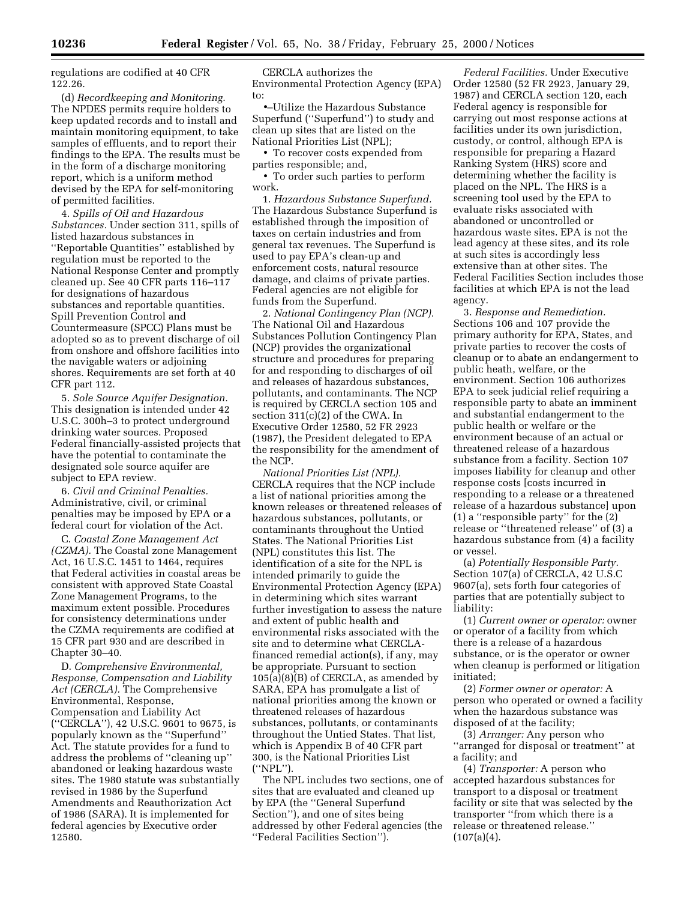regulations are codified at 40 CFR 122.26.

(d) *Recordkeeping and Monitoring.* The NPDES permits require holders to keep updated records and to install and maintain monitoring equipment, to take samples of effluents, and to report their findings to the EPA. The results must be in the form of a discharge monitoring report, which is a uniform method devised by the EPA for self-monitoring of permitted facilities.

4. *Spills of Oil and Hazardous Substances.* Under section 311, spills of listed hazardous substances in ''Reportable Quantities'' established by regulation must be reported to the National Response Center and promptly cleaned up. See 40 CFR parts 116–117 for designations of hazardous substances and reportable quantities. Spill Prevention Control and Countermeasure (SPCC) Plans must be adopted so as to prevent discharge of oil from onshore and offshore facilities into the navigable waters or adjoining shores. Requirements are set forth at 40 CFR part 112.

5. *Sole Source Aquifer Designation.* This designation is intended under 42 U.S.C. 300h–3 to protect underground drinking water sources. Proposed Federal financially-assisted projects that have the potential to contaminate the designated sole source aquifer are subject to EPA review.

6. *Civil and Criminal Penalties.* Administrative, civil, or criminal penalties may be imposed by EPA or a federal court for violation of the Act.

C. *Coastal Zone Management Act (CZMA).* The Coastal zone Management Act, 16 U.S.C. 1451 to 1464, requires that Federal activities in coastal areas be consistent with approved State Coastal Zone Management Programs, to the maximum extent possible. Procedures for consistency determinations under the CZMA requirements are codified at 15 CFR part 930 and are described in Chapter 30–40.

D. *Comprehensive Environmental, Response, Compensation and Liability Act (CERCLA).* The Comprehensive Environmental, Response, Compensation and Liability Act (''CERCLA''), 42 U.S.C. 9601 to 9675, is popularly known as the ''Superfund'' Act. The statute provides for a fund to address the problems of ''cleaning up'' abandoned or leaking hazardous waste sites. The 1980 statute was substantially revised in 1986 by the Superfund Amendments and Reauthorization Act of 1986 (SARA). It is implemented for federal agencies by Executive order 12580.

CERCLA authorizes the Environmental Protection Agency (EPA) to:

- –Utilize the Hazardous Substance Superfund (''Superfund'') to study and clean up sites that are listed on the National Priorities List (NPL);
- To recover costs expended from parties responsible; and,
- To order such parties to perform work.

1. *Hazardous Substance Superfund.* The Hazardous Substance Superfund is established through the imposition of taxes on certain industries and from general tax revenues. The Superfund is used to pay EPA's clean-up and enforcement costs, natural resource damage, and claims of private parties. Federal agencies are not eligible for funds from the Superfund.

2. *National Contingency Plan (NCP).* The National Oil and Hazardous Substances Pollution Contingency Plan (NCP) provides the organizational structure and procedures for preparing for and responding to discharges of oil and releases of hazardous substances, pollutants, and contaminants. The NCP is required by CERCLA section 105 and section 311(c)(2) of the CWA. In Executive Order 12580, 52 FR 2923 (1987), the President delegated to EPA the responsibility for the amendment of the NCP.

*National Priorities List (NPL).* CERCLA requires that the NCP include a list of national priorities among the known releases or threatened releases of hazardous substances, pollutants, or contaminants throughout the Untied States. The National Priorities List (NPL) constitutes this list. The identification of a site for the NPL is intended primarily to guide the Environmental Protection Agency (EPA) in determining which sites warrant further investigation to assess the nature and extent of public health and environmental risks associated with the site and to determine what CERCLA-financed remedial action(s), if any, may be appropriate. Pursuant to section 105(a)(8)(B) of CERCLA, as amended by SARA, EPA has promulgate a list of national priorities among the known or threatened releases of hazardous substances, pollutants, or contaminants throughout the Untied States. That list, which is Appendix B of 40 CFR part 300, is the National Priorities List (''NPL'').

The NPL includes two sections, one of sites that are evaluated and cleaned up by EPA (the ''General Superfund Section''), and one of sites being addressed by other Federal agencies (the ''Federal Facilities Section'').

*Federal Facilities.* Under Executive Order 12580 (52 FR 2923, January 29, 1987) and CERCLA section 120, each Federal agency is responsible for carrying out most response actions at facilities under its own jurisdiction, custody, or control, although EPA is responsible for preparing a Hazard Ranking System (HRS) score and determining whether the facility is placed on the NPL. The HRS is a screening tool used by the EPA to evaluate risks associated with abandoned or uncontrolled or hazardous waste sites. EPA is not the lead agency at these sites, and its role at such sites is accordingly less extensive than at other sites. The Federal Facilities Section includes those facilities at which EPA is not the lead agency.

3. *Response and Remediation.* Sections 106 and 107 provide the primary authority for EPA, States, and private parties to recover the costs of cleanup or to abate an endangerment to public heath, welfare, or the environment. Section 106 authorizes EPA to seek judicial relief requiring a responsible party to abate an imminent and substantial endangerment to the public health or welfare or the environment because of an actual or threatened release of a hazardous substance from a facility. Section 107 imposes liability for cleanup and other response costs [costs incurred in responding to a release or a threatened release of a hazardous substance] upon (1) a ''responsible party'' for the (2) release or ''threatened release'' of (3) a hazardous substance from (4) a facility or vessel.

(a) *Potentially Responsible Party.* Section 107(a) of CERCLA, 42 U.S.C 9607(a), sets forth four categories of parties that are potentially subject to liability:

(1) *Current owner or operator:* owner or operator of a facility from which there is a release of a hazardous substance, or is the operator or owner when cleanup is performed or litigation initiated;

(2) *Former owner or operator:* A person who operated or owned a facility when the hazardous substance was disposed of at the facility;

(3) *Arranger:* Any person who ''arranged for disposal or treatment'' at a facility; and

(4) *Transporter:* A person who accepted hazardous substances for transport to a disposal or treatment facility or site that was selected by the transporter ''from which there is a release or threatened release.'' (107(a)(4).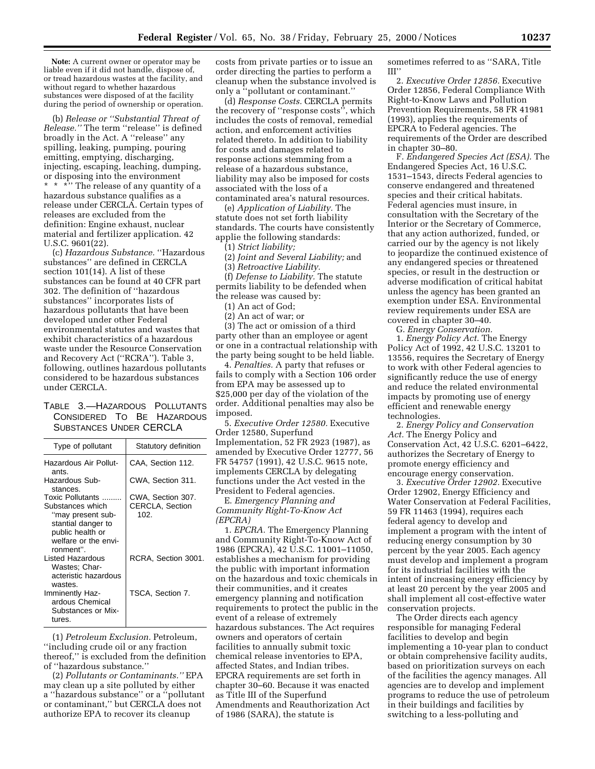**Note:** A current owner or operator may be liable even if it did not handle, dispose of, or tread hazardous wastes at the facility, and without regard to whether hazardous substances were disposed of at the facility during the period of ownership or operation.

(b) *Release or ''Substantial Threat of Release.''* The term ''release'' is defined broadly in the Act. A ''release'' any spilling, leaking, pumping, pouring emitting, emptying, discharging, injecting, escaping, leaching, dumping, or disposing into the environment * * *'' The release of any quantity of a hazardous substance qualifies as a release under CERCLA. Certain types of releases are excluded from the definition: Engine exhaust, nuclear material and fertilizer application. 42 U.S.C. 9601(22).

(c) *Hazardous Substance.* ''Hazardous substances'' are defined in CERCLA section 101(14). A list of these substances can be found at 40 CFR part 302. The definition of ''hazardous substances'' incorporates lists of hazardous pollutants that have been developed under other Federal environmental statutes and wastes that exhibit characteristics of a hazardous waste under the Resource Conservation and Recovery Act (''RCRA''). Table 3, following, outlines hazardous pollutants considered to be hazardous substances under CERCLA.

TABLE 3.—HAZARDOUS POLLUTANTS CONSIDERED TO BE HAZARDOUS SUBSTANCES UNDER CERCLA

| Type of pollutant | Statutory definition |
|---|---|
| Hazardous Air Pollutants. | CAA, Section 112. |
| Hazardous Substances. | CWA, Section 311. |
| Toxic Pollutants ......... | CWA, Section 307. |
| Substances which ''may present substantial danger to public health or welfare or the environment''. | CERCLA, Section 102. |
| Listed Hazardous Wastes; Characteristic hazardous wastes. | RCRA, Section 3001. |
| Imminently Hazardous Chemical Substances or Mixtures. | TSCA, Section 7. |

(1) *Petroleum Exclusion.* Petroleum, ''including crude oil or any fraction thereof,'' is excluded from the definition of ''hazardous substance.''

(2) *Pollutants or Contaminants.''* EPA may clean up a site polluted by either a ''hazardous substance'' or a ''pollutant or contaminant,'' but CERCLA does not authorize EPA to recover its cleanup costs from private parties or to issue an order directing the parties to perform a cleanup when the substance involved is only a ''pollutant or contaminant.''

(d) *Response Costs.* CERCLA permits the recovery of ''response costs'', which includes the costs of removal, remedial action, and enforcement activities related thereto. In addition to liability for costs and damages related to response actions stemming from a release of a hazardous substance, liability may also be imposed for costs associated with the loss of a contaminated area's natural resources.

(e) *Application of Liability.* The statute does not set forth liability standards. The courts have consistently applie the following standards:

(1) *Strict liability;*

(2) *Joint and Several Liability;* and

(3) *Retroactive Liability.*

(f) *Defense to Liability.* The statute permits liability to be defended when the release was caused by:

(1) An act of God;

(2) An act of war; or

(3) The act or omission of a third party other than an employee or agent or one in a contractual relationship with the party being sought to be held liable.

4. *Penalties.* A party that refuses or fails to comply with a Section 106 order from EPA may be assessed up to $25,000 per day of the violation of the order. Additional penalties may also be imposed.

5. *Executive Order 12580.* Executive Order 12580, Superfund Implementation, 52 FR 2923 (1987), as amended by Executive Order 12777, 56 FR 54757 (1991), 42 U.S.C. 9615 note, implements CERCLA by delegating functions under the Act vested in the President to Federal agencies.

E. *Emergency Planning and Community Right-To-Know Act (EPCRA)*

1. *EPCRA.* The Emergency Planning and Community Right-To-Know Act of 1986 (EPCRA), 42 U.S.C. 11001–11050, establishes a mechanism for providing the public with important information on the hazardous and toxic chemicals in their communities, and it creates emergency planning and notification requirements to protect the public in the event of a release of extremely hazardous substances. The Act requires owners and operators of certain facilities to annually submit toxic chemical release inventories to EPA, affected States, and Indian tribes. EPCRA requirements are set forth in chapter 30–60. Because it was enacted as Title III of the Superfund Amendments and Reauthorization Act of 1986 (SARA), the statute is sometimes referred to as ''SARA, Title III''

2. *Executive Order 12856.* Executive Order 12856, Federal Compliance With Right-to-Know Laws and Pollution Prevention Requirements, 58 FR 41981 (1993), applies the requirements of EPCRA to Federal agencies. The requirements of the Order are described in chapter 30–80.

F. *Endangered Species Act (ESA).* The Endangered Species Act, 16 U.S.C. 1531–1543, directs Federal agencies to conserve endangered and threatened species and their critical habitats. Federal agencies must insure, in consultation with the Secretary of the Interior or the Secretary of Commerce, that any action authorized, funded, or carried our by the agency is not likely to jeopardize the continued existence of any endangered species or threatened species, or result in the destruction or adverse modification of critical habitat unless the agency has been granted an exemption under ESA. Environmental review requirements under ESA are covered in chapter 30–40.

G. *Energy Conservation.*

1. *Energy Policy Act.* The Energy Policy Act of 1992, 42 U.S.C. 13201 to 13556, requires the Secretary of Energy to work with other Federal agencies to significantly reduce the use of energy and reduce the related environmental impacts by promoting use of energy efficient and renewable energy technologies.

2. *Energy Policy and Conservation Act.* The Energy Policy and Conservation Act, 42 U.S.C. 6201–6422, authorizes the Secretary of Energy to promote energy efficiency and encourage energy conservation.

3. *Executive Order 12902.* Executive Order 12902, Energy Efficiency and Water Conservation at Federal Facilities, 59 FR 11463 (1994), requires each federal agency to develop and implement a program with the intent of reducing energy consumption by 30 percent by the year 2005. Each agency must develop and implement a program for its industrial facilities with the intent of increasing energy efficiency by at least 20 percent by the year 2005 and shall implement all cost-effective water conservation projects.

The Order directs each agency responsible for managing Federal facilities to develop and begin implementing a 10-year plan to conduct or obtain comprehensive facility audits, based on prioritization surveys on each of the facilities the agency manages. All agencies are to develop and implement programs to reduce the use of petroleum in their buildings and facilities by switching to a less-polluting and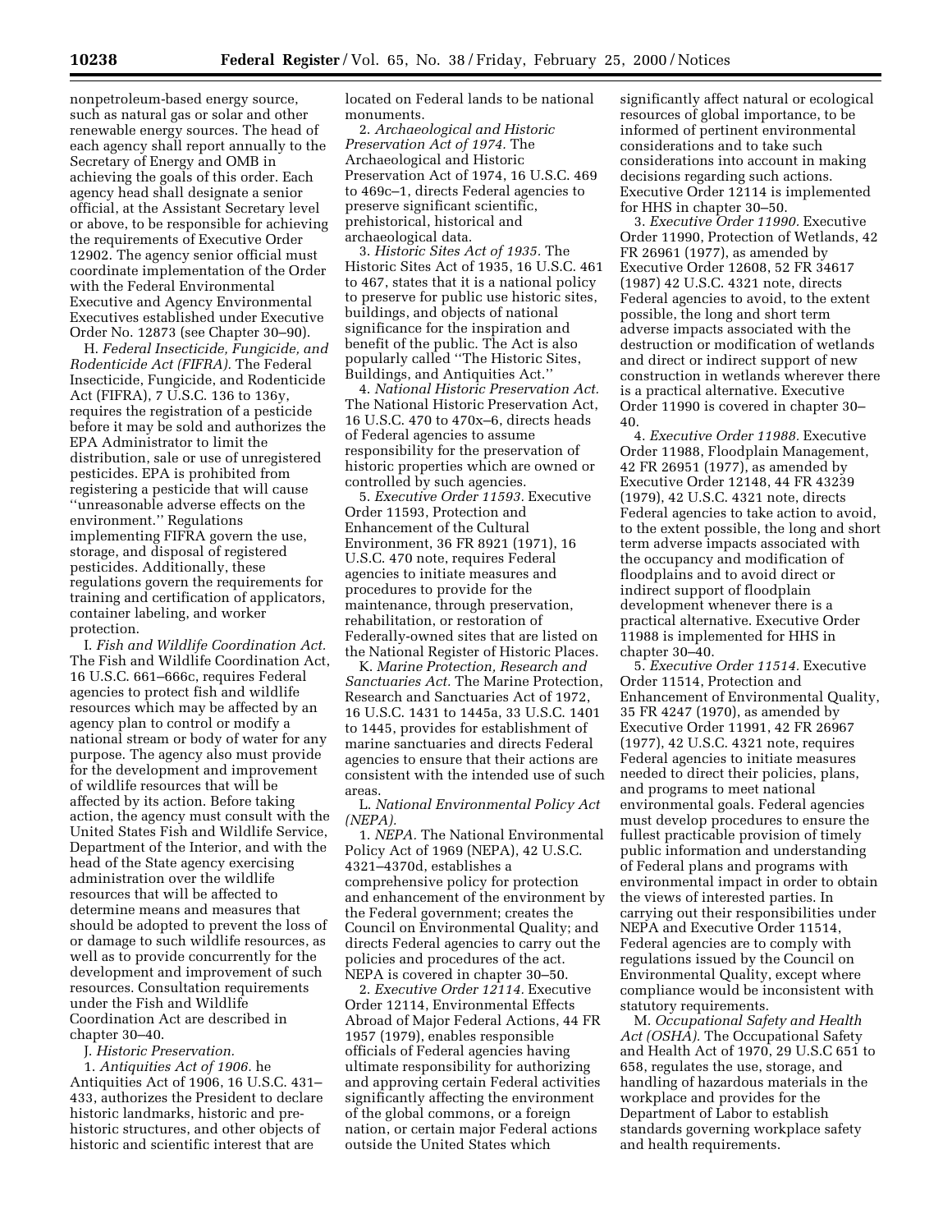nonpetroleum-based energy source, such as natural gas or solar and other renewable energy sources. The head of each agency shall report annually to the Secretary of Energy and OMB in achieving the goals of this order. Each agency head shall designate a senior official, at the Assistant Secretary level or above, to be responsible for achieving the requirements of Executive Order 12902. The agency senior official must coordinate implementation of the Order with the Federal Environmental Executive and Agency Environmental Executives established under Executive Order No. 12873 (see Chapter 30–90).

H. *Federal Insecticide, Fungicide, and Rodenticide Act (FIFRA).* The Federal Insecticide, Fungicide, and Rodenticide Act (FIFRA), 7 U.S.C. 136 to 136y, requires the registration of a pesticide before it may be sold and authorizes the EPA Administrator to limit the distribution, sale or use of unregistered pesticides. EPA is prohibited from registering a pesticide that will cause ''unreasonable adverse effects on the environment.'' Regulations implementing FIFRA govern the use, storage, and disposal of registered pesticides. Additionally, these regulations govern the requirements for training and certification of applicators, container labeling, and worker protection.

I. *Fish and Wildlife Coordination Act.* The Fish and Wildlife Coordination Act, 16 U.S.C. 661–666c, requires Federal agencies to protect fish and wildlife resources which may be affected by an agency plan to control or modify a national stream or body of water for any purpose. The agency also must provide for the development and improvement of wildlife resources that will be affected by its action. Before taking action, the agency must consult with the United States Fish and Wildlife Service, Department of the Interior, and with the head of the State agency exercising administration over the wildlife resources that will be affected to determine means and measures that should be adopted to prevent the loss of or damage to such wildlife resources, as well as to provide concurrently for the development and improvement of such resources. Consultation requirements under the Fish and Wildlife Coordination Act are described in chapter 30–40.

J. *Historic Preservation.*

1. *Antiquities Act of 1906.* he Antiquities Act of 1906, 16 U.S.C. 431–433, authorizes the President to declare historic landmarks, historic and pre-historic structures, and other objects of historic and scientific interest that are located on Federal lands to be national monuments.

2. *Archaeological and Historic Preservation Act of 1974.* The Archaeological and Historic Preservation Act of 1974, 16 U.S.C. 469 to 469c–1, directs Federal agencies to preserve significant scientific, prehistorical, historical and archaeological data.

3. *Historic Sites Act of 1935.* The Historic Sites Act of 1935, 16 U.S.C. 461 to 467, states that it is a national policy to preserve for public use historic sites, buildings, and objects of national significance for the inspiration and benefit of the public. The Act is also popularly called ''The Historic Sites, Buildings, and Antiquities Act.''

4. *National Historic Preservation Act.* The National Historic Preservation Act, 16 U.S.C. 470 to 470x–6, directs heads of Federal agencies to assume responsibility for the preservation of historic properties which are owned or controlled by such agencies.

5. *Executive Order 11593.* Executive Order 11593, Protection and Enhancement of the Cultural Environment, 36 FR 8921 (1971), 16 U.S.C. 470 note, requires Federal agencies to initiate measures and procedures to provide for the maintenance, through preservation, rehabilitation, or restoration of Federally-owned sites that are listed on the National Register of Historic Places.

K. *Marine Protection, Research and Sanctuaries Act.* The Marine Protection, Research and Sanctuaries Act of 1972, 16 U.S.C. 1431 to 1445a, 33 U.S.C. 1401 to 1445, provides for establishment of marine sanctuaries and directs Federal agencies to ensure that their actions are consistent with the intended use of such areas.

L. *National Environmental Policy Act (NEPA).*

1. *NEPA.* The National Environmental Policy Act of 1969 (NEPA), 42 U.S.C. 4321–4370d, establishes a comprehensive policy for protection and enhancement of the environment by the Federal government; creates the Council on Environmental Quality; and directs Federal agencies to carry out the policies and procedures of the act. NEPA is covered in chapter 30–50.

2. *Executive Order 12114.* Executive Order 12114, Environmental Effects Abroad of Major Federal Actions, 44 FR 1957 (1979), enables responsible officials of Federal agencies having ultimate responsibility for authorizing and approving certain Federal activities significantly affecting the environment of the global commons, or a foreign nation, or certain major Federal actions outside the United States which significantly affect natural or ecological resources of global importance, to be informed of pertinent environmental considerations and to take such considerations into account in making decisions regarding such actions. Executive Order 12114 is implemented for HHS in chapter 30–50.

3. *Executive Order 11990.* Executive Order 11990, Protection of Wetlands, 42 FR 26961 (1977), as amended by Executive Order 12608, 52 FR 34617 (1987) 42 U.S.C. 4321 note, directs Federal agencies to avoid, to the extent possible, the long and short term adverse impacts associated with the destruction or modification of wetlands and direct or indirect support of new construction in wetlands wherever there is a practical alternative. Executive Order 11990 is covered in chapter 30–40.

4. *Executive Order 11988.* Executive Order 11988, Floodplain Management, 42 FR 26951 (1977), as amended by Executive Order 12148, 44 FR 43239 (1979), 42 U.S.C. 4321 note, directs Federal agencies to take action to avoid, to the extent possible, the long and short term adverse impacts associated with the occupancy and modification of floodplains and to avoid direct or indirect support of floodplain development whenever there is a practical alternative. Executive Order 11988 is implemented for HHS in chapter 30–40.

5. *Executive Order 11514.* Executive Order 11514, Protection and Enhancement of Environmental Quality, 35 FR 4247 (1970), as amended by Executive Order 11991, 42 FR 26967 (1977), 42 U.S.C. 4321 note, requires Federal agencies to initiate measures needed to direct their policies, plans, and programs to meet national environmental goals. Federal agencies must develop procedures to ensure the fullest practicable provision of timely public information and understanding of Federal plans and programs with environmental impact in order to obtain the views of interested parties. In carrying out their responsibilities under NEPA and Executive Order 11514, Federal agencies are to comply with regulations issued by the Council on Environmental Quality, except where compliance would be inconsistent with statutory requirements.

M. *Occupational Safety and Health Act (OSHA).* The Occupational Safety and Health Act of 1970, 29 U.S.C 651 to 658, regulates the use, storage, and handling of hazardous materials in the workplace and provides for the Department of Labor to establish standards governing workplace safety and health requirements.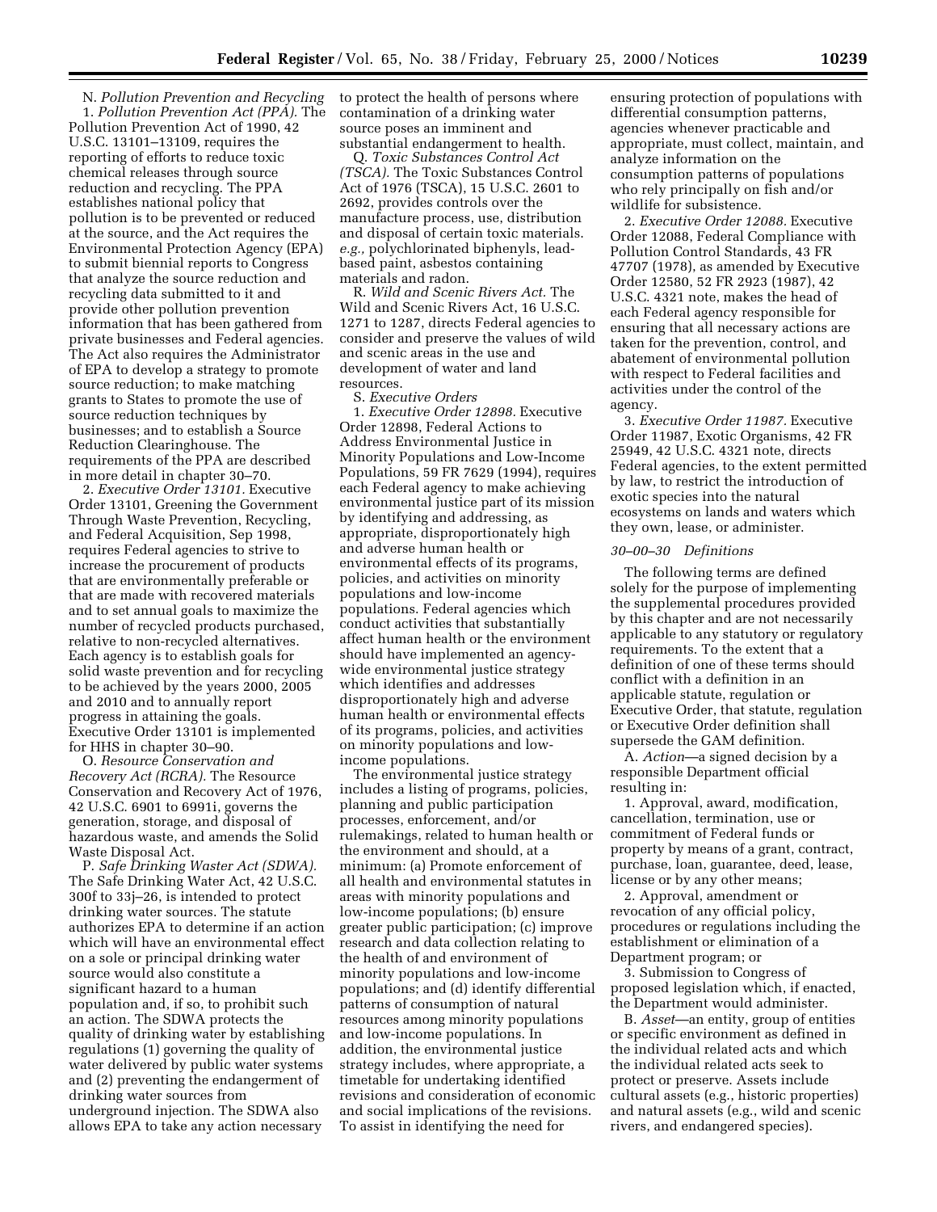N. *Pollution Prevention and Recycling*

1. *Pollution Prevention Act (PPA).* The Pollution Prevention Act of 1990, 42 U.S.C. 13101–13109, requires the reporting of efforts to reduce toxic chemical releases through source reduction and recycling. The PPA establishes national policy that pollution is to be prevented or reduced at the source, and the Act requires the Environmental Protection Agency (EPA) to submit biennial reports to Congress that analyze the source reduction and recycling data submitted to it and provide other pollution prevention information that has been gathered from private businesses and Federal agencies. The Act also requires the Administrator of EPA to develop a strategy to promote source reduction; to make matching grants to States to promote the use of source reduction techniques by businesses; and to establish a Source Reduction Clearinghouse. The requirements of the PPA are described in more detail in chapter 30–70.

2. *Executive Order 13101.* Executive Order 13101, Greening the Government Through Waste Prevention, Recycling, and Federal Acquisition, Sep 1998, requires Federal agencies to strive to increase the procurement of products that are environmentally preferable or that are made with recovered materials and to set annual goals to maximize the number of recycled products purchased, relative to non-recycled alternatives. Each agency is to establish goals for solid waste prevention and for recycling to be achieved by the years 2000, 2005 and 2010 and to annually report progress in attaining the goals. Executive Order 13101 is implemented for HHS in chapter 30–90.

O. *Resource Conservation and Recovery Act (RCRA).* The Resource Conservation and Recovery Act of 1976, 42 U.S.C. 6901 to 6991i, governs the generation, storage, and disposal of hazardous waste, and amends the Solid Waste Disposal Act.

P. *Safe Drinking Waster Act (SDWA).* The Safe Drinking Water Act, 42 U.S.C. 300f to 33j–26, is intended to protect drinking water sources. The statute authorizes EPA to determine if an action which will have an environmental effect on a sole or principal drinking water source would also constitute a significant hazard to a human population and, if so, to prohibit such an action. The SDWA protects the quality of drinking water by establishing regulations (1) governing the quality of water delivered by public water systems and (2) preventing the endangerment of drinking water sources from underground injection. The SDWA also allows EPA to take any action necessary to protect the health of persons where contamination of a drinking water source poses an imminent and substantial endangerment to health.

Q. *Toxic Substances Control Act (TSCA).* The Toxic Substances Control Act of 1976 (TSCA), 15 U.S.C. 2601 to 2692, provides controls over the manufacture process, use, distribution and disposal of certain toxic materials. *e.g.,* polychlorinated biphenyls, lead-based paint, asbestos containing materials and radon.

R. *Wild and Scenic Rivers Act.* The Wild and Scenic Rivers Act, 16 U.S.C. 1271 to 1287, directs Federal agencies to consider and preserve the values of wild and scenic areas in the use and development of water and land resources.

S. *Executive Orders*

1. *Executive Order 12898.* Executive Order 12898, Federal Actions to Address Environmental Justice in Minority Populations and Low-Income Populations, 59 FR 7629 (1994), requires each Federal agency to make achieving environmental justice part of its mission by identifying and addressing, as appropriate, disproportionately high and adverse human health or environmental effects of its programs, policies, and activities on minority populations and low-income populations. Federal agencies which conduct activities that substantially affect human health or the environment should have implemented an agency-wide environmental justice strategy which identifies and addresses disproportionately high and adverse human health or environmental effects of its programs, policies, and activities on minority populations and low-income populations.

The environmental justice strategy includes a listing of programs, policies, planning and public participation processes, enforcement, and/or rulemakings, related to human health or the environment and should, at a minimum: (a) Promote enforcement of all health and environmental statutes in areas with minority populations and low-income populations; (b) ensure greater public participation; (c) improve research and data collection relating to the health of and environment of minority populations and low-income populations; and (d) identify differential patterns of consumption of natural resources among minority populations and low-income populations. In addition, the environmental justice strategy includes, where appropriate, a timetable for undertaking identified revisions and consideration of economic and social implications of the revisions. To assist in identifying the need for ensuring protection of populations with differential consumption patterns, agencies whenever practicable and appropriate, must collect, maintain, and analyze information on the consumption patterns of populations who rely principally on fish and/or wildlife for subsistence.

2. *Executive Order 12088.* Executive Order 12088, Federal Compliance with Pollution Control Standards, 43 FR 47707 (1978), as amended by Executive Order 12580, 52 FR 2923 (1987), 42 U.S.C. 4321 note, makes the head of each Federal agency responsible for ensuring that all necessary actions are taken for the prevention, control, and abatement of environmental pollution with respect to Federal facilities and activities under the control of the agency.

3. *Executive Order 11987.* Executive Order 11987, Exotic Organisms, 42 FR 25949, 42 U.S.C. 4321 note, directs Federal agencies, to the extent permitted by law, to restrict the introduction of exotic species into the natural ecosystems on lands and waters which they own, lease, or administer.

*30–00–30 Definitions*

The following terms are defined solely for the purpose of implementing the supplemental procedures provided by this chapter and are not necessarily applicable to any statutory or regulatory requirements. To the extent that a definition of one of these terms should conflict with a definition in an applicable statute, regulation or Executive Order, that statute, regulation or Executive Order definition shall supersede the GAM definition.

A. *Action*—a signed decision by a responsible Department official resulting in:

1. Approval, award, modification, cancellation, termination, use or commitment of Federal funds or property by means of a grant, contract, purchase, loan, guarantee, deed, lease, license or by any other means;

2. Approval, amendment or revocation of any official policy, procedures or regulations including the establishment or elimination of a Department program; or

3. Submission to Congress of proposed legislation which, if enacted, the Department would administer.

B. *Asset*—an entity, group of entities or specific environment as defined in the individual related acts and which the individual related acts seek to protect or preserve. Assets include cultural assets (e.g., historic properties) and natural assets (e.g., wild and scenic rivers, and endangered species).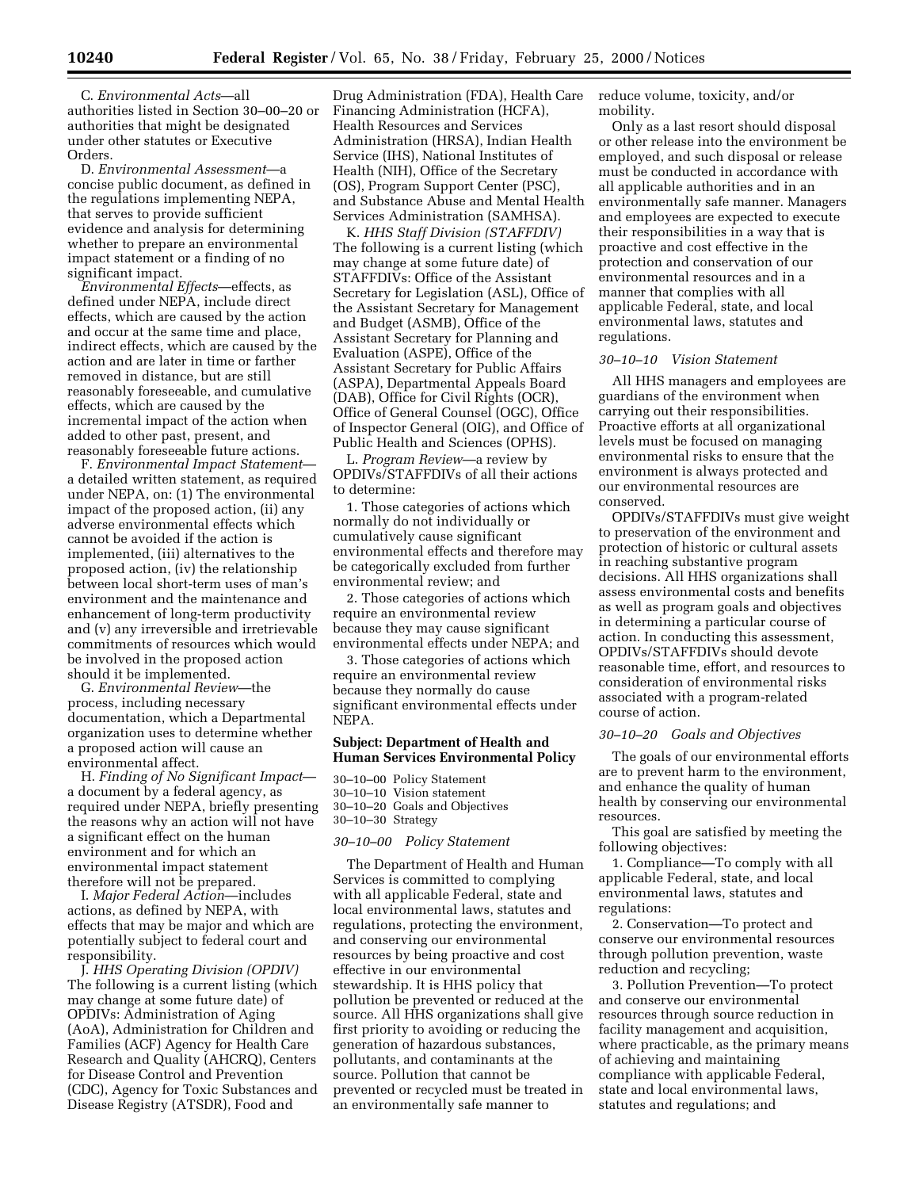C. *Environmental Acts*—all authorities listed in Section 30–00–20 or authorities that might be designated under other statutes or Executive Orders.

D. *Environmental Assessment*—a concise public document, as defined in the regulations implementing NEPA, that serves to provide sufficient evidence and analysis for determining whether to prepare an environmental impact statement or a finding of no significant impact.

*Environmental Effects*—effects, as defined under NEPA, include direct effects, which are caused by the action and occur at the same time and place, indirect effects, which are caused by the action and are later in time or farther removed in distance, but are still reasonably foreseeable, and cumulative effects, which are caused by the incremental impact of the action when added to other past, present, and reasonably foreseeable future actions.

F. *Environmental Impact Statement*—a detailed written statement, as required under NEPA, on: (1) The environmental impact of the proposed action, (ii) any adverse environmental effects which cannot be avoided if the action is implemented, (iii) alternatives to the proposed action, (iv) the relationship between local short-term uses of man's environment and the maintenance and enhancement of long-term productivity and (v) any irreversible and irretrievable commitments of resources which would be involved in the proposed action should it be implemented.

G. *Environmental Review*—the process, including necessary documentation, which a Departmental organization uses to determine whether a proposed action will cause an environmental affect.

H. *Finding of No Significant Impact*—a document by a federal agency, as required under NEPA, briefly presenting the reasons why an action will not have a significant effect on the human environment and for which an environmental impact statement therefore will not be prepared.

I. *Major Federal Action*—includes actions, as defined by NEPA, with effects that may be major and which are potentially subject to federal court and responsibility.

J. *HHS Operating Division (OPDIV)* The following is a current listing (which may change at some future date) of OPDIVs: Administration of Aging (AoA), Administration for Children and Families (ACF) Agency for Health Care Research and Quality (AHCRQ), Centers for Disease Control and Prevention (CDC), Agency for Toxic Substances and Disease Registry (ATSDR), Food and Drug Administration (FDA), Health Care Financing Administration (HCFA), Health Resources and Services Administration (HRSA), Indian Health Service (IHS), National Institutes of Health (NIH), Office of the Secretary (OS), Program Support Center (PSC), and Substance Abuse and Mental Health Services Administration (SAMHSA).

K. *HHS Staff Division (STAFFDIV)* The following is a current listing (which may change at some future date) of STAFFDIVs: Office of the Assistant Secretary for Legislation (ASL), Office of the Assistant Secretary for Management and Budget (ASMB), Office of the Assistant Secretary for Planning and Evaluation (ASPE), Office of the Assistant Secretary for Public Affairs (ASPA), Departmental Appeals Board (DAB), Office for Civil Rights (OCR), Office of General Counsel (OGC), Office of Inspector General (OIG), and Office of Public Health and Sciences (OPHS).

L. *Program Review*—a review by OPDIVs/STAFFDIVs of all their actions to determine:

1. Those categories of actions which normally do not individually or cumulatively cause significant environmental effects and therefore may be categorically excluded from further environmental review; and

2. Those categories of actions which require an environmental review because they may cause significant environmental effects under NEPA; and

3. Those categories of actions which require an environmental review because they normally do cause significant environmental effects under NEPA.

**Subject: Department of Health and Human Services Environmental Policy**

30–10–00 Policy Statement
30–10–10 Vision statement
30–10–20 Goals and Objectives
30–10–30 Strategy

*30–10–00 Policy Statement*

The Department of Health and Human Services is committed to complying with all applicable Federal, state and local environmental laws, statutes and regulations, protecting the environment, and conserving our environmental resources by being proactive and cost effective in our environmental stewardship. It is HHS policy that pollution be prevented or reduced at the source. All HHS organizations shall give first priority to avoiding or reducing the generation of hazardous substances, pollutants, and contaminants at the source. Pollution that cannot be prevented or recycled must be treated in an environmentally safe manner to reduce volume, toxicity, and/or mobility.

Only as a last resort should disposal or other release into the environment be employed, and such disposal or release must be conducted in accordance with all applicable authorities and in an environmentally safe manner. Managers and employees are expected to execute their responsibilities in a way that is proactive and cost effective in the protection and conservation of our environmental resources and in a manner that complies with all applicable Federal, state, and local environmental laws, statutes and regulations.

*30–10–10 Vision Statement*

All HHS managers and employees are guardians of the environment when carrying out their responsibilities. Proactive efforts at all organizational levels must be focused on managing environmental risks to ensure that the environment is always protected and our environmental resources are conserved.

OPDIVs/STAFFDIVs must give weight to preservation of the environment and protection of historic or cultural assets in reaching substantive program decisions. All HHS organizations shall assess environmental costs and benefits as well as program goals and objectives in determining a particular course of action. In conducting this assessment, OPDIVs/STAFFDIVs should devote reasonable time, effort, and resources to consideration of environmental risks associated with a program-related course of action.

*30–10–20 Goals and Objectives*

The goals of our environmental efforts are to prevent harm to the environment, and enhance the quality of human health by conserving our environmental resources.

This goal are satisfied by meeting the following objectives:

1. Compliance—To comply with all applicable Federal, state, and local environmental laws, statutes and regulations:

2. Conservation—To protect and conserve our environmental resources through pollution prevention, waste reduction and recycling;

3. Pollution Prevention—To protect and conserve our environmental resources through source reduction in facility management and acquisition, where practicable, as the primary means of achieving and maintaining compliance with applicable Federal, state and local environmental laws, statutes and regulations; and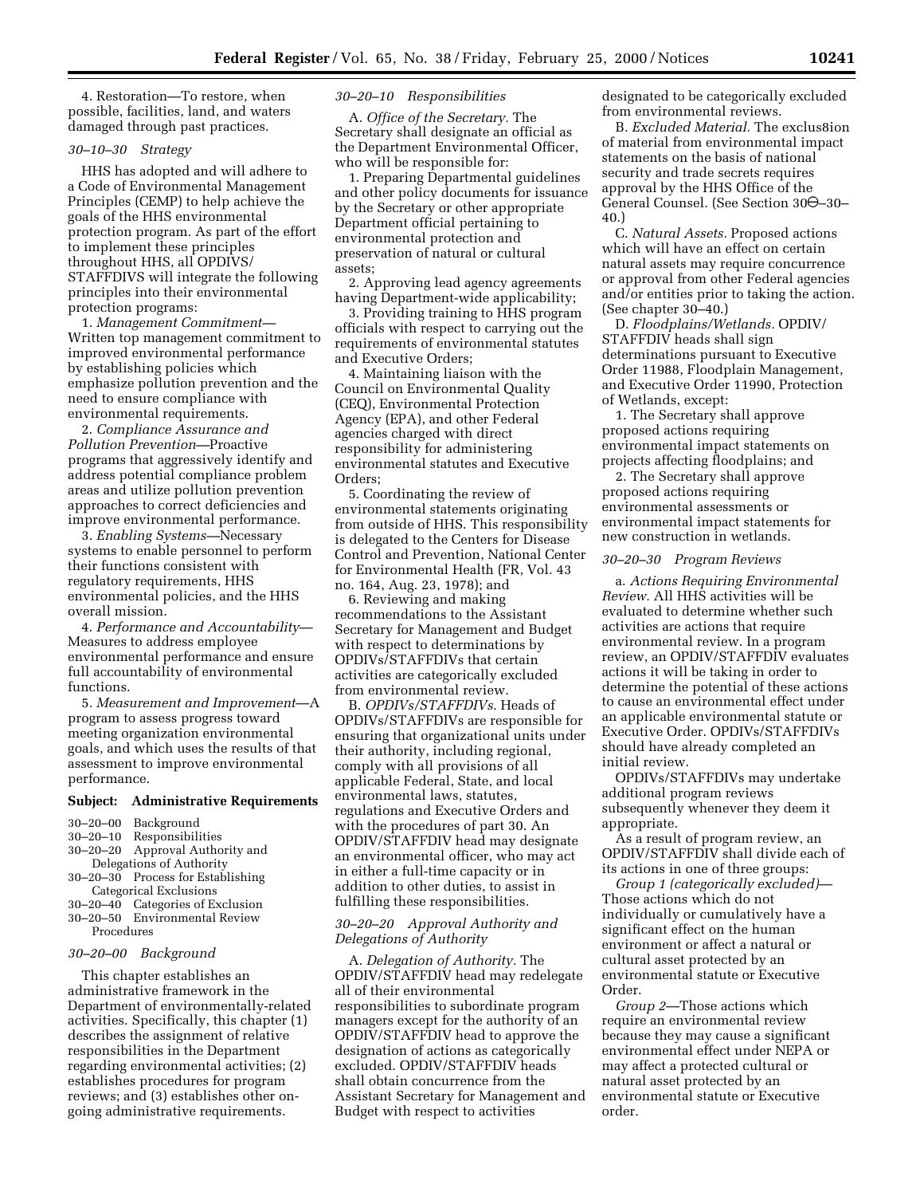4. Restoration—To restore, when possible, facilities, land, and waters damaged through past practices.

*30–10–30 Strategy*

HHS has adopted and will adhere to a Code of Environmental Management Principles (CEMP) to help achieve the goals of the HHS environmental protection program. As part of the effort to implement these principles throughout HHS, all OPDIVS/STAFFDIVS will integrate the following principles into their environmental protection programs:

1. *Management Commitment*—Written top management commitment to improved environmental performance by establishing policies which emphasize pollution prevention and the need to ensure compliance with environmental requirements.

2. *Compliance Assurance and Pollution Prevention*—Proactive programs that aggressively identify and address potential compliance problem areas and utilize pollution prevention approaches to correct deficiencies and improve environmental performance.

3. *Enabling Systems*—Necessary systems to enable personnel to perform their functions consistent with regulatory requirements, HHS environmental policies, and the HHS overall mission.

4. *Performance and Accountability*—Measures to address employee environmental performance and ensure full accountability of environmental functions.

5. *Measurement and Improvement*—A program to assess progress toward meeting organization environmental goals, and which uses the results of that assessment to improve environmental performance.

**Subject: Administrative Requirements**

30–20–00 Background
30–20–10 Responsibilities
30–20–20 Approval Authority and Delegations of Authority
30–20–30 Process for Establishing Categorical Exclusions
30–20–40 Categories of Exclusion
30–20–50 Environmental Review Procedures

*30–20–00 Background*

This chapter establishes an administrative framework in the Department of environmentally-related activities. Specifically, this chapter (1) describes the assignment of relative responsibilities in the Department regarding environmental activities; (2) establishes procedures for program reviews; and (3) establishes other on-going administrative requirements.

*30–20–10 Responsibilities*

A. *Office of the Secretary.* The Secretary shall designate an official as the Department Environmental Officer, who will be responsible for:

1. Preparing Departmental guidelines and other policy documents for issuance by the Secretary or other appropriate Department official pertaining to environmental protection and preservation of natural or cultural assets;

2. Approving lead agency agreements having Department-wide applicability;

3. Providing training to HHS program officials with respect to carrying out the requirements of environmental statutes and Executive Orders;

4. Maintaining liaison with the Council on Environmental Quality (CEQ), Environmental Protection Agency (EPA), and other Federal agencies charged with direct responsibility for administering environmental statutes and Executive Orders;

5. Coordinating the review of environmental statements originating from outside of HHS. This responsibility is delegated to the Centers for Disease Control and Prevention, National Center for Environmental Health (FR, Vol. 43 no. 164, Aug. 23, 1978); and

6. Reviewing and making recommendations to the Assistant Secretary for Management and Budget with respect to determinations by OPDIVs/STAFFDIVs that certain activities are categorically excluded from environmental review.

B. *OPDIVs/STAFFDIVs.* Heads of OPDIVs/STAFFDIVs are responsible for ensuring that organizational units under their authority, including regional, comply with all provisions of all applicable Federal, State, and local environmental laws, statutes, regulations and Executive Orders and with the procedures of part 30. An OPDIV/STAFFDIV head may designate an environmental officer, who may act in either a full-time capacity or in addition to other duties, to assist in fulfilling these responsibilities.

*30–20–20 Approval Authority and Delegations of Authority*

A. *Delegation of Authority.* The OPDIV/STAFFDIV head may redelegate all of their environmental responsibilities to subordinate program managers except for the authority of an OPDIV/STAFFDIV head to approve the designation of actions as categorically excluded. OPDIV/STAFFDIV heads shall obtain concurrence from the Assistant Secretary for Management and Budget with respect to activities designated to be categorically excluded from environmental reviews.

B. *Excluded Material.* The exclus8ion of material from environmental impact statements on the basis of national security and trade secrets requires approval by the HHS Office of the General Counsel. (See Section 30⊖–30–40.)

C. *Natural Assets.* Proposed actions which will have an effect on certain natural assets may require concurrence or approval from other Federal agencies and/or entities prior to taking the action. (See chapter 30–40.)

D. *Floodplains/Wetlands.* OPDIV/STAFFDIV heads shall sign determinations pursuant to Executive Order 11988, Floodplain Management, and Executive Order 11990, Protection of Wetlands, except:

1. The Secretary shall approve proposed actions requiring environmental impact statements on projects affecting floodplains; and

2. The Secretary shall approve proposed actions requiring environmental assessments or environmental impact statements for new construction in wetlands.

*30–20–30 Program Reviews*

a. *Actions Requiring Environmental Review.* All HHS activities will be evaluated to determine whether such activities are actions that require environmental review. In a program review, an OPDIV/STAFFDIV evaluates actions it will be taking in order to determine the potential of these actions to cause an environmental effect under an applicable environmental statute or Executive Order. OPDIVs/STAFFDIVs should have already completed an initial review.

OPDIVs/STAFFDIVs may undertake additional program reviews subsequently whenever they deem it appropriate.

As a result of program review, an OPDIV/STAFFDIV shall divide each of its actions in one of three groups:

*Group 1 (categorically excluded)*—Those actions which do not individually or cumulatively have a significant effect on the human environment or affect a natural or cultural asset protected by an environmental statute or Executive Order.

*Group 2*—Those actions which require an environmental review because they may cause a significant environmental effect under NEPA or may affect a protected cultural or natural asset protected by an environmental statute or Executive order.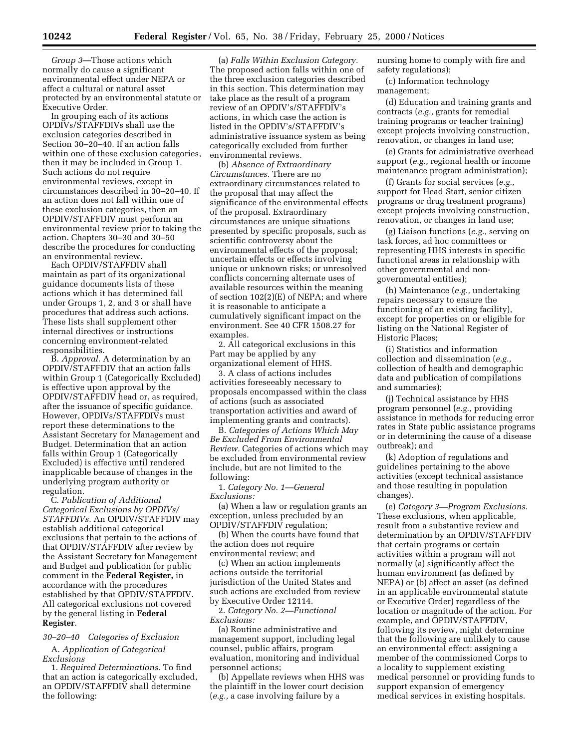*Group 3*—Those actions which normally do cause a significant environmental effect under NEPA or affect a cultural or natural asset protected by an environmental statute or Executive Order.

In grouping each of its actions OPDIVs/STAFFDIVs shall use the exclusion categories described in Section 30–20–40. If an action falls within one of these exclusion categories, then it may be included in Group 1. Such actions do not require environmental reviews, except in circumstances described in 30–20–40. If an action does not fall within one of these exclusion categories, then an OPDIV/STAFFDIV must perform an environmental review prior to taking the action. Chapters 30–30 and 30–50 describe the procedures for conducting an environmental review.

Each OPDIV/STAFFDIV shall maintain as part of its organizational guidance documents lists of these actions which it has determined fall under Groups 1, 2, and 3 or shall have procedures that address such actions. These lists shall supplement other internal directives or instructions concerning environment-related responsibilities.

B. *Approval.* A determination by an OPDIV/STAFFDIV that an action falls within Group 1 (Categorically Excluded) is effective upon approval by the OPDIV/STAFFDIV head or, as required, after the issuance of specific guidance. However, OPDIVs/STAFFDIVs must report these determinations to the Assistant Secretary for Management and Budget. Determination that an action falls within Group 1 (Categorically Excluded) is effective until rendered inapplicable because of changes in the underlying program authority or regulation.

C. *Publication of Additional Categorical Exclusions by OPDIVs/STAFFDIVs.* An OPDIV/STAFFDIV may establish additional categorical exclusions that pertain to the actions of that OPDIV/STAFFDIV after review by the Assistant Secretary for Management and Budget and publication for public comment in the **Federal Register,** in accordance with the procedures established by that OPDIV/STAFFDIV. All categorical exclusions not covered by the general listing in **Federal Register**.

### *30–20–40 Categories of Exclusion*

A. *Application of Categorical Exclusions*

1. *Required Determinations.* To find that an action is categorically excluded, an OPDIV/STAFFDIV shall determine the following:

(a) *Falls Within Exclusion Category.* The proposed action falls within one of the three exclusion categories described in this section. This determination may take place as the result of a program review of an OPDIV's/STAFFDIV's actions, in which case the action is listed in the OPDIV's/STAFFDIV's administrative issuance system as being categorically excluded from further environmental reviews.

(b) *Absence of Extraordinary Circumstances.* There are no extraordinary circumstances related to the proposal that may affect the significance of the environmental effects of the proposal. Extraordinary circumstances are unique situations presented by specific proposals, such as scientific controversy about the environmental effects of the proposal; uncertain effects or effects involving unique or unknown risks; or unresolved conflicts concerning alternate uses of available resources within the meaning of section 102(2)(E) of NEPA; and where it is reasonable to anticipate a cumulatively significant impact on the environment. See 40 CFR 1508.27 for examples.

2. All categorical exclusions in this Part may be applied by any organizational element of HHS.

3. A class of actions includes activities foreseeably necessary to proposals encompassed within the class of actions (such as associated transportation activities and award of implementing grants and contracts).

B. *Categories of Actions Which May Be Excluded From Environmental Review.* Categories of actions which may be excluded from environmental review include, but are not limited to the following:

1. *Category No. 1—General Exclusions:*

(a) When a law or regulation grants an exception, unless precluded by an OPDIV/STAFFDIV regulation;

(b) When the courts have found that the action does not require environmental review; and

(c) When an action implements actions outside the territorial jurisdiction of the United States and such actions are excluded from review by Executive Order 12114.

2. *Category No. 2—Functional Exclusions:*

(a) Routine administrative and management support, including legal counsel, public affairs, program evaluation, monitoring and individual personnel actions;

(b) Appellate reviews when HHS was the plaintiff in the lower court decision (*e.g.,* a case involving failure by a nursing home to comply with fire and safety regulations);

(c) Information technology management;

(d) Education and training grants and contracts (*e.g.,* grants for remedial training programs or teacher training) except projects involving construction, renovation, or changes in land use;

(e) Grants for administrative overhead support (*e.g.,* regional health or income maintenance program administration);

(f) Grants for social services (*e.g.,* support for Head Start, senior citizen programs or drug treatment programs) except projects involving construction, renovation, or changes in land use;

(g) Liaison functions (*e.g.,* serving on task forces, ad hoc committees or representing HHS interests in specific functional areas in relationship with other governmental and non-governmental entities);

(h) Maintenance (*e.g.,* undertaking repairs necessary to ensure the functioning of an existing facility), except for properties on or eligible for listing on the National Register of Historic Places;

(i) Statistics and information collection and dissemination (*e.g.,* collection of health and demographic data and publication of compilations and summaries);

(j) Technical assistance by HHS program personnel (*e.g.,* providing assistance in methods for reducing error rates in State public assistance programs or in determining the cause of a disease outbreak); and

(k) Adoption of regulations and guidelines pertaining to the above activities (except technical assistance and those resulting in population changes).

(e) *Category 3—Program Exclusions.* These exclusions, when applicable, result from a substantive review and determination by an OPDIV/STAFFDIV that certain programs or certain activities within a program will not normally (a) significantly affect the human environment (as defined by NEPA) or (b) affect an asset (as defined in an applicable environmental statute or Executive Order) regardless of the location or magnitude of the action. For example, and OPDIV/STAFFDIV, following its review, might determine that the following are unlikely to cause an environmental effect: assigning a member of the commissioned Corps to a locality to supplement existing medical personnel or providing funds to support expansion of emergency medical services in existing hospitals.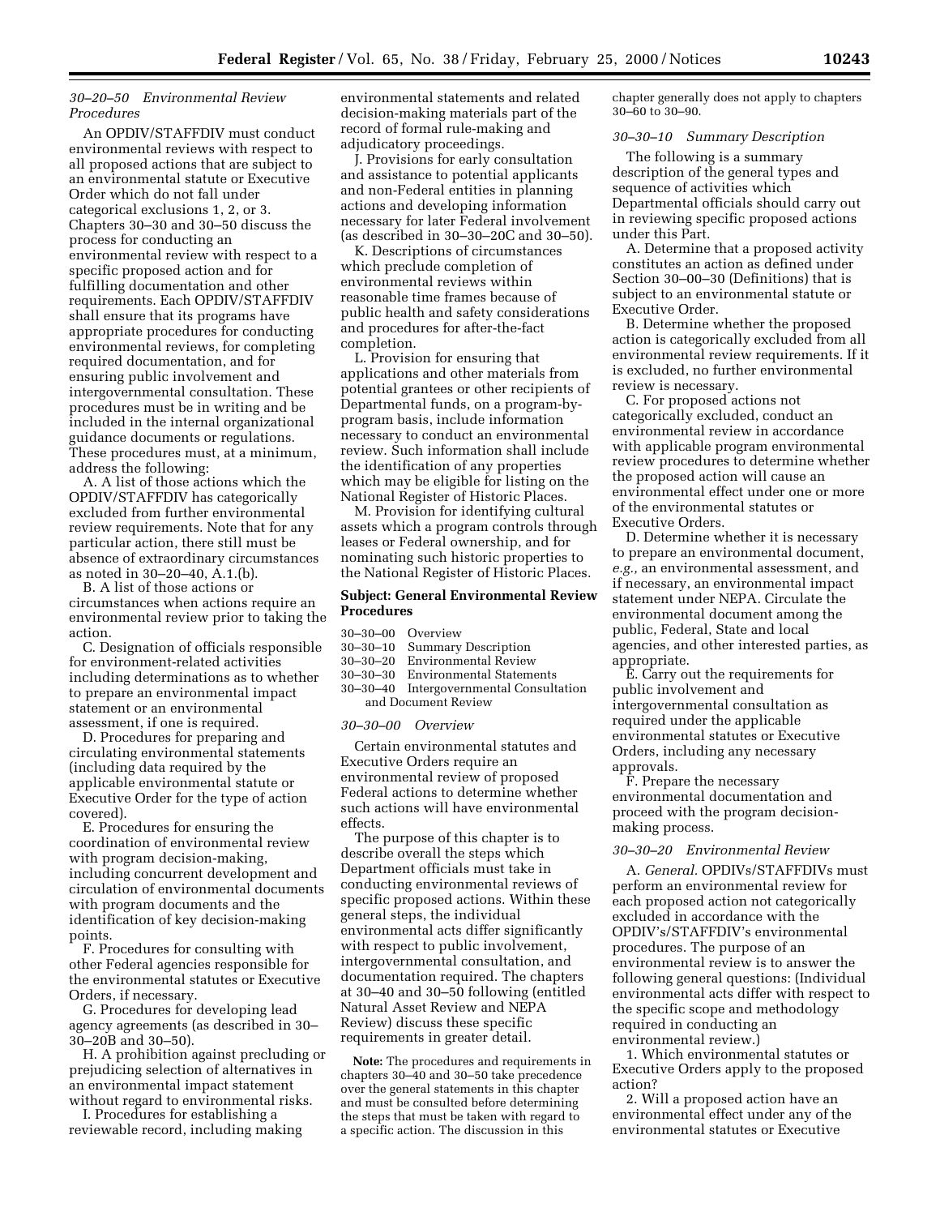*30–20–50 Environmental Review Procedures*

An OPDIV/STAFFDIV must conduct environmental reviews with respect to all proposed actions that are subject to an environmental statute or Executive Order which do not fall under categorical exclusions 1, 2, or 3. Chapters 30–30 and 30–50 discuss the process for conducting an environmental review with respect to a specific proposed action and for fulfilling documentation and other requirements. Each OPDIV/STAFFDIV shall ensure that its programs have appropriate procedures for conducting environmental reviews, for completing required documentation, and for ensuring public involvement and intergovernmental consultation. These procedures must be in writing and be included in the internal organizational guidance documents or regulations. These procedures must, at a minimum, address the following:

A. A list of those actions which the OPDIV/STAFFDIV has categorically excluded from further environmental review requirements. Note that for any particular action, there still must be absence of extraordinary circumstances as noted in 30–20–40, A.1.(b).

B. A list of those actions or circumstances when actions require an environmental review prior to taking the action.

C. Designation of officials responsible for environment-related activities including determinations as to whether to prepare an environmental impact statement or an environmental assessment, if one is required.

D. Procedures for preparing and circulating environmental statements (including data required by the applicable environmental statute or Executive Order for the type of action covered).

E. Procedures for ensuring the coordination of environmental review with program decision-making, including concurrent development and circulation of environmental documents with program documents and the identification of key decision-making points.

F. Procedures for consulting with other Federal agencies responsible for the environmental statutes or Executive Orders, if necessary.

G. Procedures for developing lead agency agreements (as described in 30–30–20B and 30–50).

H. A prohibition against precluding or prejudicing selection of alternatives in an environmental impact statement without regard to environmental risks.

I. Procedures for establishing a reviewable record, including making environmental statements and related decision-making materials part of the record of formal rule-making and adjudicatory proceedings.

J. Provisions for early consultation and assistance to potential applicants and non-Federal entities in planning actions and developing information necessary for later Federal involvement (as described in 30–30–20C and 30–50).

K. Descriptions of circumstances which preclude completion of environmental reviews within reasonable time frames because of public health and safety considerations and procedures for after-the-fact completion.

L. Provision for ensuring that applications and other materials from potential grantees or other recipients of Departmental funds, on a program-by-program basis, include information necessary to conduct an environmental review. Such information shall include the identification of any properties which may be eligible for listing on the National Register of Historic Places.

M. Provision for identifying cultural assets which a program controls through leases or Federal ownership, and for nominating such historic properties to the National Register of Historic Places.

## Subject: General Environmental Review Procedures

30–30–00 Overview
30–30–10 Summary Description
30–30–20 Environmental Review
30–30–30 Environmental Statements
30–30–40 Intergovernmental Consultation and Document Review

*30–30–00 Overview*

Certain environmental statutes and Executive Orders require an environmental review of proposed Federal actions to determine whether such actions will have environmental effects.

The purpose of this chapter is to describe overall the steps which Department officials must take in conducting environmental reviews of specific proposed actions. Within these general steps, the individual environmental acts differ significantly with respect to public involvement, intergovernmental consultation, and documentation required. The chapters at 30–40 and 30–50 following (entitled Natural Asset Review and NEPA Review) discuss these specific requirements in greater detail.

**Note:** The procedures and requirements in chapters 30–40 and 30–50 take precedence over the general statements in this chapter and must be consulted before determining the steps that must be taken with regard to a specific action. The discussion in this chapter generally does not apply to chapters 30–60 to 30–90.

*30–30–10 Summary Description*

The following is a summary description of the general types and sequence of activities which Departmental officials should carry out in reviewing specific proposed actions under this Part.

A. Determine that a proposed activity constitutes an action as defined under Section 30–00–30 (Definitions) that is subject to an environmental statute or Executive Order.

B. Determine whether the proposed action is categorically excluded from all environmental review requirements. If it is excluded, no further environmental review is necessary.

C. For proposed actions not categorically excluded, conduct an environmental review in accordance with applicable program environmental review procedures to determine whether the proposed action will cause an environmental effect under one or more of the environmental statutes or Executive Orders.

D. Determine whether it is necessary to prepare an environmental document, *e.g.,* an environmental assessment, and if necessary, an environmental impact statement under NEPA. Circulate the environmental document among the public, Federal, State and local agencies, and other interested parties, as appropriate.

E. Carry out the requirements for public involvement and intergovernmental consultation as required under the applicable environmental statutes or Executive Orders, including any necessary approvals.

F. Prepare the necessary environmental documentation and proceed with the program decision-making process.

*30–30–20 Environmental Review*

A. *General.* OPDIVs/STAFFDIVs must perform an environmental review for each proposed action not categorically excluded in accordance with the OPDIV's/STAFFDIV's environmental procedures. The purpose of an environmental review is to answer the following general questions: (Individual environmental acts differ with respect to the specific scope and methodology required in conducting an environmental review.)

1. Which environmental statutes or Executive Orders apply to the proposed action?

2. Will a proposed action have an environmental effect under any of the environmental statutes or Executive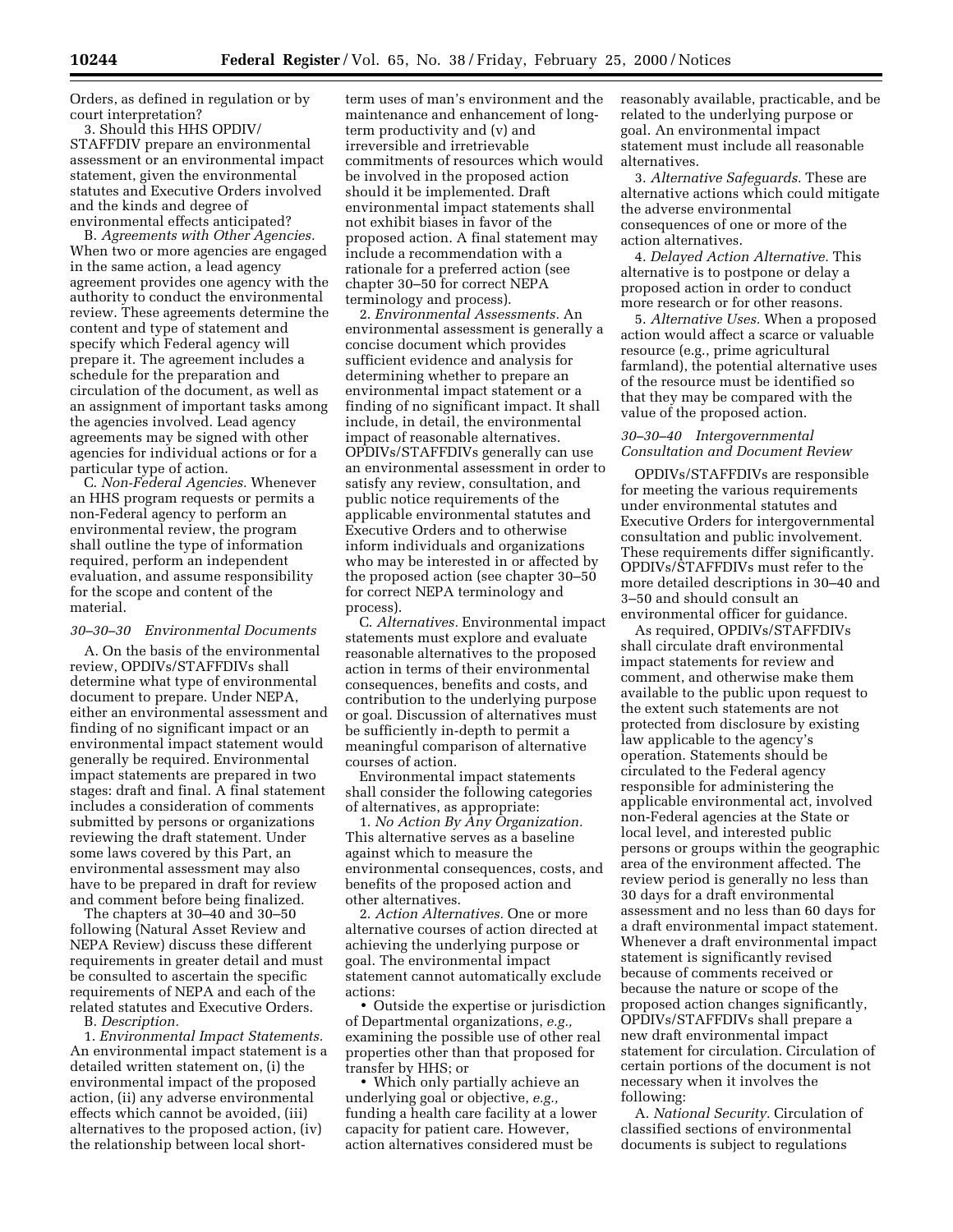Orders, as defined in regulation or by court interpretation?

3. Should this HHS OPDIV/STAFFDIV prepare an environmental assessment or an environmental impact statement, given the environmental statutes and Executive Orders involved and the kinds and degree of environmental effects anticipated?

B. *Agreements with Other Agencies.* When two or more agencies are engaged in the same action, a lead agency agreement provides one agency with the authority to conduct the environmental review. These agreements determine the content and type of statement and specify which Federal agency will prepare it. The agreement includes a schedule for the preparation and circulation of the document, as well as an assignment of important tasks among the agencies involved. Lead agency agreements may be signed with other agencies for individual actions or for a particular type of action.

C. *Non-Federal Agencies.* Whenever an HHS program requests or permits a non-Federal agency to perform an environmental review, the program shall outline the type of information required, perform an independent evaluation, and assume responsibility for the scope and content of the material.

### *30–30–30 Environmental Documents*

A. On the basis of the environmental review, OPDIVs/STAFFDIVs shall determine what type of environmental document to prepare. Under NEPA, either an environmental assessment and finding of no significant impact or an environmental impact statement would generally be required. Environmental impact statements are prepared in two stages: draft and final. A final statement includes a consideration of comments submitted by persons or organizations reviewing the draft statement. Under some laws covered by this Part, an environmental assessment may also have to be prepared in draft for review and comment before being finalized.

The chapters at 30–40 and 30–50 following (Natural Asset Review and NEPA Review) discuss these different requirements in greater detail and must be consulted to ascertain the specific requirements of NEPA and each of the related statutes and Executive Orders.

B. *Description.*

1. *Environmental Impact Statements.* An environmental impact statement is a detailed written statement on, (i) the environmental impact of the proposed action, (ii) any adverse environmental effects which cannot be avoided, (iii) alternatives to the proposed action, (iv) the relationship between local short-term uses of man's environment and the maintenance and enhancement of long-term productivity and (v) and irreversible and irretrievable commitments of resources which would be involved in the proposed action should it be implemented. Draft environmental impact statements shall not exhibit biases in favor of the proposed action. A final statement may include a recommendation with a rationale for a preferred action (see chapter 30–50 for correct NEPA terminology and process).

2. *Environmental Assessments.* An environmental assessment is generally a concise document which provides sufficient evidence and analysis for determining whether to prepare an environmental impact statement or a finding of no significant impact. It shall include, in detail, the environmental impact of reasonable alternatives. OPDIVs/STAFFDIVs generally can use an environmental assessment in order to satisfy any review, consultation, and public notice requirements of the applicable environmental statutes and Executive Orders and to otherwise inform individuals and organizations who may be interested in or affected by the proposed action (see chapter 30–50 for correct NEPA terminology and process).

C. *Alternatives.* Environmental impact statements must explore and evaluate reasonable alternatives to the proposed action in terms of their environmental consequences, benefits and costs, and contribution to the underlying purpose or goal. Discussion of alternatives must be sufficiently in-depth to permit a meaningful comparison of alternative courses of action.

Environmental impact statements shall consider the following categories of alternatives, as appropriate:

1. *No Action By Any Organization.* This alternative serves as a baseline against which to measure the environmental consequences, costs, and benefits of the proposed action and other alternatives.

2. *Action Alternatives.* One or more alternative courses of action directed at achieving the underlying purpose or goal. The environmental impact statement cannot automatically exclude actions:

- Outside the expertise or jurisdiction of Departmental organizations, *e.g.,* examining the possible use of other real properties other than that proposed for transfer by HHS; or
- Which only partially achieve an underlying goal or objective, *e.g.,* funding a health care facility at a lower capacity for patient care. However, action alternatives considered must be reasonably available, practicable, and be related to the underlying purpose or goal. An environmental impact statement must include all reasonable alternatives.

3. *Alternative Safeguards.* These are alternative actions which could mitigate the adverse environmental consequences of one or more of the action alternatives.

4. *Delayed Action Alternative.* This alternative is to postpone or delay a proposed action in order to conduct more research or for other reasons.

5. *Alternative Uses.* When a proposed action would affect a scarce or valuable resource (e.g., prime agricultural farmland), the potential alternative uses of the resource must be identified so that they may be compared with the value of the proposed action.

### *30–30–40 Intergovernmental Consultation and Document Review*

OPDIVs/STAFFDIVs are responsible for meeting the various requirements under environmental statutes and Executive Orders for intergovernmental consultation and public involvement. These requirements differ significantly. OPDIVs/STAFFDIVs must refer to the more detailed descriptions in 30–40 and 3–50 and should consult an environmental officer for guidance.

As required, OPDIVs/STAFFDIVs shall circulate draft environmental impact statements for review and comment, and otherwise make them available to the public upon request to the extent such statements are not protected from disclosure by existing law applicable to the agency's operation. Statements should be circulated to the Federal agency responsible for administering the applicable environmental act, involved non-Federal agencies at the State or local level, and interested public persons or groups within the geographic area of the environment affected. The review period is generally no less than 30 days for a draft environmental assessment and no less than 60 days for a draft environmental impact statement. Whenever a draft environmental impact statement is significantly revised because of comments received or because the nature or scope of the proposed action changes significantly, OPDIVs/STAFFDIVs shall prepare a new draft environmental impact statement for circulation. Circulation of certain portions of the document is not necessary when it involves the following:

A. *National Security.* Circulation of classified sections of environmental documents is subject to regulations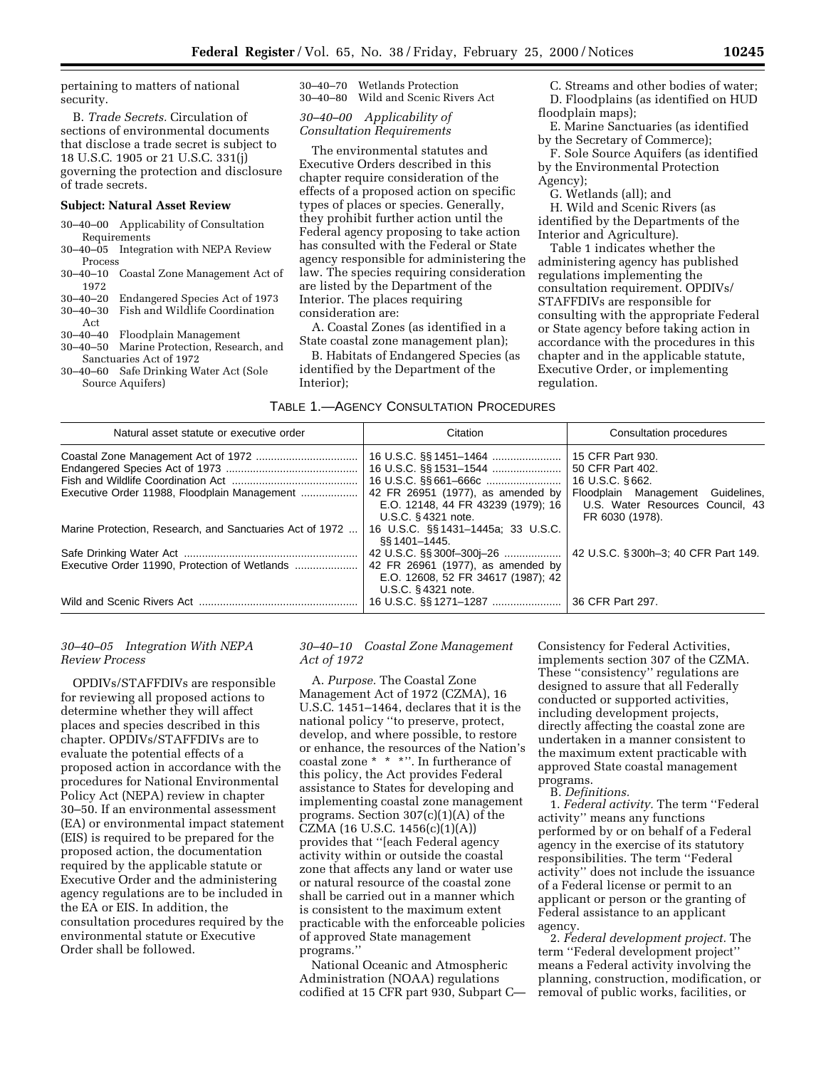pertaining to matters of national security.

B. *Trade Secrets.* Circulation of sections of environmental documents that disclose a trade secret is subject to 18 U.S.C. 1905 or 21 U.S.C. 331(j) governing the protection and disclosure of trade secrets.

**Subject: Natural Asset Review**

30–40–00 Applicability of Consultation Requirements
30–40–05 Integration with NEPA Review Process
30–40–10 Coastal Zone Management Act of 1972
30–40–20 Endangered Species Act of 1973
30–40–30 Fish and Wildlife Coordination Act
30–40–40 Floodplain Management
30–40–50 Marine Protection, Research, and Sanctuaries Act of 1972
30–40–60 Safe Drinking Water Act (Sole Source Aquifers)
30–40–70 Wetlands Protection
30–40–80 Wild and Scenic Rivers Act

*30–40–00 Applicability of Consultation Requirements*

The environmental statutes and Executive Orders described in this chapter require consideration of the effects of a proposed action on specific types of places or species. Generally, they prohibit further action until the Federal agency proposing to take action has consulted with the Federal or State agency responsible for administering the law. The species requiring consideration are listed by the Department of the Interior. The places requiring consideration are:

A. Coastal Zones (as identified in a State coastal zone management plan);
B. Habitats of Endangered Species (as identified by the Department of the Interior);
C. Streams and other bodies of water;
D. Floodplains (as identified on HUD floodplain maps);
E. Marine Sanctuaries (as identified by the Secretary of Commerce);
F. Sole Source Aquifers (as identified by the Environmental Protection Agency);
G. Wetlands (all); and
H. Wild and Scenic Rivers (as identified by the Departments of the Interior and Agriculture).

Table 1 indicates whether the administering agency has published regulations implementing the consultation requirement. OPDIVs/STAFFDIVs are responsible for consulting with the appropriate Federal or State agency before taking action in accordance with the procedures in this chapter and in the applicable statute, Executive Order, or implementing regulation.

TABLE 1.—AGENCY CONSULTATION PROCEDURES

| Natural asset statute or executive order | Citation | Consultation procedures |
|---|---|---|
| Coastal Zone Management Act of 1972 | 16 U.S.C. §§ 1451–1464 | 15 CFR Part 930. |
| Endangered Species Act of 1973 | 16 U.S.C. §§ 1531–1544 | 50 CFR Part 402. |
| Fish and Wildlife Coordination Act | 16 U.S.C. §§ 661–666c | 16 U.S.C. § 662. |
| Executive Order 11988, Floodplain Management | 42 FR 26951 (1977), as amended by E.O. 12148, 44 FR 43239 (1979); 16 U.S.C. § 4321 note. | Floodplain Management Guidelines, U.S. Water Resources Council, 43 FR 6030 (1978). |
| Marine Protection, Research, and Sanctuaries Act of 1972 | 16 U.S.C. §§ 1431–1445a; 33 U.S.C. §§ 1401–1445. | |
| Safe Drinking Water Act | 42 U.S.C. §§ 300f–300j–26 | 42 U.S.C. § 300h–3; 40 CFR Part 149. |
| Executive Order 11990, Protection of Wetlands | 42 FR 26961 (1977), as amended by E.O. 12608, 52 FR 34617 (1987); 42 U.S.C. § 4321 note. | |
| Wild and Scenic Rivers Act | 16 U.S.C. §§ 1271–1287 | 36 CFR Part 297. |

*30–40–05 Integration With NEPA Review Process*

OPDIVs/STAFFDIVs are responsible for reviewing all proposed actions to determine whether they will affect places and species described in this chapter. OPDIVs/STAFFDIVs are to evaluate the potential effects of a proposed action in accordance with the procedures for National Environmental Policy Act (NEPA) review in chapter 30–50. If an environmental assessment (EA) or environmental impact statement (EIS) is required to be prepared for the proposed action, the documentation required by the applicable statute or Executive Order and the administering agency regulations are to be included in the EA or EIS. In addition, the consultation procedures required by the environmental statute or Executive Order shall be followed.

*30–40–10 Coastal Zone Management Act of 1972*

A. *Purpose.* The Coastal Zone Management Act of 1972 (CZMA), 16 U.S.C. 1451–1464, declares that it is the national policy ''to preserve, protect, develop, and where possible, to restore or enhance, the resources of the Nation's coastal zone * * *''. In furtherance of this policy, the Act provides Federal assistance to States for developing and implementing coastal zone management programs. Section 307(c)(1)(A) of the CZMA (16 U.S.C. 1456(c)(1)(A)) provides that ''[each Federal agency activity within or outside the coastal zone that affects any land or water use or natural resource of the coastal zone shall be carried out in a manner which is consistent to the maximum extent practicable with the enforceable policies of approved State management programs.''

National Oceanic and Atmospheric Administration (NOAA) regulations codified at 15 CFR part 930, Subpart C—Consistency for Federal Activities, implements section 307 of the CZMA. These ''consistency'' regulations are designed to assure that all Federally conducted or supported activities, including development projects, directly affecting the coastal zone are undertaken in a manner consistent to the maximum extent practicable with approved State coastal management programs.

B. *Definitions.*

1. *Federal activity.* The term ''Federal activity'' means any functions performed by or on behalf of a Federal agency in the exercise of its statutory responsibilities. The term ''Federal activity'' does not include the issuance of a Federal license or permit to an applicant or person or the granting of Federal assistance to an applicant agency.

2. *Federal development project.* The term ''Federal development project'' means a Federal activity involving the planning, construction, modification, or removal of public works, facilities, or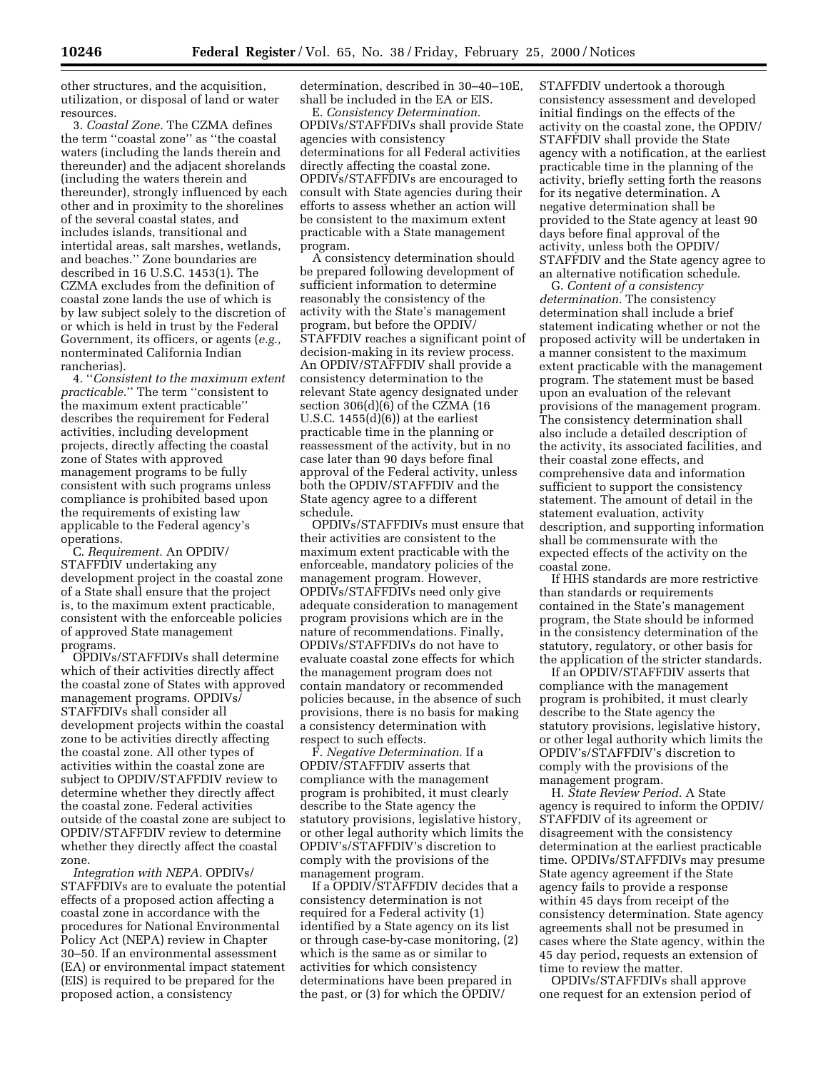other structures, and the acquisition, utilization, or disposal of land or water resources.

3. *Coastal Zone.* The CZMA defines the term ''coastal zone'' as ''the coastal waters (including the lands therein and thereunder) and the adjacent shorelands (including the waters therein and thereunder), strongly influenced by each other and in proximity to the shorelines of the several coastal states, and includes islands, transitional and intertidal areas, salt marshes, wetlands, and beaches.'' Zone boundaries are described in 16 U.S.C. 1453(1). The CZMA excludes from the definition of coastal zone lands the use of which is by law subject solely to the discretion of or which is held in trust by the Federal Government, its officers, or agents (*e.g.,* nonterminated California Indian rancherias).

4. ''*Consistent to the maximum extent practicable.*'' The term ''consistent to the maximum extent practicable'' describes the requirement for Federal activities, including development projects, directly affecting the coastal zone of States with approved management programs to be fully consistent with such programs unless compliance is prohibited based upon the requirements of existing law applicable to the Federal agency's operations.

C. *Requirement.* An OPDIV/STAFFDIV undertaking any development project in the coastal zone of a State shall ensure that the project is, to the maximum extent practicable, consistent with the enforceable policies of approved State management programs.

OPDIVs/STAFFDIVs shall determine which of their activities directly affect the coastal zone of States with approved management programs. OPDIVs/STAFFDIVs shall consider all development projects within the coastal zone to be activities directly affecting the coastal zone. All other types of activities within the coastal zone are subject to OPDIV/STAFFDIV review to determine whether they directly affect the coastal zone. Federal activities outside of the coastal zone are subject to OPDIV/STAFFDIV review to determine whether they directly affect the coastal zone.

*Integration with NEPA.* OPDIVs/STAFFDIVs are to evaluate the potential effects of a proposed action affecting a coastal zone in accordance with the procedures for National Environmental Policy Act (NEPA) review in Chapter 30–50. If an environmental assessment (EA) or environmental impact statement (EIS) is required to be prepared for the proposed action, a consistency determination, described in 30–40–10E, shall be included in the EA or EIS.

E. *Consistency Determination.* OPDIVs/STAFFDIVs shall provide State agencies with consistency determinations for all Federal activities directly affecting the coastal zone. OPDIVs/STAFFDIVs are encouraged to consult with State agencies during their efforts to assess whether an action will be consistent to the maximum extent practicable with a State management program.

A consistency determination should be prepared following development of sufficient information to determine reasonably the consistency of the activity with the State's management program, but before the OPDIV/STAFFDIV reaches a significant point of decision-making in its review process. An OPDIV/STAFFDIV shall provide a consistency determination to the relevant State agency designated under section 306(d)(6) of the CZMA (16 U.S.C. 1455(d)(6)) at the earliest practicable time in the planning or reassessment of the activity, but in no case later than 90 days before final approval of the Federal activity, unless both the OPDIV/STAFFDIV and the State agency agree to a different schedule.

OPDIVs/STAFFDIVs must ensure that their activities are consistent to the maximum extent practicable with the enforceable, mandatory policies of the management program. However, OPDIVs/STAFFDIVs need only give adequate consideration to management program provisions which are in the nature of recommendations. Finally, OPDIVs/STAFFDIVs do not have to evaluate coastal zone effects for which the management program does not contain mandatory or recommended policies because, in the absence of such provisions, there is no basis for making a consistency determination with respect to such effects.

F. *Negative Determination.* If a OPDIV/STAFFDIV asserts that compliance with the management program is prohibited, it must clearly describe to the State agency the statutory provisions, legislative history, or other legal authority which limits the OPDIV's/STAFFDIV's discretion to comply with the provisions of the management program.

If a OPDIV/STAFFDIV decides that a consistency determination is not required for a Federal activity (1) identified by a State agency on its list or through case-by-case monitoring, (2) which is the same as or similar to activities for which consistency determinations have been prepared in the past, or (3) for which the OPDIV/STAFFDIV undertook a thorough consistency assessment and developed initial findings on the effects of the activity on the coastal zone, the OPDIV/STAFFDIV shall provide the State agency with a notification, at the earliest practicable time in the planning of the activity, briefly setting forth the reasons for its negative determination. A negative determination shall be provided to the State agency at least 90 days before final approval of the activity, unless both the OPDIV/STAFFDIV and the State agency agree to an alternative notification schedule.

G. *Content of a consistency determination.* The consistency determination shall include a brief statement indicating whether or not the proposed activity will be undertaken in a manner consistent to the maximum extent practicable with the management program. The statement must be based upon an evaluation of the relevant provisions of the management program. The consistency determination shall also include a detailed description of the activity, its associated facilities, and their coastal zone effects, and comprehensive data and information sufficient to support the consistency statement. The amount of detail in the statement evaluation, activity description, and supporting information shall be commensurate with the expected effects of the activity on the coastal zone.

If HHS standards are more restrictive than standards or requirements contained in the State's management program, the State should be informed in the consistency determination of the statutory, regulatory, or other basis for the application of the stricter standards.

If an OPDIV/STAFFDIV asserts that compliance with the management program is prohibited, it must clearly describe to the State agency the statutory provisions, legislative history, or other legal authority which limits the OPDIV's/STAFFDIV's discretion to comply with the provisions of the management program.

H. *State Review Period.* A State agency is required to inform the OPDIV/STAFFDIV of its agreement or disagreement with the consistency determination at the earliest practicable time. OPDIVs/STAFFDIVs may presume State agency agreement if the State agency fails to provide a response within 45 days from receipt of the consistency determination. State agency agreements shall not be presumed in cases where the State agency, within the 45 day period, requests an extension of time to review the matter.

OPDIVs/STAFFDIVs shall approve one request for an extension period of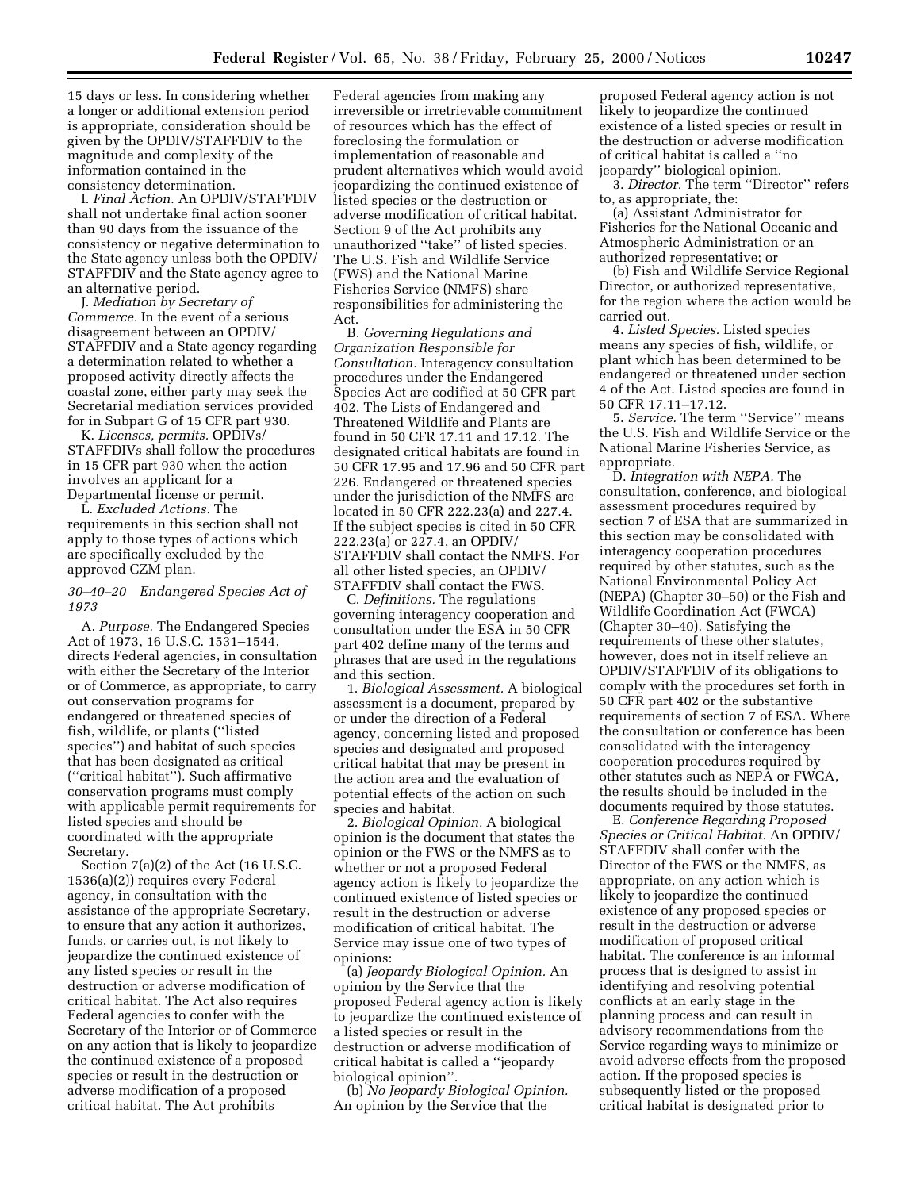15 days or less. In considering whether a longer or additional extension period is appropriate, consideration should be given by the OPDIV/STAFFDIV to the magnitude and complexity of the information contained in the consistency determination.

I. *Final Action.* An OPDIV/STAFFDIV shall not undertake final action sooner than 90 days from the issuance of the consistency or negative determination to the State agency unless both the OPDIV/STAFFDIV and the State agency agree to an alternative period.

J. *Mediation by Secretary of Commerce.* In the event of a serious disagreement between an OPDIV/STAFFDIV and a State agency regarding a determination related to whether a proposed activity directly affects the coastal zone, either party may seek the Secretarial mediation services provided for in Subpart G of 15 CFR part 930.

K. *Licenses, permits.* OPDIVs/STAFFDIVs shall follow the procedures in 15 CFR part 930 when the action involves an applicant for a Departmental license or permit.

L. *Excluded Actions.* The requirements in this section shall not apply to those types of actions which are specifically excluded by the approved CZM plan.

### *30–40–20 Endangered Species Act of 1973*

A. *Purpose.* The Endangered Species Act of 1973, 16 U.S.C. 1531–1544, directs Federal agencies, in consultation with either the Secretary of the Interior or of Commerce, as appropriate, to carry out conservation programs for endangered or threatened species of fish, wildlife, or plants (''listed species'') and habitat of such species that has been designated as critical (''critical habitat''). Such affirmative conservation programs must comply with applicable permit requirements for listed species and should be coordinated with the appropriate Secretary.

Section 7(a)(2) of the Act (16 U.S.C. 1536(a)(2)) requires every Federal agency, in consultation with the assistance of the appropriate Secretary, to ensure that any action it authorizes, funds, or carries out, is not likely to jeopardize the continued existence of any listed species or result in the destruction or adverse modification of critical habitat. The Act also requires Federal agencies to confer with the Secretary of the Interior or of Commerce on any action that is likely to jeopardize the continued existence of a proposed species or result in the destruction or adverse modification of a proposed critical habitat. The Act prohibits Federal agencies from making any irreversible or irretrievable commitment of resources which has the effect of foreclosing the formulation or implementation of reasonable and prudent alternatives which would avoid jeopardizing the continued existence of listed species or the destruction or adverse modification of critical habitat. Section 9 of the Act prohibits any unauthorized ''take'' of listed species. The U.S. Fish and Wildlife Service (FWS) and the National Marine Fisheries Service (NMFS) share responsibilities for administering the Act.

B. *Governing Regulations and Organization Responsible for Consultation.* Interagency consultation procedures under the Endangered Species Act are codified at 50 CFR part 402. The Lists of Endangered and Threatened Wildlife and Plants are found in 50 CFR 17.11 and 17.12. The designated critical habitats are found in 50 CFR 17.95 and 17.96 and 50 CFR part 226. Endangered or threatened species under the jurisdiction of the NMFS are located in 50 CFR 222.23(a) and 227.4. If the subject species is cited in 50 CFR 222.23(a) or 227.4, an OPDIV/STAFFDIV shall contact the NMFS. For all other listed species, an OPDIV/STAFFDIV shall contact the FWS.

C. *Definitions.* The regulations governing interagency cooperation and consultation under the ESA in 50 CFR part 402 define many of the terms and phrases that are used in the regulations and this section.

1. *Biological Assessment.* A biological assessment is a document, prepared by or under the direction of a Federal agency, concerning listed and proposed species and designated and proposed critical habitat that may be present in the action area and the evaluation of potential effects of the action on such species and habitat.

2. *Biological Opinion.* A biological opinion is the document that states the opinion or the FWS or the NMFS as to whether or not a proposed Federal agency action is likely to jeopardize the continued existence of listed species or result in the destruction or adverse modification of critical habitat. The Service may issue one of two types of opinions:

(a) *Jeopardy Biological Opinion.* An opinion by the Service that the proposed Federal agency action is likely to jeopardize the continued existence of a listed species or result in the destruction or adverse modification of critical habitat is called a ''jeopardy biological opinion''.

(b) *No Jeopardy Biological Opinion.* An opinion by the Service that the proposed Federal agency action is not likely to jeopardize the continued existence of a listed species or result in the destruction or adverse modification of critical habitat is called a ''no jeopardy'' biological opinion.

3. *Director.* The term ''Director'' refers to, as appropriate, the:

(a) Assistant Administrator for Fisheries for the National Oceanic and Atmospheric Administration or an authorized representative; or

(b) Fish and Wildlife Service Regional Director, or authorized representative, for the region where the action would be carried out.

4. *Listed Species.* Listed species means any species of fish, wildlife, or plant which has been determined to be endangered or threatened under section 4 of the Act. Listed species are found in 50 CFR 17.11–17.12.

5. *Service.* The term ''Service'' means the U.S. Fish and Wildlife Service or the National Marine Fisheries Service, as appropriate.

D. *Integration with NEPA.* The consultation, conference, and biological assessment procedures required by section 7 of ESA that are summarized in this section may be consolidated with interagency cooperation procedures required by other statutes, such as the National Environmental Policy Act (NEPA) (Chapter 30–50) or the Fish and Wildlife Coordination Act (FWCA) (Chapter 30–40). Satisfying the requirements of these other statutes, however, does not in itself relieve an OPDIV/STAFFDIV of its obligations to comply with the procedures set forth in 50 CFR part 402 or the substantive requirements of section 7 of ESA. Where the consultation or conference has been consolidated with the interagency cooperation procedures required by other statutes such as NEPA or FWCA, the results should be included in the documents required by those statutes.

E. *Conference Regarding Proposed Species or Critical Habitat.* An OPDIV/STAFFDIV shall confer with the Director of the FWS or the NMFS, as appropriate, on any action which is likely to jeopardize the continued existence of any proposed species or result in the destruction or adverse modification of proposed critical habitat. The conference is an informal process that is designed to assist in identifying and resolving potential conflicts at an early stage in the planning process and can result in advisory recommendations from the Service regarding ways to minimize or avoid adverse effects from the proposed action. If the proposed species is subsequently listed or the proposed critical habitat is designated prior to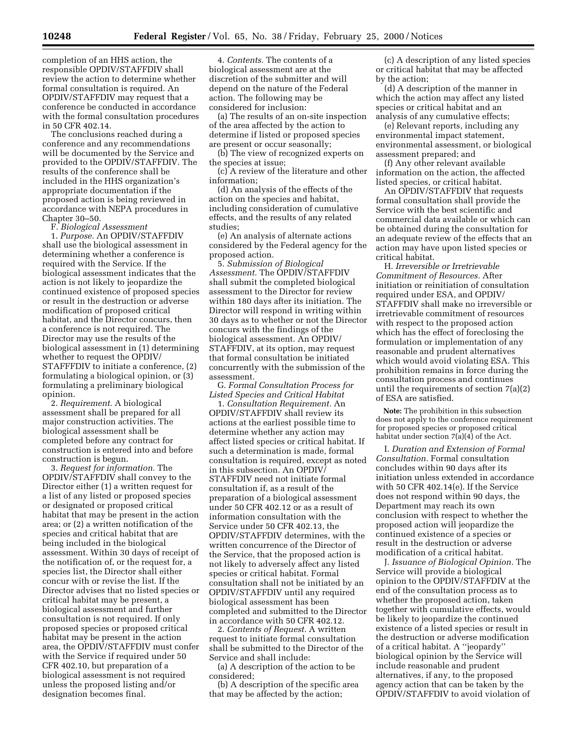completion of an HHS action, the responsible OPDIV/STAFFDIV shall review the action to determine whether formal consultation is required. An OPDIV/STAFFDIV may request that a conference be conducted in accordance with the formal consultation procedures in 50 CFR 402.14.

The conclusions reached during a conference and any recommendations will be documented by the Service and provided to the OPDIV/STAFFDIV. The results of the conference shall be included in the HHS organization's appropriate documentation if the proposed action is being reviewed in accordance with NEPA procedures in Chapter 30–50.

F. *Biological Assessment*

1. *Purpose.* An OPDIV/STAFFDIV shall use the biological assessment in determining whether a conference is required with the Service. If the biological assessment indicates that the action is not likely to jeopardize the continued existence of proposed species or result in the destruction or adverse modification of proposed critical habitat, and the Director concurs, then a conference is not required. The Director may use the results of the biological assessment in (1) determining whether to request the OPDIV/STAFFFDIV to initiate a conference, (2) formulating a biological opinion, or (3) formulating a preliminary biological opinion.

2. *Requirement.* A biological assessment shall be prepared for all major construction activities. The biological assessment shall be completed before any contract for construction is entered into and before construction is begun.

3. *Request for information.* The OPDIV/STAFFDIV shall convey to the Director either (1) a written request for a list of any listed or proposed species or designated or proposed critical habitat that may be present in the action area; or (2) a written notification of the species and critical habitat that are being included in the biological assessment. Within 30 days of receipt of the notification of, or the request for, a species list, the Director shall either concur with or revise the list. If the Director advises that no listed species or critical habitat may be present, a biological assessment and further consultation is not required. If only proposed species or proposed critical habitat may be present in the action area, the OPDIV/STAFFDIV must confer with the Service if required under 50 CFR 402.10, but preparation of a biological assessment is not required unless the proposed listing and/or designation becomes final.

4. *Contents.* The contents of a biological assessment are at the discretion of the submitter and will depend on the nature of the Federal action. The following may be considered for inclusion:

(a) The results of an on-site inspection of the area affected by the action to determine if listed or proposed species are present or occur seasonally;

(b) The view of recognized experts on the species at issue;

(c) A review of the literature and other information;

(d) An analysis of the effects of the action on the species and habitat, including consideration of cumulative effects, and the results of any related studies;

(e) An analysis of alternate actions considered by the Federal agency for the proposed action.

5. *Submission of Biological Assessment.* The OPDIV/STAFFDIV shall submit the completed biological assessment to the Director for review within 180 days after its initiation. The Director will respond in writing within 30 days as to whether or not the Director concurs with the findings of the biological assessment. An OPDIV/STAFFDIV, at its option, may request that formal consultation be initiated concurrently with the submission of the assessment.

G. *Formal Consultation Process for Listed Species and Critical Habitat*

1. *Consultation Requirement.* An OPDIV/STAFFDIV shall review its actions at the earliest possible time to determine whether any action may affect listed species or critical habitat. If such a determination is made, formal consultation is required, except as noted in this subsection. An OPDIV/STAFFDIV need not initiate formal consultation if, as a result of the preparation of a biological assessment under 50 CFR 402.12 or as a result of information consultation with the Service under 50 CFR 402.13, the OPDIV/STAFFDIV determines, with the written concurrence of the Director of the Service, that the proposed action is not likely to adversely affect any listed species or critical habitat. Formal consultation shall not be initiated by an OPDIV/STAFFDIV until any required biological assessment has been completed and submitted to the Director in accordance with 50 CFR 402.12.

2. *Contents of Request.* A written request to initiate formal consultation shall be submitted to the Director of the Service and shall include:

(a) A description of the action to be considered;

(b) A description of the specific area that may be affected by the action;

(c) A description of any listed species or critical habitat that may be affected by the action;

(d) A description of the manner in which the action may affect any listed species or critical habitat and an analysis of any cumulative effects;

(e) Relevant reports, including any environmental impact statement, environmental assessment, or biological assessment prepared; and

(f) Any other relevant available information on the action, the affected listed species, or critical habitat.

An OPDIV/STAFFDIV that requests formal consultation shall provide the Service with the best scientific and commercial data available or which can be obtained during the consultation for an adequate review of the effects that an action may have upon listed species or critical habitat.

H. *Irreversible or Irretrievable Commitment of Resources.* After initiation or reinitiation of consultation required under ESA, and OPDIV/STAFFDIV shall make no irreversible or irretrievable commitment of resources with respect to the proposed action which has the effect of foreclosing the formulation or implementation of any reasonable and prudent alternatives which would avoid violating ESA. This prohibition remains in force during the consultation process and continues until the requirements of section 7(a)(2) of ESA are satisfied.

**Note:** The prohibition in this subsection does not apply to the conference requirement for proposed species or proposed critical habitat under section 7(a)(4) of the Act.

I. *Duration and Extension of Formal Consultation.* Formal consultation concludes within 90 days after its initiation unless extended in accordance with 50 CFR 402.14(e). If the Service does not respond within 90 days, the Department may reach its own conclusion with respect to whether the proposed action will jeopardize the continued existence of a species or result in the destruction or adverse modification of a critical habitat.

J. *Issuance of Biological Opinion.* The Service will provide a biological opinion to the OPDIV/STAFFDIV at the end of the consultation process as to whether the proposed action, taken together with cumulative effects, would be likely to jeopardize the continued existence of a listed species or result in the destruction or adverse modification of a critical habitat. A ''jeopardy'' biological opinion by the Service will include reasonable and prudent alternatives, if any, to the proposed agency action that can be taken by the OPDIV/STAFFDIV to avoid violation of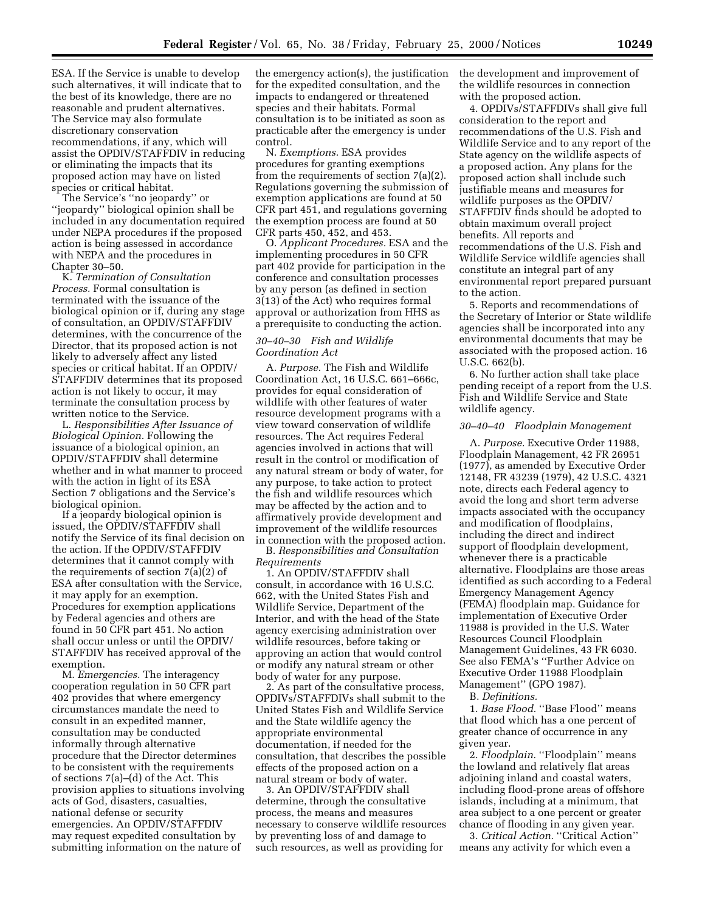ESA. If the Service is unable to develop such alternatives, it will indicate that to the best of its knowledge, there are no reasonable and prudent alternatives. The Service may also formulate discretionary conservation recommendations, if any, which will assist the OPDIV/STAFFDIV in reducing or eliminating the impacts that its proposed action may have on listed species or critical habitat.

The Service's ''no jeopardy'' or ''jeopardy'' biological opinion shall be included in any documentation required under NEPA procedures if the proposed action is being assessed in accordance with NEPA and the procedures in Chapter 30–50.

K. *Termination of Consultation Process.* Formal consultation is terminated with the issuance of the biological opinion or if, during any stage of consultation, an OPDIV/STAFFDIV determines, with the concurrence of the Director, that its proposed action is not likely to adversely affect any listed species or critical habitat. If an OPDIV/STAFFDIV determines that its proposed action is not likely to occur, it may terminate the consultation process by written notice to the Service.

L. *Responsibilities After Issuance of Biological Opinion.* Following the issuance of a biological opinion, an OPDIV/STAFFDIV shall determine whether and in what manner to proceed with the action in light of its ESA Section 7 obligations and the Service's biological opinion.

If a jeopardy biological opinion is issued, the OPDIV/STAFFDIV shall notify the Service of its final decision on the action. If the OPDIV/STAFFDIV determines that it cannot comply with the requirements of section 7(a)(2) of ESA after consultation with the Service, it may apply for an exemption. Procedures for exemption applications by Federal agencies and others are found in 50 CFR part 451. No action shall occur unless or until the OPDIV/STAFFDIV has received approval of the exemption.

M. *Emergencies.* The interagency cooperation regulation in 50 CFR part 402 provides that where emergency circumstances mandate the need to consult in an expedited manner, consultation may be conducted informally through alternative procedure that the Director determines to be consistent with the requirements of sections 7(a)–(d) of the Act. This provision applies to situations involving acts of God, disasters, casualties, national defense or security emergencies. An OPDIV/STAFFDIV may request expedited consultation by submitting information on the nature of the emergency action(s), the justification for the expedited consultation, and the impacts to endangered or threatened species and their habitats. Formal consultation is to be initiated as soon as practicable after the emergency is under control.

N. *Exemptions.* ESA provides procedures for granting exemptions from the requirements of section 7(a)(2). Regulations governing the submission of exemption applications are found at 50 CFR part 451, and regulations governing the exemption process are found at 50 CFR parts 450, 452, and 453.

O. *Applicant Procedures.* ESA and the implementing procedures in 50 CFR part 402 provide for participation in the conference and consultation processes by any person (as defined in section 3(13) of the Act) who requires formal approval or authorization from HHS as a prerequisite to conducting the action.

### *30–40–30 Fish and Wildlife Coordination Act*

A. *Purpose.* The Fish and Wildlife Coordination Act, 16 U.S.C. 661–666c, provides for equal consideration of wildlife with other features of water resource development programs with a view toward conservation of wildlife resources. The Act requires Federal agencies involved in actions that will result in the control or modification of any natural stream or body of water, for any purpose, to take action to protect the fish and wildlife resources which may be affected by the action and to affirmatively provide development and improvement of the wildlife resources in connection with the proposed action.

B. *Responsibilities and Consultation Requirements*

1. An OPDIV/STAFFDIV shall consult, in accordance with 16 U.S.C. 662, with the United States Fish and Wildlife Service, Department of the Interior, and with the head of the State agency exercising administration over wildlife resources, before taking or approving an action that would control or modify any natural stream or other body of water for any purpose.

2. As part of the consultative process, OPDIVs/STAFFDIVs shall submit to the United States Fish and Wildlife Service and the State wildlife agency the appropriate environmental documentation, if needed for the consultation, that describes the possible effects of the proposed action on a natural stream or body of water.

3. An OPDIV/STAFFDIV shall determine, through the consultative process, the means and measures necessary to conserve wildlife resources by preventing loss of and damage to such resources, as well as providing for the development and improvement of the wildlife resources in connection with the proposed action.

4. OPDIVs/STAFFDIVs shall give full consideration to the report and recommendations of the U.S. Fish and Wildlife Service and to any report of the State agency on the wildlife aspects of a proposed action. Any plans for the proposed action shall include such justifiable means and measures for wildlife purposes as the OPDIV/STAFFDIV finds should be adopted to obtain maximum overall project benefits. All reports and recommendations of the U.S. Fish and Wildlife Service wildlife agencies shall constitute an integral part of any environmental report prepared pursuant to the action.

5. Reports and recommendations of the Secretary of Interior or State wildlife agencies shall be incorporated into any environmental documents that may be associated with the proposed action. 16 U.S.C. 662(b).

6. No further action shall take place pending receipt of a report from the U.S. Fish and Wildlife Service and State wildlife agency.

### *30–40–40 Floodplain Management*

A. *Purpose.* Executive Order 11988, Floodplain Management, 42 FR 26951 (1977), as amended by Executive Order 12148, FR 43239 (1979), 42 U.S.C. 4321 note, directs each Federal agency to avoid the long and short term adverse impacts associated with the occupancy and modification of floodplains, including the direct and indirect support of floodplain development, whenever there is a practicable alternative. Floodplains are those areas identified as such according to a Federal Emergency Management Agency (FEMA) floodplain map. Guidance for implementation of Executive Order 11988 is provided in the U.S. Water Resources Council Floodplain Management Guidelines, 43 FR 6030. See also FEMA's ''Further Advice on Executive Order 11988 Floodplain Management'' (GPO 1987).

B. *Definitions.*

1. *Base Flood.* ''Base Flood'' means that flood which has a one percent of greater chance of occurrence in any given year.

2. *Floodplain.* ''Floodplain'' means the lowland and relatively flat areas adjoining inland and coastal waters, including flood-prone areas of offshore islands, including at a minimum, that area subject to a one percent or greater chance of flooding in any given year.

3. *Critical Action.* ''Critical Action'' means any activity for which even a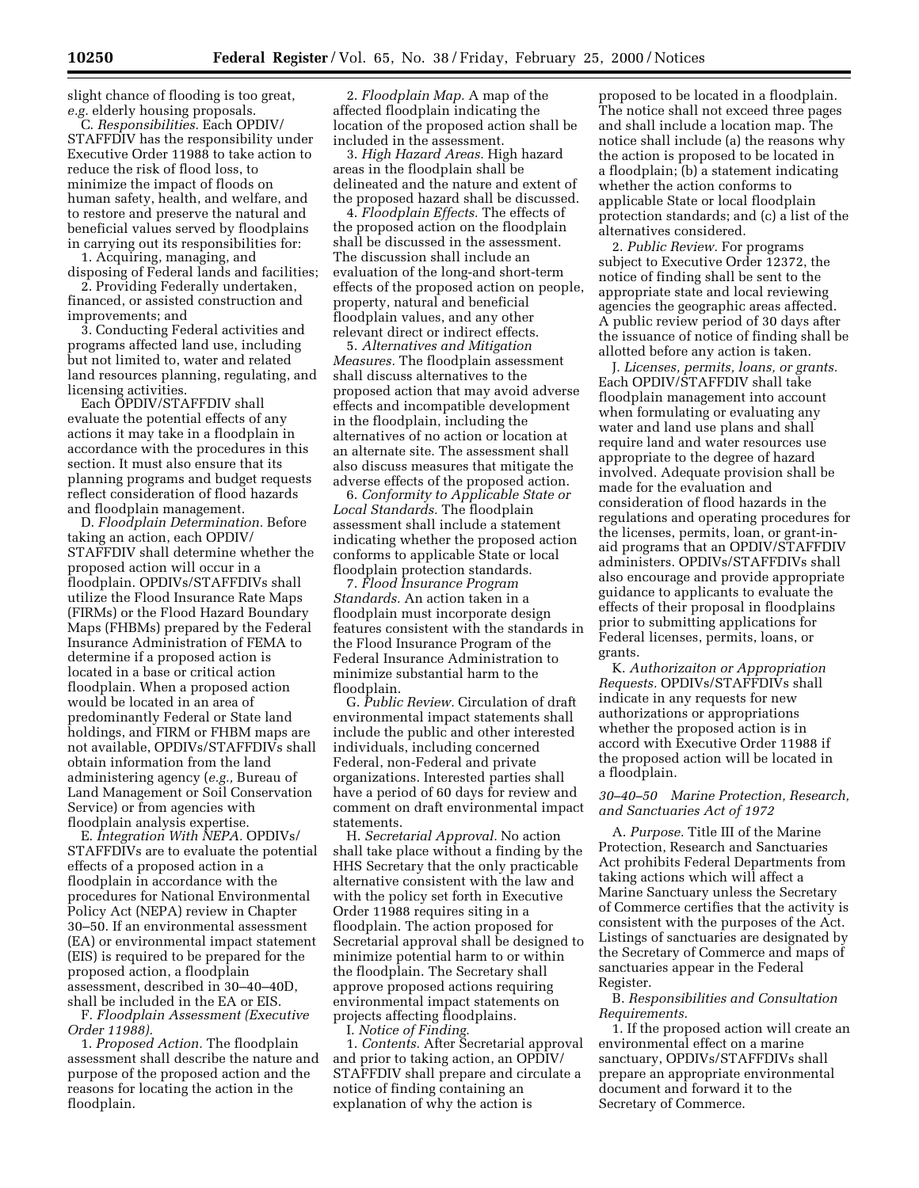slight chance of flooding is too great, *e.g.* elderly housing proposals.

C. *Responsibilities.* Each OPDIV/STAFFDIV has the responsibility under Executive Order 11988 to take action to reduce the risk of flood loss, to minimize the impact of floods on human safety, health, and welfare, and to restore and preserve the natural and beneficial values served by floodplains in carrying out its responsibilities for:

1. Acquiring, managing, and disposing of Federal lands and facilities;

2. Providing Federally undertaken, financed, or assisted construction and improvements; and

3. Conducting Federal activities and programs affected land use, including but not limited to, water and related land resources planning, regulating, and licensing activities.

Each OPDIV/STAFFDIV shall evaluate the potential effects of any actions it may take in a floodplain in accordance with the procedures in this section. It must also ensure that its planning programs and budget requests reflect consideration of flood hazards and floodplain management.

D. *Floodplain Determination.* Before taking an action, each OPDIV/STAFFDIV shall determine whether the proposed action will occur in a floodplain. OPDIVs/STAFFDIVs shall utilize the Flood Insurance Rate Maps (FIRMs) or the Flood Hazard Boundary Maps (FHBMs) prepared by the Federal Insurance Administration of FEMA to determine if a proposed action is located in a base or critical action floodplain. When a proposed action would be located in an area of predominantly Federal or State land holdings, and FIRM or FHBM maps are not available, OPDIVs/STAFFDIVs shall obtain information from the land administering agency (*e.g.,* Bureau of Land Management or Soil Conservation Service) or from agencies with floodplain analysis expertise.

E. *Integration With NEPA.* OPDIVs/STAFFDIVs are to evaluate the potential effects of a proposed action in a floodplain in accordance with the procedures for National Environmental Policy Act (NEPA) review in Chapter 30–50. If an environmental assessment (EA) or environmental impact statement (EIS) is required to be prepared for the proposed action, a floodplain assessment, described in 30–40–40D, shall be included in the EA or EIS.

F. *Floodplain Assessment (Executive Order 11988).*

1. *Proposed Action.* The floodplain assessment shall describe the nature and purpose of the proposed action and the reasons for locating the action in the floodplain.

2. *Floodplain Map.* A map of the affected floodplain indicating the location of the proposed action shall be included in the assessment.

3. *High Hazard Areas.* High hazard areas in the floodplain shall be delineated and the nature and extent of the proposed hazard shall be discussed.

4. *Floodplain Effects.* The effects of the proposed action on the floodplain shall be discussed in the assessment. The discussion shall include an evaluation of the long-and short-term effects of the proposed action on people, property, natural and beneficial floodplain values, and any other relevant direct or indirect effects.

5. *Alternatives and Mitigation Measures.* The floodplain assessment shall discuss alternatives to the proposed action that may avoid adverse effects and incompatible development in the floodplain, including the alternatives of no action or location at an alternate site. The assessment shall also discuss measures that mitigate the adverse effects of the proposed action.

6. *Conformity to Applicable State or Local Standards.* The floodplain assessment shall include a statement indicating whether the proposed action conforms to applicable State or local floodplain protection standards.

7. *Flood Insurance Program Standards.* An action taken in a floodplain must incorporate design features consistent with the standards in the Flood Insurance Program of the Federal Insurance Administration to minimize substantial harm to the floodplain.

G. *Public Review.* Circulation of draft environmental impact statements shall include the public and other interested individuals, including concerned Federal, non-Federal and private organizations. Interested parties shall have a period of 60 days for review and comment on draft environmental impact statements.

H. *Secretarial Approval.* No action shall take place without a finding by the HHS Secretary that the only practicable alternative consistent with the law and with the policy set forth in Executive Order 11988 requires siting in a floodplain. The action proposed for Secretarial approval shall be designed to minimize potential harm to or within the floodplain. The Secretary shall approve proposed actions requiring environmental impact statements on projects affecting floodplains.

I. *Notice of Finding.*

1. *Contents.* After Secretarial approval and prior to taking action, an OPDIV/STAFFDIV shall prepare and circulate a notice of finding containing an explanation of why the action is proposed to be located in a floodplain. The notice shall not exceed three pages and shall include a location map. The notice shall include (a) the reasons why the action is proposed to be located in a floodplain; (b) a statement indicating whether the action conforms to applicable State or local floodplain protection standards; and (c) a list of the alternatives considered.

2. *Public Review.* For programs subject to Executive Order 12372, the notice of finding shall be sent to the appropriate state and local reviewing agencies the geographic areas affected. A public review period of 30 days after the issuance of notice of finding shall be allotted before any action is taken.

J. *Licenses, permits, loans, or grants.* Each OPDIV/STAFFDIV shall take floodplain management into account when formulating or evaluating any water and land use plans and shall require land and water resources use appropriate to the degree of hazard involved. Adequate provision shall be made for the evaluation and consideration of flood hazards in the regulations and operating procedures for the licenses, permits, loan, or grant-in-aid programs that an OPDIV/STAFFDIV administers. OPDIVs/STAFFDIVs shall also encourage and provide appropriate guidance to applicants to evaluate the effects of their proposal in floodplains prior to submitting applications for Federal licenses, permits, loans, or grants.

K. *Authorizaiton or Appropriation Requests.* OPDIVs/STAFFDIVs shall indicate in any requests for new authorizations or appropriations whether the proposed action is in accord with Executive Order 11988 if the proposed action will be located in a floodplain.

*30–40–50 Marine Protection, Research, and Sanctuaries Act of 1972*

A. *Purpose.* Title III of the Marine Protection, Research and Sanctuaries Act prohibits Federal Departments from taking actions which will affect a Marine Sanctuary unless the Secretary of Commerce certifies that the activity is consistent with the purposes of the Act. Listings of sanctuaries are designated by the Secretary of Commerce and maps of sanctuaries appear in the Federal Register.

B. *Responsibilities and Consultation Requirements.*

1. If the proposed action will create an environmental effect on a marine sanctuary, OPDIVs/STAFFDIVs shall prepare an appropriate environmental document and forward it to the Secretary of Commerce.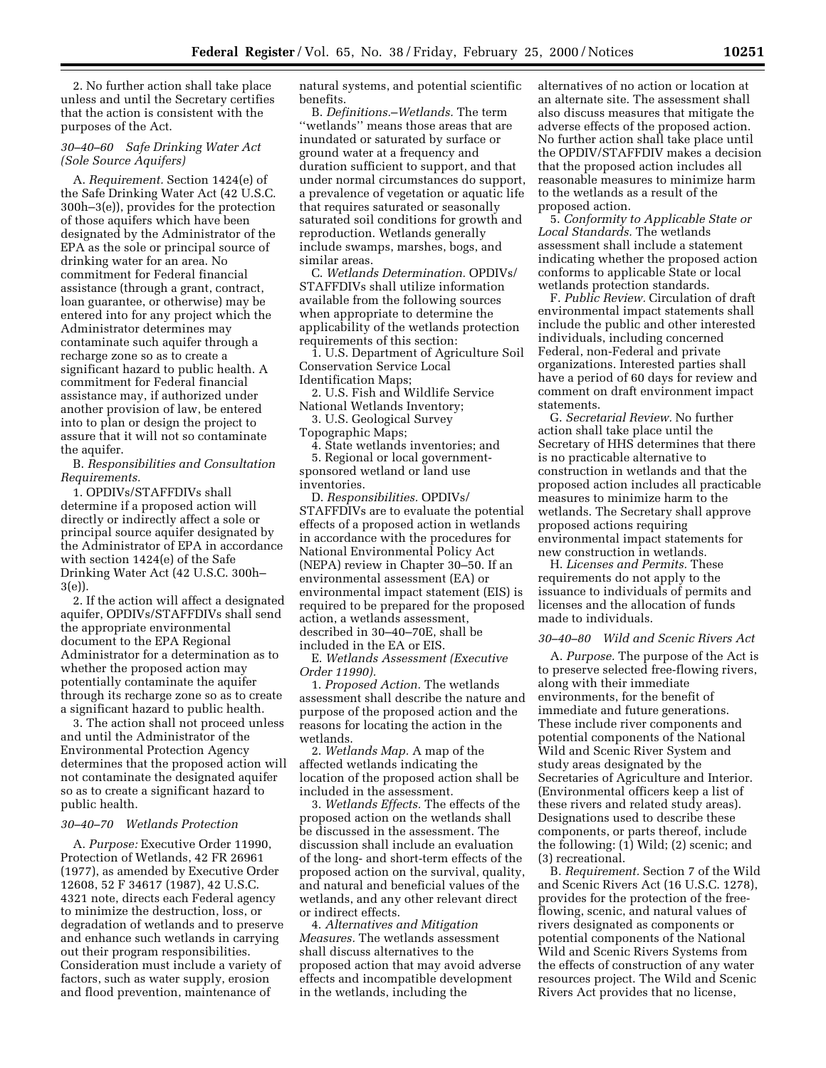2. No further action shall take place unless and until the Secretary certifies that the action is consistent with the purposes of the Act.

*30–40–60 Safe Drinking Water Act (Sole Source Aquifers)*

A. *Requirement.* Section 1424(e) of the Safe Drinking Water Act (42 U.S.C. 300h–3(e)), provides for the protection of those aquifers which have been designated by the Administrator of the EPA as the sole or principal source of drinking water for an area. No commitment for Federal financial assistance (through a grant, contract, loan guarantee, or otherwise) may be entered into for any project which the Administrator determines may contaminate such aquifer through a recharge zone so as to create a significant hazard to public health. A commitment for Federal financial assistance may, if authorized under another provision of law, be entered into to plan or design the project to assure that it will not so contaminate the aquifer.

B. *Responsibilities and Consultation Requirements.*

1. OPDIVs/STAFFDIVs shall determine if a proposed action will directly or indirectly affect a sole or principal source aquifer designated by the Administrator of EPA in accordance with section 1424(e) of the Safe Drinking Water Act (42 U.S.C. 300h–3(e)).

2. If the action will affect a designated aquifer, OPDIVs/STAFFDIVs shall send the appropriate environmental document to the EPA Regional Administrator for a determination as to whether the proposed action may potentially contaminate the aquifer through its recharge zone so as to create a significant hazard to public health.

3. The action shall not proceed unless and until the Administrator of the Environmental Protection Agency determines that the proposed action will not contaminate the designated aquifer so as to create a significant hazard to public health.

*30–40–70 Wetlands Protection*

A. *Purpose:* Executive Order 11990, Protection of Wetlands, 42 FR 26961 (1977), as amended by Executive Order 12608, 52 F 34617 (1987), 42 U.S.C. 4321 note, directs each Federal agency to minimize the destruction, loss, or degradation of wetlands and to preserve and enhance such wetlands in carrying out their program responsibilities. Consideration must include a variety of factors, such as water supply, erosion and flood prevention, maintenance of natural systems, and potential scientific benefits.

B. *Definitions.–Wetlands.* The term ''wetlands'' means those areas that are inundated or saturated by surface or ground water at a frequency and duration sufficient to support, and that under normal circumstances do support, a prevalence of vegetation or aquatic life that requires saturated or seasonally saturated soil conditions for growth and reproduction. Wetlands generally include swamps, marshes, bogs, and similar areas.

C. *Wetlands Determination.* OPDIVs/STAFFDIVs shall utilize information available from the following sources when appropriate to determine the applicability of the wetlands protection requirements of this section:

1. U.S. Department of Agriculture Soil Conservation Service Local Identification Maps;

2. U.S. Fish and Wildlife Service National Wetlands Inventory;

3. U.S. Geological Survey Topographic Maps;

4. State wetlands inventories; and

5. Regional or local government-sponsored wetland or land use inventories.

D. *Responsibilities.* OPDIVs/STAFFDIVs are to evaluate the potential effects of a proposed action in wetlands in accordance with the procedures for National Environmental Policy Act (NEPA) review in Chapter 30–50. If an environmental assessment (EA) or environmental impact statement (EIS) is required to be prepared for the proposed action, a wetlands assessment, described in 30–40–70E, shall be included in the EA or EIS.

E. *Wetlands Assessment (Executive Order 11990).*

1. *Proposed Action.* The wetlands assessment shall describe the nature and purpose of the proposed action and the reasons for locating the action in the wetlands.

2. *Wetlands Map.* A map of the affected wetlands indicating the location of the proposed action shall be included in the assessment.

3. *Wetlands Effects.* The effects of the proposed action on the wetlands shall be discussed in the assessment. The discussion shall include an evaluation of the long- and short-term effects of the proposed action on the survival, quality, and natural and beneficial values of the wetlands, and any other relevant direct or indirect effects.

4. *Alternatives and Mitigation Measures.* The wetlands assessment shall discuss alternatives to the proposed action that may avoid adverse effects and incompatible development in the wetlands, including the alternatives of no action or location at an alternate site. The assessment shall also discuss measures that mitigate the adverse effects of the proposed action. No further action shall take place until the OPDIV/STAFFDIV makes a decision that the proposed action includes all reasonable measures to minimize harm to the wetlands as a result of the proposed action.

5. *Conformity to Applicable State or Local Standards.* The wetlands assessment shall include a statement indicating whether the proposed action conforms to applicable State or local wetlands protection standards.

F. *Public Review.* Circulation of draft environmental impact statements shall include the public and other interested individuals, including concerned Federal, non-Federal and private organizations. Interested parties shall have a period of 60 days for review and comment on draft environment impact statements.

G. *Secretarial Review.* No further action shall take place until the Secretary of HHS determines that there is no practicable alternative to construction in wetlands and that the proposed action includes all practicable measures to minimize harm to the wetlands. The Secretary shall approve proposed actions requiring environmental impact statements for new construction in wetlands.

H. *Licenses and Permits.* These requirements do not apply to the issuance to individuals of permits and licenses and the allocation of funds made to individuals.

*30–40–80 Wild and Scenic Rivers Act*

A. *Purpose.* The purpose of the Act is to preserve selected free-flowing rivers, along with their immediate environments, for the benefit of immediate and future generations. These include river components and potential components of the National Wild and Scenic River System and study areas designated by the Secretaries of Agriculture and Interior. (Environmental officers keep a list of these rivers and related study areas). Designations used to describe these components, or parts thereof, include the following: (1) Wild; (2) scenic; and (3) recreational.

B. *Requirement.* Section 7 of the Wild and Scenic Rivers Act (16 U.S.C. 1278), provides for the protection of the free-flowing, scenic, and natural values of rivers designated as components or potential components of the National Wild and Scenic Rivers Systems from the effects of construction of any water resources project. The Wild and Scenic Rivers Act provides that no license,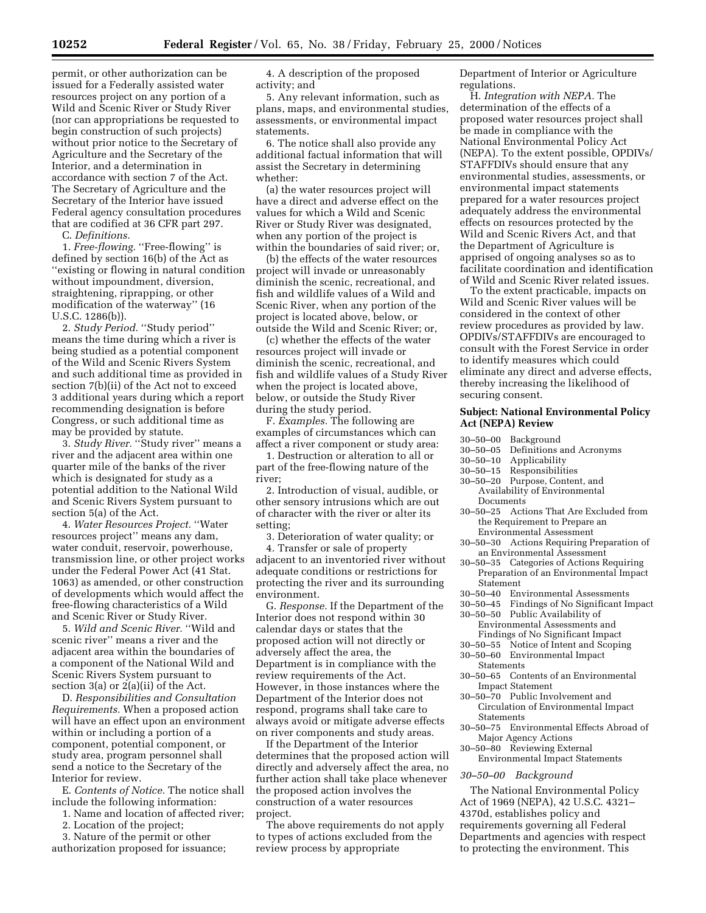permit, or other authorization can be issued for a Federally assisted water resources project on any portion of a Wild and Scenic River or Study River (nor can appropriations be requested to begin construction of such projects) without prior notice to the Secretary of Agriculture and the Secretary of the Interior, and a determination in accordance with section 7 of the Act. The Secretary of Agriculture and the Secretary of the Interior have issued Federal agency consultation procedures that are codified at 36 CFR part 297.

C. *Definitions.*

1. *Free-flowing.* ''Free-flowing'' is defined by section 16(b) of the Act as ''existing or flowing in natural condition without impoundment, diversion, straightening, riprapping, or other modification of the waterway'' (16 U.S.C. 1286(b)).

2. *Study Period.* ''Study period'' means the time during which a river is being studied as a potential component of the Wild and Scenic Rivers System and such additional time as provided in section 7(b)(ii) of the Act not to exceed 3 additional years during which a report recommending designation is before Congress, or such additional time as may be provided by statute.

3. *Study River.* ''Study river'' means a river and the adjacent area within one quarter mile of the banks of the river which is designated for study as a potential addition to the National Wild and Scenic Rivers System pursuant to section 5(a) of the Act.

4. *Water Resources Project.* ''Water resources project'' means any dam, water conduit, reservoir, powerhouse, transmission line, or other project works under the Federal Power Act (41 Stat. 1063) as amended, or other construction of developments which would affect the free-flowing characteristics of a Wild and Scenic River or Study River.

5. *Wild and Scenic River.* ''Wild and scenic river'' means a river and the adjacent area within the boundaries of a component of the National Wild and Scenic Rivers System pursuant to section 3(a) or 2(a)(ii) of the Act.

D. *Responsibilities and Consultation Requirements.* When a proposed action will have an effect upon an environment within or including a portion of a component, potential component, or study area, program personnel shall send a notice to the Secretary of the Interior for review.

E. *Contents of Notice.* The notice shall include the following information:

1. Name and location of affected river;
2. Location of the project;
3. Nature of the permit or other authorization proposed for issuance;
4. A description of the proposed activity; and
5. Any relevant information, such as plans, maps, and environmental studies, assessments, or environmental impact statements.
6. The notice shall also provide any additional factual information that will assist the Secretary in determining whether:

(a) the water resources project will have a direct and adverse effect on the values for which a Wild and Scenic River or Study River was designated, when any portion of the project is within the boundaries of said river; or,

(b) the effects of the water resources project will invade or unreasonably diminish the scenic, recreational, and fish and wildlife values of a Wild and Scenic River, when any portion of the project is located above, below, or outside the Wild and Scenic River; or,

(c) whether the effects of the water resources project will invade or diminish the scenic, recreational, and fish and wildlife values of a Study River when the project is located above, below, or outside the Study River during the study period.

F. *Examples.* The following are examples of circumstances which can affect a river component or study area:

1. Destruction or alteration to all or part of the free-flowing nature of the river;
2. Introduction of visual, audible, or other sensory intrusions which are out of character with the river or alter its setting;
3. Deterioration of water quality; or
4. Transfer or sale of property adjacent to an inventoried river without adequate conditions or restrictions for protecting the river and its surrounding environment.

G. *Response.* If the Department of the Interior does not respond within 30 calendar days or states that the proposed action will not directly or adversely affect the area, the Department is in compliance with the review requirements of the Act. However, in those instances where the Department of the Interior does not respond, programs shall take care to always avoid or mitigate adverse effects on river components and study areas.

If the Department of the Interior determines that the proposed action will directly and adversely affect the area, no further action shall take place whenever the proposed action involves the construction of a water resources project.

The above requirements do not apply to types of actions excluded from the review process by appropriate Department of Interior or Agriculture regulations.

H. *Integration with NEPA.* The determination of the effects of a proposed water resources project shall be made in compliance with the National Environmental Policy Act (NEPA). To the extent possible, OPDIVs/STAFFDIVs should ensure that any environmental studies, assessments, or environmental impact statements prepared for a water resources project adequately address the environmental effects on resources protected by the Wild and Scenic Rivers Act, and that the Department of Agriculture is apprised of ongoing analyses so as to facilitate coordination and identification of Wild and Scenic River related issues.

To the extent practicable, impacts on Wild and Scenic River values will be considered in the context of other review procedures as provided by law. OPDIVs/STAFFDIVs are encouraged to consult with the Forest Service in order to identify measures which could eliminate any direct and adverse effects, thereby increasing the likelihood of securing consent.

## Subject: National Environmental Policy Act (NEPA) Review

30–50–00 Background
30–50–05 Definitions and Acronyms
30–50–10 Applicability
30–50–15 Responsibilities
30–50–20 Purpose, Content, and Availability of Environmental Documents
30–50–25 Actions That Are Excluded from the Requirement to Prepare an Environmental Assessment
30–50–30 Actions Requiring Preparation of an Environmental Assessment
30–50–35 Categories of Actions Requiring Preparation of an Environmental Impact Statement
30–50–40 Environmental Assessments
30–50–45 Findings of No Significant Impact
30–50–50 Public Availability of Environmental Assessments and Findings of No Significant Impact
30–50–55 Notice of Intent and Scoping
30–50–60 Environmental Impact Statements
30–50–65 Contents of an Environmental Impact Statement
30–50–70 Public Involvement and Circulation of Environmental Impact Statements
30–50–75 Environmental Effects Abroad of Major Agency Actions
30–50–80 Reviewing External Environmental Impact Statements

*30–50–00 Background*

The National Environmental Policy Act of 1969 (NEPA), 42 U.S.C. 4321–4370d, establishes policy and requirements governing all Federal Departments and agencies with respect to protecting the environment. This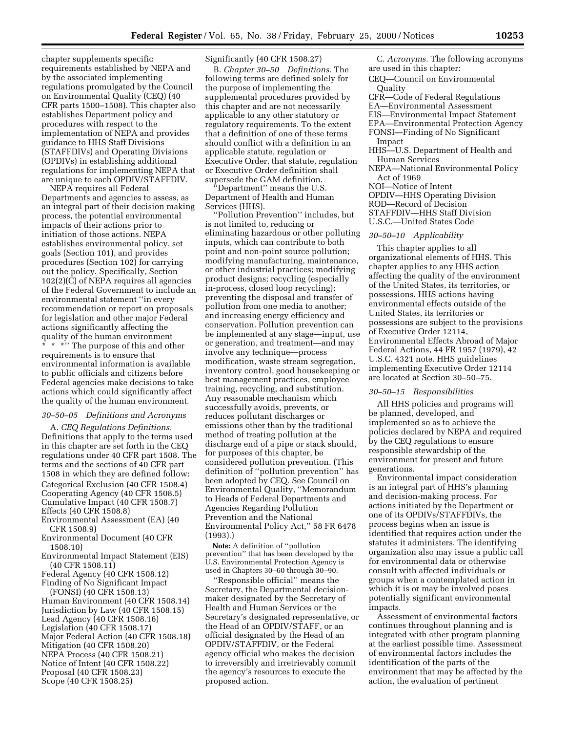chapter supplements specific requirements established by NEPA and by the associated implementing regulations promulgated by the Council on Environmental Quality (CEQ) (40 CFR parts 1500–1508). This chapter also establishes Department policy and procedures with respect to the implementation of NEPA and provides guidance to HHS Staff Divisions (STAFFDIVs) and Operating Divisions (OPDIVs) in establishing additional regulations for implementing NEPA that are unique to each OPDIV/STAFFDIV.

NEPA requires all Federal Departments and agencies to assess, as an integral part of their decision making process, the potential environmental impacts of their actions prior to initiation of those actions. NEPA establishes environmental policy, set goals (Section 101), and provides procedures (Section 102) for carrying out the policy. Specifically, Section 102(2)(C) of NEPA requires all agencies of the Federal Government to include an environmental statement ''in every recommendation or report on proposals for legislation and other major Federal actions significantly affecting the quality of the human environment * * *'' The purpose of this and other requirements is to ensure that environmental information is available to public officials and citizens before Federal agencies make decisions to take actions which could significantly affect the quality of the human environment.

*30–50–05 Definitions and Acronyms*

A. *CEQ Regulations Definitions.* Definitions that apply to the terms used in this chapter are set forth in the CEQ regulations under 40 CFR part 1508. The terms and the sections of 40 CFR part 1508 in which they are defined follow:

Categorical Exclusion (40 CFR 1508.4)
Cooperating Agency (40 CFR 1508.5)
Cumulative Impact (40 CFR 1508.7)
Effects (40 CFR 1508.8)
Environmental Assessment (EA) (40 CFR 1508.9)
Environmental Document (40 CFR 1508.10)
Environmental Impact Statement (EIS) (40 CFR 1508.11)
Federal Agency (40 CFR 1508.12)
Finding of No Significant Impact (FONSI) (40 CFR 1508.13)
Human Environment (40 CFR 1508.14)
Jurisdiction by Law (40 CFR 1508.15)
Lead Agency (40 CFR 1508.16)
Legislation (40 CFR 1508.17)
Major Federal Action (40 CFR 1508.18)
Mitigation (40 CFR 1508.20)
NEPA Process (40 CFR 1508.21)
Notice of Intent (40 CFR 1508.22)
Proposal (40 CFR 1508.23)
Scope (40 CFR 1508.25)
Significantly (40 CFR 1508.27)

B. *Chapter 30–50 Definitions.* The following terms are defined solely for the purpose of implementing the supplemental procedures provided by this chapter and are not necessarily applicable to any other statutory or regulatory requirements. To the extent that a definition of one of these terms should conflict with a definition in an applicable statute, regulation or Executive Order, that statute, regulation or Executive Order definition shall supersede the GAM definition.

''Department'' means the U.S. Department of Health and Human Services (HHS).

''Pollution Prevention'' includes, but is not limited to, reducing or eliminating hazardous or other polluting inputs, which can contribute to both point and non-point source pollution; modifying manufacturing, maintenance, or other industrial practices; modifying product designs; recycling (especially in-process, closed loop recycling); preventing the disposal and transfer of pollution from one media to another; and increasing energy efficiency and conservation. Pollution prevention can be implemented at any stage—input, use or generation, and treatment—and may involve any technique—process modification, waste stream segregation, inventory control, good housekeeping or best management practices, employee training, recycling, and substitution. Any reasonable mechanism which successfully avoids, prevents, or reduces pollutant discharges or emissions other than by the traditional method of treating pollution at the discharge end of a pipe or stack should, for purposes of this chapter, be considered pollution prevention. (This definition of ''pollution prevention'' has been adopted by CEQ. See Council on Environmental Quality, ''Memorandum to Heads of Federal Departments and Agencies Regarding Pollution Prevention and the National Environmental Policy Act,'' 58 FR 6478 (1993).)

**Note:** A definition of ''pollution prevention'' that has been developed by the U.S. Environmental Protection Agency is used in Chapters 30–60 through 30–90.

''Responsible official'' means the Secretary, the Departmental decision-maker designated by the Secretary of Health and Human Services or the Secretary's designated representative, or the Head of an OPDIV/STAFF, or an official designated by the Head of an OPDIV/STAFFDIV, or the Federal agency official who makes the decision to irreversibly and irretrievably commit the agency's resources to execute the proposed action.

C. *Acronyms.* The following acronyms are used in this chapter:

CEQ—Council on Environmental Quality
CFR—Code of Federal Regulations
EA—Environmental Assessment
EIS—Environmental Impact Statement
EPA—Environmental Protection Agency
FONSI—Finding of No Significant Impact
HHS—U.S. Department of Health and Human Services
NEPA—National Environmental Policy Act of 1969
NOI—Notice of Intent
OPDIV—HHS Operating Division
ROD—Record of Decision
STAFFDIV—HHS Staff Division
U.S.C.—United States Code

*30–50–10 Applicability*

This chapter applies to all organizational elements of HHS. This chapter applies to any HHS action affecting the quality of the environment of the United States, its territories, or possessions. HHS actions having environmental effects outside of the United States, its territories or possessions are subject to the provisions of Executive Order 12114, Environmental Effects Abroad of Major Federal Actions, 44 FR 1957 (1979), 42 U.S.C. 4321 note. HHS guidelines implementing Executive Order 12114 are located at Section 30–50–75.

*30–50–15 Responsibilities*

All HHS policies and programs will be planned, developed, and implemented so as to achieve the policies declared by NEPA and required by the CEQ regulations to ensure responsible stewardship of the environment for present and future generations.

Environmental impact consideration is an integral part of HHS's planning and decision-making process. For actions initiated by the Department or one of its OPDIVs/STAFFDIVs, the process begins when an issue is identified that requires action under the statutes it administers. The identifying organization also may issue a public call for environmental data or otherwise consult with affected individuals or groups when a contemplated action in which it is or may be involved poses potentially significant environmental impacts.

Assessment of environmental factors continues throughout planning and is integrated with other program planning at the earliest possible time. Assessment of environmental factors includes the identification of the parts of the environment that may be affected by the action, the evaluation of pertinent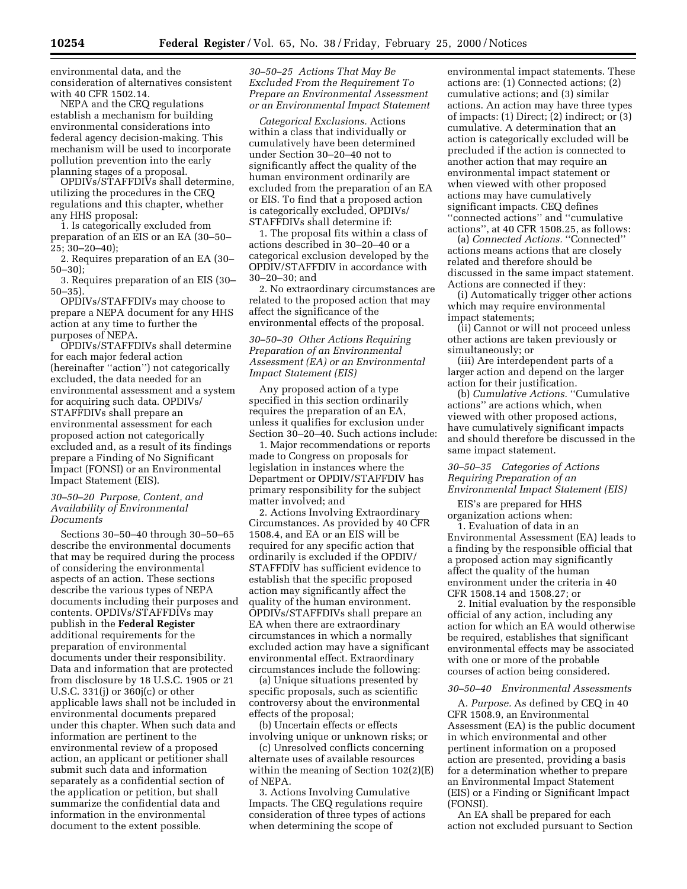environmental data, and the consideration of alternatives consistent with 40 CFR 1502.14.

NEPA and the CEQ regulations establish a mechanism for building environmental considerations into federal agency decision-making. This mechanism will be used to incorporate pollution prevention into the early planning stages of a proposal.

OPDIVs/STAFFDIVs shall determine, utilizing the procedures in the CEQ regulations and this chapter, whether any HHS proposal:

1. Is categorically excluded from preparation of an EIS or an EA (30–50–25; 30–20–40);
2. Requires preparation of an EA (30–50–30);
3. Requires preparation of an EIS (30–50–35).

OPDIVs/STAFFDIVs may choose to prepare a NEPA document for any HHS action at any time to further the purposes of NEPA.

OPDIVs/STAFFDIVs shall determine for each major federal action (hereinafter ''action'') not categorically excluded, the data needed for an environmental assessment and a system for acquiring such data. OPDIVs/STAFFDIVs shall prepare an environmental assessment for each proposed action not categorically excluded and, as a result of its findings prepare a Finding of No Significant Impact (FONSI) or an Environmental Impact Statement (EIS).

*30–50–20 Purpose, Content, and Availability of Environmental Documents*

Sections 30–50–40 through 30–50–65 describe the environmental documents that may be required during the process of considering the environmental aspects of an action. These sections describe the various types of NEPA documents including their purposes and contents. OPDIVs/STAFFDIVs may publish in the **Federal Register** additional requirements for the preparation of environmental documents under their responsibility. Data and information that are protected from disclosure by 18 U.S.C. 1905 or 21 U.S.C. 331(j) or 360j(c) or other applicable laws shall not be included in environmental documents prepared under this chapter. When such data and information are pertinent to the environmental review of a proposed action, an applicant or petitioner shall submit such data and information separately as a confidential section of the application or petition, but shall summarize the confidential data and information in the environmental document to the extent possible.

*30–50–25 Actions That May Be Excluded From the Requirement To Prepare an Environmental Assessment or an Environmental Impact Statement*

*Categorical Exclusions.* Actions within a class that individually or cumulatively have been determined under Section 30–20–40 not to significantly affect the quality of the human environment ordinarily are excluded from the preparation of an EA or EIS. To find that a proposed action is categorically excluded, OPDIVs/STAFFDIVs shall determine if:

1. The proposal fits within a class of actions described in 30–20–40 or a categorical exclusion developed by the OPDIV/STAFFDIV in accordance with 30–20–30; and
2. No extraordinary circumstances are related to the proposed action that may affect the significance of the environmental effects of the proposal.

*30–50–30 Other Actions Requiring Preparation of an Environmental Assessment (EA) or an Environmental Impact Statement (EIS)*

Any proposed action of a type specified in this section ordinarily requires the preparation of an EA, unless it qualifies for exclusion under Section 30–20–40. Such actions include:

1. Major recommendations or reports made to Congress on proposals for legislation in instances where the Department or OPDIV/STAFFDIV has primary responsibility for the subject matter involved; and

2. Actions Involving Extraordinary Circumstances. As provided by 40 CFR 1508.4, and EA or an EIS will be required for any specific action that ordinarily is excluded if the OPDIV/STAFFDIV has sufficient evidence to establish that the specific proposed action may significantly affect the quality of the human environment. OPDIVs/STAFFDIVs shall prepare an EA when there are extraordinary circumstances in which a normally excluded action may have a significant environmental effect. Extraordinary circumstances include the following:

(a) Unique situations presented by specific proposals, such as scientific controversy about the environmental effects of the proposal;

(b) Uncertain effects or effects involving unique or unknown risks; or

(c) Unresolved conflicts concerning alternate uses of available resources within the meaning of Section 102(2)(E) of NEPA.

3. Actions Involving Cumulative Impacts. The CEQ regulations require consideration of three types of actions when determining the scope of environmental impact statements. These actions are: (1) Connected actions; (2) cumulative actions; and (3) similar actions. An action may have three types of impacts: (1) Direct; (2) indirect; or (3) cumulative. A determination that an action is categorically excluded will be precluded if the action is connected to another action that may require an environmental impact statement or when viewed with other proposed actions may have cumulatively significant impacts. CEQ defines ''connected actions'' and ''cumulative actions'', at 40 CFR 1508.25, as follows:

(a) *Connected Actions.* ''Connected'' actions means actions that are closely related and therefore should be discussed in the same impact statement. Actions are connected if they:

(i) Automatically trigger other actions which may require environmental impact statements;

(ii) Cannot or will not proceed unless other actions are taken previously or simultaneously; or

(iii) Are interdependent parts of a larger action and depend on the larger action for their justification.

(b) *Cumulative Actions.* ''Cumulative actions'' are actions which, when viewed with other proposed actions, have cumulatively significant impacts and should therefore be discussed in the same impact statement.

*30–50–35 Categories of Actions Requiring Preparation of an Environmental Impact Statement (EIS)*

EIS's are prepared for HHS organization actions when:

1. Evaluation of data in an Environmental Assessment (EA) leads to a finding by the responsible official that a proposed action may significantly affect the quality of the human environment under the criteria in 40 CFR 1508.14 and 1508.27; or

2. Initial evaluation by the responsible official of any action, including any action for which an EA would otherwise be required, establishes that significant environmental effects may be associated with one or more of the probable courses of action being considered.

*30–50–40 Environmental Assessments*

A. *Purpose.* As defined by CEQ in 40 CFR 1508.9, an Environmental Assessment (EA) is the public document in which environmental and other pertinent information on a proposed action are presented, providing a basis for a determination whether to prepare an Environmental Impact Statement (EIS) or a Finding or Significant Impact (FONSI).

An EA shall be prepared for each action not excluded pursuant to Section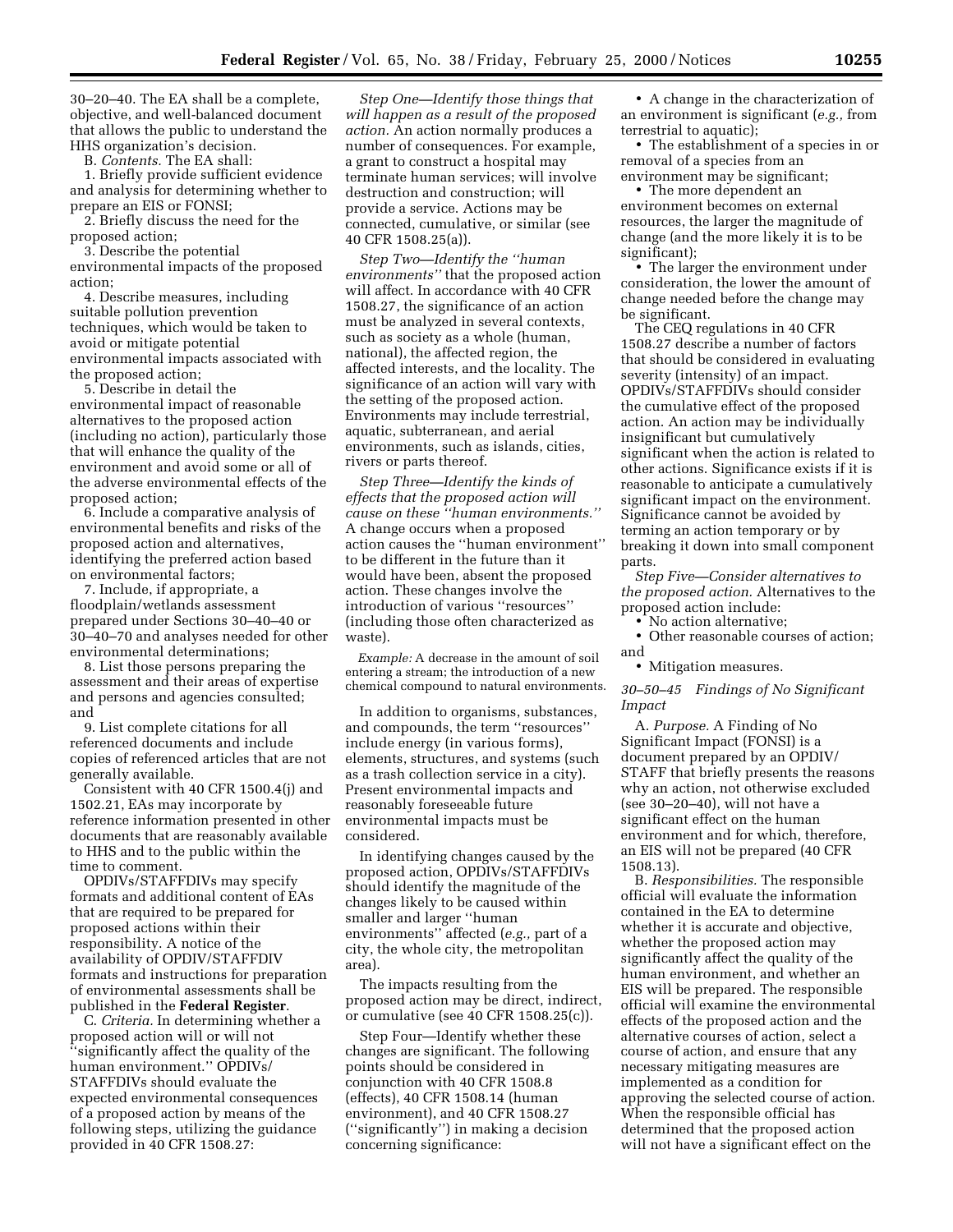30–20–40. The EA shall be a complete, objective, and well-balanced document that allows the public to understand the HHS organization's decision.

B. *Contents.* The EA shall:

1. Briefly provide sufficient evidence and analysis for determining whether to prepare an EIS or FONSI;

2. Briefly discuss the need for the proposed action;

3. Describe the potential environmental impacts of the proposed action;

4. Describe measures, including suitable pollution prevention techniques, which would be taken to avoid or mitigate potential environmental impacts associated with the proposed action;

5. Describe in detail the environmental impact of reasonable alternatives to the proposed action (including no action), particularly those that will enhance the quality of the environment and avoid some or all of the adverse environmental effects of the proposed action;

6. Include a comparative analysis of environmental benefits and risks of the proposed action and alternatives, identifying the preferred action based on environmental factors;

7. Include, if appropriate, a floodplain/wetlands assessment prepared under Sections 30–40–40 or 30–40–70 and analyses needed for other environmental determinations;

8. List those persons preparing the assessment and their areas of expertise and persons and agencies consulted; and

9. List complete citations for all referenced documents and include copies of referenced articles that are not generally available.

Consistent with 40 CFR 1500.4(j) and 1502.21, EAs may incorporate by reference information presented in other documents that are reasonably available to HHS and to the public within the time to comment.

OPDIVs/STAFFDIVs may specify formats and additional content of EAs that are required to be prepared for proposed actions within their responsibility. A notice of the availability of OPDIV/STAFFDIV formats and instructions for preparation of environmental assessments shall be published in the **Federal Register**.

C. *Criteria.* In determining whether a proposed action will or will not "significantly affect the quality of the human environment." OPDIVs/STAFFDIVs should evaluate the expected environmental consequences of a proposed action by means of the following steps, utilizing the guidance provided in 40 CFR 1508.27:

*Step One—Identify those things that will happen as a result of the proposed action.* An action normally produces a number of consequences. For example, a grant to construct a hospital may terminate human services; will involve destruction and construction; will provide a service. Actions may be connected, cumulative, or similar (see 40 CFR 1508.25(a)).

*Step Two—Identify the "human environments" that the proposed action will affect.* In accordance with 40 CFR 1508.27, the significance of an action must be analyzed in several contexts, such as society as a whole (human, national), the affected region, the affected interests, and the locality. The significance of an action will vary with the setting of the proposed action. Environments may include terrestrial, aquatic, subterranean, and aerial environments, such as islands, cities, rivers or parts thereof.

*Step Three—Identify the kinds of effects that the proposed action will cause on these "human environments."* A change occurs when a proposed action causes the "human environment" to be different in the future than it would have been, absent the proposed action. These changes involve the introduction of various "resources" (including those often characterized as waste).

*Example:* A decrease in the amount of soil entering a stream; the introduction of a new chemical compound to natural environments.

In addition to organisms, substances, and compounds, the term "resources" include energy (in various forms), elements, structures, and systems (such as a trash collection service in a city). Present environmental impacts and reasonably foreseeable future environmental impacts must be considered.

In identifying changes caused by the proposed action, OPDIVs/STAFFDIVs should identify the magnitude of the changes likely to be caused within smaller and larger "human environments" affected (*e.g.,* part of a city, the whole city, the metropolitan area).

The impacts resulting from the proposed action may be direct, indirect, or cumulative (see 40 CFR 1508.25(c)).

Step Four—Identify whether these changes are significant. The following points should be considered in conjunction with 40 CFR 1508.8 (effects), 40 CFR 1508.14 (human environment), and 40 CFR 1508.27 ("significantly") in making a decision concerning significance:

- A change in the characterization of an environment is significant (*e.g.,* from terrestrial to aquatic);
- The establishment of a species in or removal of a species from an environment may be significant;
- The more dependent an environment becomes on external resources, the larger the magnitude of change (and the more likely it is to be significant);
- The larger the environment under consideration, the lower the amount of change needed before the change may be significant.

The CEQ regulations in 40 CFR 1508.27 describe a number of factors that should be considered in evaluating severity (intensity) of an impact. OPDIVs/STAFFDIVs should consider the cumulative effect of the proposed action. An action may be individually insignificant but cumulatively significant when the action is related to other actions. Significance exists if it is reasonable to anticipate a cumulatively significant impact on the environment. Significance cannot be avoided by terming an action temporary or by breaking it down into small component parts.

*Step Five—Consider alternatives to the proposed action.* Alternatives to the proposed action include:

- No action alternative;
- Other reasonable courses of action; and
- Mitigation measures.

### *30–50–45 Findings of No Significant Impact*

A. *Purpose.* A Finding of No Significant Impact (FONSI) is a document prepared by an OPDIV/STAFF that briefly presents the reasons why an action, not otherwise excluded (see 30–20–40), will not have a significant effect on the human environment and for which, therefore, an EIS will not be prepared (40 CFR 1508.13).

B. *Responsibilities.* The responsible official will evaluate the information contained in the EA to determine whether it is accurate and objective, whether the proposed action may significantly affect the quality of the human environment, and whether an EIS will be prepared. The responsible official will examine the environmental effects of the proposed action and the alternative courses of action, select a course of action, and ensure that any necessary mitigating measures are implemented as a condition for approving the selected course of action. When the responsible official has determined that the proposed action will not have a significant effect on the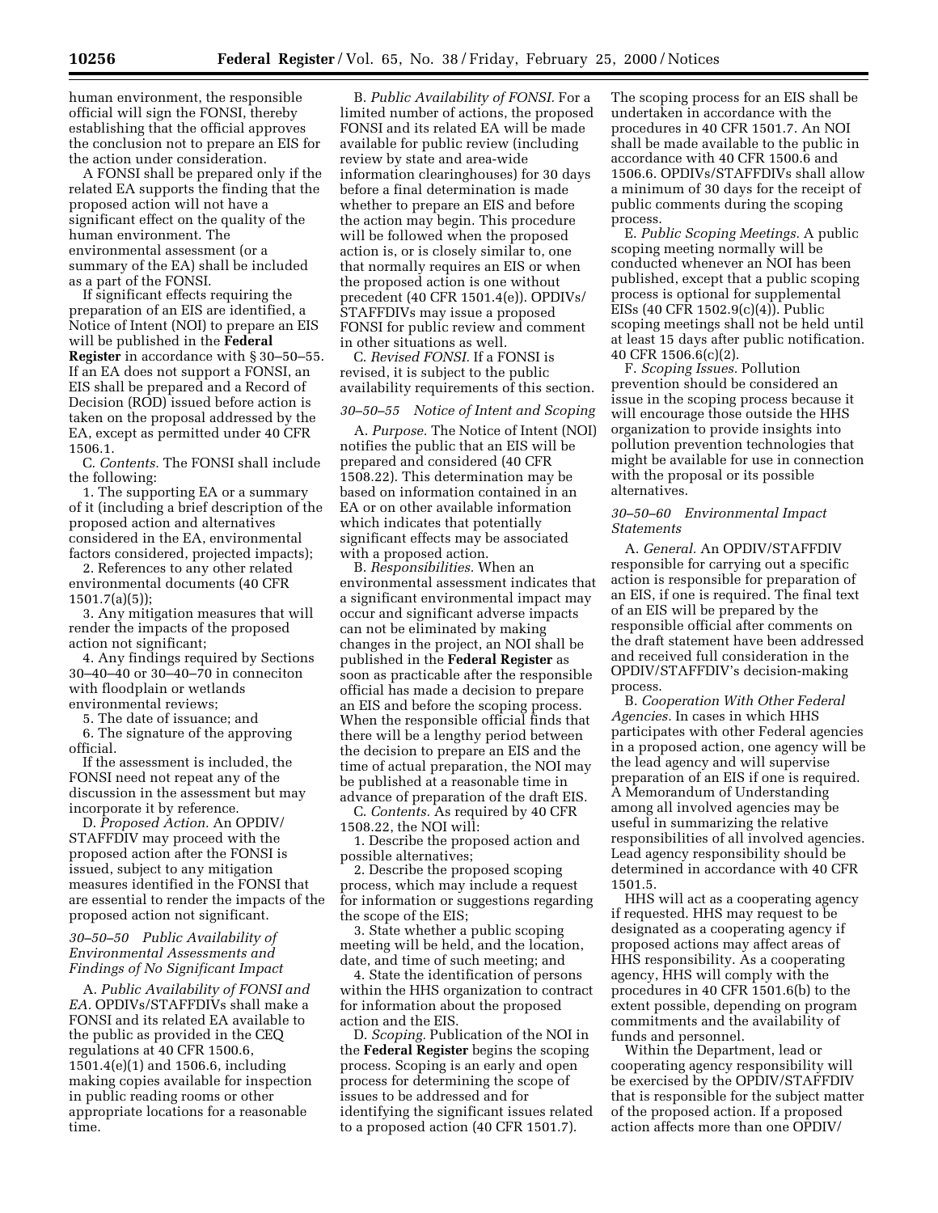human environment, the responsible official will sign the FONSI, thereby establishing that the official approves the conclusion not to prepare an EIS for the action under consideration.

A FONSI shall be prepared only if the related EA supports the finding that the proposed action will not have a significant effect on the quality of the human environment. The environmental assessment (or a summary of the EA) shall be included as a part of the FONSI.

If significant effects requiring the preparation of an EIS are identified, a Notice of Intent (NOI) to prepare an EIS will be published in the **Federal Register** in accordance with § 30–50–55. If an EA does not support a FONSI, an EIS shall be prepared and a Record of Decision (ROD) issued before action is taken on the proposal addressed by the EA, except as permitted under 40 CFR 1506.1.

C. *Contents.* The FONSI shall include the following:

1. The supporting EA or a summary of it (including a brief description of the proposed action and alternatives considered in the EA, environmental factors considered, projected impacts);

2. References to any other related environmental documents (40 CFR 1501.7(a)(5));

3. Any mitigation measures that will render the impacts of the proposed action not significant;

4. Any findings required by Sections 30–40–40 or 30–40–70 in conneciton with floodplain or wetlands environmental reviews;

5. The date of issuance; and

6. The signature of the approving official.

If the assessment is included, the FONSI need not repeat any of the discussion in the assessment but may incorporate it by reference.

D. *Proposed Action.* An OPDIV/STAFFDIV may proceed with the proposed action after the FONSI is issued, subject to any mitigation measures identified in the FONSI that are essential to render the impacts of the proposed action not significant.

*30–50–50 Public Availability of Environmental Assessments and Findings of No Significant Impact*

A. *Public Availability of FONSI and EA.* OPDIVs/STAFFDIVs shall make a FONSI and its related EA available to the public as provided in the CEQ regulations at 40 CFR 1500.6, 1501.4(e)(1) and 1506.6, including making copies available for inspection in public reading rooms or other appropriate locations for a reasonable time.

B. *Public Availability of FONSI.* For a limited number of actions, the proposed FONSI and its related EA will be made available for public review (including review by state and area-wide information clearinghouses) for 30 days before a final determination is made whether to prepare an EIS and before the action may begin. This procedure will be followed when the proposed action is, or is closely similar to, one that normally requires an EIS or when the proposed action is one without precedent (40 CFR 1501.4(e)). OPDIVs/STAFFDIVs may issue a proposed FONSI for public review and comment in other situations as well.

C. *Revised FONSI.* If a FONSI is revised, it is subject to the public availability requirements of this section.

*30–50–55 Notice of Intent and Scoping*

A. *Purpose.* The Notice of Intent (NOI) notifies the public that an EIS will be prepared and considered (40 CFR 1508.22). This determination may be based on information contained in an EA or on other available information which indicates that potentially significant effects may be associated with a proposed action.

B. *Responsibilities.* When an environmental assessment indicates that a significant environmental impact may occur and significant adverse impacts can not be eliminated by making changes in the project, an NOI shall be published in the **Federal Register** as soon as practicable after the responsible official has made a decision to prepare an EIS and before the scoping process. When the responsible official finds that there will be a lengthy period between the decision to prepare an EIS and the time of actual preparation, the NOI may be published at a reasonable time in advance of preparation of the draft EIS.

C. *Contents.* As required by 40 CFR 1508.22, the NOI will:

1. Describe the proposed action and possible alternatives;

2. Describe the proposed scoping process, which may include a request for information or suggestions regarding the scope of the EIS;

3. State whether a public scoping meeting will be held, and the location, date, and time of such meeting; and

4. State the identification of persons within the HHS organization to contract for information about the proposed action and the EIS.

D. *Scoping.* Publication of the NOI in the **Federal Register** begins the scoping process. Scoping is an early and open process for determining the scope of issues to be addressed and for identifying the significant issues related to a proposed action (40 CFR 1501.7). The scoping process for an EIS shall be undertaken in accordance with the procedures in 40 CFR 1501.7. An NOI shall be made available to the public in accordance with 40 CFR 1500.6 and 1506.6. OPDIVs/STAFFDIVs shall allow a minimum of 30 days for the receipt of public comments during the scoping process.

E. *Public Scoping Meetings.* A public scoping meeting normally will be conducted whenever an NOI has been published, except that a public scoping process is optional for supplemental EISs (40 CFR 1502.9(c)(4)). Public scoping meetings shall not be held until at least 15 days after public notification. 40 CFR 1506.6(c)(2).

F. *Scoping Issues.* Pollution prevention should be considered an issue in the scoping process because it will encourage those outside the HHS organization to provide insights into pollution prevention technologies that might be available for use in connection with the proposal or its possible alternatives.

*30–50–60 Environmental Impact Statements*

A. *General.* An OPDIV/STAFFDIV responsible for carrying out a specific action is responsible for preparation of an EIS, if one is required. The final text of an EIS will be prepared by the responsible official after comments on the draft statement have been addressed and received full consideration in the OPDIV/STAFFDIV's decision-making process.

B. *Cooperation With Other Federal Agencies.* In cases in which HHS participates with other Federal agencies in a proposed action, one agency will be the lead agency and will supervise preparation of an EIS if one is required. A Memorandum of Understanding among all involved agencies may be useful in summarizing the relative responsibilities of all involved agencies. Lead agency responsibility should be determined in accordance with 40 CFR 1501.5.

HHS will act as a cooperating agency if requested. HHS may request to be designated as a cooperating agency if proposed actions may affect areas of HHS responsibility. As a cooperating agency, HHS will comply with the procedures in 40 CFR 1501.6(b) to the extent possible, depending on program commitments and the availability of funds and personnel.

Within the Department, lead or cooperating agency responsibility will be exercised by the OPDIV/STAFFDIV that is responsible for the subject matter of the proposed action. If a proposed action affects more than one OPDIV/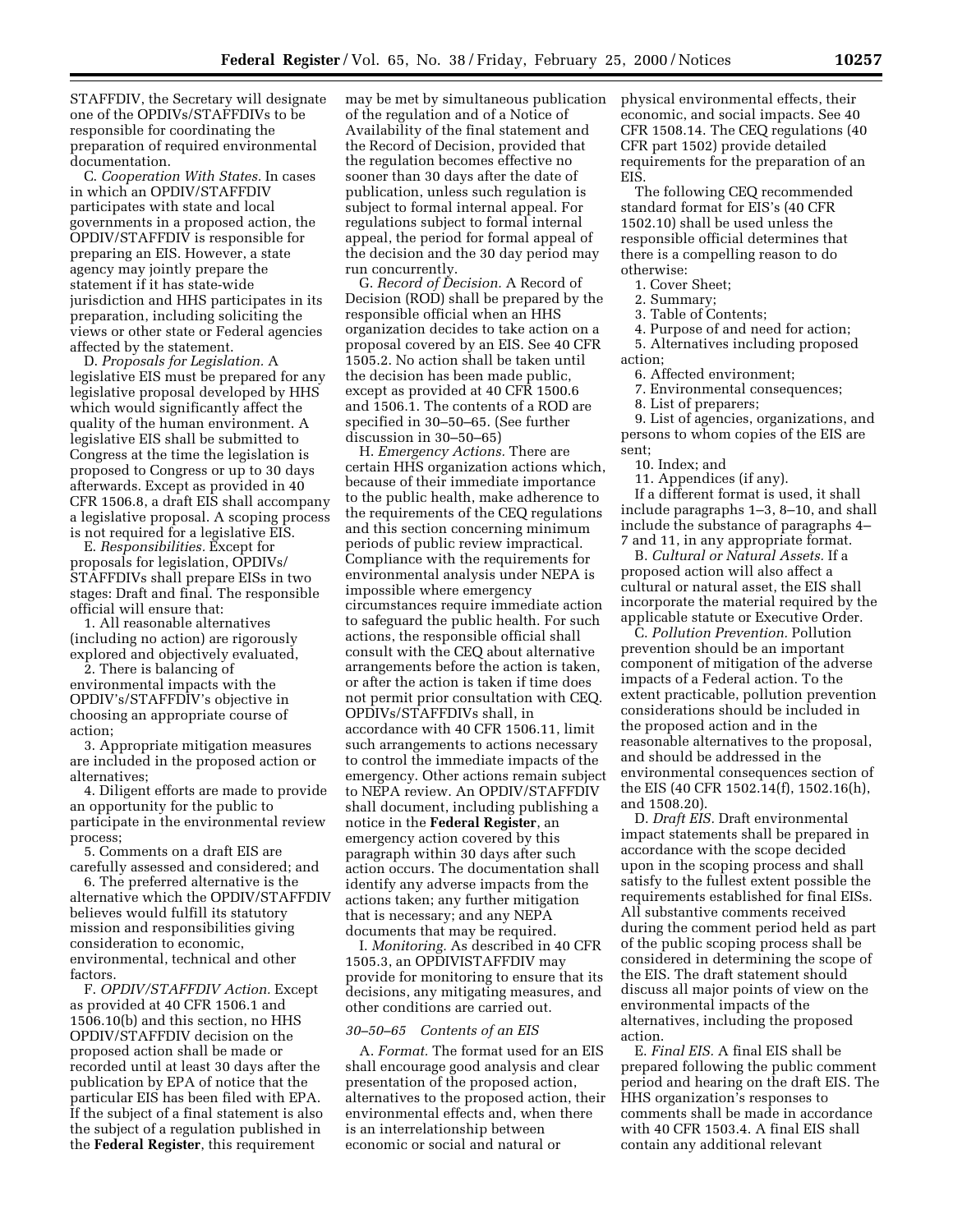STAFFDIV, the Secretary will designate one of the OPDIVs/STAFFDIVs to be responsible for coordinating the preparation of required environmental documentation.

C. *Cooperation With States.* In cases in which an OPDIV/STAFFDIV participates with state and local governments in a proposed action, the OPDIV/STAFFDIV is responsible for preparing an EIS. However, a state agency may jointly prepare the statement if it has state-wide jurisdiction and HHS participates in its preparation, including soliciting the views or other state or Federal agencies affected by the statement.

D. *Proposals for Legislation.* A legislative EIS must be prepared for any legislative proposal developed by HHS which would significantly affect the quality of the human environment. A legislative EIS shall be submitted to Congress at the time the legislation is proposed to Congress or up to 30 days afterwards. Except as provided in 40 CFR 1506.8, a draft EIS shall accompany a legislative proposal. A scoping process is not required for a legislative EIS.

E. *Responsibilities.* Except for proposals for legislation, OPDIVs/STAFFDIVs shall prepare EISs in two stages: Draft and final. The responsible official will ensure that:

1. All reasonable alternatives (including no action) are rigorously explored and objectively evaluated,

2. There is balancing of environmental impacts with the OPDIV's/STAFFDIV's objective in choosing an appropriate course of action;

3. Appropriate mitigation measures are included in the proposed action or alternatives;

4. Diligent efforts are made to provide an opportunity for the public to participate in the environmental review process;

5. Comments on a draft EIS are carefully assessed and considered; and

6. The preferred alternative is the alternative which the OPDIV/STAFFDIV believes would fulfill its statutory mission and responsibilities giving consideration to economic, environmental, technical and other factors.

F. *OPDIV/STAFFDIV Action.* Except as provided at 40 CFR 1506.1 and 1506.10(b) and this section, no HHS OPDIV/STAFFDIV decision on the proposed action shall be made or recorded until at least 30 days after the publication by EPA of notice that the particular EIS has been filed with EPA. If the subject of a final statement is also the subject of a regulation published in the **Federal Register**, this requirement may be met by simultaneous publication of the regulation and of a Notice of Availability of the final statement and the Record of Decision, provided that the regulation becomes effective no sooner than 30 days after the date of publication, unless such regulation is subject to formal internal appeal. For regulations subject to formal internal appeal, the period for formal appeal of the decision and the 30 day period may run concurrently.

G. *Record of Decision.* A Record of Decision (ROD) shall be prepared by the responsible official when an HHS organization decides to take action on a proposal covered by an EIS. See 40 CFR 1505.2. No action shall be taken until the decision has been made public, except as provided at 40 CFR 1500.6 and 1506.1. The contents of a ROD are specified in 30–50–65. (See further discussion in 30–50–65)

H. *Emergency Actions.* There are certain HHS organization actions which, because of their immediate importance to the public health, make adherence to the requirements of the CEQ regulations and this section concerning minimum periods of public review impractical. Compliance with the requirements for environmental analysis under NEPA is impossible where emergency circumstances require immediate action to safeguard the public health. For such actions, the responsible official shall consult with the CEQ about alternative arrangements before the action is taken, or after the action is taken if time does not permit prior consultation with CEQ. OPDIVs/STAFFDIVs shall, in accordance with 40 CFR 1506.11, limit such arrangements to actions necessary to control the immediate impacts of the emergency. Other actions remain subject to NEPA review. An OPDIV/STAFFDIV shall document, including publishing a notice in the **Federal Register**, an emergency action covered by this paragraph within 30 days after such action occurs. The documentation shall identify any adverse impacts from the actions taken; any further mitigation that is necessary; and any NEPA documents that may be required.

I. *Monitoring.* As described in 40 CFR 1505.3, an OPDIVISTAFFDIV may provide for monitoring to ensure that its decisions, any mitigating measures, and other conditions are carried out.

### *30–50–65 Contents of an EIS*

A. *Format.* The format used for an EIS shall encourage good analysis and clear presentation of the proposed action, alternatives to the proposed action, their environmental effects and, when there is an interrelationship between economic or social and natural or physical environmental effects, their economic, and social impacts. See 40 CFR 1508.14. The CEQ regulations (40 CFR part 1502) provide detailed requirements for the preparation of an EIS.

The following CEQ recommended standard format for EIS's (40 CFR 1502.10) shall be used unless the responsible official determines that there is a compelling reason to do otherwise:

1. Cover Sheet;
2. Summary;
3. Table of Contents;
4. Purpose of and need for action;
5. Alternatives including proposed action;
6. Affected environment;
7. Environmental consequences;
8. List of preparers;
9. List of agencies, organizations, and persons to whom copies of the EIS are sent;
10. Index; and
11. Appendices (if any).

If a different format is used, it shall include paragraphs 1–3, 8–10, and shall include the substance of paragraphs 4–7 and 11, in any appropriate format.

B. *Cultural or Natural Assets.* If a proposed action will also affect a cultural or natural asset, the EIS shall incorporate the material required by the applicable statute or Executive Order.

C. *Pollution Prevention.* Pollution prevention should be an important component of mitigation of the adverse impacts of a Federal action. To the extent practicable, pollution prevention considerations should be included in the proposed action and in the reasonable alternatives to the proposal, and should be addressed in the environmental consequences section of the EIS (40 CFR 1502.14(f), 1502.16(h), and 1508.20).

D. *Draft EIS.* Draft environmental impact statements shall be prepared in accordance with the scope decided upon in the scoping process and shall satisfy to the fullest extent possible the requirements established for final EISs. All substantive comments received during the comment period held as part of the public scoping process shall be considered in determining the scope of the EIS. The draft statement should discuss all major points of view on the environmental impacts of the alternatives, including the proposed action.

E. *Final EIS.* A final EIS shall be prepared following the public comment period and hearing on the draft EIS. The HHS organization's responses to comments shall be made in accordance with 40 CFR 1503.4. A final EIS shall contain any additional relevant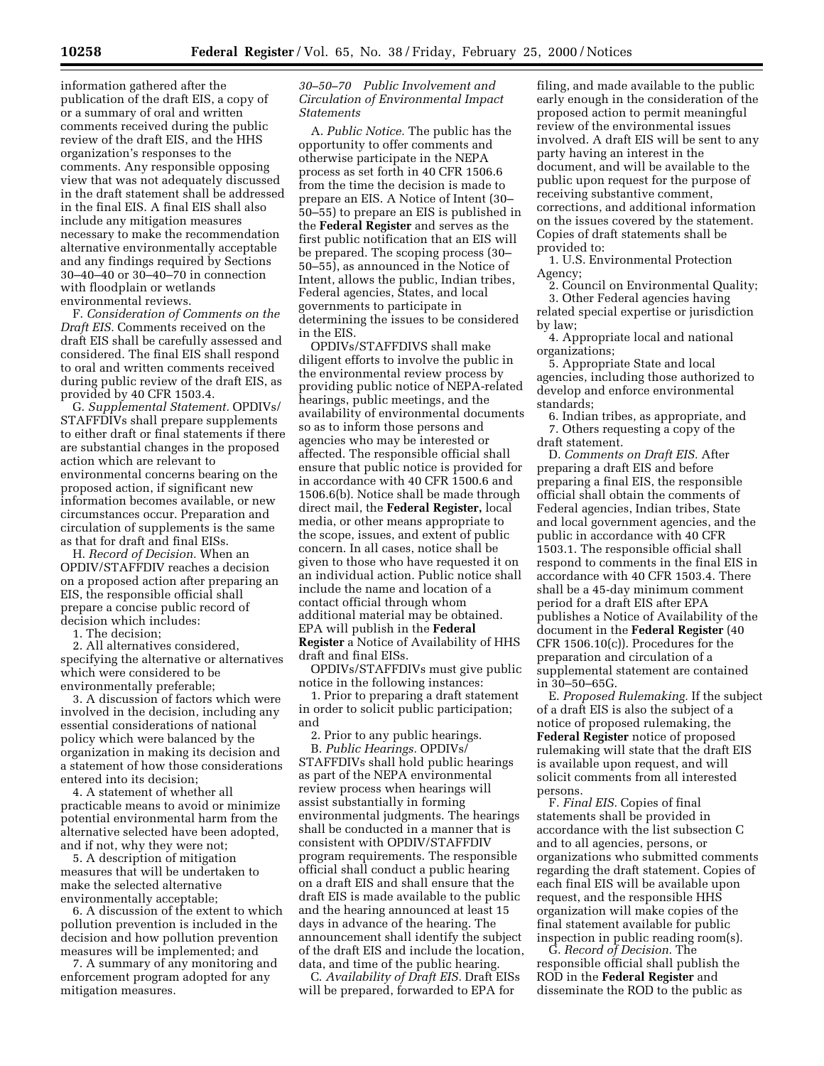information gathered after the publication of the draft EIS, a copy of or a summary of oral and written comments received during the public review of the draft EIS, and the HHS organization's responses to the comments. Any responsible opposing view that was not adequately discussed in the draft statement shall be addressed in the final EIS. A final EIS shall also include any mitigation measures necessary to make the recommendation alternative environmentally acceptable and any findings required by Sections 30–40–40 or 30–40–70 in connection with floodplain or wetlands environmental reviews.

F. *Consideration of Comments on the Draft EIS.* Comments received on the draft EIS shall be carefully assessed and considered. The final EIS shall respond to oral and written comments received during public review of the draft EIS, as provided by 40 CFR 1503.4.

G. *Supplemental Statement.* OPDIVs/STAFFDIVs shall prepare supplements to either draft or final statements if there are substantial changes in the proposed action which are relevant to environmental concerns bearing on the proposed action, if significant new information becomes available, or new circumstances occur. Preparation and circulation of supplements is the same as that for draft and final EISs.

H. *Record of Decision.* When an OPDIV/STAFFDIV reaches a decision on a proposed action after preparing an EIS, the responsible official shall prepare a concise public record of decision which includes:

1. The decision;

2. All alternatives considered, specifying the alternative or alternatives which were considered to be environmentally preferable;

3. A discussion of factors which were involved in the decision, including any essential considerations of national policy which were balanced by the organization in making its decision and a statement of how those considerations entered into its decision;

4. A statement of whether all practicable means to avoid or minimize potential environmental harm from the alternative selected have been adopted, and if not, why they were not;

5. A description of mitigation measures that will be undertaken to make the selected alternative environmentally acceptable;

6. A discussion of the extent to which pollution prevention is included in the decision and how pollution prevention measures will be implemented; and

7. A summary of any monitoring and enforcement program adopted for any mitigation measures.

### *30–50–70 Public Involvement and Circulation of Environmental Impact Statements*

A. *Public Notice.* The public has the opportunity to offer comments and otherwise participate in the NEPA process as set forth in 40 CFR 1506.6 from the time the decision is made to prepare an EIS. A Notice of Intent (30–50–55) to prepare an EIS is published in the **Federal Register** and serves as the first public notification that an EIS will be prepared. The scoping process (30–50–55), as announced in the Notice of Intent, allows the public, Indian tribes, Federal agencies, States, and local governments to participate in determining the issues to be considered in the EIS.

OPDIVs/STAFFDIVS shall make diligent efforts to involve the public in the environmental review process by providing public notice of NEPA-related hearings, public meetings, and the availability of environmental documents so as to inform those persons and agencies who may be interested or affected. The responsible official shall ensure that public notice is provided for in accordance with 40 CFR 1500.6 and 1506.6(b). Notice shall be made through direct mail, the **Federal Register,** local media, or other means appropriate to the scope, issues, and extent of public concern. In all cases, notice shall be given to those who have requested it on an individual action. Public notice shall include the name and location of a contact official through whom additional material may be obtained. EPA will publish in the **Federal Register** a Notice of Availability of HHS draft and final EISs.

OPDIVs/STAFFDIVs must give public notice in the following instances:

1. Prior to preparing a draft statement in order to solicit public participation; and

2. Prior to any public hearings.

B. *Public Hearings.* OPDIVs/STAFFDIVs shall hold public hearings as part of the NEPA environmental review process when hearings will assist substantially in forming environmental judgments. The hearings shall be conducted in a manner that is consistent with OPDIV/STAFFDIV program requirements. The responsible official shall conduct a public hearing on a draft EIS and shall ensure that the draft EIS is made available to the public and the hearing announced at least 15 days in advance of the hearing. The announcement shall identify the subject of the draft EIS and include the location, data, and time of the public hearing.

C. *Availability of Draft EIS.* Draft EISs will be prepared, forwarded to EPA for filing, and made available to the public early enough in the consideration of the proposed action to permit meaningful review of the environmental issues involved. A draft EIS will be sent to any party having an interest in the document, and will be available to the public upon request for the purpose of receiving substantive comment, corrections, and additional information on the issues covered by the statement. Copies of draft statements shall be provided to:

1. U.S. Environmental Protection Agency;

2. Council on Environmental Quality;

3. Other Federal agencies having related special expertise or jurisdiction by law;

4. Appropriate local and national organizations;

5. Appropriate State and local agencies, including those authorized to develop and enforce environmental standards;

6. Indian tribes, as appropriate, and

7. Others requesting a copy of the draft statement.

D. *Comments on Draft EIS.* After preparing a draft EIS and before preparing a final EIS, the responsible official shall obtain the comments of Federal agencies, Indian tribes, State and local government agencies, and the public in accordance with 40 CFR 1503.1. The responsible official shall respond to comments in the final EIS in accordance with 40 CFR 1503.4. There shall be a 45-day minimum comment period for a draft EIS after EPA publishes a Notice of Availability of the document in the **Federal Register** (40 CFR 1506.10(c)). Procedures for the preparation and circulation of a supplemental statement are contained in 30–50–65G.

E. *Proposed Rulemaking.* If the subject of a draft EIS is also the subject of a notice of proposed rulemaking, the **Federal Register** notice of proposed rulemaking will state that the draft EIS is available upon request, and will solicit comments from all interested persons.

F. *Final EIS.* Copies of final statements shall be provided in accordance with the list subsection C and to all agencies, persons, or organizations who submitted comments regarding the draft statement. Copies of each final EIS will be available upon request, and the responsible HHS organization will make copies of the final statement available for public inspection in public reading room(s).

G. *Record of Decision.* The responsible official shall publish the ROD in the **Federal Register** and disseminate the ROD to the public as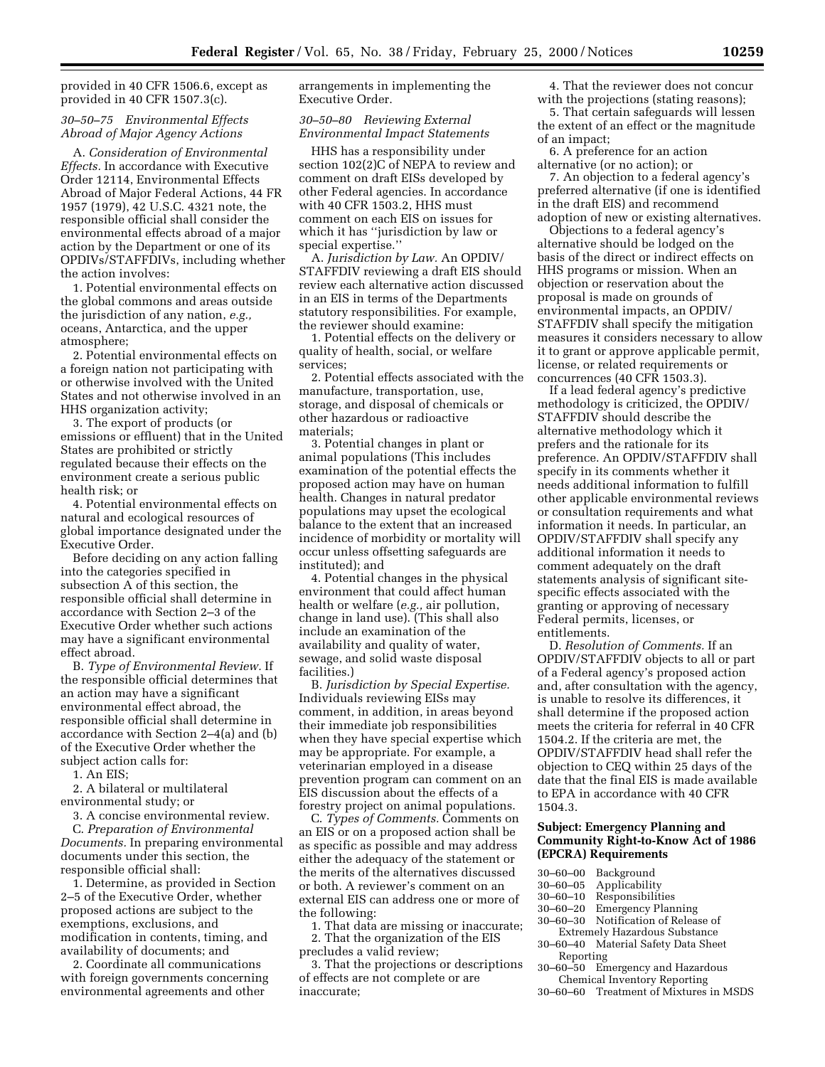provided in 40 CFR 1506.6, except as provided in 40 CFR 1507.3(c).

### *30–50–75 Environmental Effects Abroad of Major Agency Actions*

A. *Consideration of Environmental Effects.* In accordance with Executive Order 12114, Environmental Effects Abroad of Major Federal Actions, 44 FR 1957 (1979), 42 U.S.C. 4321 note, the responsible official shall consider the environmental effects abroad of a major action by the Department or one of its OPDIVs/STAFFDIVs, including whether the action involves:

1. Potential environmental effects on the global commons and areas outside the jurisdiction of any nation, *e.g.,* oceans, Antarctica, and the upper atmosphere;

2. Potential environmental effects on a foreign nation not participating with or otherwise involved with the United States and not otherwise involved in an HHS organization activity;

3. The export of products (or emissions or effluent) that in the United States are prohibited or strictly regulated because their effects on the environment create a serious public health risk; or

4. Potential environmental effects on natural and ecological resources of global importance designated under the Executive Order.

Before deciding on any action falling into the categories specified in subsection A of this section, the responsible official shall determine in accordance with Section 2–3 of the Executive Order whether such actions may have a significant environmental effect abroad.

B. *Type of Environmental Review.* If the responsible official determines that an action may have a significant environmental effect abroad, the responsible official shall determine in accordance with Section 2–4(a) and (b) of the Executive Order whether the subject action calls for:

1. An EIS;

2. A bilateral or multilateral environmental study; or

3. A concise environmental review.

C. *Preparation of Environmental Documents.* In preparing environmental documents under this section, the responsible official shall:

1. Determine, as provided in Section 2–5 of the Executive Order, whether proposed actions are subject to the exemptions, exclusions, and modification in contents, timing, and availability of documents; and

2. Coordinate all communications with foreign governments concerning environmental agreements and other arrangements in implementing the Executive Order.

### *30–50–80 Reviewing External Environmental Impact Statements*

HHS has a responsibility under section 102(2C of NEPA to review and comment on draft EISs developed by other Federal agencies. In accordance with 40 CFR 1503.2, HHS must comment on each EIS on issues for which it has ''jurisdiction by law or special expertise.''

A. *Jurisdiction by Law.* An OPDIV/STAFFDIV reviewing a draft EIS should review each alternative action discussed in an EIS in terms of the Departments statutory responsibilities. For example, the reviewer should examine:

1. Potential effects on the delivery or quality of health, social, or welfare services;

2. Potential effects associated with the manufacture, transportation, use, storage, and disposal of chemicals or other hazardous or radioactive materials;

3. Potential changes in plant or animal populations (This includes examination of the potential effects the proposed action may have on human health. Changes in natural predator populations may upset the ecological balance to the extent that an increased incidence of morbidity or mortality will occur unless offsetting safeguards are instituted); and

4. Potential changes in the physical environment that could affect human health or welfare (*e.g.,* air pollution, change in land use). (This shall also include an examination of the availability and quality of water, sewage, and solid waste disposal facilities.)

B. *Jurisdiction by Special Expertise.* Individuals reviewing EISs may comment, in addition, in areas beyond their immediate job responsibilities when they have special expertise which may be appropriate. For example, a veterinarian employed in a disease prevention program can comment on an EIS discussion about the effects of a forestry project on animal populations.

C. *Types of Comments.* Comments on an EIS or on a proposed action shall be as specific as possible and may address either the adequacy of the statement or the merits of the alternatives discussed or both. A reviewer's comment on an external EIS can address one or more of the following:

1. That data are missing or inaccurate;

2. That the organization of the EIS precludes a valid review;

3. That the projections or descriptions of effects are not complete or are inaccurate;

4. That the reviewer does not concur with the projections (stating reasons);

5. That certain safeguards will lessen the extent of an effect or the magnitude of an impact;

6. A preference for an action alternative (or no action); or

7. An objection to a federal agency's preferred alternative (if one is identified in the draft EIS) and recommend adoption of new or existing alternatives.

Objections to a federal agency's alternative should be lodged on the basis of the direct or indirect effects on HHS programs or mission. When an objection or reservation about the proposal is made on grounds of environmental impacts, an OPDIV/STAFFDIV shall specify the mitigation measures it considers necessary to allow it to grant or approve applicable permit, license, or related requirements or concurrences (40 CFR 1503.3).

If a lead federal agency's predictive methodology is criticized, the OPDIV/STAFFDIV should describe the alternative methodology which it prefers and the rationale for its preference. An OPDIV/STAFFDIV shall specify in its comments whether it needs additional information to fulfill other applicable environmental reviews or consultation requirements and what information it needs. In particular, an OPDIV/STAFFDIV shall specify any additional information it needs to comment adequately on the draft statements analysis of significant site-specific effects associated with the granting or approving of necessary Federal permits, licenses, or entitlements.

D. *Resolution of Comments.* If an OPDIV/STAFFDIV objects to all or part of a Federal agency's proposed action and, after consultation with the agency, is unable to resolve its differences, it shall determine if the proposed action meets the criteria for referral in 40 CFR 1504.2. If the criteria are met, the OPDIV/STAFFDIV head shall refer the objection to CEQ within 25 days of the date that the final EIS is made available to EPA in accordance with 40 CFR 1504.3.

## Subject: Emergency Planning and Community Right-to-Know Act of 1986 (EPCRA) Requirements

- 30–60–00 Background
- 30–60–05 Applicability
- 30–60–10 Responsibilities
- 30–60–20 Emergency Planning
- 30–60–30 Notification of Release of Extremely Hazardous Substance
- 30–60–40 Material Safety Data Sheet Reporting
- 30–60–50 Emergency and Hazardous Chemical Inventory Reporting
- 30–60–60 Treatment of Mixtures in MSDS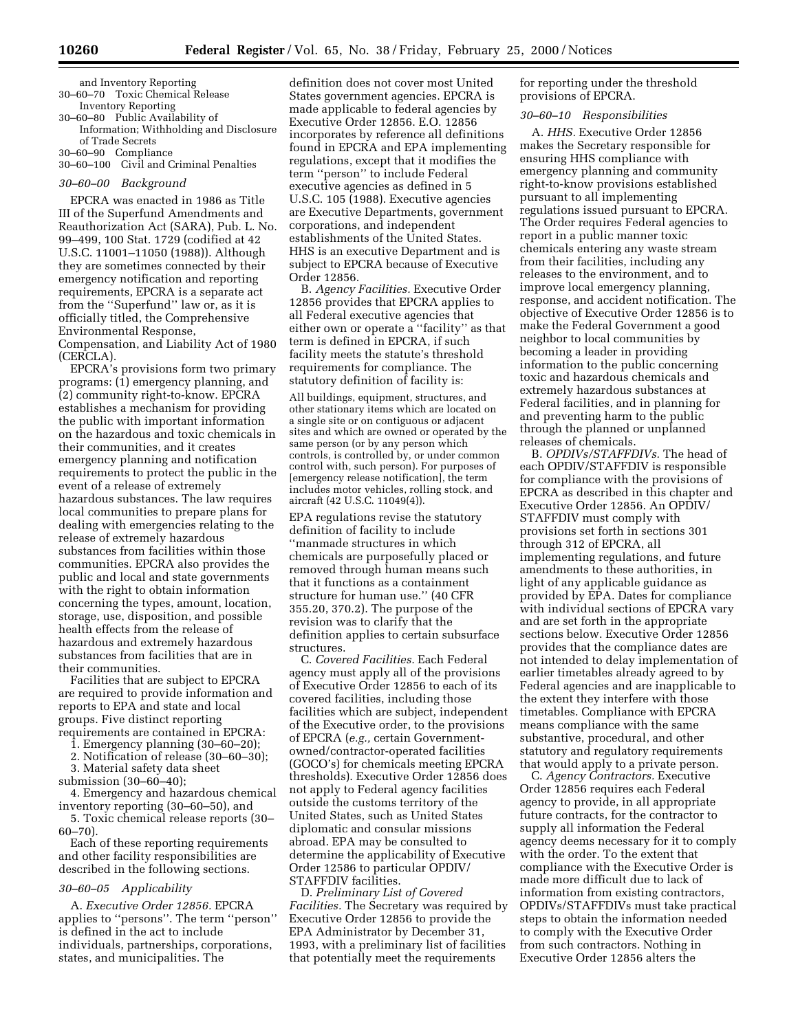and Inventory Reporting
30–60–70 Toxic Chemical Release Inventory Reporting
30–60–80 Public Availability of Information; Withholding and Disclosure of Trade Secrets
30–60–90 Compliance
30–60–100 Civil and Criminal Penalties

*30–60–00 Background*

EPCRA was enacted in 1986 as Title III of the Superfund Amendments and Reauthorization Act (SARA), Pub. L. No. 99–499, 100 Stat. 1729 (codified at 42 U.S.C. 11001–11050 (1988)). Although they are sometimes connected by their emergency notification and reporting requirements, EPCRA is a separate act from the ''Superfund'' law or, as it is officially titled, the Comprehensive Environmental Response, Compensation, and Liability Act of 1980 (CERCLA).

EPCRA's provisions form two primary programs: (1) emergency planning, and (2) community right-to-know. EPCRA establishes a mechanism for providing the public with important information on the hazardous and toxic chemicals in their communities, and it creates emergency planning and notification requirements to protect the public in the event of a release of extremely hazardous substances. The law requires local communities to prepare plans for dealing with emergencies relating to the release of extremely hazardous substances from facilities within those communities. EPCRA also provides the public and local and state governments with the right to obtain information concerning the types, amount, location, storage, use, disposition, and possible health effects from the release of hazardous and extremely hazardous substances from facilities that are in their communities.

Facilities that are subject to EPCRA are required to provide information and reports to EPA and state and local groups. Five distinct reporting requirements are contained in EPCRA:

1. Emergency planning (30–60–20);
2. Notification of release (30–60–30);
3. Material safety data sheet submission (30–60–40);
4. Emergency and hazardous chemical inventory reporting (30–60–50), and
5. Toxic chemical release reports (30–60–70).

Each of these reporting requirements and other facility responsibilities are described in the following sections.

*30–60–05 Applicability*

A. *Executive Order 12856.* EPCRA applies to ''persons''. The term ''person'' is defined in the act to include individuals, partnerships, corporations, states, and municipalities. The definition does not cover most United States government agencies. EPCRA is made applicable to federal agencies by Executive Order 12856. E.O. 12856 incorporates by reference all definitions found in EPCRA and EPA implementing regulations, except that it modifies the term ''person'' to include Federal executive agencies as defined in 5 U.S.C. 105 (1988). Executive agencies are Executive Departments, government corporations, and independent establishments of the United States. HHS is an executive Department and is subject to EPCRA because of Executive Order 12856.

B. *Agency Facilities.* Executive Order 12856 provides that EPCRA applies to all Federal executive agencies that either own or operate a ''facility'' as that term is defined in EPCRA, if such facility meets the statute's threshold requirements for compliance. The statutory definition of facility is:

All buildings, equipment, structures, and other stationary items which are located on a single site or on contiguous or adjacent sites and which are owned or operated by the same person (or by any person which controls, is controlled by, or under common control with, such person). For purposes of [emergency release notification], the term includes motor vehicles, rolling stock, and aircraft (42 U.S.C. 11049(4)).

EPA regulations revise the statutory definition of facility to include ''manmade structures in which chemicals are purposefully placed or removed through human means such that it functions as a containment structure for human use.'' (40 CFR 355.20, 370.2). The purpose of the revision was to clarify that the definition applies to certain subsurface structures.

C. *Covered Facilities.* Each Federal agency must apply all of the provisions of Executive Order 12856 to each of its covered facilities, including those facilities which are subject, independent of the Executive order, to the provisions of EPCRA (*e.g.,* certain Government-owned/contractor-operated facilities (GOCO's) for chemicals meeting EPCRA thresholds). Executive Order 12856 does not apply to Federal agency facilities outside the customs territory of the United States, such as United States diplomatic and consular missions abroad. EPA may be consulted to determine the applicability of Executive Order 12586 to particular OPDIV/STAFFDIV facilities.

D. *Preliminary List of Covered Facilities.* The Secretary was required by Executive Order 12856 to provide the EPA Administrator by December 31, 1993, with a preliminary list of facilities that potentially meet the requirements for reporting under the threshold provisions of EPCRA.

*30–60–10 Responsibilities*

A. *HHS.* Executive Order 12856 makes the Secretary responsible for ensuring HHS compliance with emergency planning and community right-to-know provisions established pursuant to all implementing regulations issued pursuant to EPCRA. The Order requires Federal agencies to report in a public manner toxic chemicals entering any waste stream from their facilities, including any releases to the environment, and to improve local emergency planning, response, and accident notification. The objective of Executive Order 12856 is to make the Federal Government a good neighbor to local communities by becoming a leader in providing information to the public concerning toxic and hazardous chemicals and extremely hazardous substances at Federal facilities, and in planning for and preventing harm to the public through the planned or unplanned releases of chemicals.

B. *OPDIVs/STAFFDIVs.* The head of each OPDIV/STAFFDIV is responsible for compliance with the provisions of EPCRA as described in this chapter and Executive Order 12856. An OPDIV/STAFFDIV must comply with provisions set forth in sections 301 through 312 of EPCRA, all implementing regulations, and future amendments to these authorities, in light of any applicable guidance as provided by EPA. Dates for compliance with individual sections of EPCRA vary and are set forth in the appropriate sections below. Executive Order 12856 provides that the compliance dates are not intended to delay implementation of earlier timetables already agreed to by Federal agencies and are inapplicable to the extent they interfere with those timetables. Compliance with EPCRA means compliance with the same substantive, procedural, and other statutory and regulatory requirements that would apply to a private person.

C. *Agency Contractors.* Executive Order 12856 requires each Federal agency to provide, in all appropriate future contracts, for the contractor to supply all information the Federal agency deems necessary for it to comply with the order. To the extent that compliance with the Executive Order is made more difficult due to lack of information from existing contractors, OPDIVs/STAFFDIVs must take practical steps to obtain the information needed to comply with the Executive Order from such contractors. Nothing in Executive Order 12856 alters the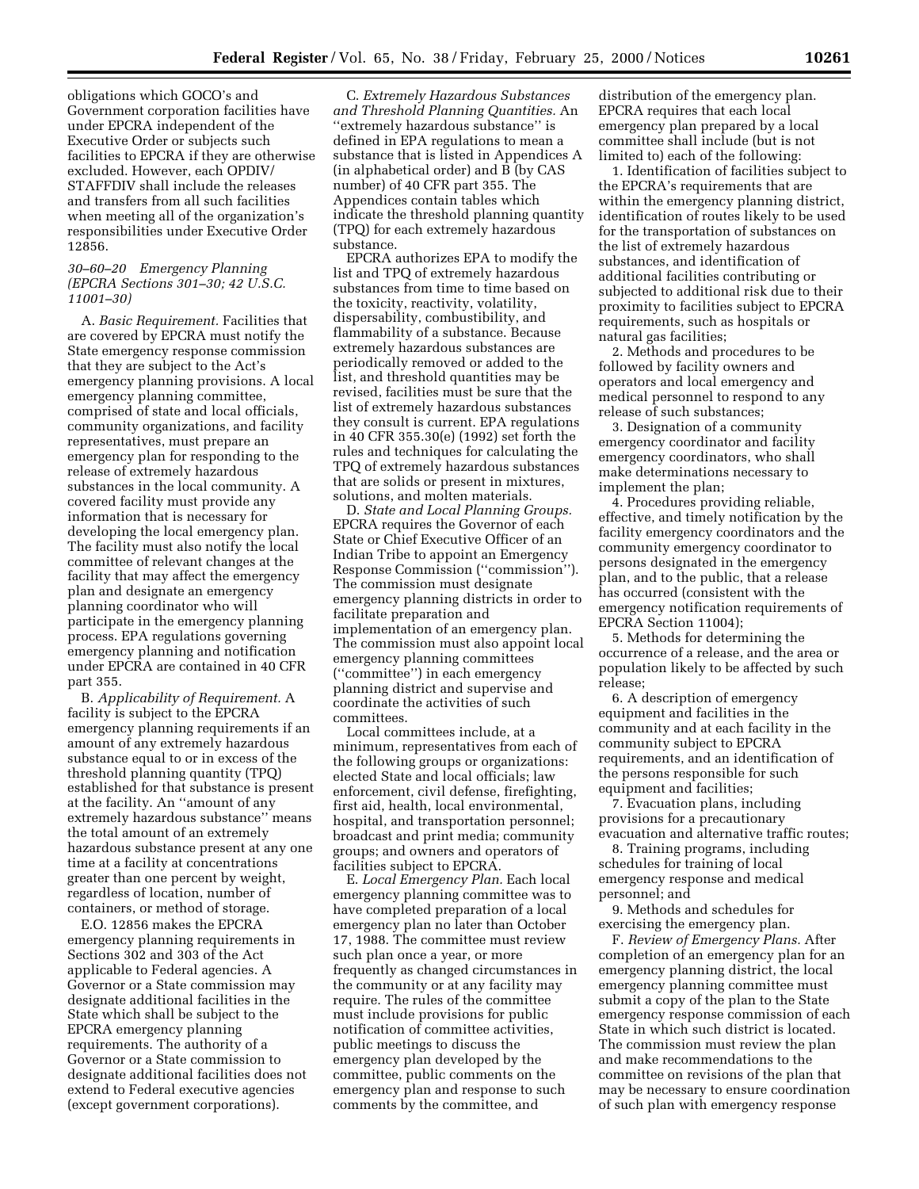obligations which GOCO's and Government corporation facilities have under EPCRA independent of the Executive Order or subjects such facilities to EPCRA if they are otherwise excluded. However, each OPDIV/STAFFDIV shall include the releases and transfers from all such facilities when meeting all of the organization's responsibilities under Executive Order 12856.

### *30–60–20 Emergency Planning (EPCRA Sections 301–30; 42 U.S.C. 11001–30)*

A. *Basic Requirement.* Facilities that are covered by EPCRA must notify the State emergency response commission that they are subject to the Act's emergency planning provisions. A local emergency planning committee, comprised of state and local officials, community organizations, and facility representatives, must prepare an emergency plan for responding to the release of extremely hazardous substances in the local community. A covered facility must provide any information that is necessary for developing the local emergency plan. The facility must also notify the local committee of relevant changes at the facility that may affect the emergency plan and designate an emergency planning coordinator who will participate in the emergency planning process. EPA regulations governing emergency planning and notification under EPCRA are contained in 40 CFR part 355.

B. *Applicability of Requirement.* A facility is subject to the EPCRA emergency planning requirements if an amount of any extremely hazardous substance equal to or in excess of the threshold planning quantity (TPQ) established for that substance is present at the facility. An ''amount of any extremely hazardous substance'' means the total amount of an extremely hazardous substance present at any one time at a facility at concentrations greater than one percent by weight, regardless of location, number of containers, or method of storage.

E.O. 12856 makes the EPCRA emergency planning requirements in Sections 302 and 303 of the Act applicable to Federal agencies. A Governor or a State commission may designate additional facilities in the State which shall be subject to the EPCRA emergency planning requirements. The authority of a Governor or a State commission to designate additional facilities does not extend to Federal executive agencies (except government corporations).

C. *Extremely Hazardous Substances and Threshold Planning Quantities.* An ''extremely hazardous substance'' is defined in EPA regulations to mean a substance that is listed in Appendices A (in alphabetical order) and B (by CAS number) of 40 CFR part 355. The Appendices contain tables which indicate the threshold planning quantity (TPQ) for each extremely hazardous substance.

EPCRA authorizes EPA to modify the list and TPQ of extremely hazardous substances from time to time based on the toxicity, reactivity, volatility, dispersability, combustibility, and flammability of a substance. Because extremely hazardous substances are periodically removed or added to the list, and threshold quantities may be revised, facilities must be sure that the list of extremely hazardous substances they consult is current. EPA regulations in 40 CFR 355.30(e) (1992) set forth the rules and techniques for calculating the TPQ of extremely hazardous substances that are solids or present in mixtures, solutions, and molten materials.

D. *State and Local Planning Groups.* EPCRA requires the Governor of each State or Chief Executive Officer of an Indian Tribe to appoint an Emergency Response Commission (''commission''). The commission must designate emergency planning districts in order to facilitate preparation and implementation of an emergency plan. The commission must also appoint local emergency planning committees (''committee'') in each emergency planning district and supervise and coordinate the activities of such committees.

Local committees include, at a minimum, representatives from each of the following groups or organizations: elected State and local officials; law enforcement, civil defense, firefighting, first aid, health, local environmental, hospital, and transportation personnel; broadcast and print media; community groups; and owners and operators of facilities subject to EPCRA.

E. *Local Emergency Plan.* Each local emergency planning committee was to have completed preparation of a local emergency plan no later than October 17, 1988. The committee must review such plan once a year, or more frequently as changed circumstances in the community or at any facility may require. The rules of the committee must include provisions for public notification of committee activities, public meetings to discuss the emergency plan developed by the committee, public comments on the emergency plan and response to such comments by the committee, and distribution of the emergency plan. EPCRA requires that each local emergency plan prepared by a local committee shall include (but is not limited to) each of the following:

1. Identification of facilities subject to the EPCRA's requirements that are within the emergency planning district, identification of routes likely to be used for the transportation of substances on the list of extremely hazardous substances, and identification of additional facilities contributing or subjected to additional risk due to their proximity to facilities subject to EPCRA requirements, such as hospitals or natural gas facilities;

2. Methods and procedures to be followed by facility owners and operators and local emergency and medical personnel to respond to any release of such substances;

3. Designation of a community emergency coordinator and facility emergency coordinators, who shall make determinations necessary to implement the plan;

4. Procedures providing reliable, effective, and timely notification by the facility emergency coordinators and the community emergency coordinator to persons designated in the emergency plan, and to the public, that a release has occurred (consistent with the emergency notification requirements of EPCRA Section 11004);

5. Methods for determining the occurrence of a release, and the area or population likely to be affected by such release;

6. A description of emergency equipment and facilities in the community and at each facility in the community subject to EPCRA requirements, and an identification of the persons responsible for such equipment and facilities;

7. Evacuation plans, including provisions for a precautionary evacuation and alternative traffic routes;

8. Training programs, including schedules for training of local emergency response and medical personnel; and

9. Methods and schedules for exercising the emergency plan.

F. *Review of Emergency Plans.* After completion of an emergency plan for an emergency planning district, the local emergency planning committee must submit a copy of the plan to the State emergency response commission of each State in which such district is located. The commission must review the plan and make recommendations to the committee on revisions of the plan that may be necessary to ensure coordination of such plan with emergency response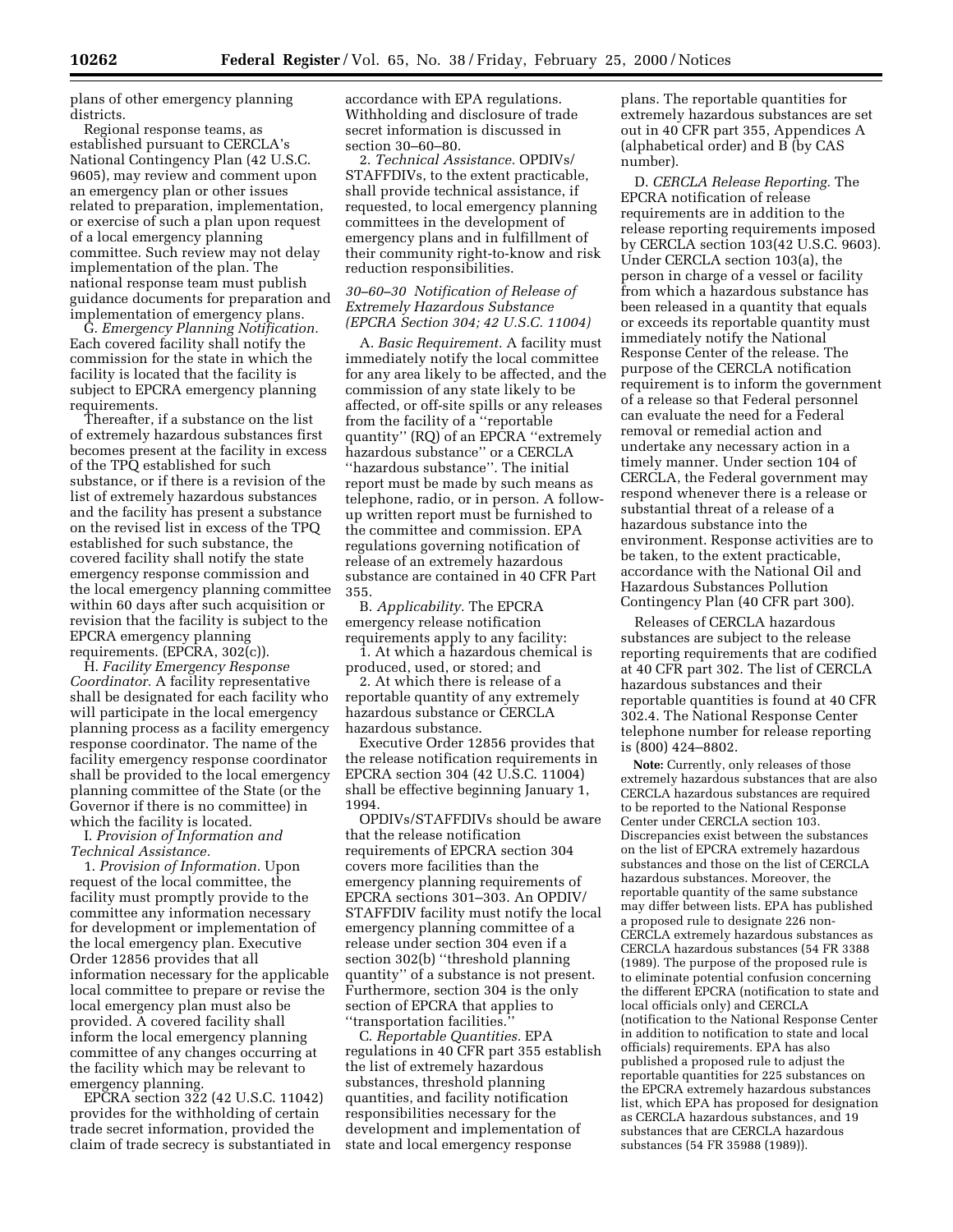plans of other emergency planning districts.

Regional response teams, as established pursuant to CERCLA's National Contingency Plan (42 U.S.C. 9605), may review and comment upon an emergency plan or other issues related to preparation, implementation, or exercise of such a plan upon request of a local emergency planning committee. Such review may not delay implementation of the plan. The national response team must publish guidance documents for preparation and implementation of emergency plans.

G. *Emergency Planning Notification.* Each covered facility shall notify the commission for the state in which the facility is located that the facility is subject to EPCRA emergency planning requirements.

Thereafter, if a substance on the list of extremely hazardous substances first becomes present at the facility in excess of the TPQ established for such substance, or if there is a revision of the list of extremely hazardous substances and the facility has present a substance on the revised list in excess of the TPQ established for such substance, the covered facility shall notify the state emergency response commission and the local emergency planning committee within 60 days after such acquisition or revision that the facility is subject to the EPCRA emergency planning requirements. (EPCRA, 302(c)).

H. *Facility Emergency Response Coordinator.* A facility representative shall be designated for each facility who will participate in the local emergency planning process as a facility emergency response coordinator. The name of the facility emergency response coordinator shall be provided to the local emergency planning committee of the State (or the Governor if there is no committee) in which the facility is located.

I. *Provision of Information and Technical Assistance.*

1. *Provision of Information.* Upon request of the local committee, the facility must promptly provide to the committee any information necessary for development or implementation of the local emergency plan. Executive Order 12856 provides that all information necessary for the applicable local committee to prepare or revise the local emergency plan must also be provided. A covered facility shall inform the local emergency planning committee of any changes occurring at the facility which may be relevant to emergency planning.

EPCRA section 322 (42 U.S.C. 11042) provides for the withholding of certain trade secret information, provided the claim of trade secrecy is substantiated in accordance with EPA regulations. Withholding and disclosure of trade secret information is discussed in section 30–60–80.

2. *Technical Assistance.* OPDIVs/STAFFDIVs, to the extent practicable, shall provide technical assistance, if requested, to local emergency planning committees in the development of emergency plans and in fulfillment of their community right-to-know and risk reduction responsibilities.

*30–60–30 Notification of Release of Extremely Hazardous Substance (EPCRA Section 304; 42 U.S.C. 11004)*

A. *Basic Requirement.* A facility must immediately notify the local committee for any area likely to be affected, and the commission of any state likely to be affected, or off-site spills or any releases from the facility of a ''reportable quantity'' (RQ) of an EPCRA ''extremely hazardous substance'' or a CERCLA ''hazardous substance''. The initial report must be made by such means as telephone, radio, or in person. A follow-up written report must be furnished to the committee and commission. EPA regulations governing notification of release of an extremely hazardous substance are contained in 40 CFR Part 355.

B. *Applicability.* The EPCRA emergency release notification requirements apply to any facility:

1. At which a hazardous chemical is produced, used, or stored; and

2. At which there is release of a reportable quantity of any extremely hazardous substance or CERCLA hazardous substance.

Executive Order 12856 provides that the release notification requirements in EPCRA section 304 (42 U.S.C. 11004) shall be effective beginning January 1, 1994.

OPDIVs/STAFFDIVs should be aware that the release notification requirements of EPCRA section 304 covers more facilities than the emergency planning requirements of EPCRA sections 301–303. An OPDIV/STAFFDIV facility must notify the local emergency planning committee of a release under section 304 even if a section 302(b) ''threshold planning quantity'' of a substance is not present. Furthermore, section 304 is the only section of EPCRA that applies to ''transportation facilities.''

C. *Reportable Quantities.* EPA regulations in 40 CFR part 355 establish the list of extremely hazardous substances, threshold planning quantities, and facility notification responsibilities necessary for the development and implementation of state and local emergency response plans. The reportable quantities for extremely hazardous substances are set out in 40 CFR part 355, Appendices A (alphabetical order) and B (by CAS number).

D. *CERCLA Release Reporting.* The EPCRA notification of release requirements are in addition to the release reporting requirements imposed by CERCLA section 103(42 U.S.C. 9603). Under CERCLA section 103(a), the person in charge of a vessel or facility from which a hazardous substance has been released in a quantity that equals or exceeds its reportable quantity must immediately notify the National Response Center of the release. The purpose of the CERCLA notification requirement is to inform the government of a release so that Federal personnel can evaluate the need for a Federal removal or remedial action and undertake any necessary action in a timely manner. Under section 104 of CERCLA, the Federal government may respond whenever there is a release or substantial threat of a release of a hazardous substance into the environment. Response activities are to be taken, to the extent practicable, accordance with the National Oil and Hazardous Substances Pollution Contingency Plan (40 CFR part 300).

Releases of CERCLA hazardous substances are subject to the release reporting requirements that are codified at 40 CFR part 302. The list of CERCLA hazardous substances and their reportable quantities is found at 40 CFR 302.4. The National Response Center telephone number for release reporting is (800) 424–8802.

**Note:** Currently, only releases of those extremely hazardous substances that are also CERCLA hazardous substances are required to be reported to the National Response Center under CERCLA section 103. Discrepancies exist between the substances on the list of EPCRA extremely hazardous substances and those on the list of CERCLA hazardous substances. Moreover, the reportable quantity of the same substance may differ between lists. EPA has published a proposed rule to designate 226 non-CERCLA extremely hazardous substances as CERCLA hazardous substances (54 FR 3388 (1989). The purpose of the proposed rule is to eliminate potential confusion concerning the different EPCRA (notification to state and local officials only) and CERCLA (notification to the National Response Center in addition to notification to state and local officials) requirements. EPA has also published a proposed rule to adjust the reportable quantities for 225 substances on the EPCRA extremely hazardous substances list, which EPA has proposed for designation as CERCLA hazardous substances, and 19 substances that are CERCLA hazardous substances (54 FR 35988 (1989)).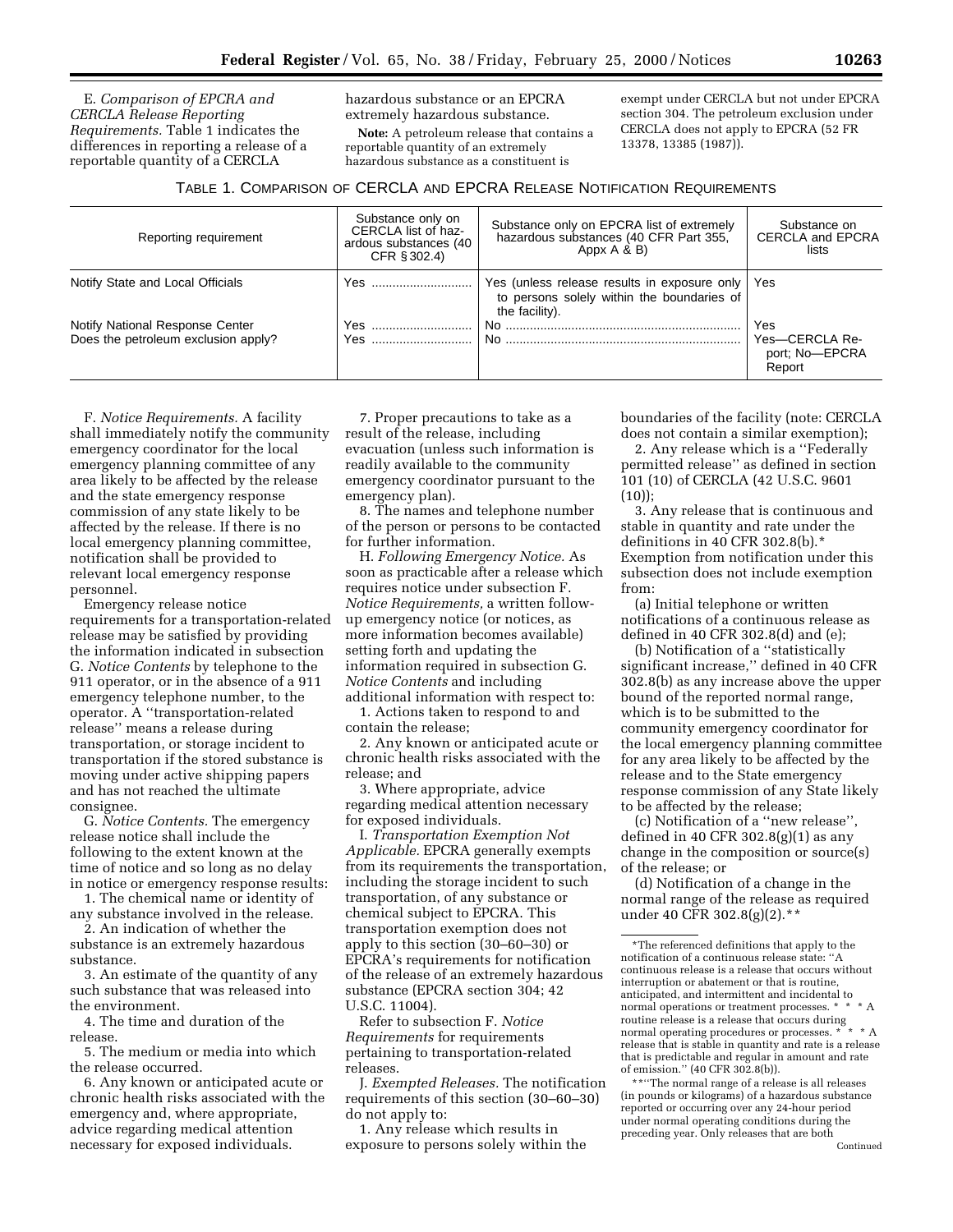E. *Comparison of EPCRA and CERCLA Release Reporting Requirements.* Table 1 indicates the differences in reporting a release of a reportable quantity of a CERCLA hazardous substance or an EPCRA extremely hazardous substance.

**Note:** A petroleum release that contains a reportable quantity of an extremely hazardous substance as a constituent is exempt under CERCLA but not under EPCRA section 304. The petroleum exclusion under CERCLA does not apply to EPCRA (52 FR 13378, 13385 (1987)).

TABLE 1. COMPARISON OF CERCLA AND EPCRA RELEASE NOTIFICATION REQUIREMENTS

| Reporting requirement | Substance only on CERCLA list of hazardous substances (40 CFR § 302.4) | Substance only on EPCRA list of extremely hazardous substances (40 CFR Part 355, Appx A & B) | Substance on CERCLA and EPCRA lists |
| --- | --- | --- | --- |
| Notify State and Local Officials | Yes | Yes (unless release results in exposure only to persons solely within the boundaries of the facility). | Yes |
| Notify National Response Center | Yes | No | Yes |
| Does the petroleum exclusion apply? | Yes | No | Yes—CERCLA Report; No—EPCRA Report |

F. *Notice Requirements.* A facility shall immediately notify the community emergency coordinator for the local emergency planning committee of any area likely to be affected by the release and the state emergency response commission of any state likely to be affected by the release. If there is no local emergency planning committee, notification shall be provided to relevant local emergency response personnel.

Emergency release notice requirements for a transportation-related release may be satisfied by providing the information indicated in subsection G. *Notice Contents* by telephone to the 911 operator, or in the absence of a 911 emergency telephone number, to the operator. A ''transportation-related release'' means a release during transportation, or storage incident to transportation if the stored substance is moving under active shipping papers and has not reached the ultimate consignee.

G. *Notice Contents.* The emergency release notice shall include the following to the extent known at the time of notice and so long as no delay in notice or emergency response results:

1. The chemical name or identity of any substance involved in the release.

2. An indication of whether the substance is an extremely hazardous substance.

3. An estimate of the quantity of any such substance that was released into the environment.

4. The time and duration of the release.

5. The medium or media into which the release occurred.

6. Any known or anticipated acute or chronic health risks associated with the emergency and, where appropriate, advice regarding medical attention necessary for exposed individuals.

7. Proper precautions to take as a result of the release, including evacuation (unless such information is readily available to the community emergency coordinator pursuant to the emergency plan).

8. The names and telephone number of the person or persons to be contacted for further information.

H. *Following Emergency Notice.* As soon as practicable after a release which requires notice under subsection F. *Notice Requirements,* a written follow-up emergency notice (or notices, as more information becomes available) setting forth and updating the information required in subsection G. *Notice Contents* and including additional information with respect to:

1. Actions taken to respond to and contain the release;

2. Any known or anticipated acute or chronic health risks associated with the release; and

3. Where appropriate, advice regarding medical attention necessary for exposed individuals.

I. *Transportation Exemption Not Applicable.* EPCRA generally exempts from its requirements the transportation, including the storage incident to such transportation, of any substance or chemical subject to EPCRA. This transportation exemption does not apply to this section (30–60–30) or EPCRA's requirements for notification of the release of an extremely hazardous substance (EPCRA section 304; 42 U.S.C. 11004).

Refer to subsection F. *Notice Requirements* for requirements pertaining to transportation-related releases.

J. *Exempted Releases.* The notification requirements of this section (30–60–30) do not apply to:

1. Any release which results in exposure to persons solely within the boundaries of the facility (note: CERCLA does not contain a similar exemption);

2. Any release which is a ''Federally permitted release'' as defined in section 101 (10) of CERCLA (42 U.S.C. 9601 (10));

3. Any release that is continuous and stable in quantity and rate under the definitions in 40 CFR 302.8(b).* Exemption from notification under this subsection does not include exemption from:

(a) Initial telephone or written notifications of a continuous release as defined in 40 CFR 302.8(d) and (e);

(b) Notification of a ''statistically significant increase,'' defined in 40 CFR 302.8(b) as any increase above the upper bound of the reported normal range, which is to be submitted to the community emergency coordinator for the local emergency planning committee for any area likely to be affected by the release and to the State emergency response commission of any State likely to be affected by the release;

(c) Notification of a ''new release'', defined in 40 CFR 302.8(g)(1) as any change in the composition or source(s) of the release; or

(d) Notification of a change in the normal range of the release as required under 40 CFR 302.8(g)(2).**

*The referenced definitions that apply to the notification of a continuous release state: ''A continuous release is a release that occurs without interruption or abatement or that is routine, anticipated, and intermittent and incidental to normal operations or treatment processes. * * * A routine release is a release that occurs during normal operating procedures or processes. * * * A release that is stable in quantity and rate is a release that is predictable and regular in amount and rate of emission.'' (40 CFR 302.8(b)).

**''The normal range of a release is all releases (in pounds or kilograms) of a hazardous substance reported or occurring over any 24-hour period under normal operating conditions during the preceding year. Only releases that are both

Continued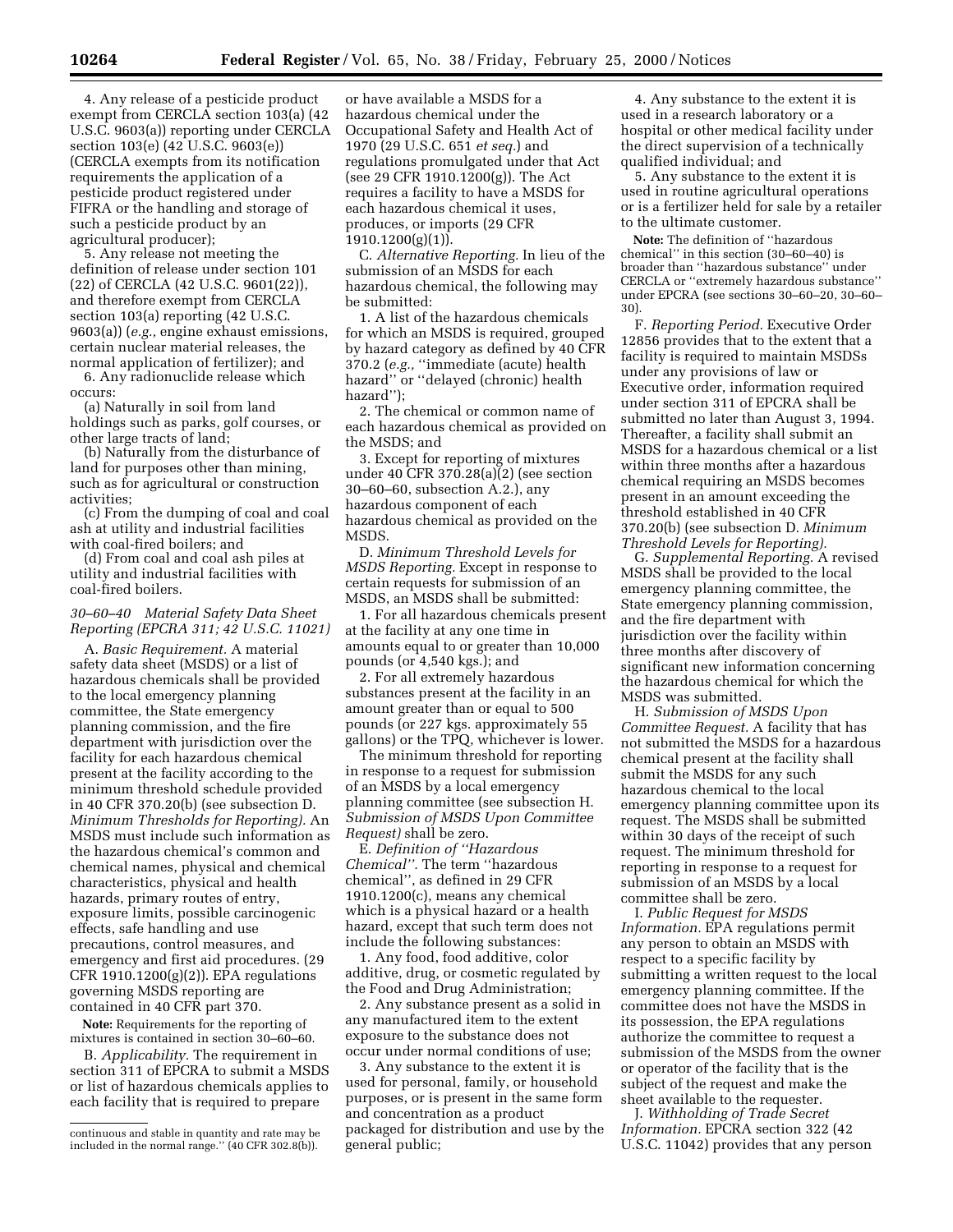4. Any release of a pesticide product exempt from CERCLA section 103(a) (42 U.S.C. 9603(a)) reporting under CERCLA section 103(e) (42 U.S.C. 9603(e)) (CERCLA exempts from its notification requirements the application of a pesticide product registered under FIFRA or the handling and storage of such a pesticide product by an agricultural producer);

5. Any release not meeting the definition of release under section 101 (22) of CERCLA (42 U.S.C. 9601(22)), and therefore exempt from CERCLA section 103(a) reporting (42 U.S.C. 9603(a)) (*e.g.,* engine exhaust emissions, certain nuclear material releases, the normal application of fertilizer); and

6. Any radionuclide release which occurs:

(a) Naturally in soil from land holdings such as parks, golf courses, or other large tracts of land;

(b) Naturally from the disturbance of land for purposes other than mining, such as for agricultural or construction activities;

(c) From the dumping of coal and coal ash at utility and industrial facilities with coal-fired boilers; and

(d) From coal and coal ash piles at utility and industrial facilities with coal-fired boilers.

### *30–60–40 Material Safety Data Sheet Reporting (EPCRA 311; 42 U.S.C. 11021)*

A. *Basic Requirement.* A material safety data sheet (MSDS) or a list of hazardous chemicals shall be provided to the local emergency planning committee, the State emergency planning commission, and the fire department with jurisdiction over the facility for each hazardous chemical present at the facility according to the minimum threshold schedule provided in 40 CFR 370.20(b) (see subsection D. *Minimum Thresholds for Reporting).* An MSDS must include such information as the hazardous chemical's common and chemical names, physical and chemical characteristics, physical and health hazards, primary routes of entry, exposure limits, possible carcinogenic effects, safe handling and use precautions, control measures, and emergency and first aid procedures. (29 CFR 1910.1200(g)(2)). EPA regulations governing MSDS reporting are contained in 40 CFR part 370.

**Note:** Requirements for the reporting of mixtures is contained in section 30–60–60.

B. *Applicability.* The requirement in section 311 of EPCRA to submit a MSDS or list of hazardous chemicals applies to each facility that is required to prepare or have available a MSDS for a hazardous chemical under the Occupational Safety and Health Act of 1970 (29 U.S.C. 651 *et seq.*) and regulations promulgated under that Act (see 29 CFR 1910.1200(g)). The Act requires a facility to have a MSDS for each hazardous chemical it uses, produces, or imports (29 CFR 1910.1200(g)(1)).

C. *Alternative Reporting.* In lieu of the submission of an MSDS for each hazardous chemical, the following may be submitted:

1. A list of the hazardous chemicals for which an MSDS is required, grouped by hazard category as defined by 40 CFR 370.2 (*e.g.,* ''immediate (acute) health hazard'' or ''delayed (chronic) health hazard'');

2. The chemical or common name of each hazardous chemical as provided on the MSDS; and

3. Except for reporting of mixtures under 40 CFR 370.28(a)(2) (see section 30–60–60, subsection A.2.), any hazardous component of each hazardous chemical as provided on the MSDS.

D. *Minimum Threshold Levels for MSDS Reporting.* Except in response to certain requests for submission of an MSDS, an MSDS shall be submitted:

1. For all hazardous chemicals present at the facility at any one time in amounts equal to or greater than 10,000 pounds (or 4,540 kgs.); and

2. For all extremely hazardous substances present at the facility in an amount greater than or equal to 500 pounds (or 227 kgs. approximately 55 gallons) or the TPQ, whichever is lower.

The minimum threshold for reporting in response to a request for submission of an MSDS by a local emergency planning committee (see subsection H. *Submission of MSDS Upon Committee Request)* shall be zero.

E. *Definition of ''Hazardous Chemical''.* The term ''hazardous chemical'', as defined in 29 CFR 1910.1200(c), means any chemical which is a physical hazard or a health hazard, except that such term does not include the following substances:

1. Any food, food additive, color additive, drug, or cosmetic regulated by the Food and Drug Administration;

2. Any substance present as a solid in any manufactured item to the extent exposure to the substance does not occur under normal conditions of use;

3. Any substance to the extent it is used for personal, family, or household purposes, or is present in the same form and concentration as a product packaged for distribution and use by the general public;

4. Any substance to the extent it is used in a research laboratory or a hospital or other medical facility under the direct supervision of a technically qualified individual; and

5. Any substance to the extent it is used in routine agricultural operations or is a fertilizer held for sale by a retailer to the ultimate customer.

**Note:** The definition of ''hazardous chemical'' in this section (30–60–40) is broader than ''hazardous substance'' under CERCLA or ''extremely hazardous substance'' under EPCRA (see sections 30–60–20, 30–60–30).

F. *Reporting Period.* Executive Order 12856 provides that to the extent that a facility is required to maintain MSDSs under any provisions of law or Executive order, information required under section 311 of EPCRA shall be submitted no later than August 3, 1994. Thereafter, a facility shall submit an MSDS for a hazardous chemical or a list within three months after a hazardous chemical requiring an MSDS becomes present in an amount exceeding the threshold established in 40 CFR 370.20(b) (see subsection D. *Minimum Threshold Levels for Reporting).*

G. *Supplemental Reporting.* A revised MSDS shall be provided to the local emergency planning committee, the State emergency planning commission, and the fire department with jurisdiction over the facility within three months after discovery of significant new information concerning the hazardous chemical for which the MSDS was submitted.

H. *Submission of MSDS Upon Committee Request.* A facility that has not submitted the MSDS for a hazardous chemical present at the facility shall submit the MSDS for any such hazardous chemical to the local emergency planning committee upon its request. The MSDS shall be submitted within 30 days of the receipt of such request. The minimum threshold for reporting in response to a request for submission of an MSDS by a local committee shall be zero.

I. *Public Request for MSDS Information.* EPA regulations permit any person to obtain an MSDS with respect to a specific facility by submitting a written request to the local emergency planning committee. If the committee does not have the MSDS in its possession, the EPA regulations authorize the committee to request a submission of the MSDS from the owner or operator of the facility that is the subject of the request and make the sheet available to the requester.

J. *Withholding of Trade Secret Information.* EPCRA section 322 (42 U.S.C. 11042) provides that any person

continuous and stable in quantity and rate may be included in the normal range.'' (40 CFR 302.8(b)).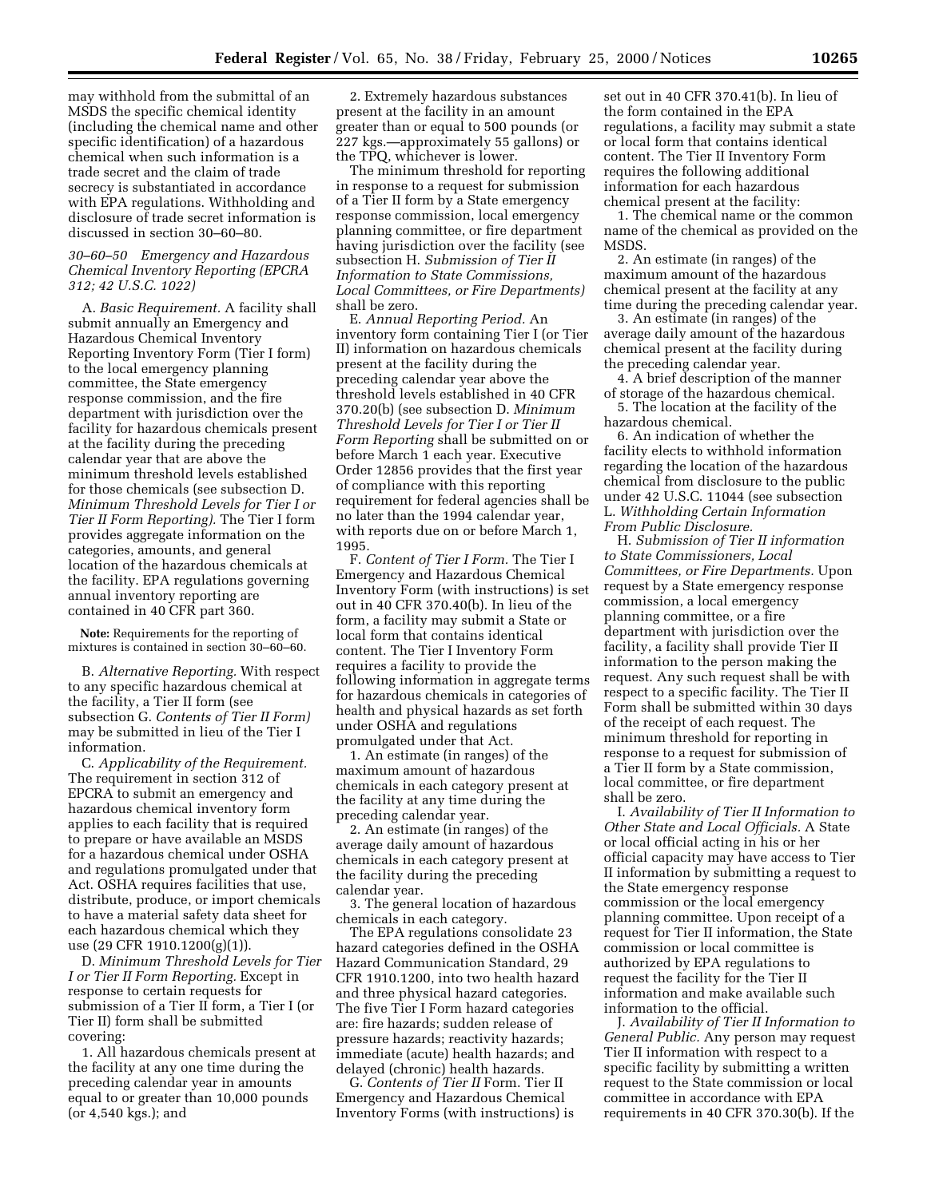may withhold from the submittal of an MSDS the specific chemical identity (including the chemical name and other specific identification) of a hazardous chemical when such information is a trade secret and the claim of trade secrecy is substantiated in accordance with EPA regulations. Withholding and disclosure of trade secret information is discussed in section 30–60–80.

### *30–60–50 Emergency and Hazardous Chemical Inventory Reporting (EPCRA 312; 42 U.S.C. 1022)*

A. *Basic Requirement.* A facility shall submit annually an Emergency and Hazardous Chemical Inventory Reporting Inventory Form (Tier I form) to the local emergency planning committee, the State emergency response commission, and the fire department with jurisdiction over the facility for hazardous chemicals present at the facility during the preceding calendar year that are above the minimum threshold levels established for those chemicals (see subsection D. *Minimum Threshold Levels for Tier I or Tier II Form Reporting).* The Tier I form provides aggregate information on the categories, amounts, and general location of the hazardous chemicals at the facility. EPA regulations governing annual inventory reporting are contained in 40 CFR part 360.

**Note:** Requirements for the reporting of mixtures is contained in section 30–60–60.

B. *Alternative Reporting.* With respect to any specific hazardous chemical at the facility, a Tier II form (see subsection G. *Contents of Tier II Form)* may be submitted in lieu of the Tier I information.

C. *Applicability of the Requirement.* The requirement in section 312 of EPCRA to submit an emergency and hazardous chemical inventory form applies to each facility that is required to prepare or have available an MSDS for a hazardous chemical under OSHA and regulations promulgated under that Act. OSHA requires facilities that use, distribute, produce, or import chemicals to have a material safety data sheet for each hazardous chemical which they use (29 CFR 1910.1200(g)(1)).

D. *Minimum Threshold Levels for Tier I or Tier II Form Reporting.* Except in response to certain requests for submission of a Tier II form, a Tier I (or Tier II) form shall be submitted covering:

1. All hazardous chemicals present at the facility at any one time during the preceding calendar year in amounts equal to or greater than 10,000 pounds (or 4,540 kgs.); and

2. Extremely hazardous substances present at the facility in an amount greater than or equal to 500 pounds (or 227 kgs.—approximately 55 gallons) or the TPQ, whichever is lower.

The minimum threshold for reporting in response to a request for submission of a Tier II form by a State emergency response commission, local emergency planning committee, or fire department having jurisdiction over the facility (see subsection H. *Submission of Tier II Information to State Commissions, Local Committees, or Fire Departments)* shall be zero.

E. *Annual Reporting Period.* An inventory form containing Tier I (or Tier II) information on hazardous chemicals present at the facility during the preceding calendar year above the threshold levels established in 40 CFR 370.20(b) (see subsection D. *Minimum Threshold Levels for Tier I or Tier II Form Reporting* shall be submitted on or before March 1 each year. Executive Order 12856 provides that the first year of compliance with this reporting requirement for federal agencies shall be no later than the 1994 calendar year, with reports due on or before March 1, 1995.

F. *Content of Tier I Form.* The Tier I Emergency and Hazardous Chemical Inventory Form (with instructions) is set out in 40 CFR 370.40(b). In lieu of the form, a facility may submit a State or local form that contains identical content. The Tier I Inventory Form requires a facility to provide the following information in aggregate terms for hazardous chemicals in categories of health and physical hazards as set forth under OSHA and regulations promulgated under that Act.

1. An estimate (in ranges) of the maximum amount of hazardous chemicals in each category present at the facility at any time during the preceding calendar year.

2. An estimate (in ranges) of the average daily amount of hazardous chemicals in each category present at the facility during the preceding calendar year.

3. The general location of hazardous chemicals in each category.

The EPA regulations consolidate 23 hazard categories defined in the OSHA Hazard Communication Standard, 29 CFR 1910.1200, into two health hazard and three physical hazard categories. The five Tier I Form hazard categories are: fire hazards; sudden release of pressure hazards; reactivity hazards; immediate (acute) health hazards; and delayed (chronic) health hazards.

G. *Contents of Tier II* Form. Tier II Emergency and Hazardous Chemical Inventory Forms (with instructions) is set out in 40 CFR 370.41(b). In lieu of the form contained in the EPA regulations, a facility may submit a state or local form that contains identical content. The Tier II Inventory Form requires the following additional information for each hazardous chemical present at the facility:

1. The chemical name or the common name of the chemical as provided on the MSDS.

2. An estimate (in ranges) of the maximum amount of the hazardous chemical present at the facility at any time during the preceding calendar year.

3. An estimate (in ranges) of the average daily amount of the hazardous chemical present at the facility during the preceding calendar year.

4. A brief description of the manner of storage of the hazardous chemical.

5. The location at the facility of the hazardous chemical.

6. An indication of whether the facility elects to withhold information regarding the location of the hazardous chemical from disclosure to the public under 42 U.S.C. 11044 (see subsection L. *Withholding Certain Information From Public Disclosure.*

H. *Submission of Tier II information to State Commissioners, Local Committees, or Fire Departments.* Upon request by a State emergency response commission, a local emergency planning committee, or a fire department with jurisdiction over the facility, a facility shall provide Tier II information to the person making the request. Any such request shall be with respect to a specific facility. The Tier II Form shall be submitted within 30 days of the receipt of each request. The minimum threshold for reporting in response to a request for submission of a Tier II form by a State commission, local committee, or fire department shall be zero.

I. *Availability of Tier II Information to Other State and Local Officials.* A State or local official acting in his or her official capacity may have access to Tier II information by submitting a request to the State emergency response commission or the local emergency planning committee. Upon receipt of a request for Tier II information, the State commission or local committee is authorized by EPA regulations to request the facility for the Tier II information and make available such information to the official.

J. *Availability of Tier II Information to General Public.* Any person may request Tier II information with respect to a specific facility by submitting a written request to the State commission or local committee in accordance with EPA requirements in 40 CFR 370.30(b). If the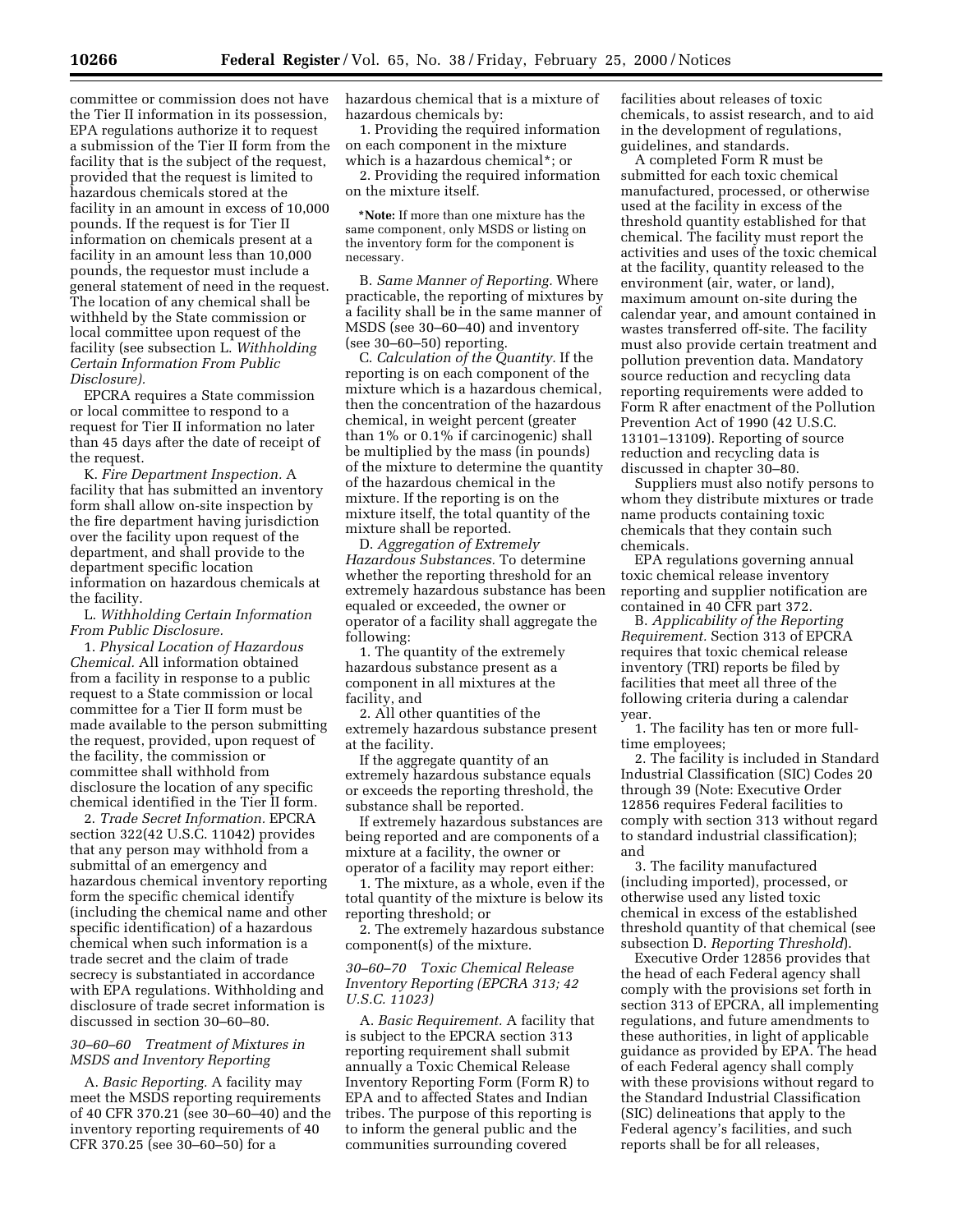committee or commission does not have the Tier II information in its possession, EPA regulations authorize it to request a submission of the Tier II form from the facility that is the subject of the request, provided that the request is limited to hazardous chemicals stored at the facility in an amount in excess of 10,000 pounds. If the request is for Tier II information on chemicals present at a facility in an amount less than 10,000 pounds, the requestor must include a general statement of need in the request. The location of any chemical shall be withheld by the State commission or local committee upon request of the facility (see subsection L. *Withholding Certain Information From Public Disclosure).*

EPCRA requires a State commission or local committee to respond to a request for Tier II information no later than 45 days after the date of receipt of the request.

K. *Fire Department Inspection.* A facility that has submitted an inventory form shall allow on-site inspection by the fire department having jurisdiction over the facility upon request of the department, and shall provide to the department specific location information on hazardous chemicals at the facility.

L. *Withholding Certain Information From Public Disclosure.*

1. *Physical Location of Hazardous Chemical.* All information obtained from a facility in response to a public request to a State commission or local committee for a Tier II form must be made available to the person submitting the request, provided, upon request of the facility, the commission or committee shall withhold from disclosure the location of any specific chemical identified in the Tier II form.

2. *Trade Secret Information.* EPCRA section 322(42 U.S.C. 11042) provides that any person may withhold from a submittal of an emergency and hazardous chemical inventory reporting form the specific chemical identify (including the chemical name and other specific identification) of a hazardous chemical when such information is a trade secret and the claim of trade secrecy is substantiated in accordance with EPA regulations. Withholding and disclosure of trade secret information is discussed in section 30–60–80.

### *30–60–60 Treatment of Mixtures in MSDS and Inventory Reporting*

A. *Basic Reporting.* A facility may meet the MSDS reporting requirements of 40 CFR 370.21 (see 30–60–40) and the inventory reporting requirements of 40 CFR 370.25 (see 30–60–50) for a hazardous chemical that is a mixture of hazardous chemicals by:

1. Providing the required information on each component in the mixture which is a hazardous chemical*; or

2. Providing the required information on the mixture itself.

*Note: If more than one mixture has the same component, only MSDS or listing on the inventory form for the component is necessary.

B. *Same Manner of Reporting.* Where practicable, the reporting of mixtures by a facility shall be in the same manner of MSDS (see 30–60–40) and inventory (see 30–60–50) reporting.

C. *Calculation of the Quantity.* If the reporting is on each component of the mixture which is a hazardous chemical, then the concentration of the hazardous chemical, in weight percent (greater than 1% or 0.1% if carcinogenic) shall be multiplied by the mass (in pounds) of the mixture to determine the quantity of the hazardous chemical in the mixture. If the reporting is on the mixture itself, the total quantity of the mixture shall be reported.

D. *Aggregation of Extremely Hazardous Substances.* To determine whether the reporting threshold for an extremely hazardous substance has been equaled or exceeded, the owner or operator of a facility shall aggregate the following:

1. The quantity of the extremely hazardous substance present as a component in all mixtures at the facility, and

2. All other quantities of the extremely hazardous substance present at the facility.

If the aggregate quantity of an extremely hazardous substance equals or exceeds the reporting threshold, the substance shall be reported.

If extremely hazardous substances are being reported and are components of a mixture at a facility, the owner or operator of a facility may report either:

1. The mixture, as a whole, even if the total quantity of the mixture is below its reporting threshold; or

2. The extremely hazardous substance component(s) of the mixture.

### *30–60–70 Toxic Chemical Release Inventory Reporting (EPCRA 313; 42 U.S.C. 11023)*

A. *Basic Requirement.* A facility that is subject to the EPCRA section 313 reporting requirement shall submit annually a Toxic Chemical Release Inventory Reporting Form (Form R) to EPA and to affected States and Indian tribes. The purpose of this reporting is to inform the general public and the communities surrounding covered facilities about releases of toxic chemicals, to assist research, and to aid in the development of regulations, guidelines, and standards.

A completed Form R must be submitted for each toxic chemical manufactured, processed, or otherwise used at the facility in excess of the threshold quantity established for that chemical. The facility must report the activities and uses of the toxic chemical at the facility, quantity released to the environment (air, water, or land), maximum amount on-site during the calendar year, and amount contained in wastes transferred off-site. The facility must also provide certain treatment and pollution prevention data. Mandatory source reduction and recycling data reporting requirements were added to Form R after enactment of the Pollution Prevention Act of 1990 (42 U.S.C. 13101–13109). Reporting of source reduction and recycling data is discussed in chapter 30–80.

Suppliers must also notify persons to whom they distribute mixtures or trade name products containing toxic chemicals that they contain such chemicals.

EPA regulations governing annual toxic chemical release inventory reporting and supplier notification are contained in 40 CFR part 372.

B. *Applicability of the Reporting Requirement.* Section 313 of EPCRA requires that toxic chemical release inventory (TRI) reports be filed by facilities that meet all three of the following criteria during a calendar year.

1. The facility has ten or more full-time employees;

2. The facility is included in Standard Industrial Classification (SIC) Codes 20 through 39 (Note: Executive Order 12856 requires Federal facilities to comply with section 313 without regard to standard industrial classification); and

3. The facility manufactured (including imported), processed, or otherwise used any listed toxic chemical in excess of the established threshold quantity of that chemical (see subsection D. *Reporting Threshold*).

Executive Order 12856 provides that the head of each Federal agency shall comply with the provisions set forth in section 313 of EPCRA, all implementing regulations, and future amendments to these authorities, in light of applicable guidance as provided by EPA. The head of each Federal agency shall comply with these provisions without regard to the Standard Industrial Classification (SIC) delineations that apply to the Federal agency's facilities, and such reports shall be for all releases,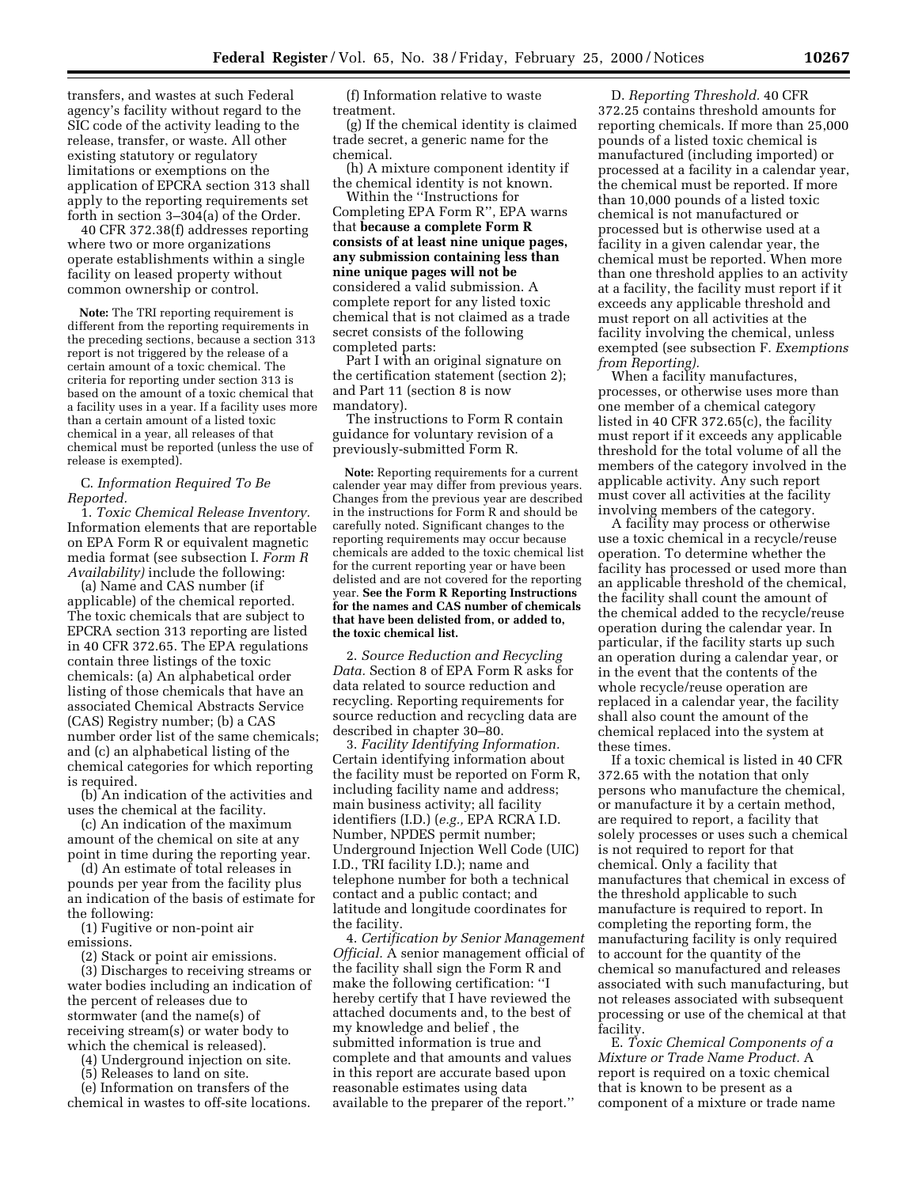transfers, and wastes at such Federal agency's facility without regard to the SIC code of the activity leading to the release, transfer, or waste. All other existing statutory or regulatory limitations or exemptions on the application of EPCRA section 313 shall apply to the reporting requirements set forth in section 3–304(a) of the Order.

40 CFR 372.38(f) addresses reporting where two or more organizations operate establishments within a single facility on leased property without common ownership or control.

**Note:** The TRI reporting requirement is different from the reporting requirements in the preceding sections, because a section 313 report is not triggered by the release of a certain amount of a toxic chemical. The criteria for reporting under section 313 is based on the amount of a toxic chemical that a facility uses in a year. If a facility uses more than a certain amount of a listed toxic chemical in a year, all releases of that chemical must be reported (unless the use of release is exempted).

C. *Information Required To Be Reported.*

1. *Toxic Chemical Release Inventory.* Information elements that are reportable on EPA Form R or equivalent magnetic media format (see subsection I. *Form R Availability)* include the following:

(a) Name and CAS number (if applicable) of the chemical reported. The toxic chemicals that are subject to EPCRA section 313 reporting are listed in 40 CFR 372.65. The EPA regulations contain three listings of the toxic chemicals: (a) An alphabetical order listing of those chemicals that have an associated Chemical Abstracts Service (CAS) Registry number; (b) a CAS number order list of the same chemicals; and (c) an alphabetical listing of the chemical categories for which reporting is required.

(b) An indication of the activities and uses the chemical at the facility.

(c) An indication of the maximum amount of the chemical on site at any point in time during the reporting year.

(d) An estimate of total releases in pounds per year from the facility plus an indication of the basis of estimate for the following:

(1) Fugitive or non-point air emissions.

(2) Stack or point air emissions.

(3) Discharges to receiving streams or water bodies including an indication of the percent of releases due to stormwater (and the name(s) of receiving stream(s) or water body to which the chemical is released).

(4) Underground injection on site.

(5) Releases to land on site.

(e) Information on transfers of the chemical in wastes to off-site locations.

(f) Information relative to waste treatment.

(g) If the chemical identity is claimed trade secret, a generic name for the chemical.

(h) A mixture component identity if the chemical identity is not known.

Within the ''Instructions for Completing EPA Form R'', EPA warns that **because a complete Form R consists of at least nine unique pages, any submission containing less than nine unique pages will not be** considered a valid submission. A complete report for any listed toxic chemical that is not claimed as a trade secret consists of the following completed parts:

Part I with an original signature on the certification statement (section 2); and Part 11 (section 8 is now mandatory).

The instructions to Form R contain guidance for voluntary revision of a previously-submitted Form R.

**Note:** Reporting requirements for a current calender year may differ from previous years. Changes from the previous year are described in the instructions for Form R and should be carefully noted. Significant changes to the reporting requirements may occur because chemicals are added to the toxic chemical list for the current reporting year or have been delisted and are not covered for the reporting year. **See the Form R Reporting Instructions for the names and CAS number of chemicals that have been delisted from, or added to, the toxic chemical list.**

2. *Source Reduction and Recycling Data.* Section 8 of EPA Form R asks for data related to source reduction and recycling. Reporting requirements for source reduction and recycling data are described in chapter 30–80.

3. *Facility Identifying Information.* Certain identifying information about the facility must be reported on Form R, including facility name and address; main business activity; all facility identifiers (I.D.) (*e.g.,* EPA RCRA I.D. Number, NPDES permit number; Underground Injection Well Code (UIC) I.D., TRI facility I.D.); name and telephone number for both a technical contact and a public contact; and latitude and longitude coordinates for the facility.

4. *Certification by Senior Management Official.* A senior management official of the facility shall sign the Form R and make the following certification: ''I hereby certify that I have reviewed the attached documents and, to the best of my knowledge and belief , the submitted information is true and complete and that amounts and values in this report are accurate based upon reasonable estimates using data available to the preparer of the report.''

D. *Reporting Threshold.* 40 CFR 372.25 contains threshold amounts for reporting chemicals. If more than 25,000 pounds of a listed toxic chemical is manufactured (including imported) or processed at a facility in a calendar year, the chemical must be reported. If more than 10,000 pounds of a listed toxic chemical is not manufactured or processed but is otherwise used at a facility in a given calendar year, the chemical must be reported. When more than one threshold applies to an activity at a facility, the facility must report if it exceeds any applicable threshold and must report on all activities at the facility involving the chemical, unless exempted (see subsection F. *Exemptions from Reporting).*

When a facility manufactures, processes, or otherwise uses more than one member of a chemical category listed in 40 CFR 372.65(c), the facility must report if it exceeds any applicable threshold for the total volume of all the members of the category involved in the applicable activity. Any such report must cover all activities at the facility involving members of the category.

A facility may process or otherwise use a toxic chemical in a recycle/reuse operation. To determine whether the facility has processed or used more than an applicable threshold of the chemical, the facility shall count the amount of the chemical added to the recycle/reuse operation during the calendar year. In particular, if the facility starts up such an operation during a calendar year, or in the event that the contents of the whole recycle/reuse operation are replaced in a calendar year, the facility shall also count the amount of the chemical replaced into the system at these times.

If a toxic chemical is listed in 40 CFR 372.65 with the notation that only persons who manufacture the chemical, or manufacture it by a certain method, are required to report, a facility that solely processes or uses such a chemical is not required to report for that chemical. Only a facility that manufactures that chemical in excess of the threshold applicable to such manufacture is required to report. In completing the reporting form, the manufacturing facility is only required to account for the quantity of the chemical so manufactured and releases associated with such manufacturing, but not releases associated with subsequent processing or use of the chemical at that facility.

E. *Toxic Chemical Components of a Mixture or Trade Name Product.* A report is required on a toxic chemical that is known to be present as a component of a mixture or trade name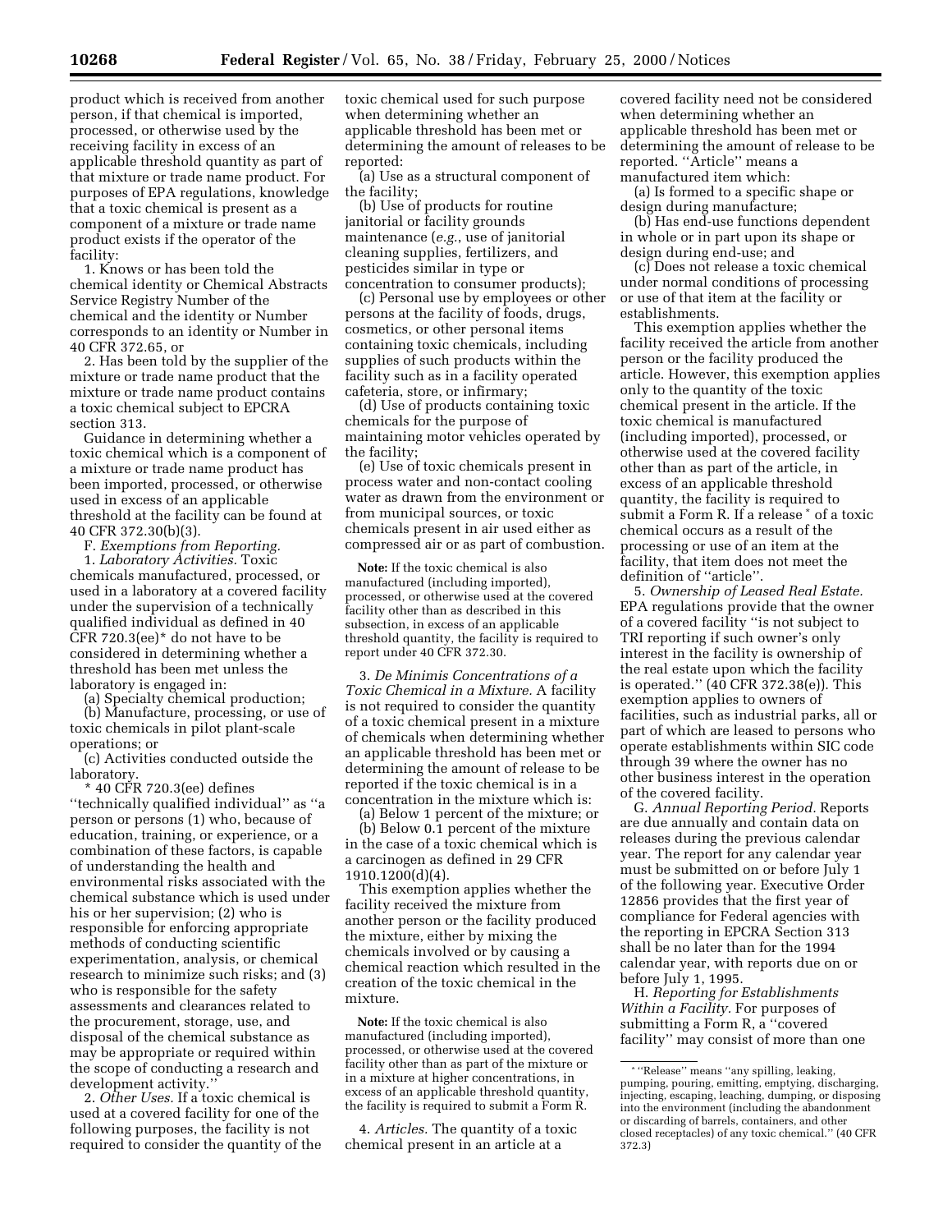product which is received from another person, if that chemical is imported, processed, or otherwise used by the receiving facility in excess of an applicable threshold quantity as part of that mixture or trade name product. For purposes of EPA regulations, knowledge that a toxic chemical is present as a component of a mixture or trade name product exists if the operator of the facility:

1. Knows or has been told the chemical identity or Chemical Abstracts Service Registry Number of the chemical and the identity or Number corresponds to an identity or Number in 40 CFR 372.65, or

2. Has been told by the supplier of the mixture or trade name product that the mixture or trade name product contains a toxic chemical subject to EPCRA section 313.

Guidance in determining whether a toxic chemical which is a component of a mixture or trade name product has been imported, processed, or otherwise used in excess of an applicable threshold at the facility can be found at 40 CFR 372.30(b)(3).

F. *Exemptions from Reporting.*

1. *Laboratory Activities.* Toxic chemicals manufactured, processed, or used in a laboratory at a covered facility under the supervision of a technically qualified individual as defined in 40 CFR 720.3(ee)* do not have to be considered in determining whether a threshold has been met unless the laboratory is engaged in:

(a) Specialty chemical production;

(b) Manufacture, processing, or use of toxic chemicals in pilot plant-scale operations; or

(c) Activities conducted outside the laboratory.

\* 40 CFR 720.3(ee) defines ''technically qualified individual'' as ''a person or persons (1) who, because of education, training, or experience, or a combination of these factors, is capable of understanding the health and environmental risks associated with the chemical substance which is used under his or her supervision; (2) who is responsible for enforcing appropriate methods of conducting scientific experimentation, analysis, or chemical research to minimize such risks; and (3) who is responsible for the safety assessments and clearances related to the procurement, storage, use, and disposal of the chemical substance as may be appropriate or required within the scope of conducting a research and development activity.''

2. *Other Uses.* If a toxic chemical is used at a covered facility for one of the following purposes, the facility is not required to consider the quantity of the toxic chemical used for such purpose when determining whether an applicable threshold has been met or determining the amount of releases to be reported:

(a) Use as a structural component of the facility;

(b) Use of products for routine janitorial or facility grounds maintenance (*e.g.*, use of janitorial cleaning supplies, fertilizers, and pesticides similar in type or concentration to consumer products);

(c) Personal use by employees or other persons at the facility of foods, drugs, cosmetics, or other personal items containing toxic chemicals, including supplies of such products within the facility such as in a facility operated cafeteria, store, or infirmary;

(d) Use of products containing toxic chemicals for the purpose of maintaining motor vehicles operated by the facility;

(e) Use of toxic chemicals present in process water and non-contact cooling water as drawn from the environment or from municipal sources, or toxic chemicals present in air used either as compressed air or as part of combustion.

**Note:** If the toxic chemical is also manufactured (including imported), processed, or otherwise used at the covered facility other than as described in this subsection, in excess of an applicable threshold quantity, the facility is required to report under 40 CFR 372.30.

3. *De Minimis Concentrations of a Toxic Chemical in a Mixture.* A facility is not required to consider the quantity of a toxic chemical present in a mixture of chemicals when determining whether an applicable threshold has been met or determining the amount of release to be reported if the toxic chemical is in a concentration in the mixture which is:

(a) Below 1 percent of the mixture; or

(b) Below 0.1 percent of the mixture in the case of a toxic chemical which is a carcinogen as defined in 29 CFR 1910.1200(d)(4).

This exemption applies whether the facility received the mixture from another person or the facility produced the mixture, either by mixing the chemicals involved or by causing a chemical reaction which resulted in the creation of the toxic chemical in the mixture.

**Note:** If the toxic chemical is also manufactured (including imported), processed, or otherwise used at the covered facility other than as part of the mixture or in a mixture at higher concentrations, in excess of an applicable threshold quantity, the facility is required to submit a Form R.

4. *Articles.* The quantity of a toxic chemical present in an article at a covered facility need not be considered when determining whether an applicable threshold has been met or determining the amount of release to be reported. ''Article'' means a manufactured item which:

(a) Is formed to a specific shape or design during manufacture;

(b) Has end-use functions dependent in whole or in part upon its shape or design during end-use; and

(c) Does not release a toxic chemical under normal conditions of processing or use of that item at the facility or establishments.

This exemption applies whether the facility received the article from another person or the facility produced the article. However, this exemption applies only to the quantity of the toxic chemical present in the article. If the toxic chemical is manufactured (including imported), processed, or otherwise used at the covered facility other than as part of the article, in excess of an applicable threshold quantity, the facility is required to submit a Form R. If a release * of a toxic chemical occurs as a result of the processing or use of an item at the facility, that item does not meet the definition of ''article''.

5. *Ownership of Leased Real Estate.* EPA regulations provide that the owner of a covered facility ''is not subject to TRI reporting if such owner's only interest in the facility is ownership of the real estate upon which the facility is operated.'' (40 CFR 372.38(e)). This exemption applies to owners of facilities, such as industrial parks, all or part of which are leased to persons who operate establishments within SIC code through 39 where the owner has no other business interest in the operation of the covered facility.

G. *Annual Reporting Period.* Reports are due annually and contain data on releases during the previous calendar year. The report for any calendar year must be submitted on or before July 1 of the following year. Executive Order 12856 provides that the first year of compliance for Federal agencies with the reporting in EPCRA Section 313 shall be no later than for the 1994 calendar year, with reports due on or before July 1, 1995.

H. *Reporting for Establishments Within a Facility.* For purposes of submitting a Form R, a ''covered facility'' may consist of more than one

\* ''Release'' means ''any spilling, leaking, pumping, pouring, emitting, emptying, discharging, injecting, escaping, leaching, dumping, or disposing into the environment (including the abandonment or discarding of barrels, containers, and other closed receptacles) of any toxic chemical.'' (40 CFR 372.3)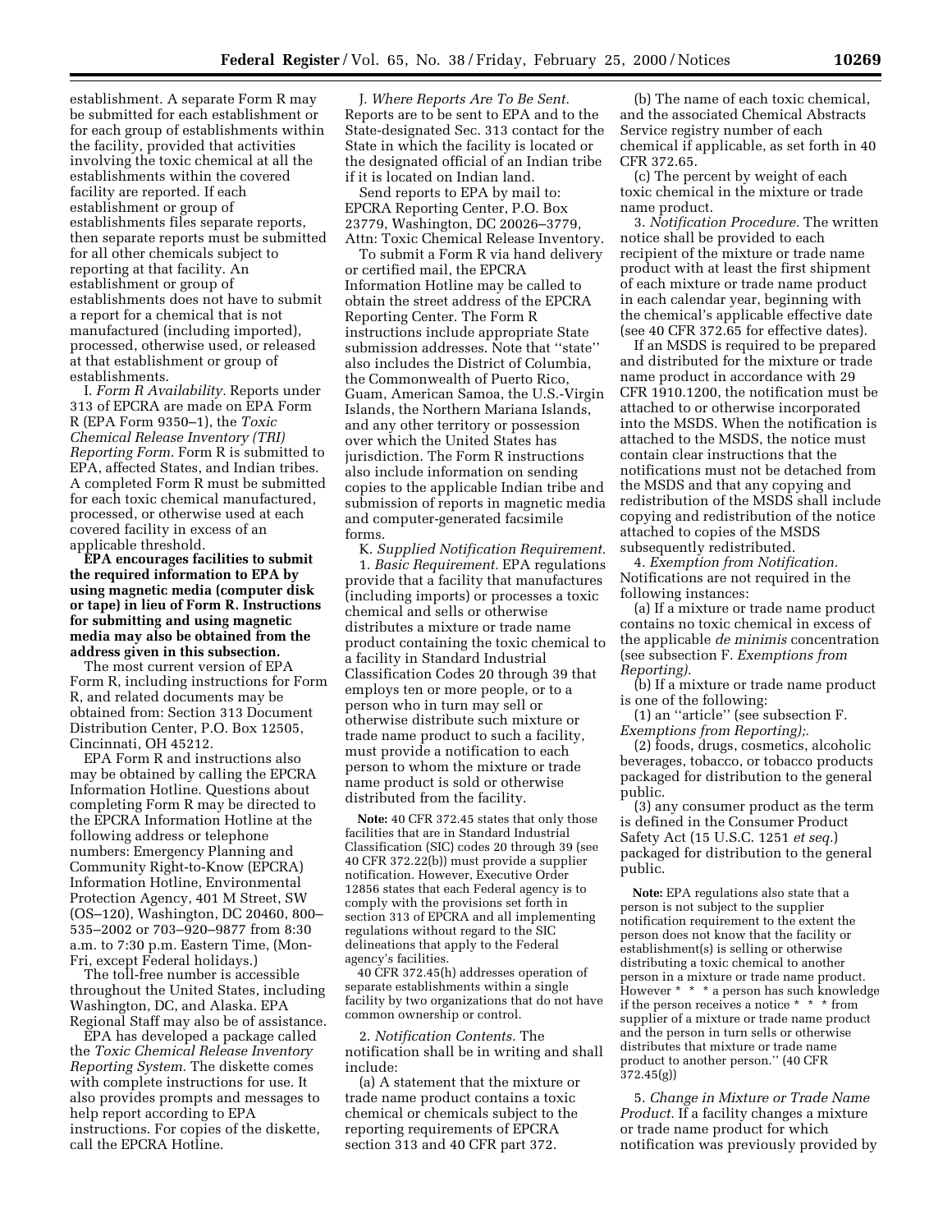establishment. A separate Form R may be submitted for each establishment or for each group of establishments within the facility, provided that activities involving the toxic chemical at all the establishments within the covered facility are reported. If each establishment or group of establishments files separate reports, then separate reports must be submitted for all other chemicals subject to reporting at that facility. An establishment or group of establishments does not have to submit a report for a chemical that is not manufactured (including imported), processed, otherwise used, or released at that establishment or group of establishments.

I. *Form R Availability.* Reports under 313 of EPCRA are made on EPA Form R (EPA Form 9350–1), the *Toxic Chemical Release Inventory (TRI) Reporting Form.* Form R is submitted to EPA, affected States, and Indian tribes. A completed Form R must be submitted for each toxic chemical manufactured, processed, or otherwise used at each covered facility in excess of an applicable threshold.

**EPA encourages facilities to submit the required information to EPA by using magnetic media (computer disk or tape) in lieu of Form R. Instructions for submitting and using magnetic media may also be obtained from the address given in this subsection.**

The most current version of EPA Form R, including instructions for Form R, and related documents may be obtained from: Section 313 Document Distribution Center, P.O. Box 12505, Cincinnati, OH 45212.

EPA Form R and instructions also may be obtained by calling the EPCRA Information Hotline. Questions about completing Form R may be directed to the EPCRA Information Hotline at the following address or telephone numbers: Emergency Planning and Community Right-to-Know (EPCRA) Information Hotline, Environmental Protection Agency, 401 M Street, SW (OS–120), Washington, DC 20460, 800–535–2002 or 703–920–9877 from 8:30 a.m. to 7:30 p.m. Eastern Time, (Mon-Fri, except Federal holidays.)

The toll-free number is accessible throughout the United States, including Washington, DC, and Alaska. EPA Regional Staff may also be of assistance.

EPA has developed a package called the *Toxic Chemical Release Inventory Reporting System.* The diskette comes with complete instructions for use. It also provides prompts and messages to help report according to EPA instructions. For copies of the diskette, call the EPCRA Hotline.

J. *Where Reports Are To Be Sent.* Reports are to be sent to EPA and to the State-designated Sec. 313 contact for the State in which the facility is located or the designated official of an Indian tribe if it is located on Indian land.

Send reports to EPA by mail to: EPCRA Reporting Center, P.O. Box 23779, Washington, DC 20026–3779, Attn: Toxic Chemical Release Inventory.

To submit a Form R via hand delivery or certified mail, the EPCRA Information Hotline may be called to obtain the street address of the EPCRA Reporting Center. The Form R instructions include appropriate State submission addresses. Note that ''state'' also includes the District of Columbia, the Commonwealth of Puerto Rico, Guam, American Samoa, the U.S.-Virgin Islands, the Northern Mariana Islands, and any other territory or possession over which the United States has jurisdiction. The Form R instructions also include information on sending copies to the applicable Indian tribe and submission of reports in magnetic media and computer-generated facsimile forms.

K. *Supplied Notification Requirement.*

1. *Basic Requirement.* EPA regulations provide that a facility that manufactures (including imports) or processes a toxic chemical and sells or otherwise distributes a mixture or trade name product containing the toxic chemical to a facility in Standard Industrial Classification Codes 20 through 39 that employs ten or more people, or to a person who in turn may sell or otherwise distribute such mixture or trade name product to such a facility, must provide a notification to each person to whom the mixture or trade name product is sold or otherwise distributed from the facility.

**Note:** 40 CFR 372.45 states that only those facilities that are in Standard Industrial Classification (SIC) codes 20 through 39 (see 40 CFR 372.22(b)) must provide a supplier notification. However, Executive Order 12856 states that each Federal agency is to comply with the provisions set forth in section 313 of EPCRA and all implementing regulations without regard to the SIC delineations that apply to the Federal agency's facilities.

40 CFR 372.45(h) addresses operation of separate establishments within a single facility by two organizations that do not have common ownership or control.

2. *Notification Contents.* The notification shall be in writing and shall include:

(a) A statement that the mixture or trade name product contains a toxic chemical or chemicals subject to the reporting requirements of EPCRA section 313 and 40 CFR part 372.

(b) The name of each toxic chemical, and the associated Chemical Abstracts Service registry number of each chemical if applicable, as set forth in 40 CFR 372.65.

(c) The percent by weight of each toxic chemical in the mixture or trade name product.

3. *Notification Procedure.* The written notice shall be provided to each recipient of the mixture or trade name product with at least the first shipment of each mixture or trade name product in each calendar year, beginning with the chemical's applicable effective date (see 40 CFR 372.65 for effective dates).

If an MSDS is required to be prepared and distributed for the mixture or trade name product in accordance with 29 CFR 1910.1200, the notification must be attached to or otherwise incorporated into the MSDS. When the notification is attached to the MSDS, the notice must contain clear instructions that the notifications must not be detached from the MSDS and that any copying and redistribution of the MSDS shall include copying and redistribution of the notice attached to copies of the MSDS subsequently redistributed.

4. *Exemption from Notification.* Notifications are not required in the following instances:

(a) If a mixture or trade name product contains no toxic chemical in excess of the applicable *de minimis* concentration (see subsection F. *Exemptions from Reporting).*

(b) If a mixture or trade name product is one of the following:

(1) an ''article'' (see subsection F. *Exemptions from Reporting);.*

(2) foods, drugs, cosmetics, alcoholic beverages, tobacco, or tobacco products packaged for distribution to the general public.

(3) any consumer product as the term is defined in the Consumer Product Safety Act (15 U.S.C. 1251 *et seq.*) packaged for distribution to the general public.

**Note:** EPA regulations also state that a person is not subject to the supplier notification requirement to the extent the person does not know that the facility or establishment(s) is selling or otherwise distributing a toxic chemical to another person in a mixture or trade name product. However * * * a person has such knowledge if the person receives a notice * * * from supplier of a mixture or trade name product and the person in turn sells or otherwise distributes that mixture or trade name product to another person.'' (40 CFR 372.45(g))

5. *Change in Mixture or Trade Name Product.* If a facility changes a mixture or trade name product for which notification was previously provided by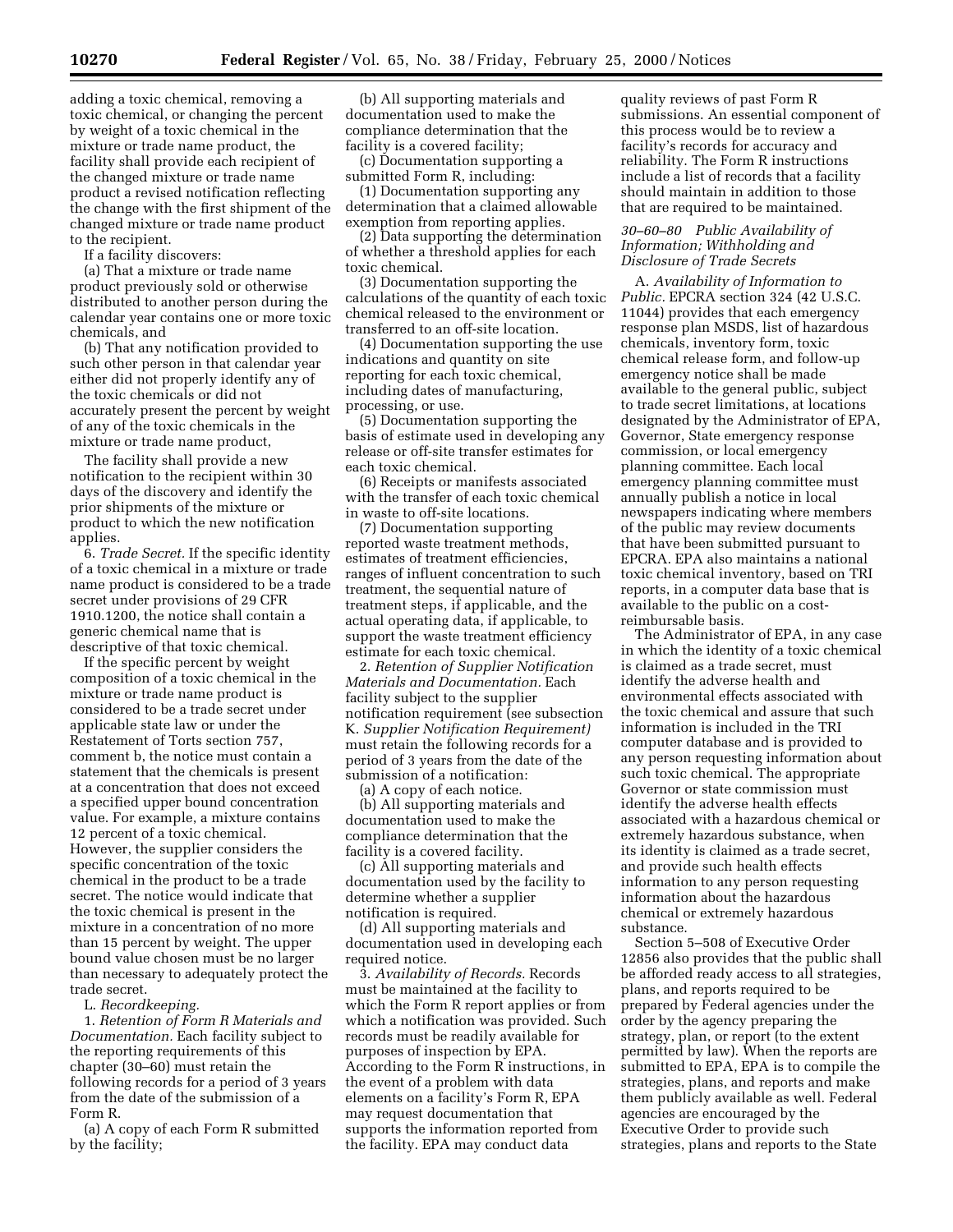adding a toxic chemical, removing a toxic chemical, or changing the percent by weight of a toxic chemical in the mixture or trade name product, the facility shall provide each recipient of the changed mixture or trade name product a revised notification reflecting the change with the first shipment of the changed mixture or trade name product to the recipient.

If a facility discovers:

(a) That a mixture or trade name product previously sold or otherwise distributed to another person during the calendar year contains one or more toxic chemicals, and

(b) That any notification provided to such other person in that calendar year either did not properly identify any of the toxic chemicals or did not accurately present the percent by weight of any of the toxic chemicals in the mixture or trade name product,

The facility shall provide a new notification to the recipient within 30 days of the discovery and identify the prior shipments of the mixture or product to which the new notification applies.

6. *Trade Secret.* If the specific identity of a toxic chemical in a mixture or trade name product is considered to be a trade secret under provisions of 29 CFR 1910.1200, the notice shall contain a generic chemical name that is descriptive of that toxic chemical.

If the specific percent by weight composition of a toxic chemical in the mixture or trade name product is considered to be a trade secret under applicable state law or under the Restatement of Torts section 757, comment b, the notice must contain a statement that the chemicals is present at a concentration that does not exceed a specified upper bound concentration value. For example, a mixture contains 12 percent of a toxic chemical. However, the supplier considers the specific concentration of the toxic chemical in the product to be a trade secret. The notice would indicate that the toxic chemical is present in the mixture in a concentration of no more than 15 percent by weight. The upper bound value chosen must be no larger than necessary to adequately protect the trade secret.

L. *Recordkeeping.*

1. *Retention of Form R Materials and Documentation.* Each facility subject to the reporting requirements of this chapter (30–60) must retain the following records for a period of 3 years from the date of the submission of a Form R.

(a) A copy of each Form R submitted by the facility;

(b) All supporting materials and documentation used to make the compliance determination that the facility is a covered facility;

(c) Documentation supporting a submitted Form R, including:

(1) Documentation supporting any determination that a claimed allowable exemption from reporting applies.

(2) Data supporting the determination of whether a threshold applies for each toxic chemical.

(3) Documentation supporting the calculations of the quantity of each toxic chemical released to the environment or transferred to an off-site location.

(4) Documentation supporting the use indications and quantity on site reporting for each toxic chemical, including dates of manufacturing, processing, or use.

(5) Documentation supporting the basis of estimate used in developing any release or off-site transfer estimates for each toxic chemical.

(6) Receipts or manifests associated with the transfer of each toxic chemical in waste to off-site locations.

(7) Documentation supporting reported waste treatment methods, estimates of treatment efficiencies, ranges of influent concentration to such treatment, the sequential nature of treatment steps, if applicable, and the actual operating data, if applicable, to support the waste treatment efficiency estimate for each toxic chemical.

2. *Retention of Supplier Notification Materials and Documentation.* Each facility subject to the supplier notification requirement (see subsection K. *Supplier Notification Requirement)* must retain the following records for a period of 3 years from the date of the submission of a notification:

(a) A copy of each notice.

(b) All supporting materials and documentation used to make the compliance determination that the facility is a covered facility.

(c) All supporting materials and documentation used by the facility to determine whether a supplier notification is required.

(d) All supporting materials and documentation used in developing each required notice.

3. *Availability of Records.* Records must be maintained at the facility to which the Form R report applies or from which a notification was provided. Such records must be readily available for purposes of inspection by EPA. According to the Form R instructions, in the event of a problem with data elements on a facility's Form R, EPA may request documentation that supports the information reported from the facility. EPA may conduct data quality reviews of past Form R submissions. An essential component of this process would be to review a facility's records for accuracy and reliability. The Form R instructions include a list of records that a facility should maintain in addition to those that are required to be maintained.

*30–60–80 Public Availability of Information; Withholding and Disclosure of Trade Secrets*

A. *Availability of Information to Public.* EPCRA section 324 (42 U.S.C. 11044) provides that each emergency response plan MSDS, list of hazardous chemicals, inventory form, toxic chemical release form, and follow-up emergency notice shall be made available to the general public, subject to trade secret limitations, at locations designated by the Administrator of EPA, Governor, State emergency response commission, or local emergency planning committee. Each local emergency planning committee must annually publish a notice in local newspapers indicating where members of the public may review documents that have been submitted pursuant to EPCRA. EPA also maintains a national toxic chemical inventory, based on TRI reports, in a computer data base that is available to the public on a cost-reimbursable basis.

The Administrator of EPA, in any case in which the identity of a toxic chemical is claimed as a trade secret, must identify the adverse health and environmental effects associated with the toxic chemical and assure that such information is included in the TRI computer database and is provided to any person requesting information about such toxic chemical. The appropriate Governor or state commission must identify the adverse health effects associated with a hazardous chemical or extremely hazardous substance, when its identity is claimed as a trade secret, and provide such health effects information to any person requesting information about the hazardous chemical or extremely hazardous substance.

Section 5–508 of Executive Order 12856 also provides that the public shall be afforded ready access to all strategies, plans, and reports required to be prepared by Federal agencies under the order by the agency preparing the strategy, plan, or report (to the extent permitted by law). When the reports are submitted to EPA, EPA is to compile the strategies, plans, and reports and make them publicly available as well. Federal agencies are encouraged by the Executive Order to provide such strategies, plans and reports to the State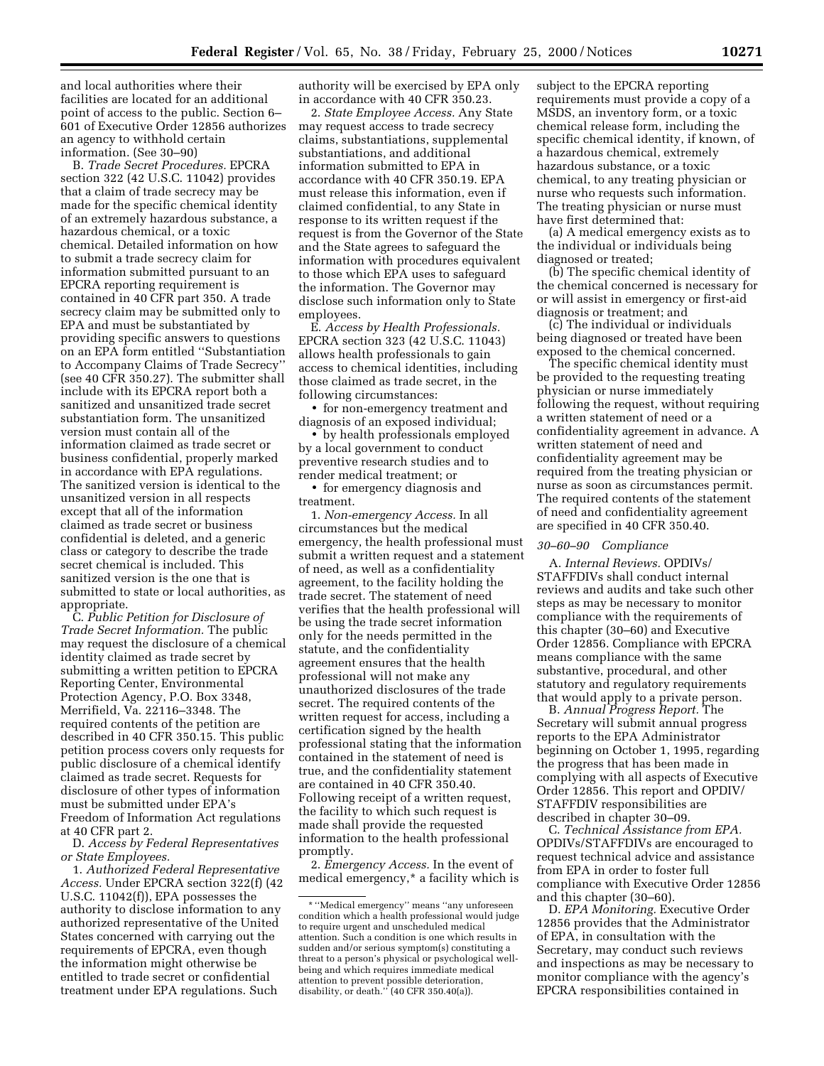and local authorities where their facilities are located for an additional point of access to the public. Section 6–601 of Executive Order 12856 authorizes an agency to withhold certain information. (See 30–90)

B. *Trade Secret Procedures.* EPCRA section 322 (42 U.S.C. 11042) provides that a claim of trade secrecy may be made for the specific chemical identity of an extremely hazardous substance, a hazardous chemical, or a toxic chemical. Detailed information on how to submit a trade secrecy claim for information submitted pursuant to an EPCRA reporting requirement is contained in 40 CFR part 350. A trade secrecy claim may be submitted only to EPA and must be substantiated by providing specific answers to questions on an EPA form entitled ''Substantiation to Accompany Claims of Trade Secrecy'' (see 40 CFR 350.27). The submitter shall include with its EPCRA report both a sanitized and unsanitized trade secret substantiation form. The unsanitized version must contain all of the information claimed as trade secret or business confidential, properly marked in accordance with EPA regulations. The sanitized version is identical to the unsanitized version in all respects except that all of the information claimed as trade secret or business confidential is deleted, and a generic class or category to describe the trade secret chemical is included. This sanitized version is the one that is submitted to state or local authorities, as appropriate.

C. *Public Petition for Disclosure of Trade Secret Information.* The public may request the disclosure of a chemical identity claimed as trade secret by submitting a written petition to EPCRA Reporting Center, Environmental Protection Agency, P.O. Box 3348, Merrifield, Va. 22116–3348. The required contents of the petition are described in 40 CFR 350.15. This public petition process covers only requests for public disclosure of a chemical identify claimed as trade secret. Requests for disclosure of other types of information must be submitted under EPA's Freedom of Information Act regulations at 40 CFR part 2.

D. *Access by Federal Representatives or State Employees.*

1. *Authorized Federal Representative Access.* Under EPCRA section 322(f) (42 U.S.C. 11042(f)), EPA possesses the authority to disclose information to any authorized representative of the United States concerned with carrying out the requirements of EPCRA, even though the information might otherwise be entitled to trade secret or confidential treatment under EPA regulations. Such authority will be exercised by EPA only in accordance with 40 CFR 350.23.

2. *State Employee Access.* Any State may request access to trade secrecy claims, substantiations, supplemental substantiations, and additional information submitted to EPA in accordance with 40 CFR 350.19. EPA must release this information, even if claimed confidential, to any State in response to its written request if the request is from the Governor of the State and the State agrees to safeguard the information with procedures equivalent to those which EPA uses to safeguard the information. The Governor may disclose such information only to State employees.

E. *Access by Health Professionals.* EPCRA section 323 (42 U.S.C. 11043) allows health professionals to gain access to chemical identities, including those claimed as trade secret, in the following circumstances:

- for non-emergency treatment and diagnosis of an exposed individual;
- by health professionals employed by a local government to conduct preventive research studies and to render medical treatment; or
- for emergency diagnosis and treatment.

1. *Non-emergency Access.* In all circumstances but the medical emergency, the health professional must submit a written request and a statement of need, as well as a confidentiality agreement, to the facility holding the trade secret. The statement of need verifies that the health professional will be using the trade secret information only for the needs permitted in the statute, and the confidentiality agreement ensures that the health professional will not make any unauthorized disclosures of the trade secret. The required contents of the written request for access, including a certification signed by the health professional stating that the information contained in the statement of need is true, and the confidentiality statement are contained in 40 CFR 350.40. Following receipt of a written request, the facility to which such request is made shall provide the requested information to the health professional promptly.

2. *Emergency Access.* In the event of medical emergency,* a facility which is subject to the EPCRA reporting requirements must provide a copy of a MSDS, an inventory form, or a toxic chemical release form, including the specific chemical identity, if known, of a hazardous chemical, extremely hazardous substance, or a toxic chemical, to any treating physician or nurse who requests such information. The treating physician or nurse must have first determined that:

(a) A medical emergency exists as to the individual or individuals being diagnosed or treated;

(b) The specific chemical identity of the chemical concerned is necessary for or will assist in emergency or first-aid diagnosis or treatment; and

(c) The individual or individuals being diagnosed or treated have been exposed to the chemical concerned.

The specific chemical identity must be provided to the requesting treating physician or nurse immediately following the request, without requiring a written statement of need or a confidentiality agreement in advance. A written statement of need and confidentiality agreement may be required from the treating physician or nurse as soon as circumstances permit. The required contents of the statement of need and confidentiality agreement are specified in 40 CFR 350.40.

*30–60–90 Compliance*

A. *Internal Reviews.* OPDIVs/STAFFDIVs shall conduct internal reviews and audits and take such other steps as may be necessary to monitor compliance with the requirements of this chapter (30–60) and Executive Order 12856. Compliance with EPCRA means compliance with the same substantive, procedural, and other statutory and regulatory requirements that would apply to a private person.

B. *Annual Progress Report.* The Secretary will submit annual progress reports to the EPA Administrator beginning on October 1, 1995, regarding the progress that has been made in complying with all aspects of Executive Order 12856. This report and OPDIV/STAFFDIV responsibilities are described in chapter 30–09.

C. *Technical Assistance from EPA.* OPDIVs/STAFFDIVs are encouraged to request technical advice and assistance from EPA in order to foster full compliance with Executive Order 12856 and this chapter (30–60).

D. *EPA Monitoring.* Executive Order 12856 provides that the Administrator of EPA, in consultation with the Secretary, may conduct such reviews and inspections as may be necessary to monitor compliance with the agency's EPCRA responsibilities contained in

---

* ''Medical emergency'' means ''any unforeseen condition which a health professional would judge to require urgent and unscheduled medical attention. Such a condition is one which results in sudden and/or serious symptom(s) constituting a threat to a person's physical or psychological well-being and which requires immediate medical attention to prevent possible deterioration, disability, or death.'' (40 CFR 350.40(a)).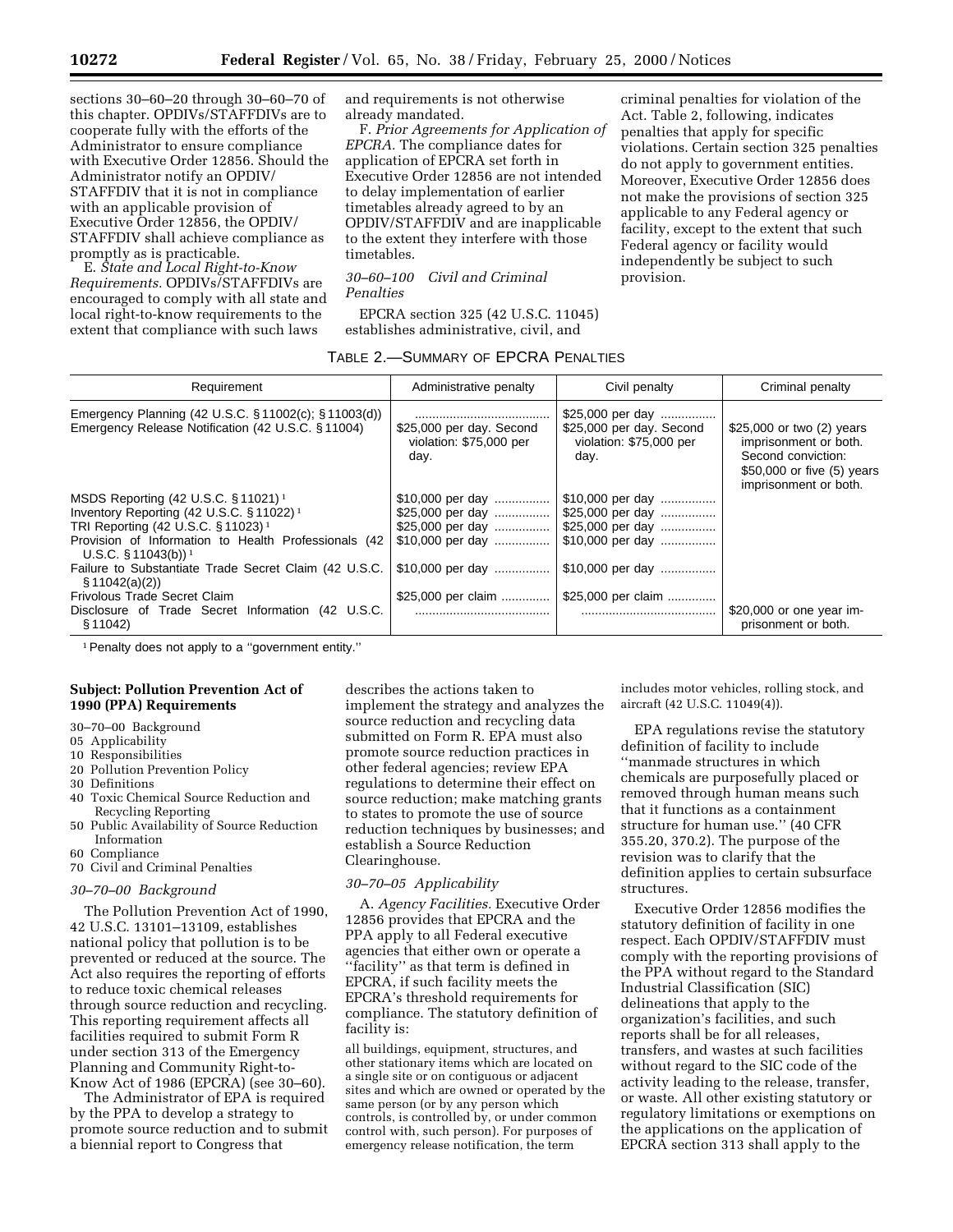sections 30–60–20 through 30–60–70 of this chapter. OPDIVs/STAFFDIVs are to cooperate fully with the efforts of the Administrator to ensure compliance with Executive Order 12856. Should the Administrator notify an OPDIV/STAFFDIV that it is not in compliance with an applicable provision of Executive Order 12856, the OPDIV/STAFFDIV shall achieve compliance as promptly as is practicable.

E. *State and Local Right-to-Know Requirements.* OPDIVs/STAFFDIVs are encouraged to comply with all state and local right-to-know requirements to the extent that compliance with such laws and requirements is not otherwise already mandated.

F. *Prior Agreements for Application of EPCRA.* The compliance dates for application of EPCRA set forth in Executive Order 12856 are not intended to delay implementation of earlier timetables already agreed to by an OPDIV/STAFFDIV and are inapplicable to the extent they interfere with those timetables.

*30–60–100 Civil and Criminal Penalties*

EPCRA section 325 (42 U.S.C. 11045) establishes administrative, civil, and criminal penalties for violation of the Act. Table 2, following, indicates penalties that apply for specific violations. Certain section 325 penalties do not apply to government entities. Moreover, Executive Order 12856 does not make the provisions of section 325 applicable to any Federal agency or facility, except to the extent that such Federal agency or facility would independently be subject to such provision.

TABLE 2.—SUMMARY OF EPCRA PENALTIES

| Requirement | Administrative penalty | Civil penalty | Criminal penalty |
|---|---|---|---|
| Emergency Planning (42 U.S.C. § 11002(c); § 11003(d)) | | $25,000 per day | |
| Emergency Release Notification (42 U.S.C. § 11004) | $25,000 per day. Second violation: $75,000 per day. | $25,000 per day. Second violation: $75,000 per day. | $25,000 or two (2) years imprisonment or both. Second conviction: $50,000 or five (5) years imprisonment or both. |
| MSDS Reporting (42 U.S.C. § 11021) [1] | $10,000 per day | $10,000 per day | |
| Inventory Reporting (42 U.S.C. § 11022) [1] | $25,000 per day | $25,000 per day | |
| TRI Reporting (42 U.S.C. § 11023) [1] | $25,000 per day | $25,000 per day | |
| Provision of Information to Health Professionals (42 U.S.C. § 11043(b)) [1] | $10,000 per day | $10,000 per day | |
| Failure to Substantiate Trade Secret Claim (42 U.S.C. § 11042(a)(2)) | $10,000 per day | $10,000 per day | |
| Frivolous Trade Secret Claim | $25,000 per claim | $25,000 per claim | |
| Disclosure of Trade Secret Information (42 U.S.C. § 11042) | | | $20,000 or one year imprisonment or both. |

[1] Penalty does not apply to a "government entity."

**Subject: Pollution Prevention Act of 1990 (PPA) Requirements**

30–70–00 Background
05 Applicability
10 Responsibilities
20 Pollution Prevention Policy
30 Definitions
40 Toxic Chemical Source Reduction and Recycling Reporting
50 Public Availability of Source Reduction Information
60 Compliance
70 Civil and Criminal Penalties

*30–70–00 Background*

The Pollution Prevention Act of 1990, 42 U.S.C. 13101–13109, establishes national policy that pollution is to be prevented or reduced at the source. The Act also requires the reporting of efforts to reduce toxic chemical releases through source reduction and recycling. This reporting requirement affects all facilities required to submit Form R under section 313 of the Emergency Planning and Community Right-to-Know Act of 1986 (EPCRA) (see 30–60).

The Administrator of EPA is required by the PPA to develop a strategy to promote source reduction and to submit a biennial report to Congress that describes the actions taken to implement the strategy and analyzes the source reduction and recycling data submitted on Form R. EPA must also promote source reduction practices in other federal agencies; review EPA regulations to determine their effect on source reduction; make matching grants to states to promote the use of source reduction techniques by businesses; and establish a Source Reduction Clearinghouse.

*30–70–05 Applicability*

A. *Agency Facilities.* Executive Order 12856 provides that EPCRA and the PPA apply to all Federal executive agencies that either own or operate a "facility" as that term is defined in EPCRA, if such facility meets the EPCRA's threshold requirements for compliance. The statutory definition of facility is:

all buildings, equipment, structures, and other stationary items which are located on a single site or on contiguous or adjacent sites and which are owned or operated by the same person (or by any person which controls, is controlled by, or under common control with, such person). For purposes of emergency release notification, the term includes motor vehicles, rolling stock, and aircraft (42 U.S.C. 11049(4)).

EPA regulations revise the statutory definition of facility to include "manmade structures in which chemicals are purposefully placed or removed through human means such that it functions as a containment structure for human use." (40 CFR 355.20, 370.2). The purpose of the revision was to clarify that the definition applies to certain subsurface structures.

Executive Order 12856 modifies the statutory definition of facility in one respect. Each OPDIV/STAFFDIV must comply with the reporting provisions of the PPA without regard to the Standard Industrial Classification (SIC) delineations that apply to the organization's facilities, and such reports shall be for all releases, transfers, and wastes at such facilities without regard to the SIC code of the activity leading to the release, transfer, or waste. All other existing statutory or regulatory limitations or exemptions on the applications on the application of EPCRA section 313 shall apply to the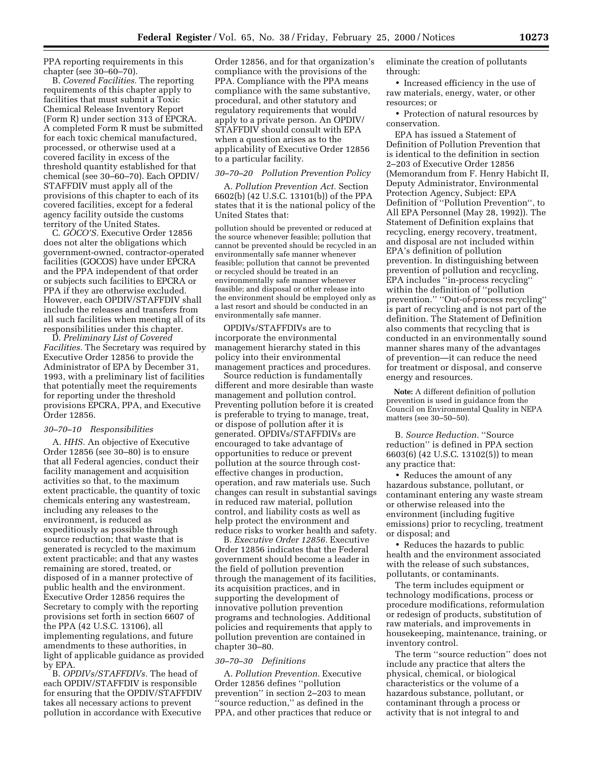PPA reporting requirements in this chapter (see 30–60–70).

B. *Covered Facilities.* The reporting requirements of this chapter apply to facilities that must submit a Toxic Chemical Release Inventory Report (Form R) under section 313 of EPCRA. A completed Form R must be submitted for each toxic chemical manufactured, processed, or otherwise used at a covered facility in excess of the threshold quantity established for that chemical (see 30–60–70). Each OPDIV/STAFFDIV must apply all of the provisions of this chapter to each of its covered facilities, except for a federal agency facility outside the customs territory of the United States.

C. *GOCO'S.* Executive Order 12856 does not alter the obligations which government-owned, contractor-operated facilities (GOCOS) have under EPCRA and the PPA independent of that order or subjects such facilities to EPCRA or PPA if they are otherwise excluded. However, each OPDIV/STAFFDIV shall include the releases and transfers from all such facilities when meeting all of its responsibilities under this chapter.

D. *Preliminary List of Covered Facilities.* The Secretary was required by Executive Order 12856 to provide the Administrator of EPA by December 31, 1993, with a preliminary list of facilities that potentially meet the requirements for reporting under the threshold provisions EPCRA, PPA, and Executive Order 12856.

*30–70–10 Responsibilities*

A. *HHS.* An objective of Executive Order 12856 (see 30–80) is to ensure that all Federal agencies, conduct their facility management and acquisition activities so that, to the maximum extent practicable, the quantity of toxic chemicals entering any wastestream, including any releases to the environment, is reduced as expeditiously as possible through source reduction; that waste that is generated is recycled to the maximum extent practicable; and that any wastes remaining are stored, treated, or disposed of in a manner protective of public health and the environment. Executive Order 12856 requires the Secretary to comply with the reporting provisions set forth in section 6607 of the PPA (42 U.S.C. 13106), all implementing regulations, and future amendments to these authorities, in light of applicable guidance as provided by EPA.

B. *OPDIVs/STAFFDIVs.* The head of each OPDIV/STAFFDIV is responsible for ensuring that the OPDIV/STAFFDIV takes all necessary actions to prevent pollution in accordance with Executive Order 12856, and for that organization's compliance with the provisions of the PPA. Compliance with the PPA means compliance with the same substantive, procedural, and other statutory and regulatory requirements that would apply to a private person. An OPDIV/STAFFDIV should consult with EPA when a question arises as to the applicability of Executive Order 12856 to a particular facility.

*30–70–20 Pollution Prevention Policy*

A. *Pollution Prevention Act.* Section 6602(b) (42 U.S.C. 13101(b)) of the PPA states that it is the national policy of the United States that:

> pollution should be prevented or reduced at the source whenever feasible; pollution that cannot be prevented should be recycled in an environmentally safe manner whenever feasible; pollution that cannot be prevented or recycled should be treated in an environmentally safe manner whenever feasible; and disposal or other release into the environment should be employed only as a last resort and should be conducted in an environmentally safe manner.

OPDIVs/STAFFDIVs are to incorporate the environmental management hierarchy stated in this policy into their environmental management practices and procedures.

Source reduction is fundamentally different and more desirable than waste management and pollution control. Preventing pollution before it is created is preferable to trying to manage, treat, or dispose of pollution after it is generated. OPDIVs/STAFFDIVs are encouraged to take advantage of opportunities to reduce or prevent pollution at the source through cost-effective changes in production, operation, and raw materials use. Such changes can result in substantial savings in reduced raw material, pollution control, and liability costs as well as help protect the environment and reduce risks to worker health and safety.

B. *Executive Order 12856.* Executive Order 12856 indicates that the Federal government should become a leader in the field of pollution prevention through the management of its facilities, its acquisition practices, and in supporting the development of innovative pollution prevention programs and technologies. Additional policies and requirements that apply to pollution prevention are contained in chapter 30–80.

*30–70–30 Definitions*

A. *Pollution Prevention.* Executive Order 12856 defines ''pollution prevention'' in section 2–203 to mean ''source reduction,'' as defined in the PPA, and other practices that reduce or eliminate the creation of pollutants through:

- Increased efficiency in the use of raw materials, energy, water, or other resources; or
- Protection of natural resources by conservation.

EPA has issued a Statement of Definition of Pollution Prevention that is identical to the definition in section 2–203 of Executive Order 12856 (Memorandum from F. Henry Habicht II, Deputy Administrator, Environmental Protection Agency, Subject: EPA Definition of ''Pollution Prevention'', to All EPA Personnel (May 28, 1992)). The Statement of Definition explains that recycling, energy recovery, treatment, and disposal are not included within EPA's definition of pollution prevention. In distinguishing between prevention of pollution and recycling, EPA includes ''in-process recycling'' within the definition of ''pollution prevention.'' ''Out-of-process recycling'' is part of recycling and is not part of the definition. The Statement of Definition also comments that recycling that is conducted in an environmentally sound manner shares many of the advantages of prevention—it can reduce the need for treatment or disposal, and conserve energy and resources.

**Note:** A different definition of pollution prevention is used in guidance from the Council on Environmental Quality in NEPA matters (see 30–50–50).

B. *Source Reduction.* ''Source reduction'' is defined in PPA section 6603(6) (42 U.S.C. 13102(5)) to mean any practice that:

- Reduces the amount of any hazardous substance, pollutant, or contaminant entering any waste stream or otherwise released into the environment (including fugitive emissions) prior to recycling, treatment or disposal; and
- Reduces the hazards to public health and the environment associated with the release of such substances, pollutants, or contaminants.

The term includes equipment or technology modifications, process or procedure modifications, reformulation or redesign of products, substitution of raw materials, and improvements in housekeeping, maintenance, training, or inventory control.

The term ''source reduction'' does not include any practice that alters the physical, chemical, or biological characteristics or the volume of a hazardous substance, pollutant, or contaminant through a process or activity that is not integral to and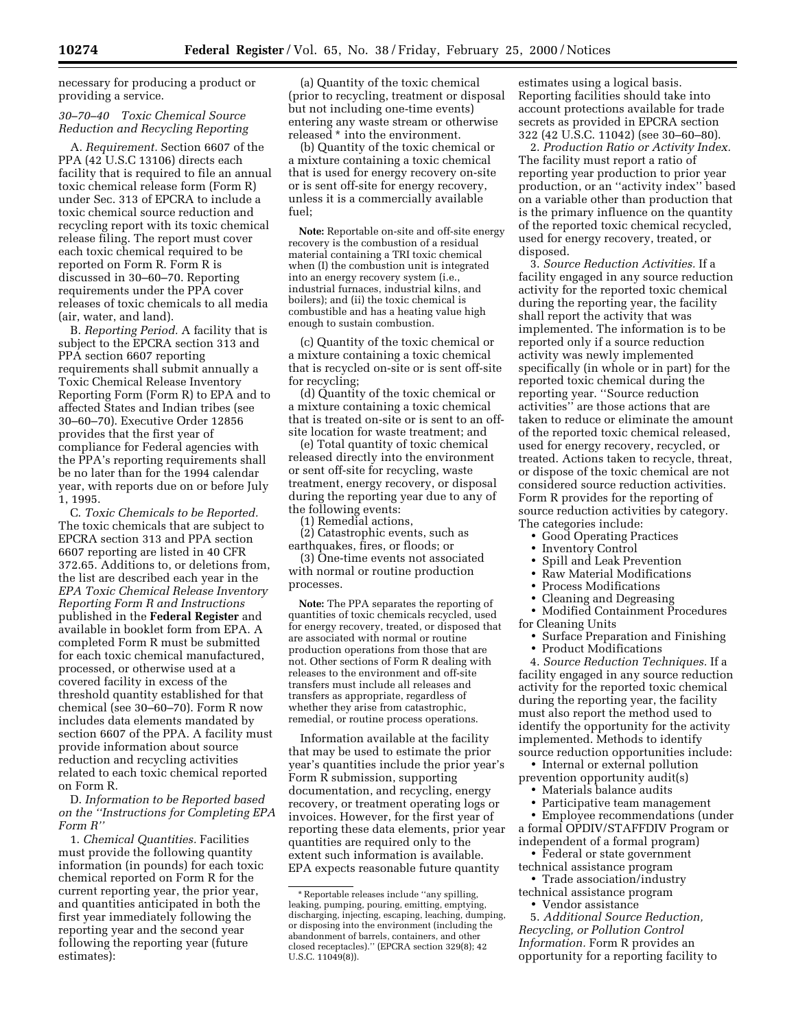necessary for producing a product or providing a service.

### *30–70–40 Toxic Chemical Source Reduction and Recycling Reporting*

A. *Requirement.* Section 6607 of the PPA (42 U.S.C 13106) directs each facility that is required to file an annual toxic chemical release form (Form R) under Sec. 313 of EPCRA to include a toxic chemical source reduction and recycling report with its toxic chemical release filing. The report must cover each toxic chemical required to be reported on Form R. Form R is discussed in 30–60–70. Reporting requirements under the PPA cover releases of toxic chemicals to all media (air, water, and land).

B. *Reporting Period.* A facility that is subject to the EPCRA section 313 and PPA section 6607 reporting requirements shall submit annually a Toxic Chemical Release Inventory Reporting Form (Form R) to EPA and to affected States and Indian tribes (see 30–60–70). Executive Order 12856 provides that the first year of compliance for Federal agencies with the PPA's reporting requirements shall be no later than for the 1994 calendar year, with reports due on or before July 1, 1995.

C. *Toxic Chemicals to be Reported.* The toxic chemicals that are subject to EPCRA section 313 and PPA section 6607 reporting are listed in 40 CFR 372.65. Additions to, or deletions from, the list are described each year in the *EPA Toxic Chemical Release Inventory Reporting Form R and Instructions* published in the **Federal Register** and available in booklet form from EPA. A completed Form R must be submitted for each toxic chemical manufactured, processed, or otherwise used at a covered facility in excess of the threshold quantity established for that chemical (see 30–60–70). Form R now includes data elements mandated by section 6607 of the PPA. A facility must provide information about source reduction and recycling activities related to each toxic chemical reported on Form R.

D. *Information to be Reported based on the "Instructions for Completing EPA Form R"*

1. *Chemical Quantities.* Facilities must provide the following quantity information (in pounds) for each toxic chemical reported on Form R for the current reporting year, the prior year, and quantities anticipated in both the first year immediately following the reporting year and the second year following the reporting year (future estimates):

(a) Quantity of the toxic chemical (prior to recycling, treatment or disposal but not including one-time events) entering any waste stream or otherwise released * into the environment.

(b) Quantity of the toxic chemical or a mixture containing a toxic chemical that is used for energy recovery on-site or is sent off-site for energy recovery, unless it is a commercially available fuel;

**Note:** Reportable on-site and off-site energy recovery is the combustion of a residual material containing a TRI toxic chemical when (I) the combustion unit is integrated into an energy recovery system (i.e., industrial furnaces, industrial kilns, and boilers); and (ii) the toxic chemical is combustible and has a heating value high enough to sustain combustion.

(c) Quantity of the toxic chemical or a mixture containing a toxic chemical that is recycled on-site or is sent off-site for recycling;

(d) Quantity of the toxic chemical or a mixture containing a toxic chemical that is treated on-site or is sent to an off-site location for waste treatment; and

(e) Total quantity of toxic chemical released directly into the environment or sent off-site for recycling, waste treatment, energy recovery, or disposal during the reporting year due to any of the following events:

(1) Remedial actions,

(2) Catastrophic events, such as earthquakes, fires, or floods; or

(3) One-time events not associated with normal or routine production processes.

**Note:** The PPA separates the reporting of quantities of toxic chemicals recycled, used for energy recovery, treated, or disposed that are associated with normal or routine production operations from those that are not. Other sections of Form R dealing with releases to the environment and off-site transfers must include all releases and transfers as appropriate, regardless of whether they arise from catastrophic, remedial, or routine process operations.

Information available at the facility that may be used to estimate the prior year's quantities include the prior year's Form R submission, supporting documentation, and recycling, energy recovery, or treatment operating logs or invoices. However, for the first year of reporting these data elements, prior year quantities are required only to the extent such information is available. EPA expects reasonable future quantity estimates using a logical basis. Reporting facilities should take into account protections available for trade secrets as provided in EPCRA section 322 (42 U.S.C. 11042) (see 30–60–80).

2. *Production Ratio or Activity Index.* The facility must report a ratio of reporting year production to prior year production, or an "activity index" based on a variable other than production that is the primary influence on the quantity of the reported toxic chemical recycled, used for energy recovery, treated, or disposed.

3. *Source Reduction Activities.* If a facility engaged in any source reduction activity for the reported toxic chemical during the reporting year, the facility shall report the activity that was implemented. The information is to be reported only if a source reduction activity was newly implemented specifically (in whole or in part) for the reported toxic chemical during the reporting year. "Source reduction activities" are those actions that are taken to reduce or eliminate the amount of the reported toxic chemical released, used for energy recovery, recycled, or treated. Actions taken to recycle, threat, or dispose of the toxic chemical are not considered source reduction activities. Form R provides for the reporting of source reduction activities by category. The categories include:

- Good Operating Practices
- Inventory Control
- Spill and Leak Prevention
- Raw Material Modifications
- Process Modifications
- Cleaning and Degreasing
- Modified Containment Procedures for Cleaning Units
- Surface Preparation and Finishing
- Product Modifications

4. *Source Reduction Techniques.* If a facility engaged in any source reduction activity for the reported toxic chemical during the reporting year, the facility must also report the method used to identify the opportunity for the activity implemented. Methods to identify source reduction opportunities include:

- Internal or external pollution prevention opportunity audit(s)
- Materials balance audits
- Participative team management
- Employee recommendations (under a formal OPDIV/STAFFDIV Program or independent of a formal program)
- Federal or state government technical assistance program
- Trade association/industry technical assistance program
- Vendor assistance

5. *Additional Source Reduction, Recycling, or Pollution Control Information.* Form R provides an opportunity for a reporting facility to

---

\* Reportable releases include "any spilling, leaking, pumping, pouring, emitting, emptying, discharging, injecting, escaping, leaching, dumping, or disposing into the environment (including the abandonment of barrels, containers, and other closed receptacles)." (EPCRA section 329(8); 42 U.S.C. 11049(8)).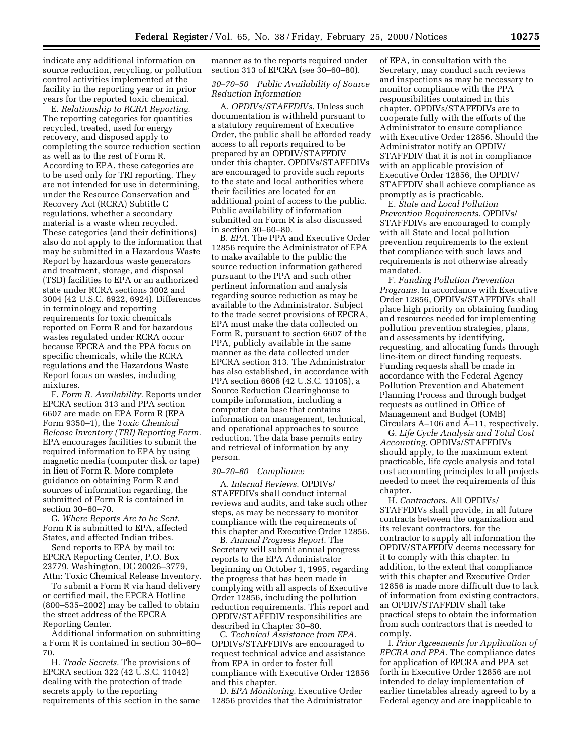indicate any additional information on source reduction, recycling, or pollution control activities implemented at the facility in the reporting year or in prior years for the reported toxic chemical.

E. *Relationship to RCRA Reporting.* The reporting categories for quantities recycled, treated, used for energy recovery, and disposed apply to completing the source reduction section as well as to the rest of Form R. According to EPA, these categories are to be used only for TRI reporting. They are not intended for use in determining, under the Resource Conservation and Recovery Act (RCRA) Subtitle C regulations, whether a secondary material is a waste when recycled. These categories (and their definitions) also do not apply to the information that may be submitted in a Hazardous Waste Report by hazardous waste generators and treatment, storage, and disposal (TSD) facilities to EPA or an authorized state under RCRA sections 3002 and 3004 (42 U.S.C. 6922, 6924). Differences in terminology and reporting requirements for toxic chemicals reported on Form R and for hazardous wastes regulated under RCRA occur because EPCRA and the PPA focus on specific chemicals, while the RCRA regulations and the Hazardous Waste Report focus on wastes, including mixtures.

F. *Form R. Availability.* Reports under EPCRA section 313 and PPA section 6607 are made on EPA Form R (EPA Form 9350–1), the *Toxic Chemical Release Inventory (TRI) Reporting Form.* EPA encourages facilities to submit the required information to EPA by using magnetic media (computer disk or tape) in lieu of Form R. More complete guidance on obtaining Form R and sources of information regarding, the submitted of Form R is contained in section 30–60–70.

G. *Where Reports Are to be Sent.* Form R is submitted to EPA, affected States, and affected Indian tribes.

Send reports to EPA by mail to: EPCRA Reporting Center, P.O. Box 23779, Washington, DC 20026–3779, Attn: Toxic Chemical Release Inventory.

To submit a Form R via hand delivery or certified mail, the EPCRA Hotline (800–535–2002) may be called to obtain the street address of the EPCRA Reporting Center.

Additional information on submitting a Form R is contained in section 30–60–70.

H. *Trade Secrets.* The provisions of EPCRA section 322 (42 U.S.C. 11042) dealing with the protection of trade secrets apply to the reporting requirements of this section in the same manner as to the reports required under section 313 of EPCRA (see 30–60–80).

### *30–70–50 Public Availability of Source Reduction Information*

A. *OPDIVs/STAFFDIVs.* Unless such documentation is withheld pursuant to a statutory requirement of Executive Order, the public shall be afforded ready access to all reports required to be prepared by an OPDIV/STAFFDIV under this chapter. OPDIVs/STAFFDIVs are encouraged to provide such reports to the state and local authorities where their facilities are located for an additional point of access to the public. Public availability of information submitted on Form R is also discussed in section 30–60–80.

B. *EPA.* The PPA and Executive Order 12856 require the Administrator of EPA to make available to the public the source reduction information gathered pursuant to the PPA and such other pertinent information and analysis regarding source reduction as may be available to the Administrator. Subject to the trade secret provisions of EPCRA, EPA must make the data collected on Form R, pursuant to section 6607 of the PPA, publicly available in the same manner as the data collected under EPCRA section 313. The Administrator has also established, in accordance with PPA section 6606 (42 U.S.C. 13105), a Source Reduction Clearinghouse to compile information, including a computer data base that contains information on management, technical, and operational approaches to source reduction. The data base permits entry and retrieval of information by any person.

### *30–70–60 Compliance*

A. *Internal Reviews.* OPDIVs/STAFFDIVs shall conduct internal reviews and audits, and take such other steps, as may be necessary to monitor compliance with the requirements of this chapter and Executive Order 12856.

B. *Annual Progress Report.* The Secretary will submit annual progress reports to the EPA Administrator beginning on October 1, 1995, regarding the progress that has been made in complying with all aspects of Executive Order 12856, including the pollution reduction requirements. This report and OPDIV/STAFFDIV responsibilities are described in Chapter 30–80.

C. *Technical Assistance from EPA.* OPDIVs/STAFFDIVs are encouraged to request technical advice and assistance from EPA in order to foster full compliance with Executive Order 12856 and this chapter.

D. *EPA Monitoring.* Executive Order 12856 provides that the Administrator of EPA, in consultation with the Secretary, may conduct such reviews and inspections as may be necessary to monitor compliance with the PPA responsibilities contained in this chapter. OPDIVs/STAFFDIVs are to cooperate fully with the efforts of the Administrator to ensure compliance with Executive Order 12856. Should the Administrator notify an OPDIV/STAFFDIV that it is not in compliance with an applicable provision of Executive Order 12856, the OPDIV/STAFFDIV shall achieve compliance as promptly as is practicable.

E. *State and Local Pollution Prevention Requirements.* OPDIVs/STAFFDIVs are encouraged to comply with all State and local pollution prevention requirements to the extent that compliance with such laws and requirements is not otherwise already mandated.

F. *Funding Pollution Prevention Programs.* In accordance with Executive Order 12856, OPDIVs/STAFFDIVs shall place high priority on obtaining funding and resources needed for implementing pollution prevention strategies, plans, and assessments by identifying, requesting, and allocating funds through line-item or direct funding requests. Funding requests shall be made in accordance with the Federal Agency Pollution Prevention and Abatement Planning Process and through budget requests as outlined in Office of Management and Budget (OMB) Circulars A–106 and A–11, respectively.

G. *Life Cycle Analysis and Total Cost Accounting.* OPDIVs/STAFFDIVs should apply, to the maximum extent practicable, life cycle analysis and total cost accounting principles to all projects needed to meet the requirements of this chapter.

H. *Contractors.* All OPDIVs/STAFFDIVs shall provide, in all future contracts between the organization and its relevant contractors, for the contractor to supply all information the OPDIV/STAFFDIV deems necessary for it to comply with this chapter. In addition, to the extent that compliance with this chapter and Executive Order 12856 is made more difficult due to lack of information from existing contractors, an OPDIV/STAFFDIV shall take practical steps to obtain the information from such contractors that is needed to comply.

I. *Prior Agreements for Application of EPCRA and PPA.* The compliance dates for application of EPCRA and PPA set forth in Executive Order 12856 are not intended to delay implementation of earlier timetables already agreed to by a Federal agency and are inapplicable to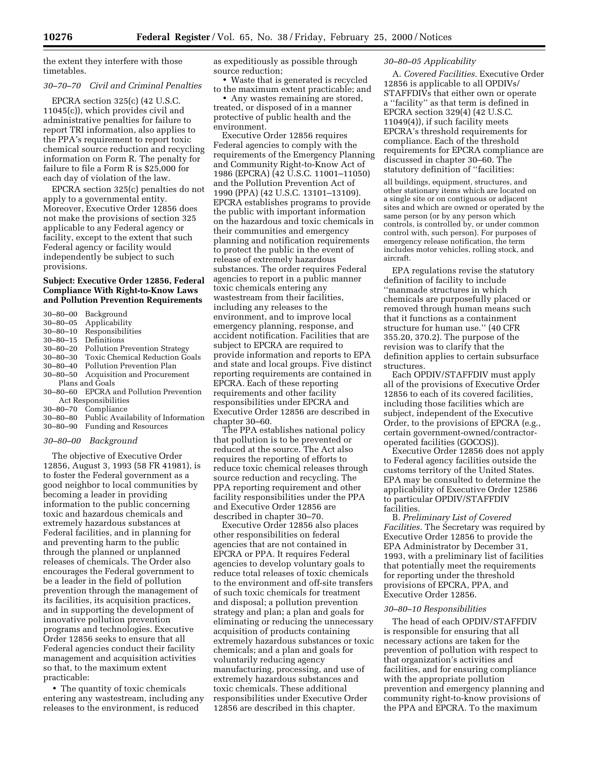the extent they interfere with those timetables.

*30–70–70 Civil and Criminal Penalties*

EPCRA section 325(c) (42 U.S.C. 11045(c)), which provides civil and administrative penalties for failure to report TRI information, also applies to the PPA's requirement to report toxic chemical source reduction and recycling information on Form R. The penalty for failure to file a Form R is $25,000 for each day of violation of the law.

EPCRA section 325(c) penalties do not apply to a governmental entity. Moreover, Executive Order 12856 does not make the provisions of section 325 applicable to any Federal agency or facility, except to the extent that such Federal agency or facility would independently be subject to such provisions.

**Subject: Executive Order 12856, Federal Compliance With Right-to-Know Laws and Pollution Prevention Requirements**

30–80–00 Background
30–80–05 Applicability
30–80–10 Responsibilities
30–80–15 Definitions
30–80–20 Pollution Prevention Strategy
30–80–30 Toxic Chemical Reduction Goals
30–80–40 Pollution Prevention Plan
30–80–50 Acquisition and Procurement Plans and Goals
30–80–60 EPCRA and Pollution Prevention Act Responsibilities
30–80–70 Compliance
30–80–80 Public Availability of Information
30–80–90 Funding and Resources

*30–80–00 Background*

The objective of Executive Order 12856, August 3, 1993 (58 FR 41981), is to foster the Federal government as a good neighbor to local communities by becoming a leader in providing information to the public concerning toxic and hazardous chemicals and extremely hazardous substances at Federal facilities, and in planning for and preventing harm to the public through the planned or unplanned releases of chemicals. The Order also encourages the Federal government to be a leader in the field of pollution prevention through the management of its facilities, its acquisition practices, and in supporting the development of innovative pollution prevention programs and technologies. Executive Order 12856 seeks to ensure that all Federal agencies conduct their facility management and acquisition activities so that, to the maximum extent practicable:

- The quantity of toxic chemicals entering any wastestream, including any releases to the environment, is reduced as expeditiously as possible through source reduction;
- Waste that is generated is recycled to the maximum extent practicable; and
- Any wastes remaining are stored, treated, or disposed of in a manner protective of public health and the environment.

Executive Order 12856 requires Federal agencies to comply with the requirements of the Emergency Planning and Community Right-to-Know Act of 1986 (EPCRA) (42 U.S.C. 11001–11050) and the Pollution Prevention Act of 1990 (PPA) (42 U.S.C. 13101–13109). EPCRA establishes programs to provide the public with important information on the hazardous and toxic chemicals in their communities and emergency planning and notification requirements to protect the public in the event of release of extremely hazardous substances. The order requires Federal agencies to report in a public manner toxic chemicals entering any wastestream from their facilities, including any releases to the environment, and to improve local emergency planning, response, and accident notification. Facilities that are subject to EPCRA are required to provide information and reports to EPA and state and local groups. Five distinct reporting requirements are contained in EPCRA. Each of these reporting requirements and other facility responsibilities under EPCRA and Executive Order 12856 are described in chapter 30–60.

The PPA establishes national policy that pollution is to be prevented or reduced at the source. The Act also requires the reporting of efforts to reduce toxic chemical releases through source reduction and recycling. The PPA reporting requirement and other facility responsibilities under the PPA and Executive Order 12856 are described in chapter 30–70.

Executive Order 12856 also places other responsibilities on federal agencies that are not contained in EPCRA or PPA. It requires Federal agencies to develop voluntary goals to reduce total releases of toxic chemicals to the environment and off-site transfers of such toxic chemicals for treatment and disposal; a pollution prevention strategy and plan; a plan and goals for eliminating or reducing the unnecessary acquisition of products containing extremely hazardous substances or toxic chemicals; and a plan and goals for voluntarily reducing agency manufacturing, processing, and use of extremely hazardous substances and toxic chemicals. These additional responsibilities under Executive Order 12856 are described in this chapter.

*30–80–05 Applicability*

A. *Covered Facilities.* Executive Order 12856 is applicable to all OPDIVs/STAFFDIVs that either own or operate a ''facility'' as that term is defined in EPCRA section 329(4) (42 U.S.C. 11049(4)), if such facility meets EPCRA's threshold requirements for compliance. Each of the threshold requirements for EPCRA compliance are discussed in chapter 30–60. The statutory definition of ''facilities:

> all buildings, equipment, structures, and other stationary items which are located on a single site or on contiguous or adjacent sites and which are owned or operated by the same person (or by any person which controls, is controlled by, or under common control with, such person). For purposes of emergency release notification, the term includes motor vehicles, rolling stock, and aircraft.

EPA regulations revise the statutory definition of facility to include ''manmade structures in which chemicals are purposefully placed or removed through human means such that it functions as a containment structure for human use.'' (40 CFR 355.20, 370.2). The purpose of the revision was to clarify that the definition applies to certain subsurface structures.

Each OPDIV/STAFFDIV must apply all of the provisions of Executive Order 12856 to each of its covered facilities, including those facilities which are subject, independent of the Executive Order, to the provisions of EPCRA (e.g., certain government-owned/contractor-operated facilities (GOCOS)).

Executive Order 12856 does not apply to Federal agency facilities outside the customs territory of the United States. EPA may be consulted to determine the applicability of Executive Order 12586 to particular OPDIV/STAFFDIV facilities.

B. *Preliminary List of Covered Facilities.* The Secretary was required by Executive Order 12856 to provide the EPA Administrator by December 31, 1993, with a preliminary list of facilities that potentially meet the requirements for reporting under the threshold provisions of EPCRA, PPA, and Executive Order 12856.

*30–80–10 Responsibilities*

The head of each OPDIV/STAFFDIV is responsible for ensuring that all necessary actions are taken for the prevention of pollution with respect to that organization's activities and facilities, and for ensuring compliance with the appropriate pollution prevention and emergency planning and community right-to-know provisions of the PPA and EPCRA. To the maximum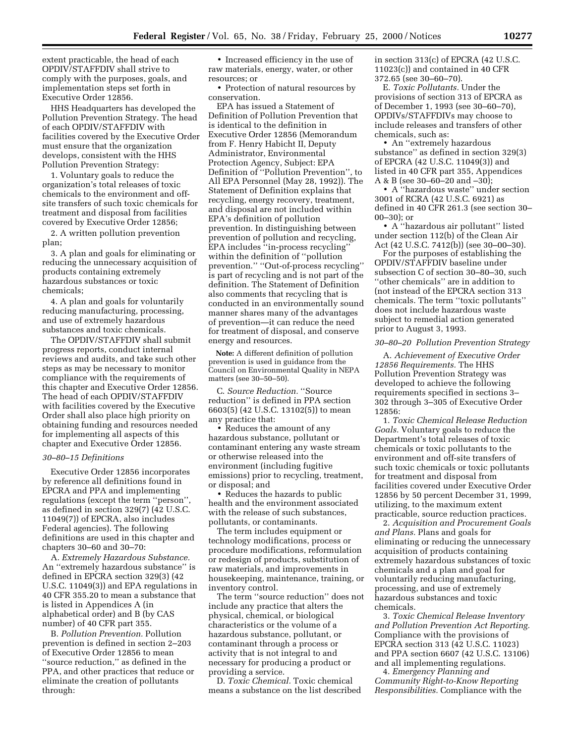extent practicable, the head of each OPDIV/STAFFDIV shall strive to comply with the purposes, goals, and implementation steps set forth in Executive Order 12856.

HHS Headquarters has developed the Pollution Prevention Strategy. The head of each OPDIV/STAFFDIV with facilities covered by the Executive Order must ensure that the organization develops, consistent with the HHS Pollution Prevention Strategy:

1. Voluntary goals to reduce the organization's total releases of toxic chemicals to the environment and off-site transfers of such toxic chemicals for treatment and disposal from facilities covered by Executive Order 12856;

2. A written pollution prevention plan;

3. A plan and goals for eliminating or reducing the unnecessary acquisition of products containing extremely hazardous substances or toxic chemicals;

4. A plan and goals for voluntarily reducing manufacturing, processing, and use of extremely hazardous substances and toxic chemicals.

The OPDIV/STAFFDIV shall submit progress reports, conduct internal reviews and audits, and take such other steps as may be necessary to monitor compliance with the requirements of this chapter and Executive Order 12856. The head of each OPDIV/STAFFDIV with facilities covered by the Executive Order shall also place high priority on obtaining funding and resources needed for implementing all aspects of this chapter and Executive Order 12856.

### *30–80–15 Definitions*

Executive Order 12856 incorporates by reference all definitions found in EPCRA and PPA and implementing regulations (except the term ''person'', as defined in section 329(7) (42 U.S.C. 11049(7)) of EPCRA, also includes Federal agencies). The following definitions are used in this chapter and chapters 30–60 and 30–70:

A. *Extremely Hazardous Substance.* An ''extremely hazardous substance'' is defined in EPCRA section 329(3) (42 U.S.C. 11049(3)) and EPA regulations in 40 CFR 355.20 to mean a substance that is listed in Appendices A (in alphabetical order) and B (by CAS number) of 40 CFR part 355.

B. *Pollution Prevention.* Pollution prevention is defined in section 2–203 of Executive Order 12856 to mean ''source reduction,'' as defined in the PPA, and other practices that reduce or eliminate the creation of pollutants through:

• Increased efficiency in the use of raw materials, energy, water, or other resources; or

• Protection of natural resources by conservation.

EPA has issued a Statement of Definition of Pollution Prevention that is identical to the definition in Executive Order 12856 (Memorandum from F. Henry Habicht II, Deputy Administrator, Environmental Protection Agency, Subject: EPA Definition of ''Pollution Prevention'', to All EPA Personnel (May 28, 1992)). The Statement of Definition explains that recycling, energy recovery, treatment, and disposal are not included within EPA's definition of pollution prevention. In distinguishing between prevention of pollution and recycling, EPA includes ''in-process recycling'' within the definition of ''pollution prevention.'' ''Out-of-process recycling'' is part of recycling and is not part of the definition. The Statement of Definition also comments that recycling that is conducted in an environmentally sound manner shares many of the advantages of prevention—it can reduce the need for treatment of disposal, and conserve energy and resources.

**Note:** A different definition of pollution prevention is used in guidance from the Council on Environmental Quality in NEPA matters (see 30–50–50).

C. *Source Reduction.* ''Source reduction'' is defined in PPA section 6603(5) (42 U.S.C. 13102(5)) to mean any practice that:

• Reduces the amount of any hazardous substance, pollutant or contaminant entering any waste stream or otherwise released into the environment (including fugitive emissions) prior to recycling, treatment, or disposal; and

• Reduces the hazards to public health and the environment associated with the release of such substances, pollutants, or contaminants.

The term includes equipment or technology modifications, process or procedure modifications, reformulation or redesign of products, substitution of raw materials, and improvements in housekeeping, maintenance, training, or inventory control.

The term ''source reduction'' does not include any practice that alters the physical, chemical, or biological characteristics or the volume of a hazardous substance, pollutant, or contaminant through a process or activity that is not integral to and necessary for producing a product or providing a service.

D. *Toxic Chemical.* Toxic chemical means a substance on the list described in section 313(c) of EPCRA (42 U.S.C. 11023(c)) and contained in 40 CFR 372.65 (see 30–60–70).

E. *Toxic Pollutants.* Under the provisions of section 313 of EPCRA as of December 1, 1993 (see 30–60–70), OPDIVs/STAFFDIVs may choose to include releases and transfers of other chemicals, such as:

• An ''extremely hazardous substance'' as defined in section 329(3) of EPCRA (42 U.S.C. 11049(3)) and listed in 40 CFR part 355, Appendices A & B (see 30–60–20 and –30);

• A ''hazardous waste'' under section 3001 of RCRA (42 U.S.C. 6921) as defined in 40 CFR 261.3 (see section 30–00–30); or

• A ''hazardous air pollutant'' listed under section 112(b) of the Clean Air Act (42 U.S.C. 7412(b)) (see 30–00–30).

For the purposes of establishing the OPDIV/STAFFDIV baseline under subsection C of section 30–80–30, such ''other chemicals'' are in addition to (not instead of the EPCRA section 313 chemicals. The term ''toxic pollutants'' does not include hazardous waste subject to remedial action generated prior to August 3, 1993.

### *30–80–20 Pollution Prevention Strategy*

A. *Achievement of Executive Order 12856 Requirements.* The HHS Pollution Prevention Strategy was developed to achieve the following requirements specified in sections 3–302 through 3–305 of Executive Order 12856:

1. *Toxic Chemical Release Reduction Goals.* Voluntary goals to reduce the Department's total releases of toxic chemicals or toxic pollutants to the environment and off-site transfers of such toxic chemicals or toxic pollutants for treatment and disposal from facilities covered under Executive Order 12856 by 50 percent December 31, 1999, utilizing, to the maximum extent practicable, source reduction practices.

2. *Acquisition and Procurement Goals and Plans.* Plans and goals for eliminating or reducing the unnecessary acquisition of products containing extremely hazardous substances of toxic chemicals and a plan and goal for voluntarily reducing manufacturing, processing, and use of extremely hazardous substances and toxic chemicals.

3. *Toxic Chemical Release Inventory and Pollution Prevention Act Reporting.* Compliance with the provisions of EPCRA section 313 (42 U.S.C. 11023) and PPA section 6607 (42 U.S.C. 13106) and all implementing regulations.

4. *Emergency Planning and Community Right-to-Know Reporting Responsibilities.* Compliance with the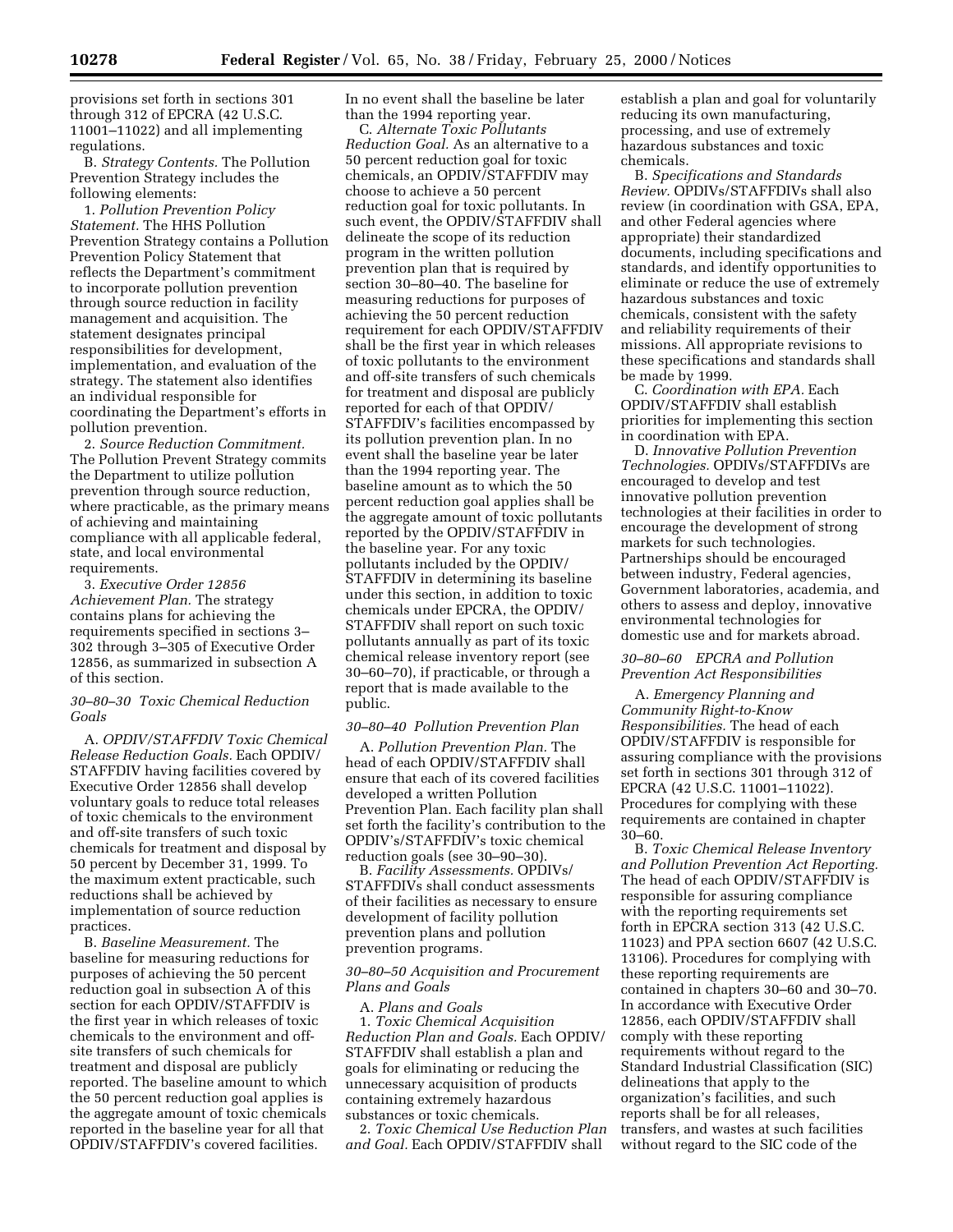provisions set forth in sections 301 through 312 of EPCRA (42 U.S.C. 11001–11022) and all implementing regulations.

B. *Strategy Contents.* The Pollution Prevention Strategy includes the following elements:

1. *Pollution Prevention Policy Statement.* The HHS Pollution Prevention Strategy contains a Pollution Prevention Policy Statement that reflects the Department's commitment to incorporate pollution prevention through source reduction in facility management and acquisition. The statement designates principal responsibilities for development, implementation, and evaluation of the strategy. The statement also identifies an individual responsible for coordinating the Department's efforts in pollution prevention.

2. *Source Reduction Commitment.* The Pollution Prevent Strategy commits the Department to utilize pollution prevention through source reduction, where practicable, as the primary means of achieving and maintaining compliance with all applicable federal, state, and local environmental requirements.

3. *Executive Order 12856 Achievement Plan.* The strategy contains plans for achieving the requirements specified in sections 3–302 through 3–305 of Executive Order 12856, as summarized in subsection A of this section.

### *30–80–30 Toxic Chemical Reduction Goals*

A. *OPDIV/STAFFDIV Toxic Chemical Release Reduction Goals.* Each OPDIV/STAFFDIV having facilities covered by Executive Order 12856 shall develop voluntary goals to reduce total releases of toxic chemicals to the environment and off-site transfers of such toxic chemicals for treatment and disposal by 50 percent by December 31, 1999. To the maximum extent practicable, such reductions shall be achieved by implementation of source reduction practices.

B. *Baseline Measurement.* The baseline for measuring reductions for purposes of achieving the 50 percent reduction goal in subsection A of this section for each OPDIV/STAFFDIV is the first year in which releases of toxic chemicals to the environment and off-site transfers of such chemicals for treatment and disposal are publicly reported. The baseline amount to which the 50 percent reduction goal applies is the aggregate amount of toxic chemicals reported in the baseline year for all that OPDIV/STAFFDIV's covered facilities. In no event shall the baseline be later than the 1994 reporting year.

C. *Alternate Toxic Pollutants Reduction Goal.* As an alternative to a 50 percent reduction goal for toxic chemicals, an OPDIV/STAFFDIV may choose to achieve a 50 percent reduction goal for toxic pollutants. In such event, the OPDIV/STAFFDIV shall delineate the scope of its reduction program in the written pollution prevention plan that is required by section 30–80–40. The baseline for measuring reductions for purposes of achieving the 50 percent reduction requirement for each OPDIV/STAFFDIV shall be the first year in which releases of toxic pollutants to the environment and off-site transfers of such chemicals for treatment and disposal are publicly reported for each of that OPDIV/STAFFDIV's facilities encompassed by its pollution prevention plan. In no event shall the baseline year be later than the 1994 reporting year. The baseline amount as to which the 50 percent reduction goal applies shall be the aggregate amount of toxic pollutants reported by the OPDIV/STAFFDIV in the baseline year. For any toxic pollutants included by the OPDIV/STAFFDIV in determining its baseline under this section, in addition to toxic chemicals under EPCRA, the OPDIV/STAFFDIV shall report on such toxic pollutants annually as part of its toxic chemical release inventory report (see 30–60–70), if practicable, or through a report that is made available to the public.

### *30–80–40 Pollution Prevention Plan*

A. *Pollution Prevention Plan.* The head of each OPDIV/STAFFDIV shall ensure that each of its covered facilities developed a written Pollution Prevention Plan. Each facility plan shall set forth the facility's contribution to the OPDIV's/STAFFDIV's toxic chemical reduction goals (see 30–90–30).

B. *Facility Assessments.* OPDIVs/STAFFDIVs shall conduct assessments of their facilities as necessary to ensure development of facility pollution prevention plans and pollution prevention programs.

### *30–80–50 Acquisition and Procurement Plans and Goals*

A. *Plans and Goals*

1. *Toxic Chemical Acquisition Reduction Plan and Goals.* Each OPDIV/STAFFDIV shall establish a plan and goals for eliminating or reducing the unnecessary acquisition of products containing extremely hazardous substances or toxic chemicals.

2. *Toxic Chemical Use Reduction Plan and Goal.* Each OPDIV/STAFFDIV shall establish a plan and goal for voluntarily reducing its own manufacturing, processing, and use of extremely hazardous substances and toxic chemicals.

B. *Specifications and Standards Review.* OPDIVs/STAFFDIVs shall also review (in coordination with GSA, EPA, and other Federal agencies where appropriate) their standardized documents, including specifications and standards, and identify opportunities to eliminate or reduce the use of extremely hazardous substances and toxic chemicals, consistent with the safety and reliability requirements of their missions. All appropriate revisions to these specifications and standards shall be made by 1999.

C. *Coordination with EPA.* Each OPDIV/STAFFDIV shall establish priorities for implementing this section in coordination with EPA.

D. *Innovative Pollution Prevention Technologies.* OPDIVs/STAFFDIVs are encouraged to develop and test innovative pollution prevention technologies at their facilities in order to encourage the development of strong markets for such technologies. Partnerships should be encouraged between industry, Federal agencies, Government laboratories, academia, and others to assess and deploy, innovative environmental technologies for domestic use and for markets abroad.

### *30–80–60 EPCRA and Pollution Prevention Act Responsibilities*

A. *Emergency Planning and Community Right-to-Know Responsibilities.* The head of each OPDIV/STAFFDIV is responsible for assuring compliance with the provisions set forth in sections 301 through 312 of EPCRA (42 U.S.C. 11001–11022). Procedures for complying with these requirements are contained in chapter 30–60.

B. *Toxic Chemical Release Inventory and Pollution Prevention Act Reporting.* The head of each OPDIV/STAFFDIV is responsible for assuring compliance with the reporting requirements set forth in EPCRA section 313 (42 U.S.C. 11023) and PPA section 6607 (42 U.S.C. 13106). Procedures for complying with these reporting requirements are contained in chapters 30–60 and 30–70. In accordance with Executive Order 12856, each OPDIV/STAFFDIV shall comply with these reporting requirements without regard to the Standard Industrial Classification (SIC) delineations that apply to the organization's facilities, and such reports shall be for all releases, transfers, and wastes at such facilities without regard to the SIC code of the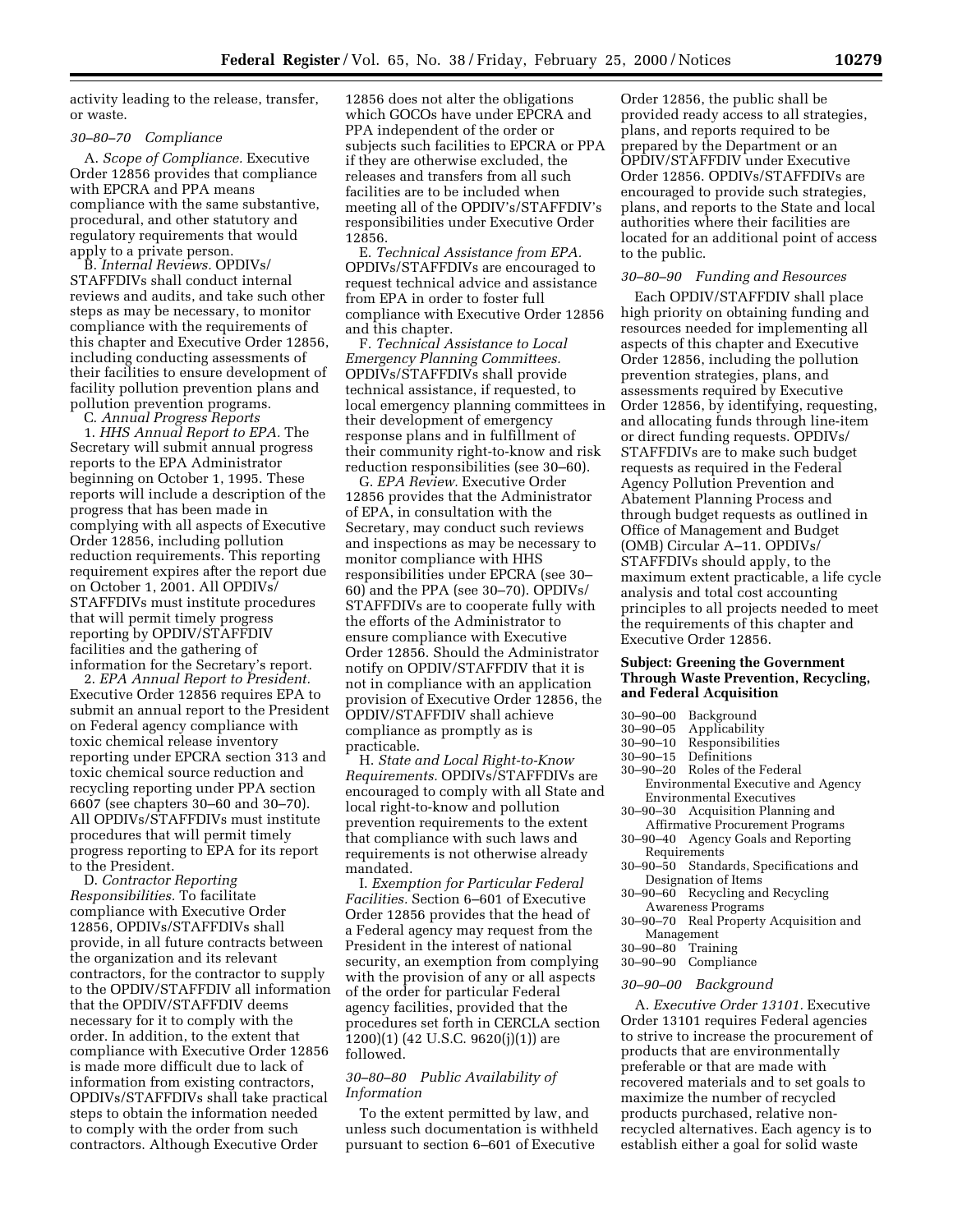activity leading to the release, transfer, or waste.

*30–80–70 Compliance*

A. *Scope of Compliance.* Executive Order 12856 provides that compliance with EPCRA and PPA means compliance with the same substantive, procedural, and other statutory and regulatory requirements that would apply to a private person.

B. *Internal Reviews.* OPDIVs/STAFFDIVs shall conduct internal reviews and audits, and take such other steps as may be necessary, to monitor compliance with the requirements of this chapter and Executive Order 12856, including conducting assessments of their facilities to ensure development of facility pollution prevention plans and pollution prevention programs.

C. *Annual Progress Reports*

1. *HHS Annual Report to EPA.* The Secretary will submit annual progress reports to the EPA Administrator beginning on October 1, 1995. These reports will include a description of the progress that has been made in complying with all aspects of Executive Order 12856, including pollution reduction requirements. This reporting requirement expires after the report due on October 1, 2001. All OPDIVs/STAFFDIVs must institute procedures that will permit timely progress reporting by OPDIV/STAFFDIV facilities and the gathering of information for the Secretary's report.

2. *EPA Annual Report to President.* Executive Order 12856 requires EPA to submit an annual report to the President on Federal agency compliance with toxic chemical release inventory reporting under EPCRA section 313 and toxic chemical source reduction and recycling reporting under PPA section 6607 (see chapters 30–60 and 30–70). All OPDIVs/STAFFDIVs must institute procedures that will permit timely progress reporting to EPA for its report to the President.

D. *Contractor Reporting Responsibilities.* To facilitate compliance with Executive Order 12856, OPDIVs/STAFFDIVs shall provide, in all future contracts between the organization and its relevant contractors, for the contractor to supply to the OPDIV/STAFFDIV all information that the OPDIV/STAFFDIV deems necessary for it to comply with the order. In addition, to the extent that compliance with Executive Order 12856 is made more difficult due to lack of information from existing contractors, OPDIVs/STAFFDIVs shall take practical steps to obtain the information needed to comply with the order from such contractors. Although Executive Order 12856 does not alter the obligations which GOCOs have under EPCRA and PPA independent of the order or subjects such facilities to EPCRA or PPA if they are otherwise excluded, the releases and transfers from all such facilities are to be included when meeting all of the OPDIV's/STAFFDIV's responsibilities under Executive Order 12856.

E. *Technical Assistance from EPA.* OPDIVs/STAFFDIVs are encouraged to request technical advice and assistance from EPA in order to foster full compliance with Executive Order 12856 and this chapter.

F. *Technical Assistance to Local Emergency Planning Committees.* OPDIVs/STAFFDIVs shall provide technical assistance, if requested, to local emergency planning committees in their development of emergency response plans and in fulfillment of their community right-to-know and risk reduction responsibilities (see 30–60).

G. *EPA Review.* Executive Order 12856 provides that the Administrator of EPA, in consultation with the Secretary, may conduct such reviews and inspections as may be necessary to monitor compliance with HHS responsibilities under EPCRA (see 30–60) and the PPA (see 30–70). OPDIVs/STAFFDIVs are to cooperate fully with the efforts of the Administrator to ensure compliance with Executive Order 12856. Should the Administrator notify on OPDIV/STAFFDIV that it is not in compliance with an application provision of Executive Order 12856, the OPDIV/STAFFDIV shall achieve compliance as promptly as is practicable.

H. *State and Local Right-to-Know Requirements.* OPDIVs/STAFFDIVs are encouraged to comply with all State and local right-to-know and pollution prevention requirements to the extent that compliance with such laws and requirements is not otherwise already mandated.

I. *Exemption for Particular Federal Facilities.* Section 6–601 of Executive Order 12856 provides that the head of a Federal agency may request from the President in the interest of national security, an exemption from complying with the provision of any or all aspects of the order for particular Federal agency facilities, provided that the procedures set forth in CERCLA section 1200)(1) (42 U.S.C. 9620(j)(1)) are followed.

*30–80–80 Public Availability of Information*

To the extent permitted by law, and unless such documentation is withheld pursuant to section 6–601 of Executive Order 12856, the public shall be provided ready access to all strategies, plans, and reports required to be prepared by the Department or an OPDIV/STAFFDIV under Executive Order 12856. OPDIVs/STAFFDIVs are encouraged to provide such strategies, plans, and reports to the State and local authorities where their facilities are located for an additional point of access to the public.

*30–80–90 Funding and Resources*

Each OPDIV/STAFFDIV shall place high priority on obtaining funding and resources needed for implementing all aspects of this chapter and Executive Order 12856, including the pollution prevention strategies, plans, and assessments required by Executive Order 12856, by identifying, requesting, and allocating funds through line-item or direct funding requests. OPDIVs/STAFFDIVs are to make such budget requests as required in the Federal Agency Pollution Prevention and Abatement Planning Process and through budget requests as outlined in Office of Management and Budget (OMB) Circular A–11. OPDIVs/STAFFDIVs should apply, to the maximum extent practicable, a life cycle analysis and total cost accounting principles to all projects needed to meet the requirements of this chapter and Executive Order 12856.

**Subject: Greening the Government Through Waste Prevention, Recycling, and Federal Acquisition**

30–90–00 Background
30–90–05 Applicability
30–90–10 Responsibilities
30–90–15 Definitions
30–90–20 Roles of the Federal Environmental Executive and Agency Environmental Executives
30–90–30 Acquisition Planning and Affirmative Procurement Programs
30–90–40 Agency Goals and Reporting Requirements
30–90–50 Standards, Specifications and Designation of Items
30–90–60 Recycling and Recycling Awareness Programs
30–90–70 Real Property Acquisition and Management
30–90–80 Training
30–90–90 Compliance

*30–90–00 Background*

A. *Executive Order 13101.* Executive Order 13101 requires Federal agencies to strive to increase the procurement of products that are environmentally preferable or that are made with recovered materials and to set goals to maximize the number of recycled products purchased, relative non-recycled alternatives. Each agency is to establish either a goal for solid waste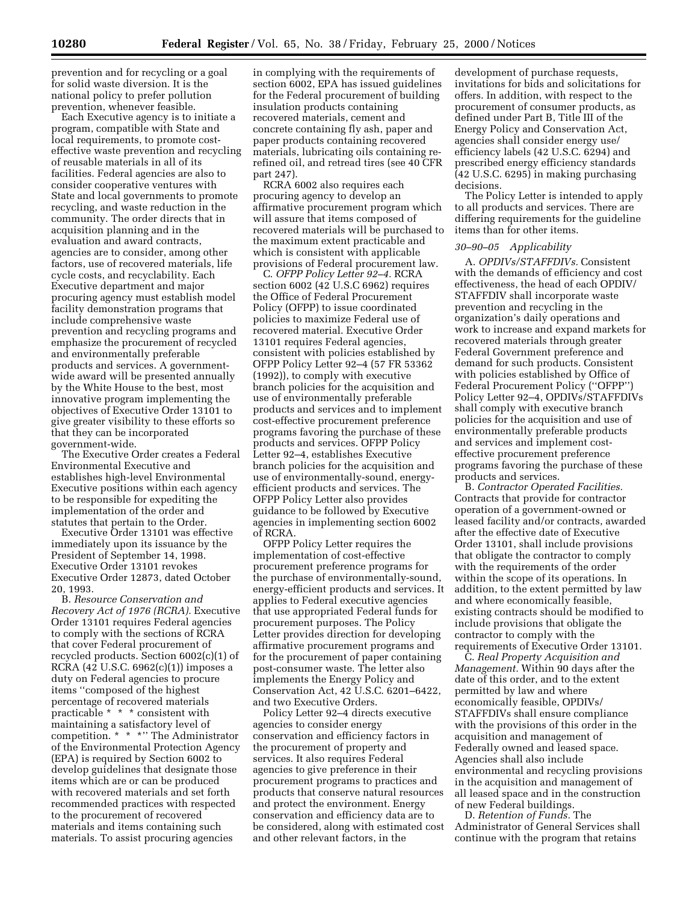prevention and for recycling or a goal for solid waste diversion. It is the national policy to prefer pollution prevention, whenever feasible.

Each Executive agency is to initiate a program, compatible with State and local requirements, to promote cost-effective waste prevention and recycling of reusable materials in all of its facilities. Federal agencies are also to consider cooperative ventures with State and local governments to promote recycling, and waste reduction in the community. The order directs that in acquisition planning and in the evaluation and award contracts, agencies are to consider, among other factors, use of recovered materials, life cycle costs, and recyclability. Each Executive department and major procuring agency must establish model facility demonstration programs that include comprehensive waste prevention and recycling programs and emphasize the procurement of recycled and environmentally preferable products and services. A government-wide award will be presented annually by the White House to the best, most innovative program implementing the objectives of Executive Order 13101 to give greater visibility to these efforts so that they can be incorporated government-wide.

The Executive Order creates a Federal Environmental Executive and establishes high-level Environmental Executive positions within each agency to be responsible for expediting the implementation of the order and statutes that pertain to the Order.

Executive Order 13101 was effective immediately upon its issuance by the President of September 14, 1998. Executive Order 13101 revokes Executive Order 12873, dated October 20, 1993.

B. *Resource Conservation and Recovery Act of 1976 (RCRA).* Executive Order 13101 requires Federal agencies to comply with the sections of RCRA that cover Federal procurement of recycled products. Section 6002(c)(1) of RCRA (42 U.S.C. 6962(c)(1)) imposes a duty on Federal agencies to procure items ''composed of the highest percentage of recovered materials practicable * * * consistent with maintaining a satisfactory level of competition. * * *'' The Administrator of the Environmental Protection Agency (EPA) is required by Section 6002 to develop guidelines that designate those items which are or can be produced with recovered materials and set forth recommended practices with respected to the procurement of recovered materials and items containing such materials. To assist procuring agencies in complying with the requirements of section 6002, EPA has issued guidelines for the Federal procurement of building insulation products containing recovered materials, cement and concrete containing fly ash, paper and paper products containing recovered materials, lubricating oils containing re-refined oil, and retread tires (see 40 CFR part 247).

RCRA 6002 also requires each procuring agency to develop an affirmative procurement program which will assure that items composed of recovered materials will be purchased to the maximum extent practicable and which is consistent with applicable provisions of Federal procurement law.

C. *OFPP Policy Letter 92–4.* RCRA section 6002 (42 U.S.C 6962) requires the Office of Federal Procurement Policy (OFPP) to issue coordinated policies to maximize Federal use of recovered material. Executive Order 13101 requires Federal agencies, consistent with policies established by OFPP Policy Letter 92–4 (57 FR 53362 (1992)), to comply with executive branch policies for the acquisition and use of environmentally preferable products and services and to implement cost-effective procurement preference programs favoring the purchase of these products and services. OFPP Policy Letter 92–4, establishes Executive branch policies for the acquisition and use of environmentally-sound, energy-efficient products and services. The OFPP Policy Letter also provides guidance to be followed by Executive agencies in implementing section 6002 of RCRA.

OFPP Policy Letter requires the implementation of cost-effective procurement preference programs for the purchase of environmentally-sound, energy-efficient products and services. It applies to Federal executive agencies that use appropriated Federal funds for procurement purposes. The Policy Letter provides direction for developing affirmative procurement programs and for the procurement of paper containing post-consumer waste. The letter also implements the Energy Policy and Conservation Act, 42 U.S.C. 6201–6422, and two Executive Orders.

Policy Letter 92–4 directs executive agencies to consider energy conservation and efficiency factors in the procurement of property and services. It also requires Federal agencies to give preference in their procurement programs to practices and products that conserve natural resources and protect the environment. Energy conservation and efficiency data are to be considered, along with estimated cost and other relevant factors, in the development of purchase requests, invitations for bids and solicitations for offers. In addition, with respect to the procurement of consumer products, as defined under Part B, Title III of the Energy Policy and Conservation Act, agencies shall consider energy use/efficiency labels (42 U.S.C. 6294) and prescribed energy efficiency standards (42 U.S.C. 6295) in making purchasing decisions.

The Policy Letter is intended to apply to all products and services. There are differing requirements for the guideline items than for other items.

*30–90–05 Applicability*

A. *OPDIVs/STAFFDIVs.* Consistent with the demands of efficiency and cost effectiveness, the head of each OPDIV/STAFFDIV shall incorporate waste prevention and recycling in the organization's daily operations and work to increase and expand markets for recovered materials through greater Federal Government preference and demand for such products. Consistent with policies established by Office of Federal Procurement Policy (''OFPP'') Policy Letter 92–4, OPDIVs/STAFFDIVs shall comply with executive branch policies for the acquisition and use of environmentally preferable products and services and implement cost-effective procurement preference programs favoring the purchase of these products and services.

B. *Contractor Operated Facilities.* Contracts that provide for contractor operation of a government-owned or leased facility and/or contracts, awarded after the effective date of Executive Order 13101, shall include provisions that obligate the contractor to comply with the requirements of the order within the scope of its operations. In addition, to the extent permitted by law and where economically feasible, existing contracts should be modified to include provisions that obligate the contractor to comply with the requirements of Executive Order 13101.

C. *Real Property Acquisition and Management.* Within 90 days after the date of this order, and to the extent permitted by law and where economically feasible, OPDIVs/STAFFDIVs shall ensure compliance with the provisions of this order in the acquisition and management of Federally owned and leased space. Agencies shall also include environmental and recycling provisions in the acquisition and management of all leased space and in the construction of new Federal buildings.

D. *Retention of Funds.* The Administrator of General Services shall continue with the program that retains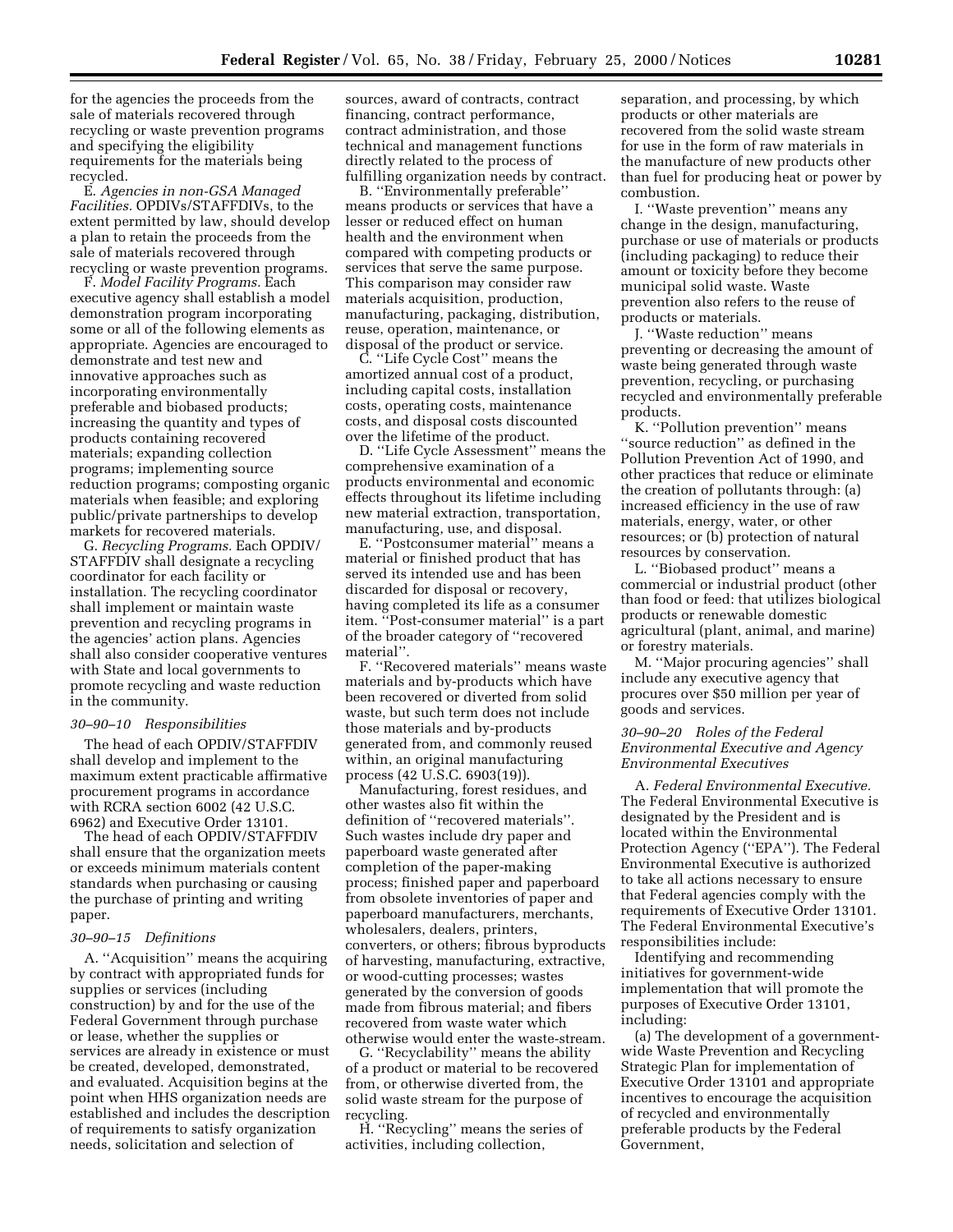for the agencies the proceeds from the sale of materials recovered through recycling or waste prevention programs and specifying the eligibility requirements for the materials being recycled.

E. *Agencies in non-GSA Managed Facilities.* OPDIVs/STAFFDIVs, to the extent permitted by law, should develop a plan to retain the proceeds from the sale of materials recovered through recycling or waste prevention programs.

F. *Model Facility Programs.* Each executive agency shall establish a model demonstration program incorporating some or all of the following elements as appropriate. Agencies are encouraged to demonstrate and test new and innovative approaches such as incorporating environmentally preferable and biobased products; increasing the quantity and types of products containing recovered materials; expanding collection programs; implementing source reduction programs; composting organic materials when feasible; and exploring public/private partnerships to develop markets for recovered materials.

G. *Recycling Programs.* Each OPDIV/STAFFDIV shall designate a recycling coordinator for each facility or installation. The recycling coordinator shall implement or maintain waste prevention and recycling programs in the agencies' action plans. Agencies shall also consider cooperative ventures with State and local governments to promote recycling and waste reduction in the community.

*30–90–10 Responsibilities*

The head of each OPDIV/STAFFDIV shall develop and implement to the maximum extent practicable affirmative procurement programs in accordance with RCRA section 6002 (42 U.S.C. 6962) and Executive Order 13101.

The head of each OPDIV/STAFFDIV shall ensure that the organization meets or exceeds minimum materials content standards when purchasing or causing the purchase of printing and writing paper.

*30–90–15 Definitions*

A. ''Acquisition'' means the acquiring by contract with appropriated funds for supplies or services (including construction) by and for the use of the Federal Government through purchase or lease, whether the supplies or services are already in existence or must be created, developed, demonstrated, and evaluated. Acquisition begins at the point when HHS organization needs are established and includes the description of requirements to satisfy organization needs, solicitation and selection of sources, award of contracts, contract financing, contract performance, contract administration, and those technical and management functions directly related to the process of fulfilling organization needs by contract.

B. ''Environmentally preferable'' means products or services that have a lesser or reduced effect on human health and the environment when compared with competing products or services that serve the same purpose. This comparison may consider raw materials acquisition, production, manufacturing, packaging, distribution, reuse, operation, maintenance, or disposal of the product or service.

C. ''Life Cycle Cost'' means the amortized annual cost of a product, including capital costs, installation costs, operating costs, maintenance costs, and disposal costs discounted over the lifetime of the product.

D. ''Life Cycle Assessment'' means the comprehensive examination of a products environmental and economic effects throughout its lifetime including new material extraction, transportation, manufacturing, use, and disposal.

E. ''Postconsumer material'' means a material or finished product that has served its intended use and has been discarded for disposal or recovery, having completed its life as a consumer item. ''Post-consumer material'' is a part of the broader category of ''recovered material''.

F. ''Recovered materials'' means waste materials and by-products which have been recovered or diverted from solid waste, but such term does not include those materials and by-products generated from, and commonly reused within, an original manufacturing process (42 U.S.C. 6903(19)).

Manufacturing, forest residues, and other wastes also fit within the definition of ''recovered materials''. Such wastes include dry paper and paperboard waste generated after completion of the paper-making process; finished paper and paperboard from obsolete inventories of paper and paperboard manufacturers, merchants, wholesalers, dealers, printers, converters, or others; fibrous byproducts of harvesting, manufacturing, extractive, or wood-cutting processes; wastes generated by the conversion of goods made from fibrous material; and fibers recovered from waste water which otherwise would enter the waste-stream.

G. ''Recyclability'' means the ability of a product or material to be recovered from, or otherwise diverted from, the solid waste stream for the purpose of recycling.

H. ''Recycling'' means the series of activities, including collection, separation, and processing, by which products or other materials are recovered from the solid waste stream for use in the form of raw materials in the manufacture of new products other than fuel for producing heat or power by combustion.

I. ''Waste prevention'' means any change in the design, manufacturing, purchase or use of materials or products (including packaging) to reduce their amount or toxicity before they become municipal solid waste. Waste prevention also refers to the reuse of products or materials.

J. ''Waste reduction'' means preventing or decreasing the amount of waste being generated through waste prevention, recycling, or purchasing recycled and environmentally preferable products.

K. ''Pollution prevention'' means ''source reduction'' as defined in the Pollution Prevention Act of 1990, and other practices that reduce or eliminate the creation of pollutants through: (a) increased efficiency in the use of raw materials, energy, water, or other resources; or (b) protection of natural resources by conservation.

L. ''Biobased product'' means a commercial or industrial product (other than food or feed: that utilizes biological products or renewable domestic agricultural (plant, animal, and marine) or forestry materials.

M. ''Major procuring agencies'' shall include any executive agency that procures over $50 million per year of goods and services.

*30–90–20 Roles of the Federal Environmental Executive and Agency Environmental Executives*

A. *Federal Environmental Executive.* The Federal Environmental Executive is designated by the President and is located within the Environmental Protection Agency (''EPA''). The Federal Environmental Executive is authorized to take all actions necessary to ensure that Federal agencies comply with the requirements of Executive Order 13101. The Federal Environmental Executive's responsibilities include:

Identifying and recommending initiatives for government-wide implementation that will promote the purposes of Executive Order 13101, including:

(a) The development of a government-wide Waste Prevention and Recycling Strategic Plan for implementation of Executive Order 13101 and appropriate incentives to encourage the acquisition of recycled and environmentally preferable products by the Federal Government,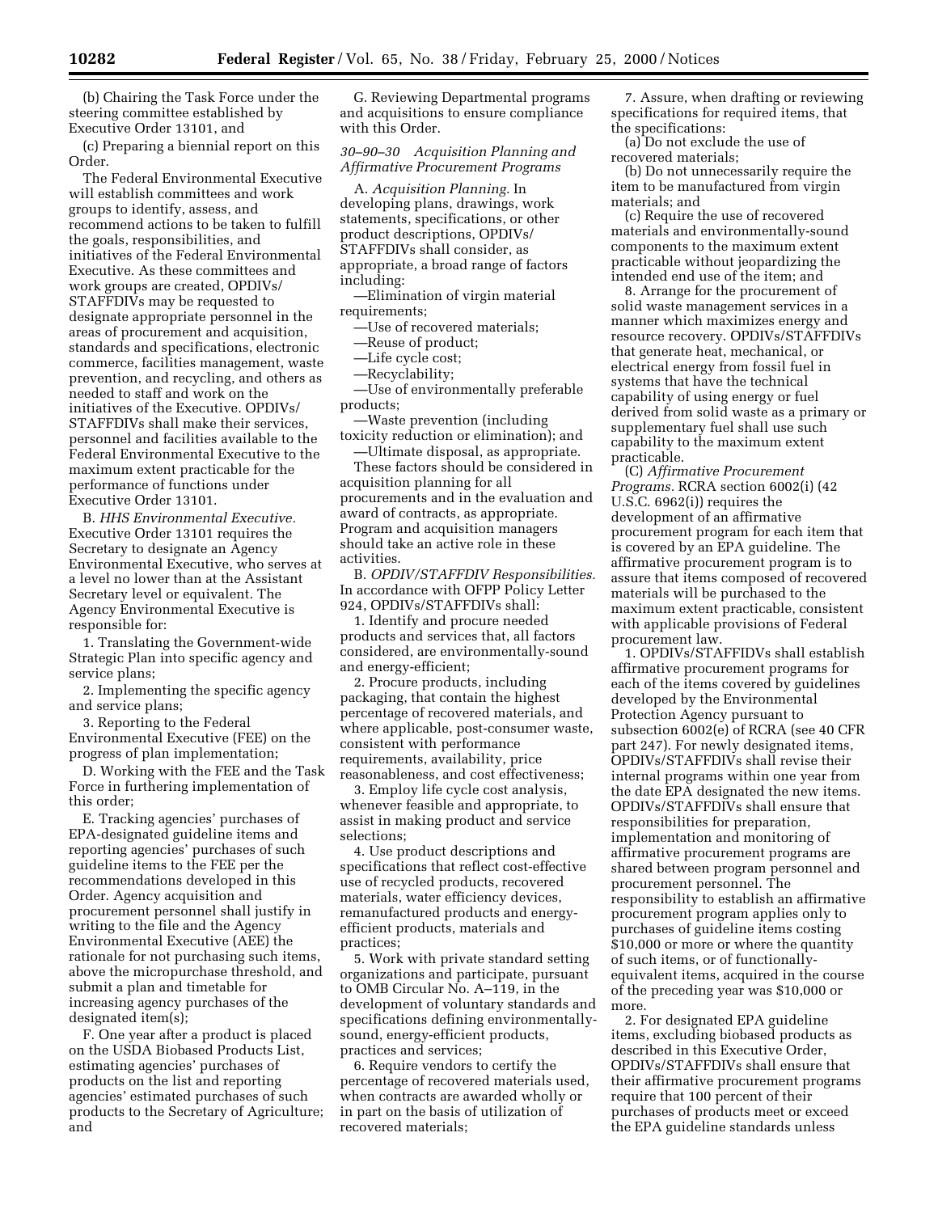(b) Chairing the Task Force under the steering committee established by Executive Order 13101, and

(c) Preparing a biennial report on this Order.

The Federal Environmental Executive will establish committees and work groups to identify, assess, and recommend actions to be taken to fulfill the goals, responsibilities, and initiatives of the Federal Environmental Executive. As these committees and work groups are created, OPDIVs/STAFFDIVs may be requested to designate appropriate personnel in the areas of procurement and acquisition, standards and specifications, electronic commerce, facilities management, waste prevention, and recycling, and others as needed to staff and work on the initiatives of the Executive. OPDIVs/STAFFDIVs shall make their services, personnel and facilities available to the Federal Environmental Executive to the maximum extent practicable for the performance of functions under Executive Order 13101.

B. *HHS Environmental Executive.* Executive Order 13101 requires the Secretary to designate an Agency Environmental Executive, who serves at a level no lower than at the Assistant Secretary level or equivalent. The Agency Environmental Executive is responsible for:

1. Translating the Government-wide Strategic Plan into specific agency and service plans;

2. Implementing the specific agency and service plans;

3. Reporting to the Federal Environmental Executive (FEE) on the progress of plan implementation;

D. Working with the FEE and the Task Force in furthering implementation of this order;

E. Tracking agencies' purchases of EPA-designated guideline items and reporting agencies' purchases of such guideline items to the FEE per the recommendations developed in this Order. Agency acquisition and procurement personnel shall justify in writing to the file and the Agency Environmental Executive (AEE) the rationale for not purchasing such items, above the micropurchase threshold, and submit a plan and timetable for increasing agency purchases of the designated item(s);

F. One year after a product is placed on the USDA Biobased Products List, estimating agencies' purchases of products on the list and reporting agencies' estimated purchases of such products to the Secretary of Agriculture; and

G. Reviewing Departmental programs and acquisitions to ensure compliance with this Order.

### *30–90–30 Acquisition Planning and Affirmative Procurement Programs*

A. *Acquisition Planning.* In developing plans, drawings, work statements, specifications, or other product descriptions, OPDIVs/STAFFDIVs shall consider, as appropriate, a broad range of factors including:

—Elimination of virgin material requirements;

—Use of recovered materials;

—Reuse of product;

—Life cycle cost;

—Recyclability;

—Use of environmentally preferable products;

—Waste prevention (including toxicity reduction or elimination); and

—Ultimate disposal, as appropriate.

These factors should be considered in acquisition planning for all procurements and in the evaluation and award of contracts, as appropriate. Program and acquisition managers should take an active role in these activities.

B. *OPDIV/STAFFDIV Responsibilities.* In accordance with OFPP Policy Letter 924, OPDIVs/STAFFDIVs shall:

1. Identify and procure needed products and services that, all factors considered, are environmentally-sound and energy-efficient;

2. Procure products, including packaging, that contain the highest percentage of recovered materials, and where applicable, post-consumer waste, consistent with performance requirements, availability, price reasonableness, and cost effectiveness;

3. Employ life cycle cost analysis, whenever feasible and appropriate, to assist in making product and service selections;

4. Use product descriptions and specifications that reflect cost-effective use of recycled products, recovered materials, water efficiency devices, remanufactured products and energy-efficient products, materials and practices;

5. Work with private standard setting organizations and participate, pursuant to OMB Circular No. A–119, in the development of voluntary standards and specifications defining environmentally-sound, energy-efficient products, practices and services;

6. Require vendors to certify the percentage of recovered materials used, when contracts are awarded wholly or in part on the basis of utilization of recovered materials;

7. Assure, when drafting or reviewing specifications for required items, that the specifications:

(a) Do not exclude the use of recovered materials;

(b) Do not unnecessarily require the item to be manufactured from virgin materials; and

(c) Require the use of recovered materials and environmentally-sound components to the maximum extent practicable without jeopardizing the intended end use of the item; and

8. Arrange for the procurement of solid waste management services in a manner which maximizes energy and resource recovery. OPDIVs/STAFFDIVs that generate heat, mechanical, or electrical energy from fossil fuel in systems that have the technical capability of using energy or fuel derived from solid waste as a primary or supplementary fuel shall use such capability to the maximum extent practicable.

(C) *Affirmative Procurement Programs.* RCRA section 6002(i) (42 U.S.C. 6962(i)) requires the development of an affirmative procurement program for each item that is covered by an EPA guideline. The affirmative procurement program is to assure that items composed of recovered materials will be purchased to the maximum extent practicable, consistent with applicable provisions of Federal procurement law.

1. OPDIVs/STAFFIDVs shall establish affirmative procurement programs for each of the items covered by guidelines developed by the Environmental Protection Agency pursuant to subsection 6002(e) of RCRA (see 40 CFR part 247). For newly designated items, OPDIVs/STAFFDIVs shall revise their internal programs within one year from the date EPA designated the new items. OPDIVs/STAFFDIVs shall ensure that responsibilities for preparation, implementation and monitoring of affirmative procurement programs are shared between program personnel and procurement personnel. The responsibility to establish an affirmative procurement program applies only to purchases of guideline items costing $10,000 or more or where the quantity of such items, or of functionally-equivalent items, acquired in the course of the preceding year was $10,000 or more.

2. For designated EPA guideline items, excluding biobased products as described in this Executive Order, OPDIVs/STAFFDIVs shall ensure that their affirmative procurement programs require that 100 percent of their purchases of products meet or exceed the EPA guideline standards unless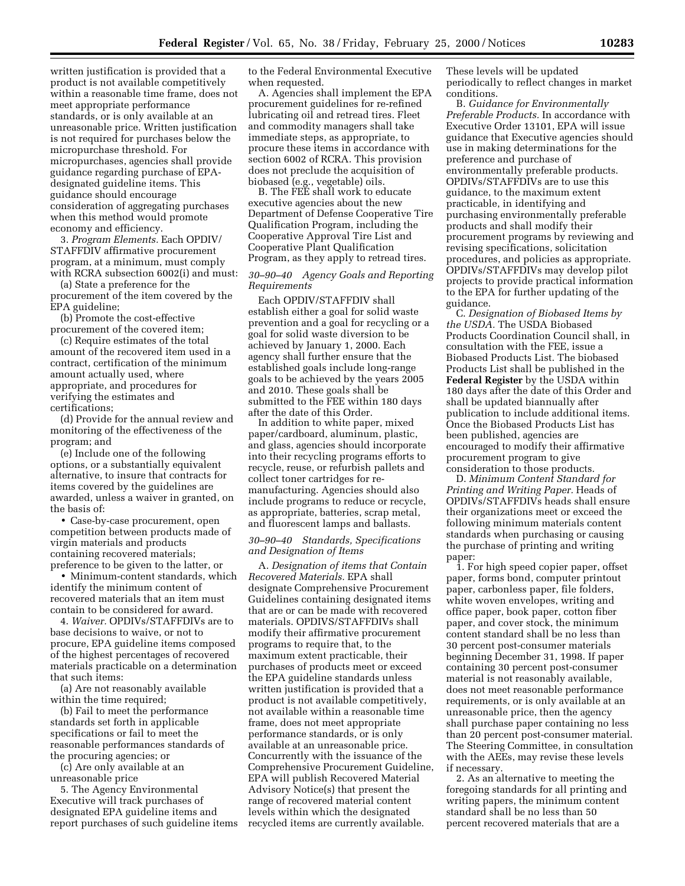written justification is provided that a product is not available competitively within a reasonable time frame, does not meet appropriate performance standards, or is only available at an unreasonable price. Written justification is not required for purchases below the micropurchase threshold. For micropurchases, agencies shall provide guidance regarding purchase of EPA-designated guideline items. This guidance should encourage consideration of aggregating purchases when this method would promote economy and efficiency.

3. *Program Elements.* Each OPDIV/STAFFDIV affirmative procurement program, at a minimum, must comply with RCRA subsection 6002(i) and must:

(a) State a preference for the procurement of the item covered by the EPA guideline;

(b) Promote the cost-effective procurement of the covered item;

(c) Require estimates of the total amount of the recovered item used in a contract, certification of the minimum amount actually used, where appropriate, and procedures for verifying the estimates and certifications;

(d) Provide for the annual review and monitoring of the effectiveness of the program; and

(e) Include one of the following options, or a substantially equivalent alternative, to insure that contracts for items covered by the guidelines are awarded, unless a waiver in granted, on the basis of:

- Case-by-case procurement, open competition between products made of virgin materials and products containing recovered materials; preference to be given to the latter, or
- Minimum-content standards, which identify the minimum content of recovered materials that an item must contain to be considered for award.

4. *Waiver.* OPDIVs/STAFFDIVs are to base decisions to waive, or not to procure, EPA guideline items composed of the highest percentages of recovered materials practicable on a determination that such items:

(a) Are not reasonably available within the time required;

(b) Fail to meet the performance standards set forth in applicable specifications or fail to meet the reasonable performances standards of the procuring agencies; or

(c) Are only available at an unreasonable price

5. The Agency Environmental Executive will track purchases of designated EPA guideline items and report purchases of such guideline items to the Federal Environmental Executive when requested.

A. Agencies shall implement the EPA procurement guidelines for re-refined lubricating oil and retread tires. Fleet and commodity managers shall take immediate steps, as appropriate, to procure these items in accordance with section 6002 of RCRA. This provision does not preclude the acquisition of biobased (e.g., vegetable) oils.

B. The FEE shall work to educate executive agencies about the new Department of Defense Cooperative Tire Qualification Program, including the Cooperative Approval Tire List and Cooperative Plant Qualification Program, as they apply to retread tires.

*30–90–40 Agency Goals and Reporting Requirements*

Each OPDIV/STAFFDIV shall establish either a goal for solid waste prevention and a goal for recycling or a goal for solid waste diversion to be achieved by January 1, 2000. Each agency shall further ensure that the established goals include long-range goals to be achieved by the years 2005 and 2010. These goals shall be submitted to the FEE within 180 days after the date of this Order.

In addition to white paper, mixed paper/cardboard, aluminum, plastic, and glass, agencies should incorporate into their recycling programs efforts to recycle, reuse, or refurbish pallets and collect toner cartridges for re-manufacturing. Agencies should also include programs to reduce or recycle, as appropriate, batteries, scrap metal, and fluorescent lamps and ballasts.

*30–90–40 Standards, Specifications and Designation of Items*

A. *Designation of items that Contain Recovered Materials.* EPA shall designate Comprehensive Procurement Guidelines containing designated items that are or can be made with recovered materials. OPDIVS/STAFFDIVs shall modify their affirmative procurement programs to require that, to the maximum extent practicable, their purchases of products meet or exceed the EPA guideline standards unless written justification is provided that a product is not available competitively, not available within a reasonable time frame, does not meet appropriate performance standards, or is only available at an unreasonable price. Concurrently with the issuance of the Comprehensive Procurement Guideline, EPA will publish Recovered Material Advisory Notice(s) that present the range of recovered material content levels within which the designated recycled items are currently available. These levels will be updated periodically to reflect changes in market conditions.

B. *Guidance for Environmentally Preferable Products.* In accordance with Executive Order 13101, EPA will issue guidance that Executive agencies should use in making determinations for the preference and purchase of environmentally preferable products. OPDIVs/STAFFDIVs are to use this guidance, to the maximum extent practicable, in identifying and purchasing environmentally preferable products and shall modify their procurement programs by reviewing and revising specifications, solicitation procedures, and policies as appropriate. OPDIVs/STAFFDIVs may develop pilot projects to provide practical information to the EPA for further updating of the guidance.

C. *Designation of Biobased Items by the USDA.* The USDA Biobased Products Coordination Council shall, in consultation with the FEE, issue a Biobased Products List. The biobased Products List shall be published in the **Federal Register** by the USDA within 180 days after the date of this Order and shall be updated biannually after publication to include additional items. Once the Biobased Products List has been published, agencies are encouraged to modify their affirmative procurement program to give consideration to those products.

D. *Minimum Content Standard for Printing and Writing Paper.* Heads of OPDIVs/STAFFDIVs heads shall ensure their organizations meet or exceed the following minimum materials content standards when purchasing or causing the purchase of printing and writing paper:

1. For high speed copier paper, offset paper, forms bond, computer printout paper, carbonless paper, file folders, white woven envelopes, writing and office paper, book paper, cotton fiber paper, and cover stock, the minimum content standard shall be no less than 30 percent post-consumer materials beginning December 31, 1998. If paper containing 30 percent post-consumer material is not reasonably available, does not meet reasonable performance requirements, or is only available at an unreasonable price, then the agency shall purchase paper containing no less than 20 percent post-consumer material. The Steering Committee, in consultation with the AEEs, may revise these levels if necessary.

2. As an alternative to meeting the foregoing standards for all printing and writing papers, the minimum content standard shall be no less than 50 percent recovered materials that are a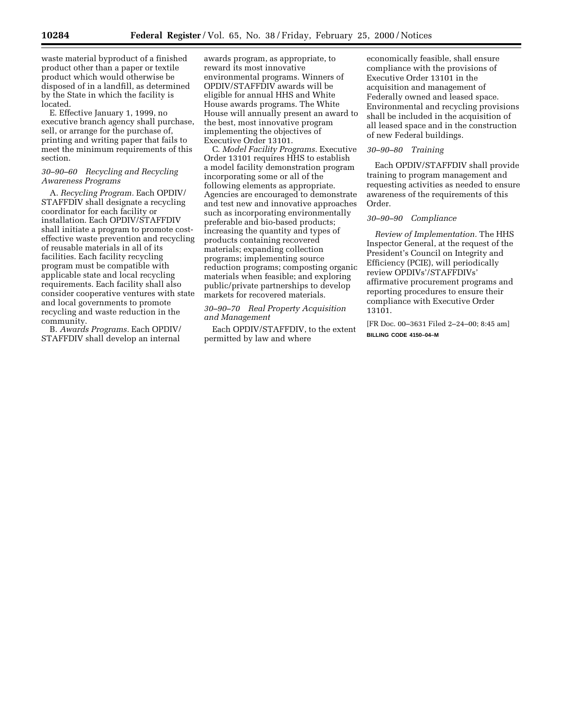waste material byproduct of a finished product other than a paper or textile product which would otherwise be disposed of in a landfill, as determined by the State in which the facility is located.

E. Effective January 1, 1999, no executive branch agency shall purchase, sell, or arrange for the purchase of, printing and writing paper that fails to meet the minimum requirements of this section.

*30–90–60 Recycling and Recycling Awareness Programs*

A. *Recycling Program.* Each OPDIV/STAFFDIV shall designate a recycling coordinator for each facility or installation. Each OPDIV/STAFFDIV shall initiate a program to promote cost-effective waste prevention and recycling of reusable materials in all of its facilities. Each facility recycling program must be compatible with applicable state and local recycling requirements. Each facility shall also consider cooperative ventures with state and local governments to promote recycling and waste reduction in the community.

B. *Awards Programs.* Each OPDIV/STAFFDIV shall develop an internal awards program, as appropriate, to reward its most innovative environmental programs. Winners of OPDIV/STAFFDIV awards will be eligible for annual HHS and White House awards programs. The White House will annually present an award to the best, most innovative program implementing the objectives of Executive Order 13101.

C. *Model Facility Programs.* Executive Order 13101 requires HHS to establish a model facility demonstration program incorporating some or all of the following elements as appropriate. Agencies are encouraged to demonstrate and test new and innovative approaches such as incorporating environmentally preferable and bio-based products; increasing the quantity and types of products containing recovered materials; expanding collection programs; implementing source reduction programs; composting organic materials when feasible; and exploring public/private partnerships to develop markets for recovered materials.

*30–90–70 Real Property Acquisition and Management*

Each OPDIV/STAFFDIV, to the extent permitted by law and where economically feasible, shall ensure compliance with the provisions of Executive Order 13101 in the acquisition and management of Federally owned and leased space. Environmental and recycling provisions shall be included in the acquisition of all leased space and in the construction of new Federal buildings.

*30–90–80 Training*

Each OPDIV/STAFFDIV shall provide training to program management and requesting activities as needed to ensure awareness of the requirements of this Order.

*30–90–90 Compliance*

*Review of Implementation.* The HHS Inspector General, at the request of the President's Council on Integrity and Efficiency (PCIE), will periodically review OPDIVs'/STAFFDIVs' affirmative procurement programs and reporting procedures to ensure their compliance with Executive Order 13101.

[FR Doc. 00–3631 Filed 2–24–00; 8:45 am]

**BILLING CODE 4150–04–M**